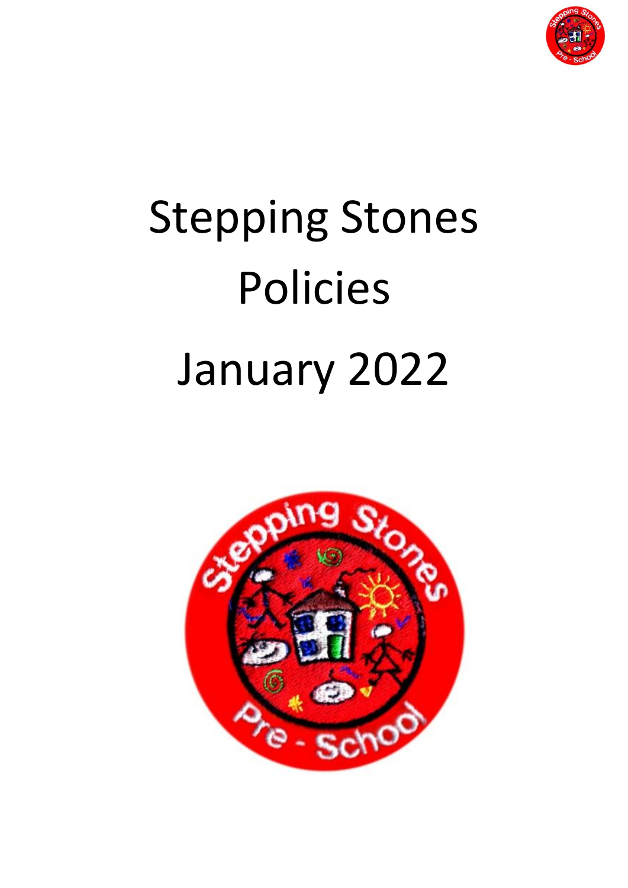# Stepping Stones Policies

# January 2022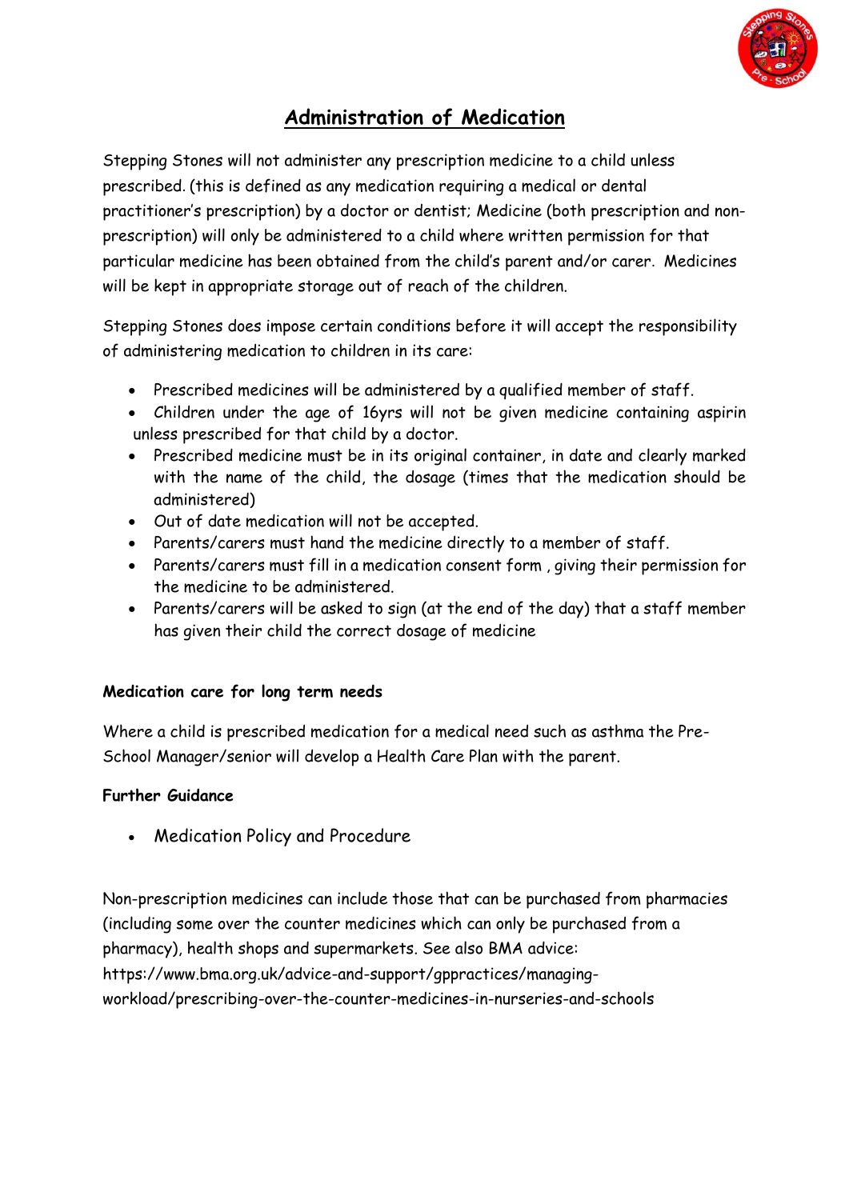# Administration of Medication

Stepping Stones will not administer any prescription medicine to a child unless prescribed. (this is defined as any medication requiring a medical or dental practitioner's prescription) by a doctor or dentist; Medicine (both prescription and non-prescription) will only be administered to a child where written permission for that particular medicine has been obtained from the child's parent and/or carer. Medicines will be kept in appropriate storage out of reach of the children.

Stepping Stones does impose certain conditions before it will accept the responsibility of administering medication to children in its care:

- Prescribed medicines will be administered by a qualified member of staff.
- Children under the age of 16yrs will not be given medicine containing aspirin unless prescribed for that child by a doctor.
- Prescribed medicine must be in its original container, in date and clearly marked with the name of the child, the dosage (times that the medication should be administered)
- Out of date medication will not be accepted.
- Parents/carers must hand the medicine directly to a member of staff.
- Parents/carers must fill in a medication consent form , giving their permission for the medicine to be administered.
- Parents/carers will be asked to sign (at the end of the day) that a staff member has given their child the correct dosage of medicine

**Medication care for long term needs**

Where a child is prescribed medication for a medical need such as asthma the Pre-School Manager/senior will develop a Health Care Plan with the parent.

**Further Guidance**

- Medication Policy and Procedure

Non-prescription medicines can include those that can be purchased from pharmacies (including some over the counter medicines which can only be purchased from a pharmacy), health shops and supermarkets. See also BMA advice: https://www.bma.org.uk/advice-and-support/gppractices/managing-workload/prescribing-over-the-counter-medicines-in-nurseries-and-schools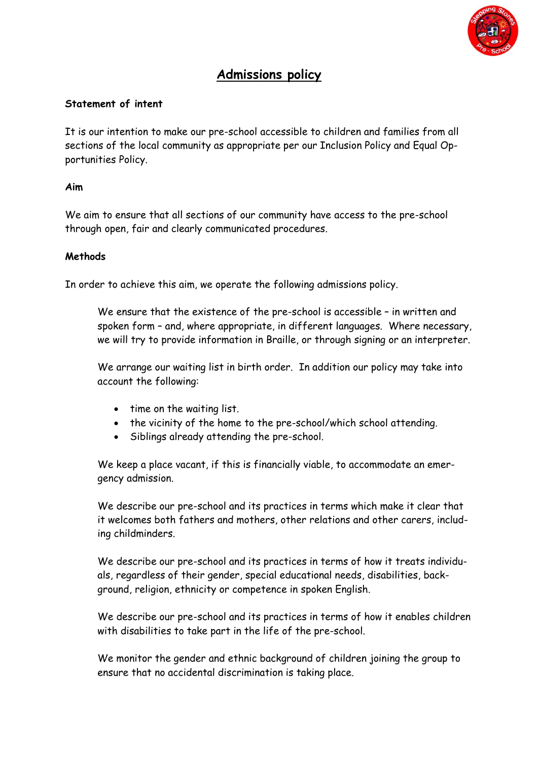# Admissions policy

**Statement of intent**

It is our intention to make our pre-school accessible to children and families from all sections of the local community as appropriate per our Inclusion Policy and Equal Opportunities Policy.

**Aim**

We aim to ensure that all sections of our community have access to the pre-school through open, fair and clearly communicated procedures.

**Methods**

In order to achieve this aim, we operate the following admissions policy.

We ensure that the existence of the pre-school is accessible – in written and spoken form – and, where appropriate, in different languages. Where necessary, we will try to provide information in Braille, or through signing or an interpreter.

We arrange our waiting list in birth order. In addition our policy may take into account the following:

- time on the waiting list.
- the vicinity of the home to the pre-school/which school attending.
- Siblings already attending the pre-school.

We keep a place vacant, if this is financially viable, to accommodate an emergency admission.

We describe our pre-school and its practices in terms which make it clear that it welcomes both fathers and mothers, other relations and other carers, including childminders.

We describe our pre-school and its practices in terms of how it treats individuals, regardless of their gender, special educational needs, disabilities, background, religion, ethnicity or competence in spoken English.

We describe our pre-school and its practices in terms of how it enables children with disabilities to take part in the life of the pre-school.

We monitor the gender and ethnic background of children joining the group to ensure that no accidental discrimination is taking place.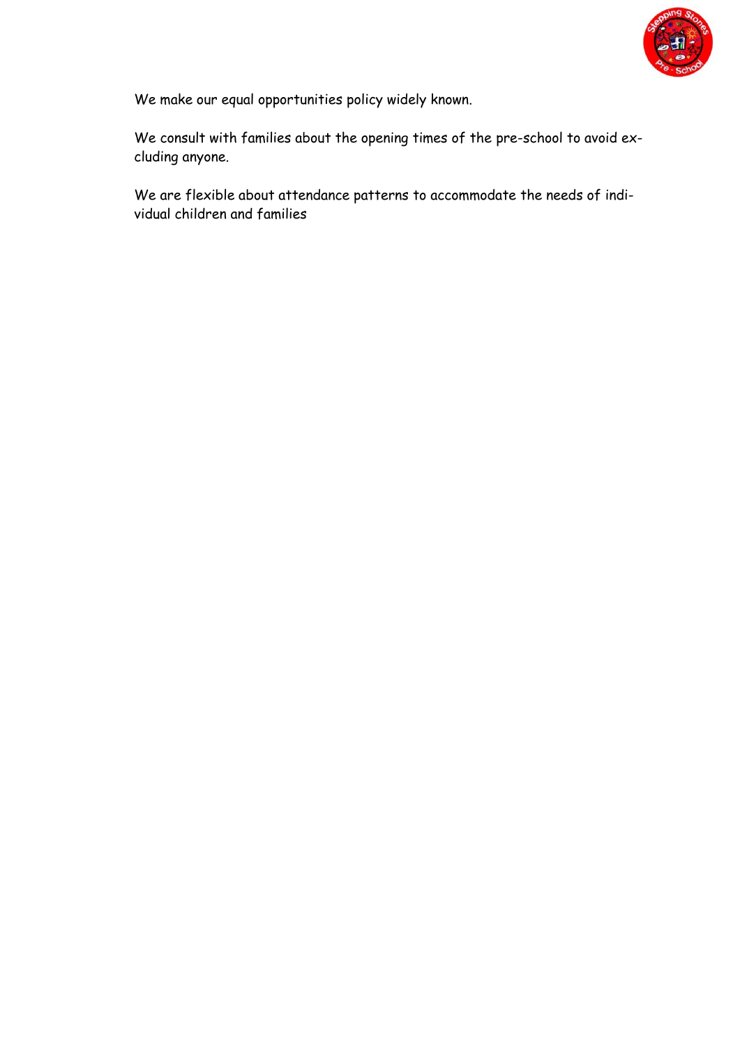We make our equal opportunities policy widely known.

We consult with families about the opening times of the pre-school to avoid excluding anyone.

We are flexible about attendance patterns to accommodate the needs of individual children and families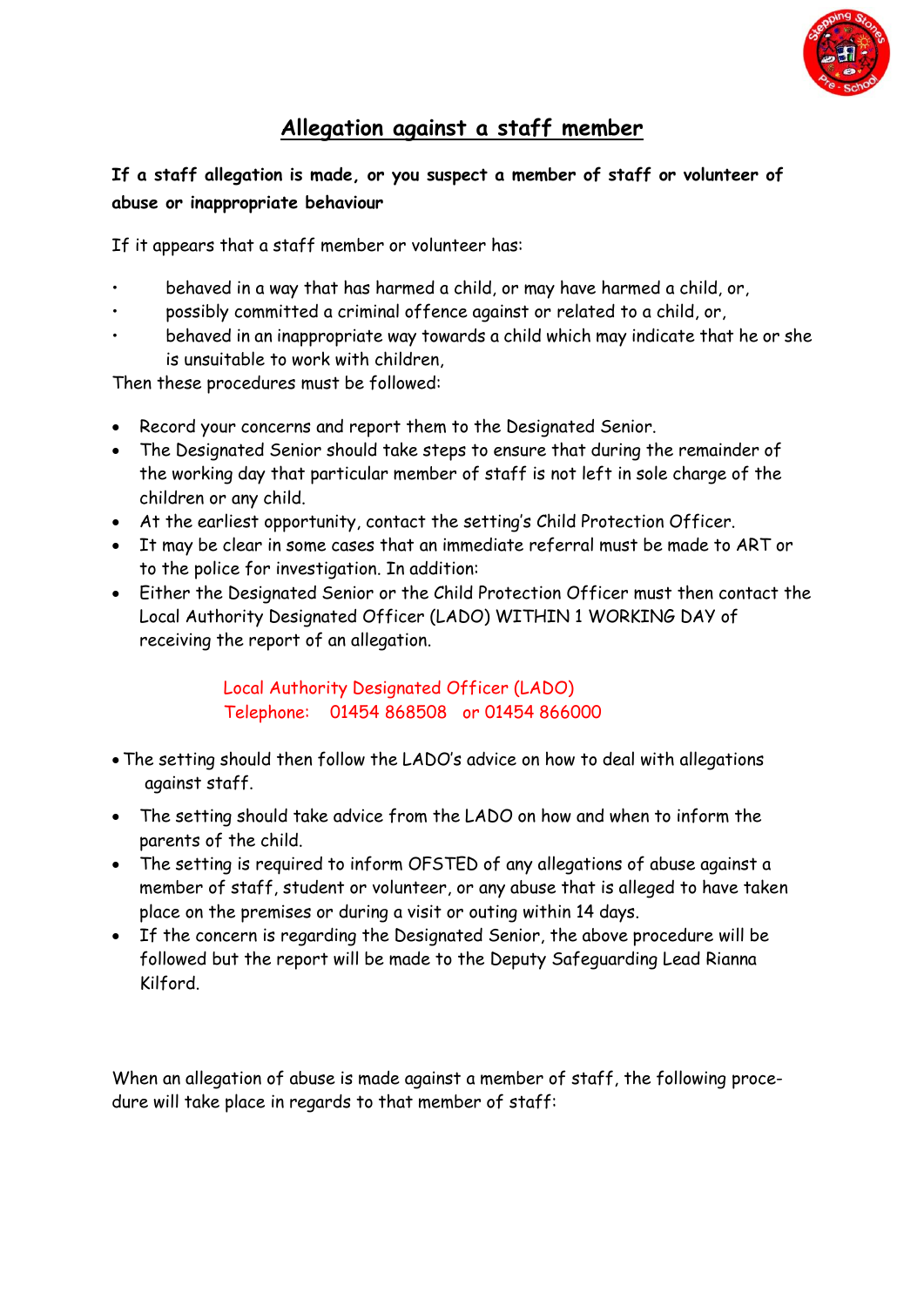# Allegation against a staff member

**If a staff allegation is made, or you suspect a member of staff or volunteer of abuse or inappropriate behaviour**

If it appears that a staff member or volunteer has:

- behaved in a way that has harmed a child, or may have harmed a child, or,
- possibly committed a criminal offence against or related to a child, or,
- behaved in an inappropriate way towards a child which may indicate that he or she is unsuitable to work with children,

Then these procedures must be followed:

- Record your concerns and report them to the Designated Senior.
- The Designated Senior should take steps to ensure that during the remainder of the working day that particular member of staff is not left in sole charge of the children or any child.
- At the earliest opportunity, contact the setting's Child Protection Officer.
- It may be clear in some cases that an immediate referral must be made to ART or to the police for investigation. In addition:
- Either the Designated Senior or the Child Protection Officer must then contact the Local Authority Designated Officer (LADO) WITHIN 1 WORKING DAY of receiving the report of an allegation.

Local Authority Designated Officer (LADO)
Telephone: 01454 868508 or 01454 866000

- The setting should then follow the LADO's advice on how to deal with allegations against staff.
- The setting should take advice from the LADO on how and when to inform the parents of the child.
- The setting is required to inform OFSTED of any allegations of abuse against a member of staff, student or volunteer, or any abuse that is alleged to have taken place on the premises or during a visit or outing within 14 days.
- If the concern is regarding the Designated Senior, the above procedure will be followed but the report will be made to the Deputy Safeguarding Lead Rianna Kilford.

When an allegation of abuse is made against a member of staff, the following procedure will take place in regards to that member of staff: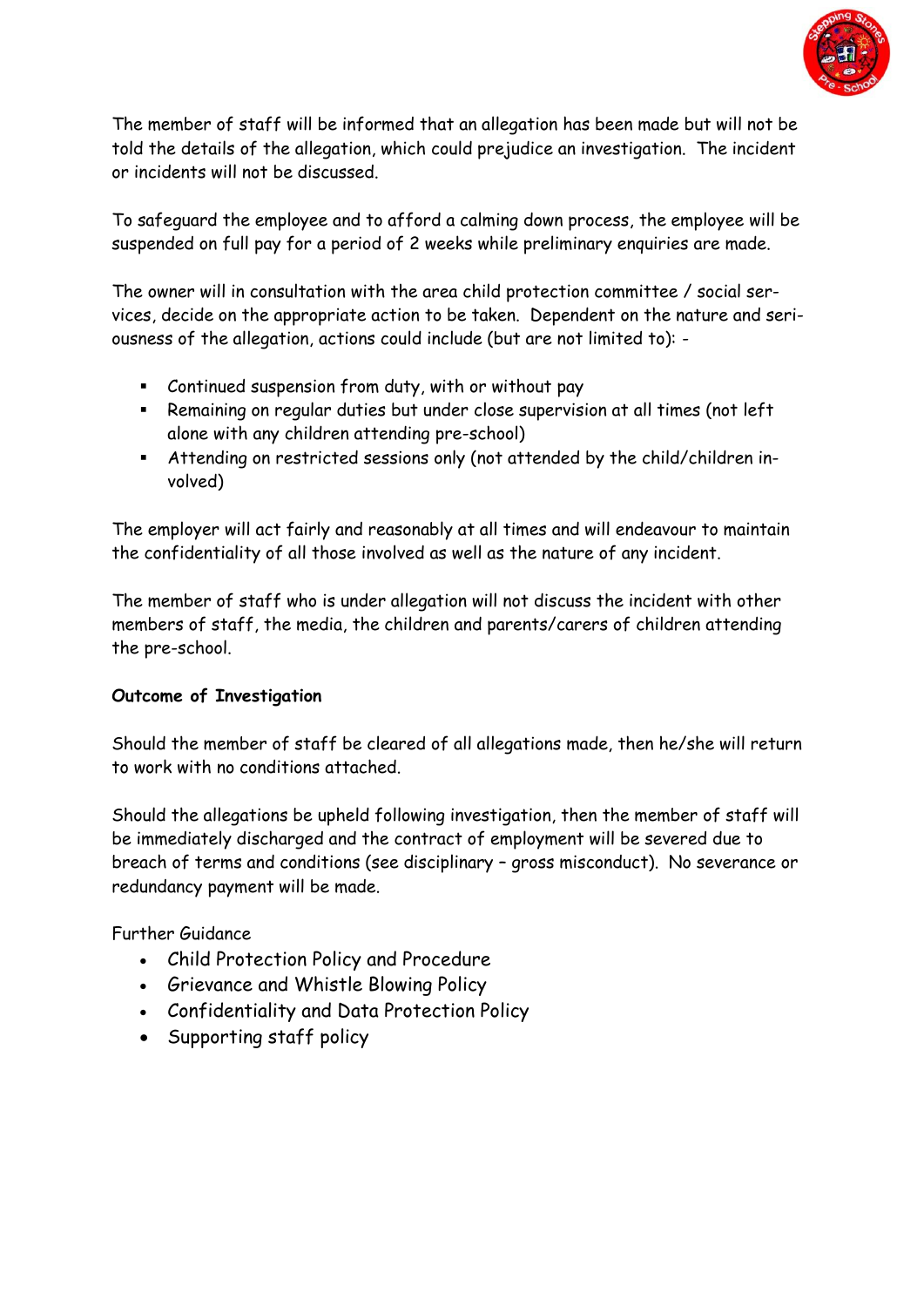The member of staff will be informed that an allegation has been made but will not be told the details of the allegation, which could prejudice an investigation. The incident or incidents will not be discussed.

To safeguard the employee and to afford a calming down process, the employee will be suspended on full pay for a period of 2 weeks while preliminary enquiries are made.

The owner will in consultation with the area child protection committee / social services, decide on the appropriate action to be taken. Dependent on the nature and seriousness of the allegation, actions could include (but are not limited to): -

- Continued suspension from duty, with or without pay
- Remaining on regular duties but under close supervision at all times (not left alone with any children attending pre-school)
- Attending on restricted sessions only (not attended by the child/children involved)

The employer will act fairly and reasonably at all times and will endeavour to maintain the confidentiality of all those involved as well as the nature of any incident.

The member of staff who is under allegation will not discuss the incident with other members of staff, the media, the children and parents/carers of children attending the pre-school.

**Outcome of Investigation**

Should the member of staff be cleared of all allegations made, then he/she will return to work with no conditions attached.

Should the allegations be upheld following investigation, then the member of staff will be immediately discharged and the contract of employment will be severed due to breach of terms and conditions (see disciplinary – gross misconduct). No severance or redundancy payment will be made.

Further Guidance

- Child Protection Policy and Procedure
- Grievance and Whistle Blowing Policy
- Confidentiality and Data Protection Policy
- Supporting staff policy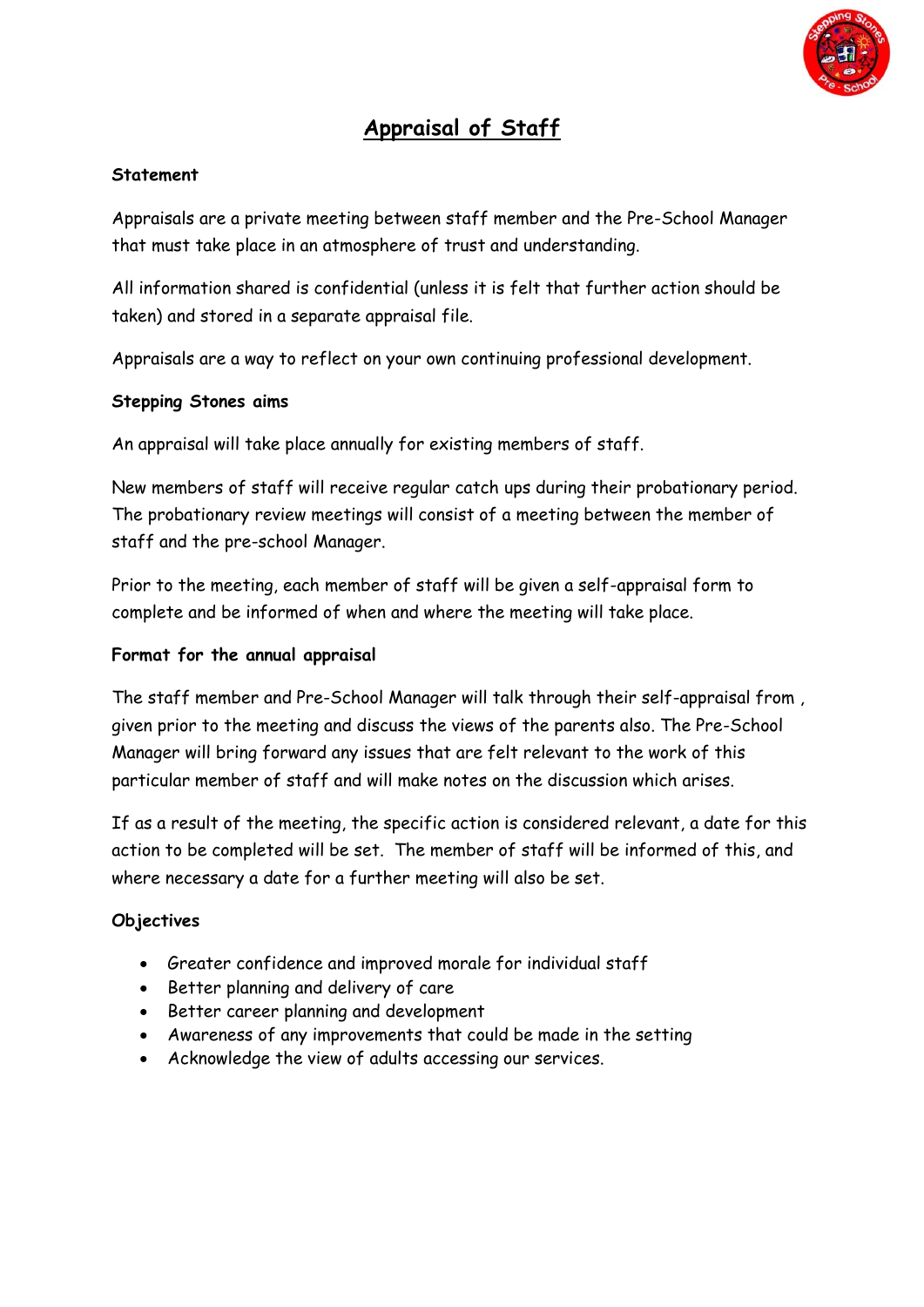# Appraisal of Staff

**Statement**

Appraisals are a private meeting between staff member and the Pre-School Manager that must take place in an atmosphere of trust and understanding.

All information shared is confidential (unless it is felt that further action should be taken) and stored in a separate appraisal file.

Appraisals are a way to reflect on your own continuing professional development.

**Stepping Stones aims**

An appraisal will take place annually for existing members of staff.

New members of staff will receive regular catch ups during their probationary period. The probationary review meetings will consist of a meeting between the member of staff and the pre-school Manager.

Prior to the meeting, each member of staff will be given a self-appraisal form to complete and be informed of when and where the meeting will take place.

**Format for the annual appraisal**

The staff member and Pre-School Manager will talk through their self-appraisal from , given prior to the meeting and discuss the views of the parents also. The Pre-School Manager will bring forward any issues that are felt relevant to the work of this particular member of staff and will make notes on the discussion which arises.

If as a result of the meeting, the specific action is considered relevant, a date for this action to be completed will be set. The member of staff will be informed of this, and where necessary a date for a further meeting will also be set.

**Objectives**

- Greater confidence and improved morale for individual staff
- Better planning and delivery of care
- Better career planning and development
- Awareness of any improvements that could be made in the setting
- Acknowledge the view of adults accessing our services.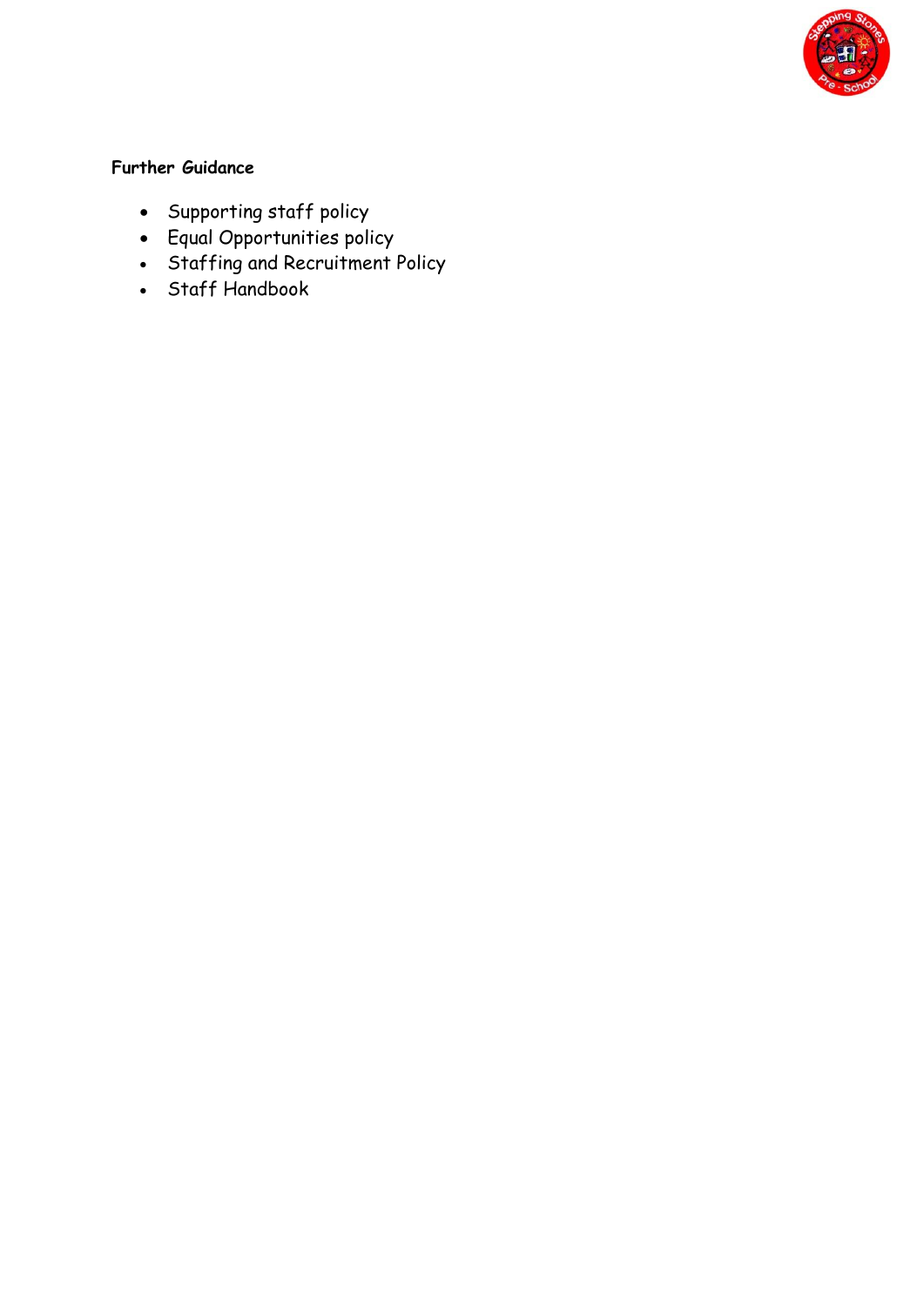**Further Guidance**

- Supporting staff policy
- Equal Opportunities policy
- Staffing and Recruitment Policy
- Staff Handbook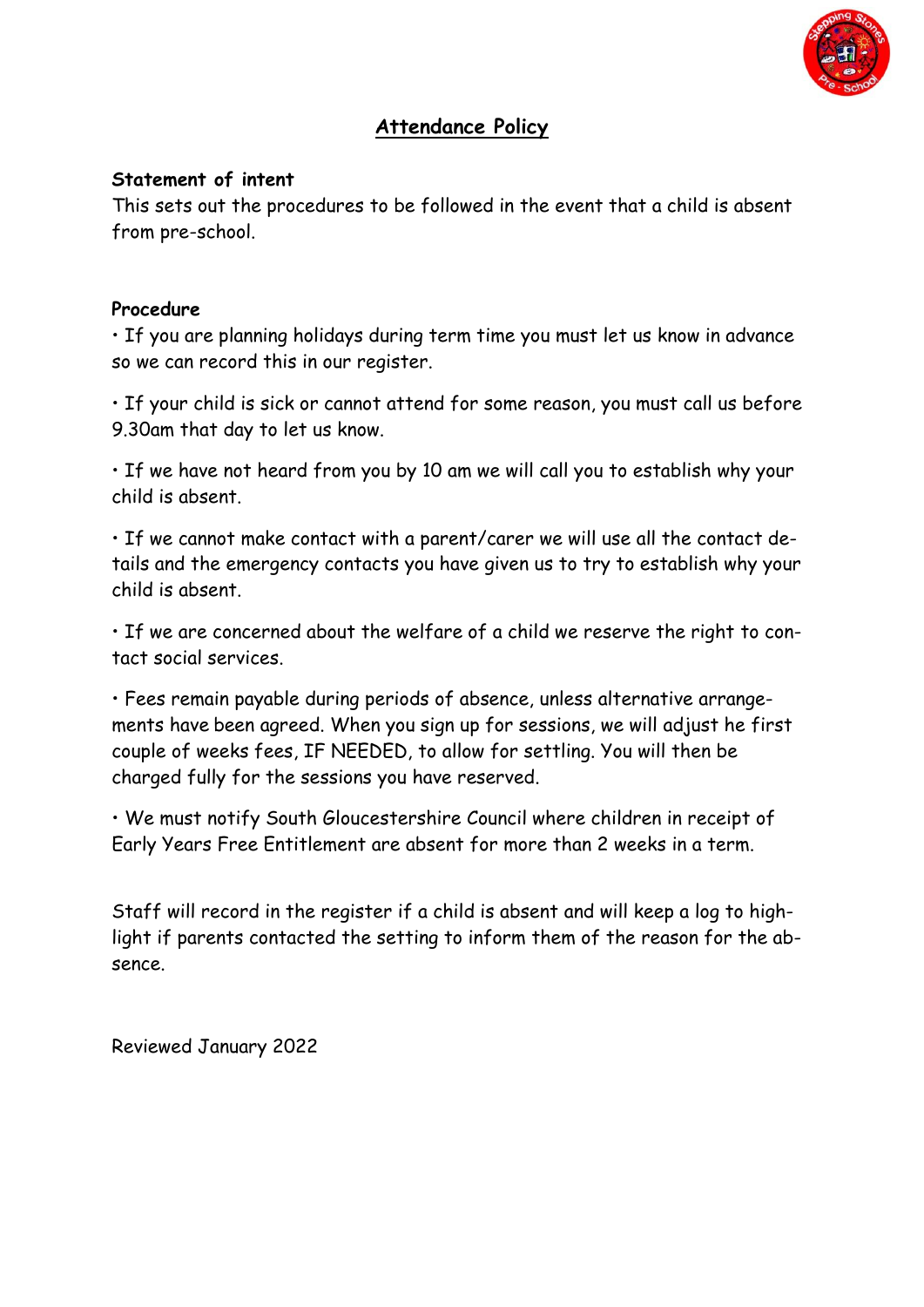# Attendance Policy

**Statement of intent**

This sets out the procedures to be followed in the event that a child is absent from pre-school.

**Procedure**

- If you are planning holidays during term time you must let us know in advance so we can record this in our register.
- If your child is sick or cannot attend for some reason, you must call us before 9.30am that day to let us know.
- If we have not heard from you by 10 am we will call you to establish why your child is absent.
- If we cannot make contact with a parent/carer we will use all the contact details and the emergency contacts you have given us to try to establish why your child is absent.
- If we are concerned about the welfare of a child we reserve the right to contact social services.
- Fees remain payable during periods of absence, unless alternative arrangements have been agreed. When you sign up for sessions, we will adjust he first couple of weeks fees, IF NEEDED, to allow for settling. You will then be charged fully for the sessions you have reserved.
- We must notify South Gloucestershire Council where children in receipt of Early Years Free Entitlement are absent for more than 2 weeks in a term.

Staff will record in the register if a child is absent and will keep a log to highlight if parents contacted the setting to inform them of the reason for the absence.

Reviewed January 2022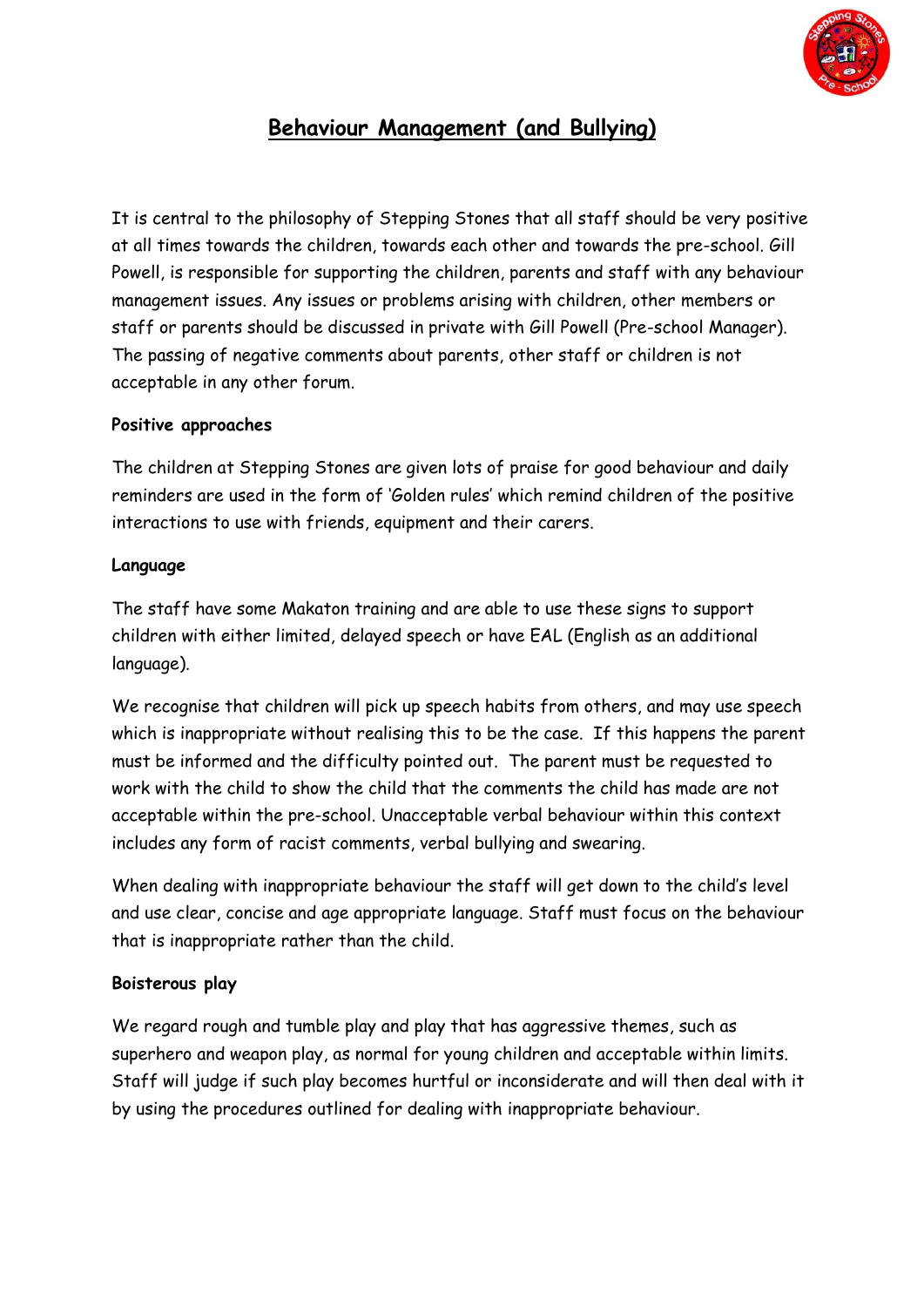# Behaviour Management (and Bullying)

It is central to the philosophy of Stepping Stones that all staff should be very positive at all times towards the children, towards each other and towards the pre-school. Gill Powell, is responsible for supporting the children, parents and staff with any behaviour management issues. Any issues or problems arising with children, other members or staff or parents should be discussed in private with Gill Powell (Pre-school Manager). The passing of negative comments about parents, other staff or children is not acceptable in any other forum.

**Positive approaches**

The children at Stepping Stones are given lots of praise for good behaviour and daily reminders are used in the form of 'Golden rules' which remind children of the positive interactions to use with friends, equipment and their carers.

**Language**

The staff have some Makaton training and are able to use these signs to support children with either limited, delayed speech or have EAL (English as an additional language).

We recognise that children will pick up speech habits from others, and may use speech which is inappropriate without realising this to be the case. If this happens the parent must be informed and the difficulty pointed out. The parent must be requested to work with the child to show the child that the comments the child has made are not acceptable within the pre-school. Unacceptable verbal behaviour within this context includes any form of racist comments, verbal bullying and swearing.

When dealing with inappropriate behaviour the staff will get down to the child's level and use clear, concise and age appropriate language. Staff must focus on the behaviour that is inappropriate rather than the child.

**Boisterous play**

We regard rough and tumble play and play that has aggressive themes, such as superhero and weapon play, as normal for young children and acceptable within limits. Staff will judge if such play becomes hurtful or inconsiderate and will then deal with it by using the procedures outlined for dealing with inappropriate behaviour.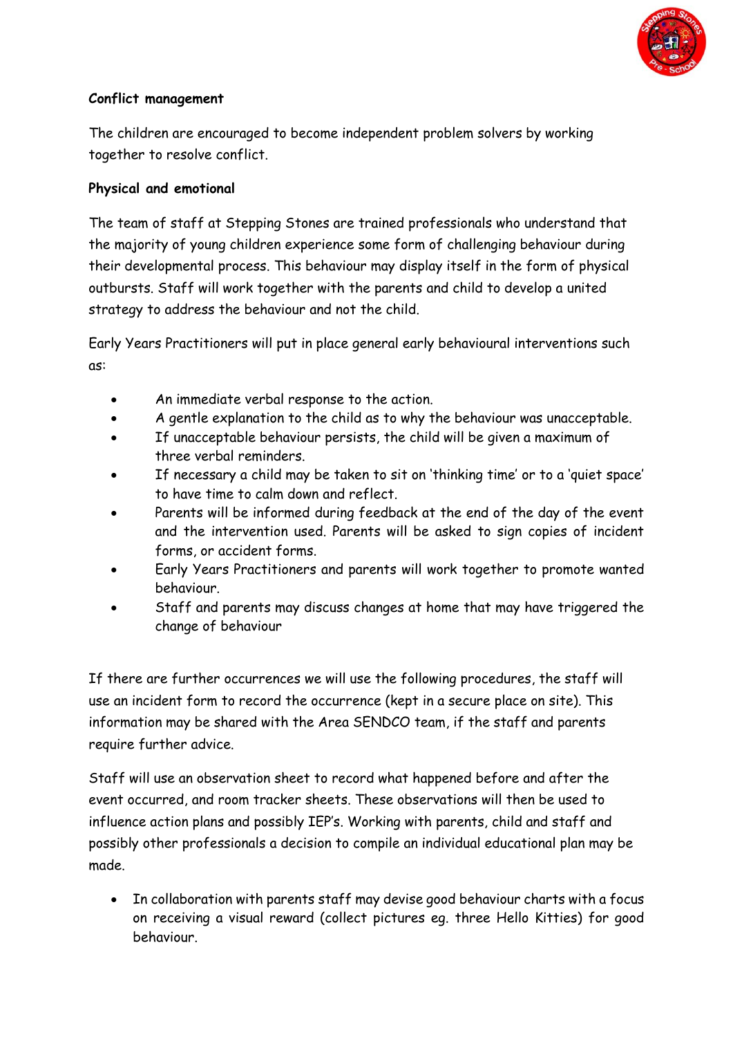**Conflict management**

The children are encouraged to become independent problem solvers by working together to resolve conflict.

**Physical and emotional**

The team of staff at Stepping Stones are trained professionals who understand that the majority of young children experience some form of challenging behaviour during their developmental process. This behaviour may display itself in the form of physical outbursts. Staff will work together with the parents and child to develop a united strategy to address the behaviour and not the child.

Early Years Practitioners will put in place general early behavioural interventions such as:

- An immediate verbal response to the action.
- A gentle explanation to the child as to why the behaviour was unacceptable.
- If unacceptable behaviour persists, the child will be given a maximum of three verbal reminders.
- If necessary a child may be taken to sit on 'thinking time' or to a 'quiet space' to have time to calm down and reflect.
- Parents will be informed during feedback at the end of the day of the event and the intervention used. Parents will be asked to sign copies of incident forms, or accident forms.
- Early Years Practitioners and parents will work together to promote wanted behaviour.
- Staff and parents may discuss changes at home that may have triggered the change of behaviour

If there are further occurrences we will use the following procedures, the staff will use an incident form to record the occurrence (kept in a secure place on site). This information may be shared with the Area SENDCO team, if the staff and parents require further advice.

Staff will use an observation sheet to record what happened before and after the event occurred, and room tracker sheets. These observations will then be used to influence action plans and possibly IEP's. Working with parents, child and staff and possibly other professionals a decision to compile an individual educational plan may be made.

- In collaboration with parents staff may devise good behaviour charts with a focus on receiving a visual reward (collect pictures eg. three Hello Kitties) for good behaviour.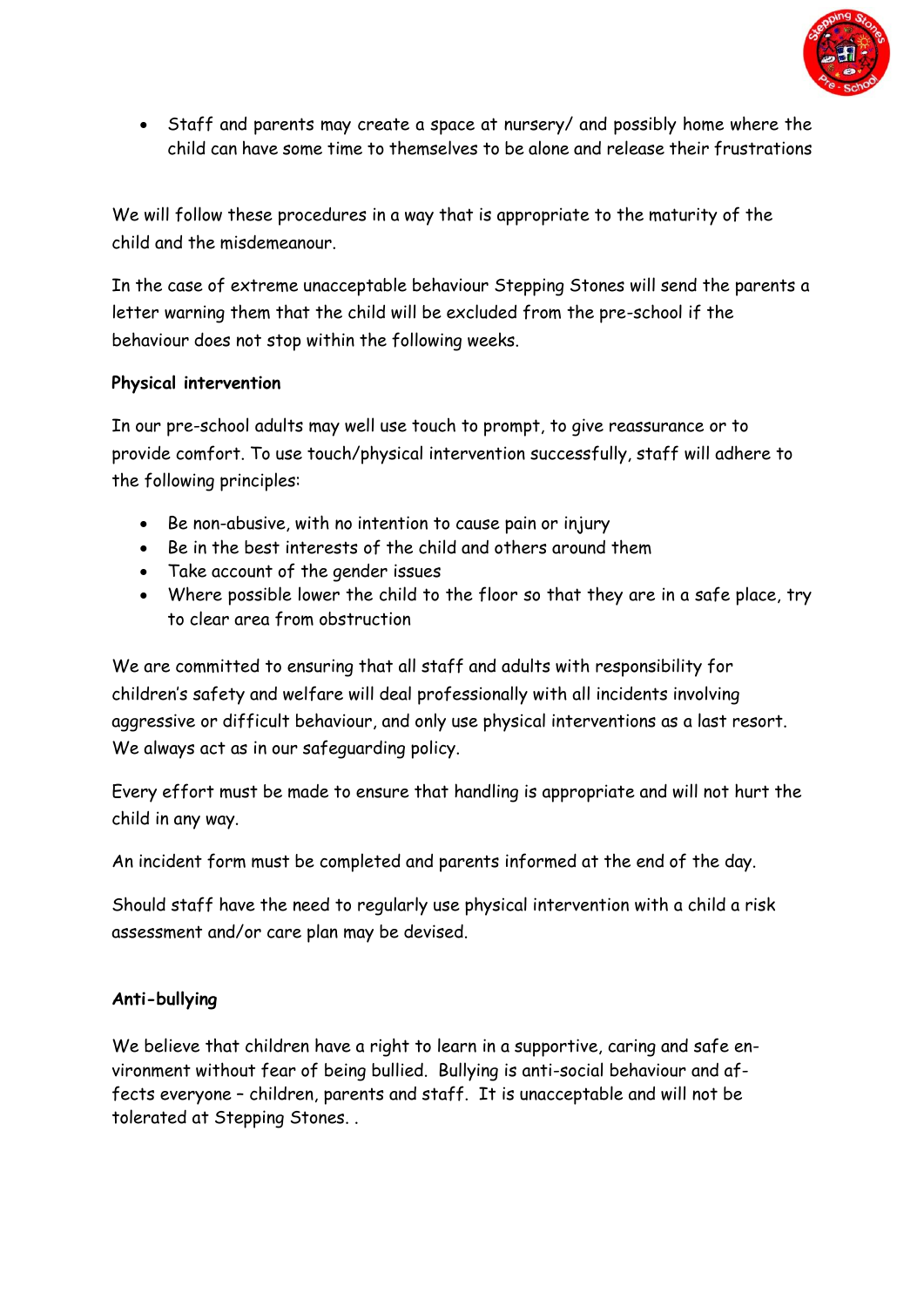- Staff and parents may create a space at nursery/ and possibly home where the child can have some time to themselves to be alone and release their frustrations

We will follow these procedures in a way that is appropriate to the maturity of the child and the misdemeanour.

In the case of extreme unacceptable behaviour Stepping Stones will send the parents a letter warning them that the child will be excluded from the pre-school if the behaviour does not stop within the following weeks.

**Physical intervention**

In our pre-school adults may well use touch to prompt, to give reassurance or to provide comfort. To use touch/physical intervention successfully, staff will adhere to the following principles:

- Be non-abusive, with no intention to cause pain or injury
- Be in the best interests of the child and others around them
- Take account of the gender issues
- Where possible lower the child to the floor so that they are in a safe place, try to clear area from obstruction

We are committed to ensuring that all staff and adults with responsibility for children's safety and welfare will deal professionally with all incidents involving aggressive or difficult behaviour, and only use physical interventions as a last resort. We always act as in our safeguarding policy.

Every effort must be made to ensure that handling is appropriate and will not hurt the child in any way.

An incident form must be completed and parents informed at the end of the day.

Should staff have the need to regularly use physical intervention with a child a risk assessment and/or care plan may be devised.

**Anti-bullying**

We believe that children have a right to learn in a supportive, caring and safe environment without fear of being bullied. Bullying is anti-social behaviour and affects everyone – children, parents and staff. It is unacceptable and will not be tolerated at Stepping Stones. .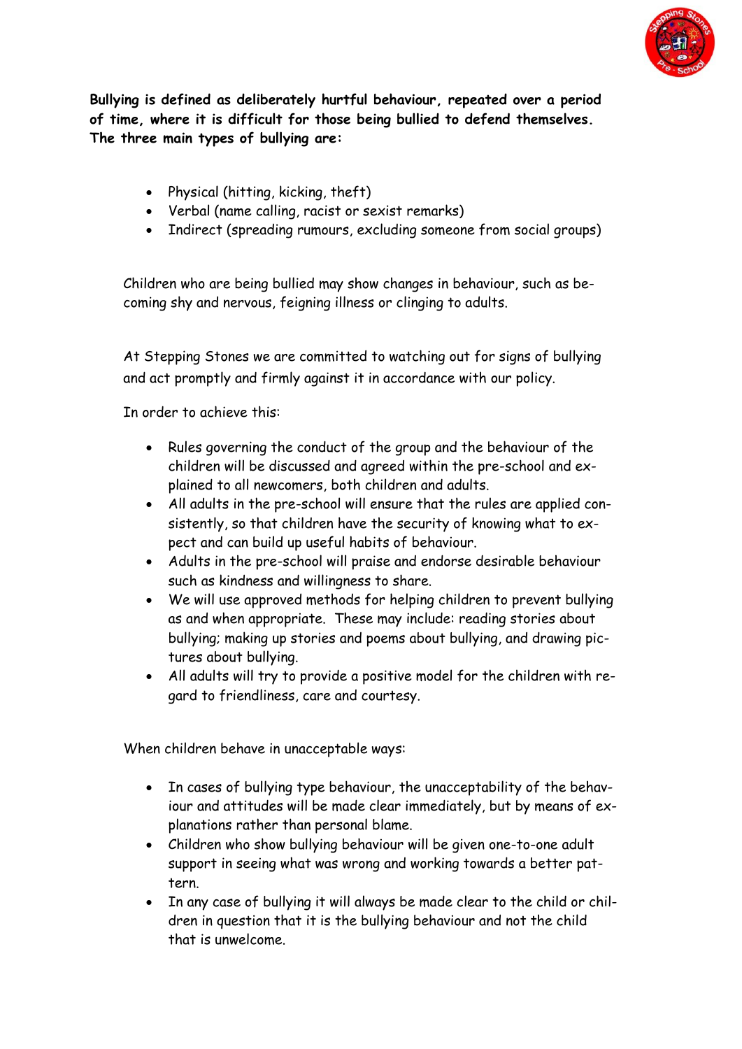**Bullying is defined as deliberately hurtful behaviour, repeated over a period of time, where it is difficult for those being bullied to defend themselves. The three main types of bullying are:**

- Physical (hitting, kicking, theft)
- Verbal (name calling, racist or sexist remarks)
- Indirect (spreading rumours, excluding someone from social groups)

Children who are being bullied may show changes in behaviour, such as becoming shy and nervous, feigning illness or clinging to adults.

At Stepping Stones we are committed to watching out for signs of bullying and act promptly and firmly against it in accordance with our policy.

In order to achieve this:

- Rules governing the conduct of the group and the behaviour of the children will be discussed and agreed within the pre-school and explained to all newcomers, both children and adults.
- All adults in the pre-school will ensure that the rules are applied consistently, so that children have the security of knowing what to expect and can build up useful habits of behaviour.
- Adults in the pre-school will praise and endorse desirable behaviour such as kindness and willingness to share.
- We will use approved methods for helping children to prevent bullying as and when appropriate. These may include: reading stories about bullying; making up stories and poems about bullying, and drawing pictures about bullying.
- All adults will try to provide a positive model for the children with regard to friendliness, care and courtesy.

When children behave in unacceptable ways:

- In cases of bullying type behaviour, the unacceptability of the behaviour and attitudes will be made clear immediately, but by means of explanations rather than personal blame.
- Children who show bullying behaviour will be given one-to-one adult support in seeing what was wrong and working towards a better pattern.
- In any case of bullying it will always be made clear to the child or children in question that it is the bullying behaviour and not the child that is unwelcome.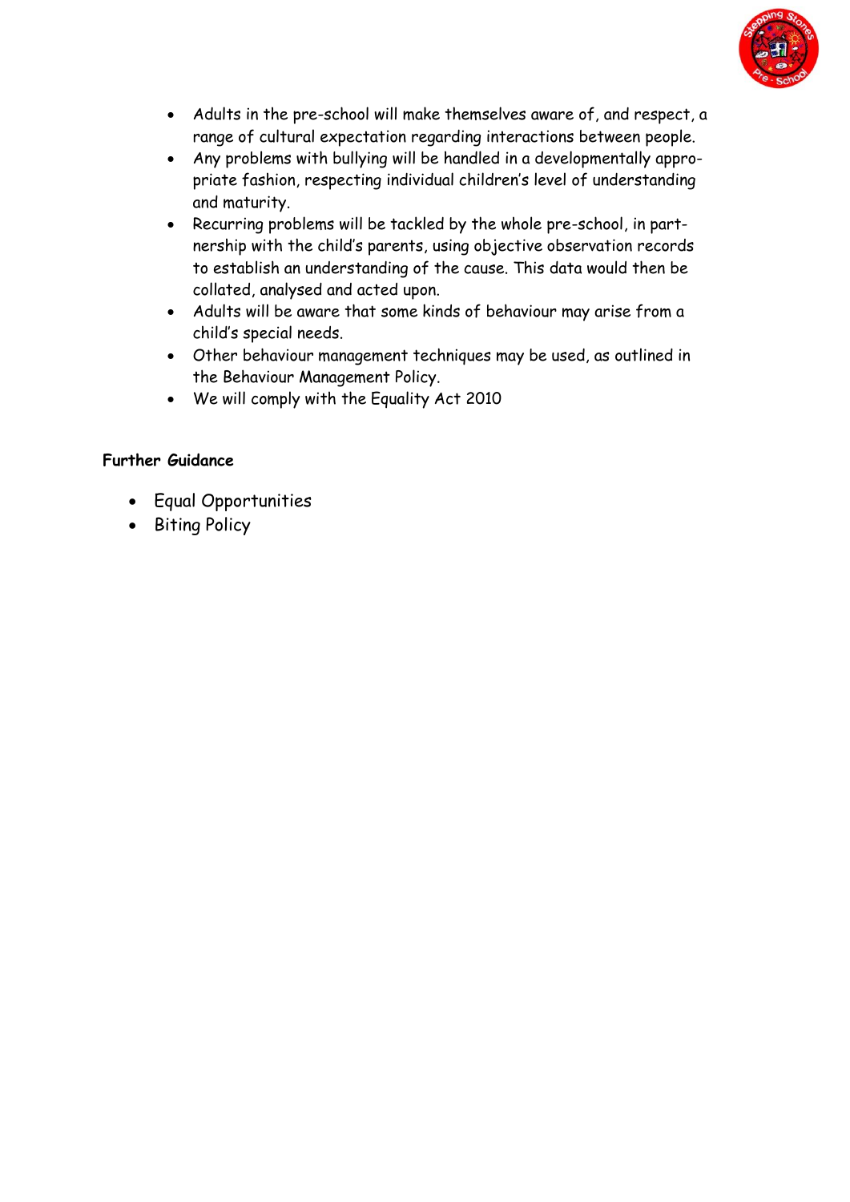- Adults in the pre-school will make themselves aware of, and respect, a range of cultural expectation regarding interactions between people.
- Any problems with bullying will be handled in a developmentally appropriate fashion, respecting individual children's level of understanding and maturity.
- Recurring problems will be tackled by the whole pre-school, in partnership with the child's parents, using objective observation records to establish an understanding of the cause. This data would then be collated, analysed and acted upon.
- Adults will be aware that some kinds of behaviour may arise from a child's special needs.
- Other behaviour management techniques may be used, as outlined in the Behaviour Management Policy.
- We will comply with the Equality Act 2010

**Further Guidance**

- Equal Opportunities
- Biting Policy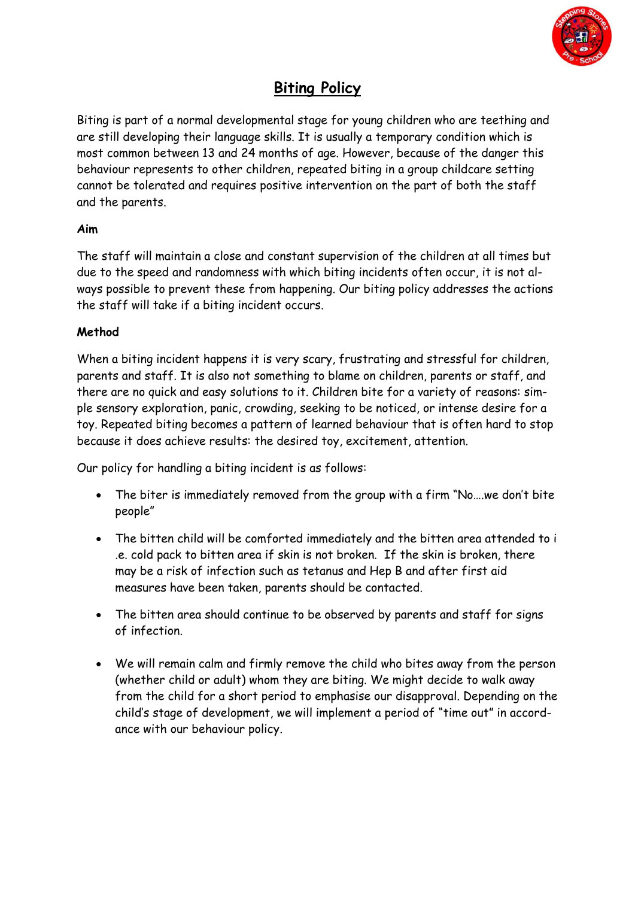# Biting Policy

Biting is part of a normal developmental stage for young children who are teething and are still developing their language skills. It is usually a temporary condition which is most common between 13 and 24 months of age. However, because of the danger this behaviour represents to other children, repeated biting in a group childcare setting cannot be tolerated and requires positive intervention on the part of both the staff and the parents.

**Aim**

The staff will maintain a close and constant supervision of the children at all times but due to the speed and randomness with which biting incidents often occur, it is not always possible to prevent these from happening. Our biting policy addresses the actions the staff will take if a biting incident occurs.

**Method**

When a biting incident happens it is very scary, frustrating and stressful for children, parents and staff. It is also not something to blame on children, parents or staff, and there are no quick and easy solutions to it. Children bite for a variety of reasons: simple sensory exploration, panic, crowding, seeking to be noticed, or intense desire for a toy. Repeated biting becomes a pattern of learned behaviour that is often hard to stop because it does achieve results: the desired toy, excitement, attention.

Our policy for handling a biting incident is as follows:

- The biter is immediately removed from the group with a firm "No….we don't bite people"
- The bitten child will be comforted immediately and the bitten area attended to i .e. cold pack to bitten area if skin is not broken. If the skin is broken, there may be a risk of infection such as tetanus and Hep B and after first aid measures have been taken, parents should be contacted.
- The bitten area should continue to be observed by parents and staff for signs of infection.
- We will remain calm and firmly remove the child who bites away from the person (whether child or adult) whom they are biting. We might decide to walk away from the child for a short period to emphasise our disapproval. Depending on the child's stage of development, we will implement a period of "time out" in accordance with our behaviour policy.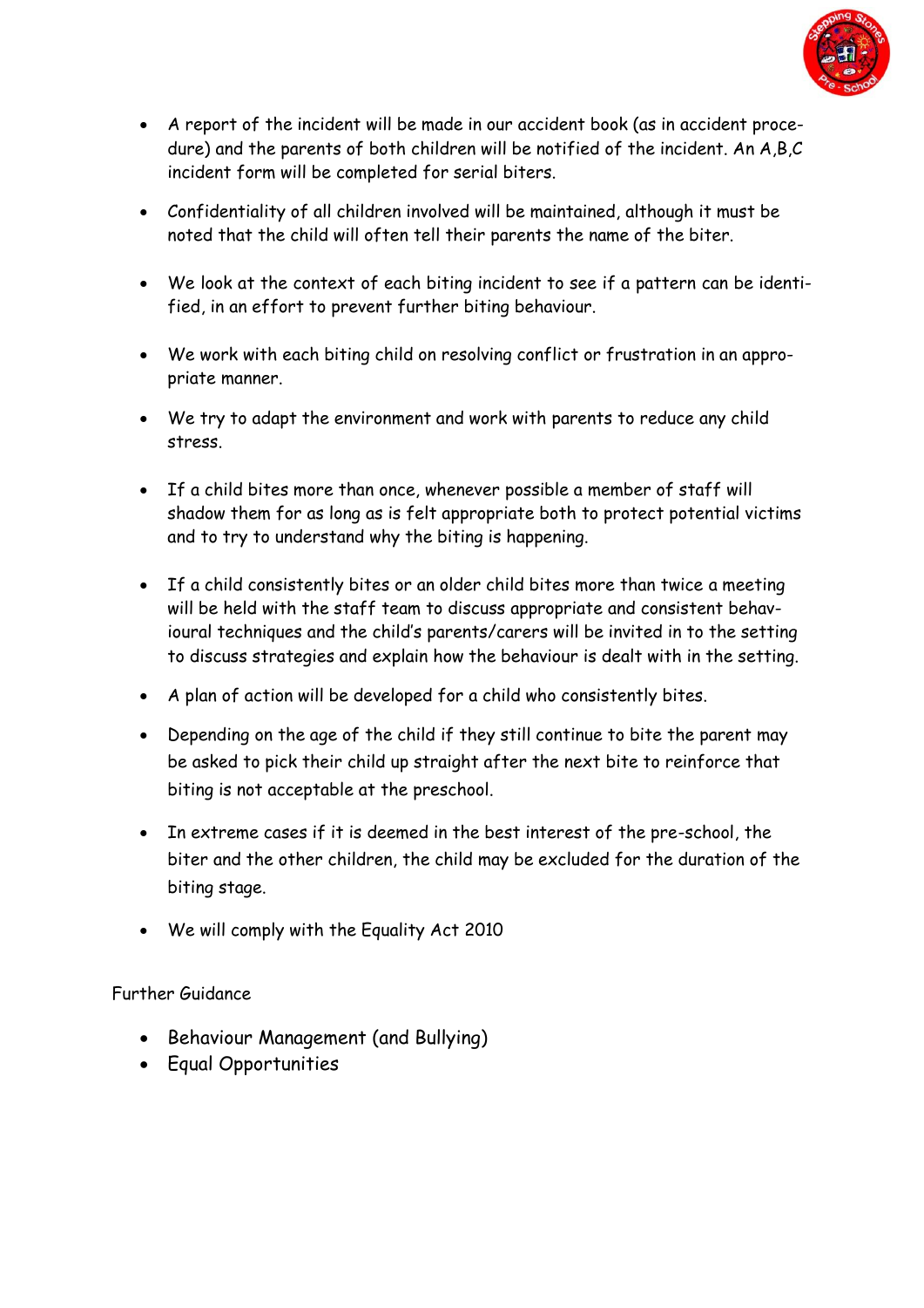- A report of the incident will be made in our accident book (as in accident procedure) and the parents of both children will be notified of the incident. An A,B,C incident form will be completed for serial biters.

- Confidentiality of all children involved will be maintained, although it must be noted that the child will often tell their parents the name of the biter.

- We look at the context of each biting incident to see if a pattern can be identified, in an effort to prevent further biting behaviour.

- We work with each biting child on resolving conflict or frustration in an appropriate manner.

- We try to adapt the environment and work with parents to reduce any child stress.

- If a child bites more than once, whenever possible a member of staff will shadow them for as long as is felt appropriate both to protect potential victims and to try to understand why the biting is happening.

- If a child consistently bites or an older child bites more than twice a meeting will be held with the staff team to discuss appropriate and consistent behavioural techniques and the child's parents/carers will be invited in to the setting to discuss strategies and explain how the behaviour is dealt with in the setting.

- A plan of action will be developed for a child who consistently bites.

- Depending on the age of the child if they still continue to bite the parent may be asked to pick their child up straight after the next bite to reinforce that biting is not acceptable at the preschool.

- In extreme cases if it is deemed in the best interest of the pre-school, the biter and the other children, the child may be excluded for the duration of the biting stage.

- We will comply with the Equality Act 2010

Further Guidance

- Behaviour Management (and Bullying)
- Equal Opportunities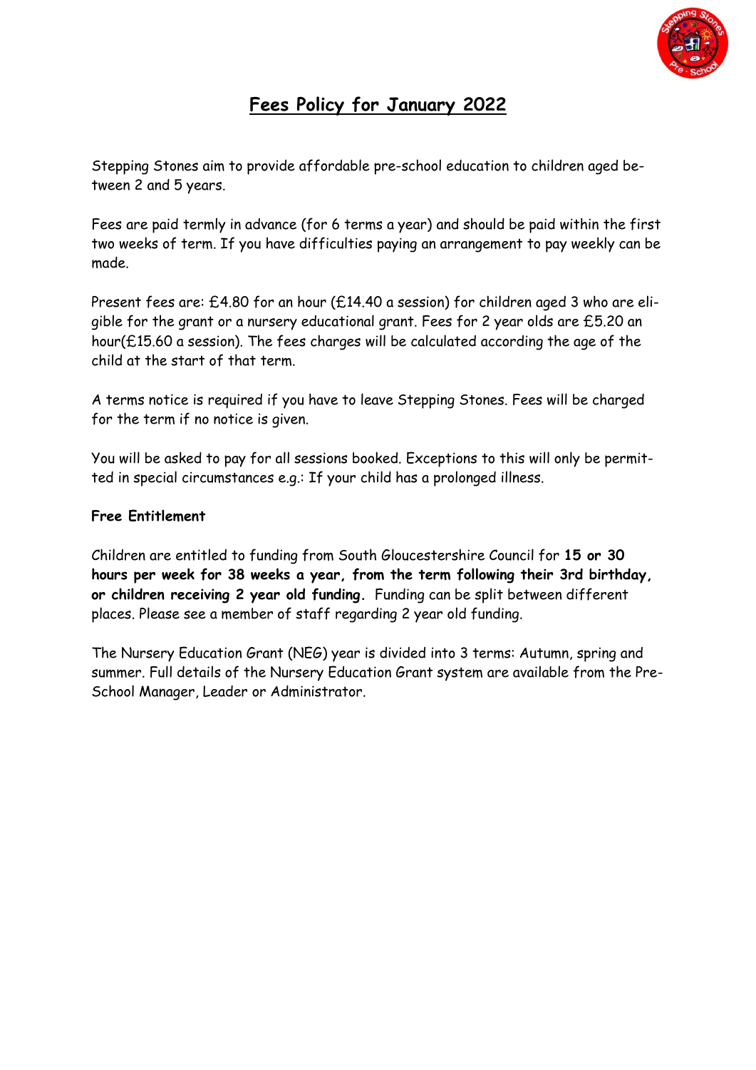# Fees Policy for January 2022

Stepping Stones aim to provide affordable pre-school education to children aged between 2 and 5 years.

Fees are paid termly in advance (for 6 terms a year) and should be paid within the first two weeks of term. If you have difficulties paying an arrangement to pay weekly can be made.

Present fees are: £4.80 for an hour (£14.40 a session) for children aged 3 who are eligible for the grant or a nursery educational grant. Fees for 2 year olds are £5.20 an hour(£15.60 a session). The fees charges will be calculated according the age of the child at the start of that term.

A terms notice is required if you have to leave Stepping Stones. Fees will be charged for the term if no notice is given.

You will be asked to pay for all sessions booked. Exceptions to this will only be permitted in special circumstances e.g.: If your child has a prolonged illness.

**Free Entitlement**

Children are entitled to funding from South Gloucestershire Council for **15 or 30 hours per week for 38 weeks a year, from the term following their 3rd birthday, or children receiving 2 year old funding.** Funding can be split between different places. Please see a member of staff regarding 2 year old funding.

The Nursery Education Grant (NEG) year is divided into 3 terms: Autumn, spring and summer. Full details of the Nursery Education Grant system are available from the Pre-School Manager, Leader or Administrator.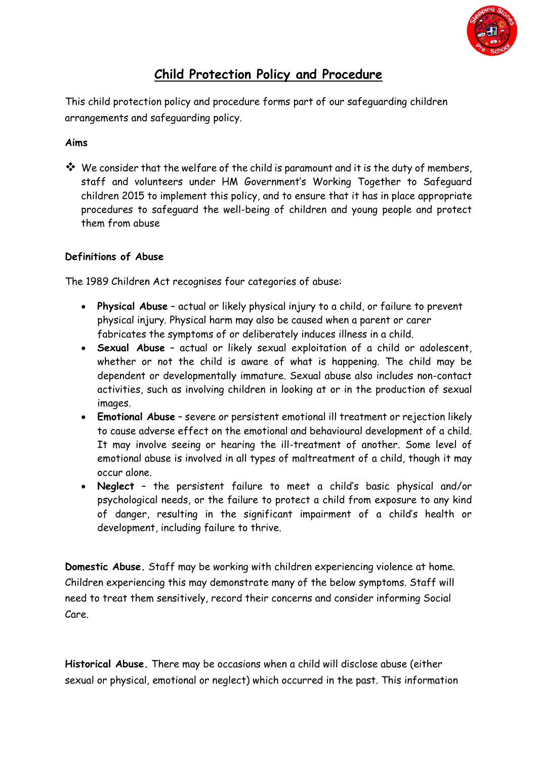# Child Protection Policy and Procedure

This child protection policy and procedure forms part of our safeguarding children arrangements and safeguarding policy.

**Aims**

- We consider that the welfare of the child is paramount and it is the duty of members, staff and volunteers under HM Government's Working Together to Safeguard children 2015 to implement this policy, and to ensure that it has in place appropriate procedures to safeguard the well-being of children and young people and protect them from abuse

**Definitions of Abuse**

The 1989 Children Act recognises four categories of abuse:

- **Physical Abuse** – actual or likely physical injury to a child, or failure to prevent physical injury. Physical harm may also be caused when a parent or carer fabricates the symptoms of or deliberately induces illness in a child.
- **Sexual Abuse** – actual or likely sexual exploitation of a child or adolescent, whether or not the child is aware of what is happening. The child may be dependent or developmentally immature. Sexual abuse also includes non-contact activities, such as involving children in looking at or in the production of sexual images.
- **Emotional Abuse** – severe or persistent emotional ill treatment or rejection likely to cause adverse effect on the emotional and behavioural development of a child. It may involve seeing or hearing the ill-treatment of another. Some level of emotional abuse is involved in all types of maltreatment of a child, though it may occur alone.
- **Neglect** – the persistent failure to meet a child's basic physical and/or psychological needs, or the failure to protect a child from exposure to any kind of danger, resulting in the significant impairment of a child's health or development, including failure to thrive.

**Domestic Abuse.** Staff may be working with children experiencing violence at home. Children experiencing this may demonstrate many of the below symptoms. Staff will need to treat them sensitively, record their concerns and consider informing Social Care.

**Historical Abuse.** There may be occasions when a child will disclose abuse (either sexual or physical, emotional or neglect) which occurred in the past. This information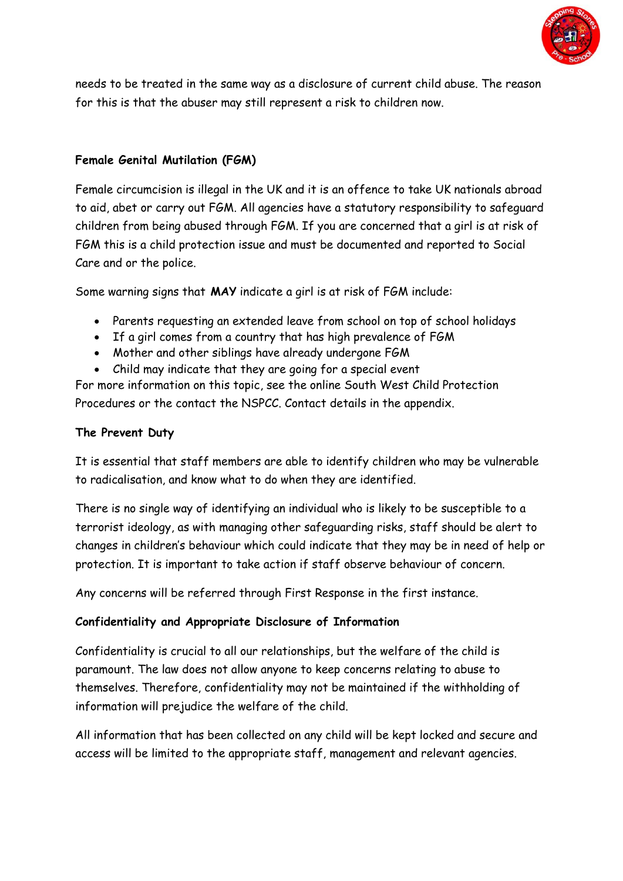needs to be treated in the same way as a disclosure of current child abuse. The reason for this is that the abuser may still represent a risk to children now.

**Female Genital Mutilation (FGM)**

Female circumcision is illegal in the UK and it is an offence to take UK nationals abroad to aid, abet or carry out FGM. All agencies have a statutory responsibility to safeguard children from being abused through FGM. If you are concerned that a girl is at risk of FGM this is a child protection issue and must be documented and reported to Social Care and or the police.

Some warning signs that **MAY** indicate a girl is at risk of FGM include:

- Parents requesting an extended leave from school on top of school holidays
- If a girl comes from a country that has high prevalence of FGM
- Mother and other siblings have already undergone FGM
- Child may indicate that they are going for a special event

For more information on this topic, see the online South West Child Protection Procedures or the contact the NSPCC. Contact details in the appendix.

**The Prevent Duty**

It is essential that staff members are able to identify children who may be vulnerable to radicalisation, and know what to do when they are identified.

There is no single way of identifying an individual who is likely to be susceptible to a terrorist ideology, as with managing other safeguarding risks, staff should be alert to changes in children's behaviour which could indicate that they may be in need of help or protection. It is important to take action if staff observe behaviour of concern.

Any concerns will be referred through First Response in the first instance.

**Confidentiality and Appropriate Disclosure of Information**

Confidentiality is crucial to all our relationships, but the welfare of the child is paramount. The law does not allow anyone to keep concerns relating to abuse to themselves. Therefore, confidentiality may not be maintained if the withholding of information will prejudice the welfare of the child.

All information that has been collected on any child will be kept locked and secure and access will be limited to the appropriate staff, management and relevant agencies.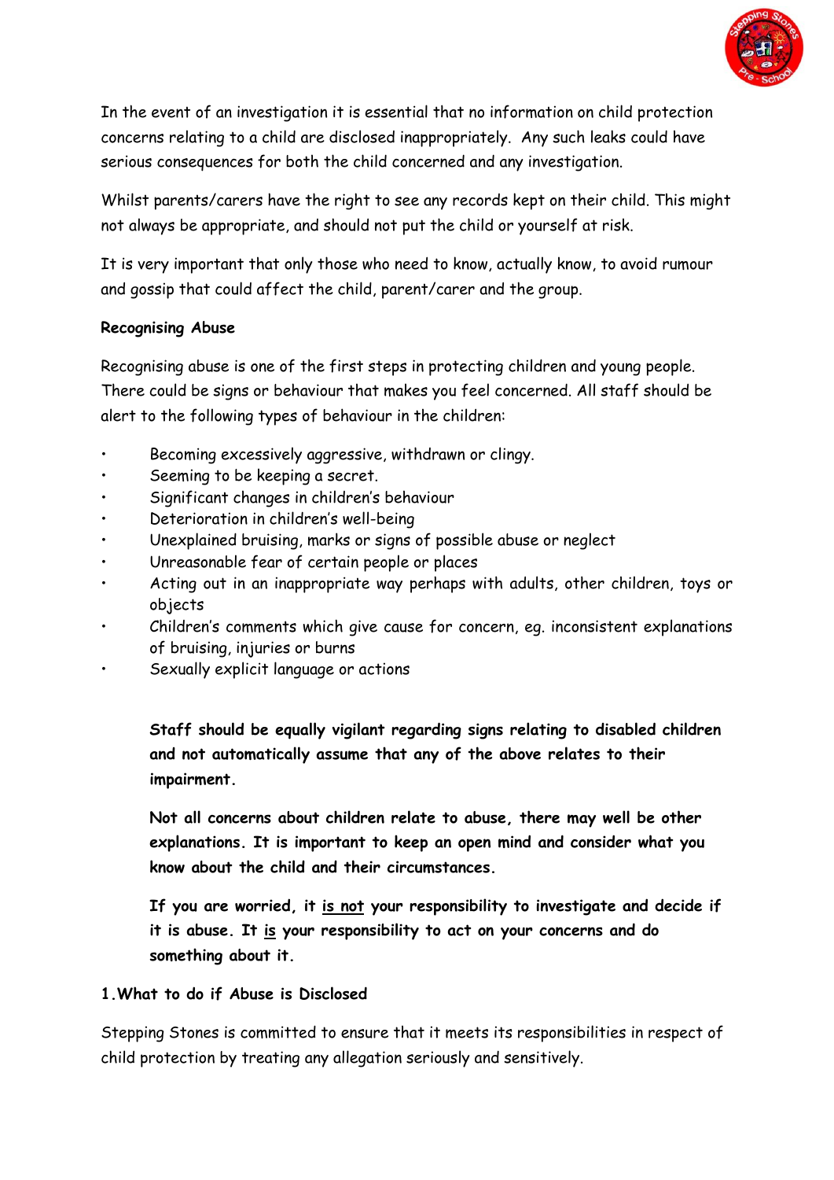In the event of an investigation it is essential that no information on child protection concerns relating to a child are disclosed inappropriately. Any such leaks could have serious consequences for both the child concerned and any investigation.

Whilst parents/carers have the right to see any records kept on their child. This might not always be appropriate, and should not put the child or yourself at risk.

It is very important that only those who need to know, actually know, to avoid rumour and gossip that could affect the child, parent/carer and the group.

**Recognising Abuse**

Recognising abuse is one of the first steps in protecting children and young people. There could be signs or behaviour that makes you feel concerned. All staff should be alert to the following types of behaviour in the children:

- Becoming excessively aggressive, withdrawn or clingy.
- Seeming to be keeping a secret.
- Significant changes in children's behaviour
- Deterioration in children's well-being
- Unexplained bruising, marks or signs of possible abuse or neglect
- Unreasonable fear of certain people or places
- Acting out in an inappropriate way perhaps with adults, other children, toys or objects
- Children's comments which give cause for concern, eg. inconsistent explanations of bruising, injuries or burns
- Sexually explicit language or actions

**Staff should be equally vigilant regarding signs relating to disabled children and not automatically assume that any of the above relates to their impairment.**

**Not all concerns about children relate to abuse, there may well be other explanations. It is important to keep an open mind and consider what you know about the child and their circumstances.**

**If you are worried, it <u>is not</u> your responsibility to investigate and decide if it is abuse. It <u>is</u> your responsibility to act on your concerns and do something about it.**

**1.What to do if Abuse is Disclosed**

Stepping Stones is committed to ensure that it meets its responsibilities in respect of child protection by treating any allegation seriously and sensitively.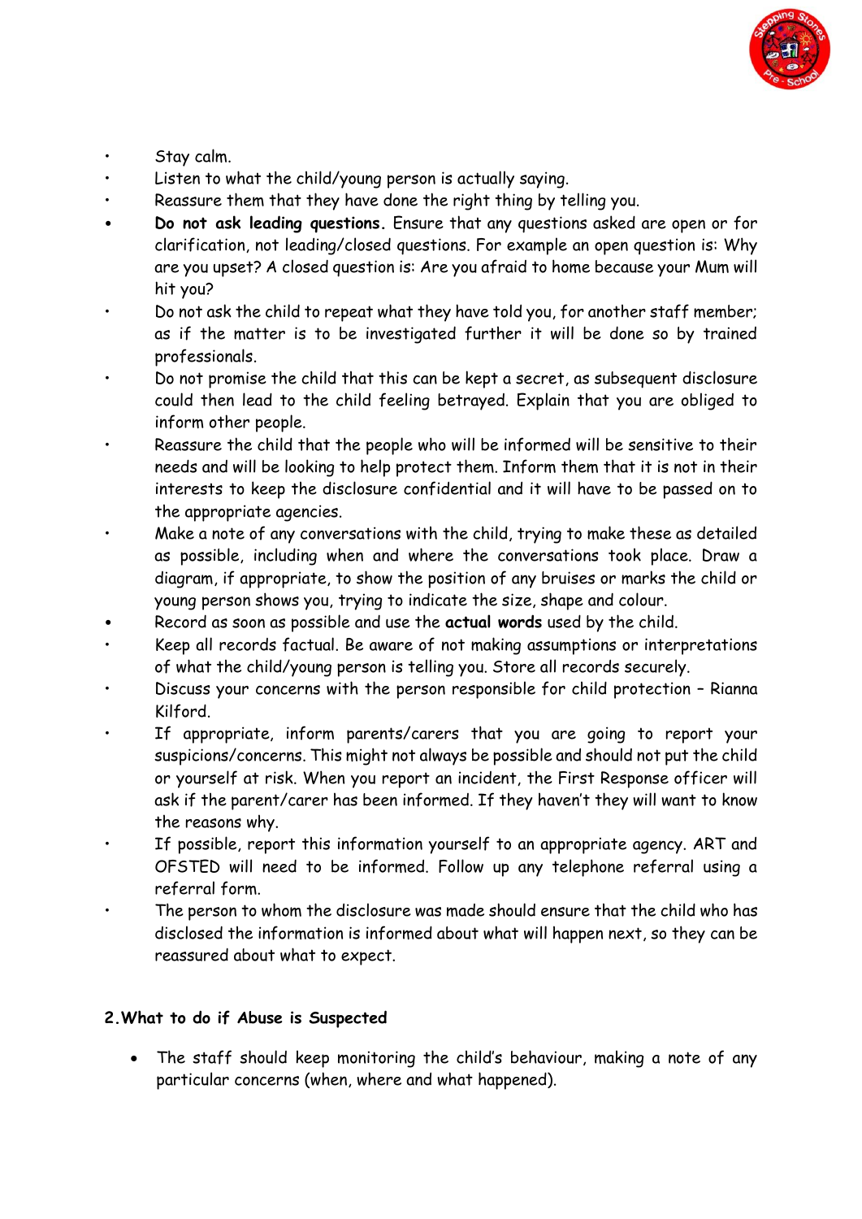- Stay calm.
- Listen to what the child/young person is actually saying.
- Reassure them that they have done the right thing by telling you.
- **Do not ask leading questions.** Ensure that any questions asked are open or for clarification, not leading/closed questions. For example an open question is: Why are you upset? A closed question is: Are you afraid to home because your Mum will hit you?
- Do not ask the child to repeat what they have told you, for another staff member; as if the matter is to be investigated further it will be done so by trained professionals.
- Do not promise the child that this can be kept a secret, as subsequent disclosure could then lead to the child feeling betrayed. Explain that you are obliged to inform other people.
- Reassure the child that the people who will be informed will be sensitive to their needs and will be looking to help protect them. Inform them that it is not in their interests to keep the disclosure confidential and it will have to be passed on to the appropriate agencies.
- Make a note of any conversations with the child, trying to make these as detailed as possible, including when and where the conversations took place. Draw a diagram, if appropriate, to show the position of any bruises or marks the child or young person shows you, trying to indicate the size, shape and colour.
- Record as soon as possible and use the **actual words** used by the child.
- Keep all records factual. Be aware of not making assumptions or interpretations of what the child/young person is telling you. Store all records securely.
- Discuss your concerns with the person responsible for child protection – Rianna Kilford.
- If appropriate, inform parents/carers that you are going to report your suspicions/concerns. This might not always be possible and should not put the child or yourself at risk. When you report an incident, the First Response officer will ask if the parent/carer has been informed. If they haven't they will want to know the reasons why.
- If possible, report this information yourself to an appropriate agency. ART and OFSTED will need to be informed. Follow up any telephone referral using a referral form.
- The person to whom the disclosure was made should ensure that the child who has disclosed the information is informed about what will happen next, so they can be reassured about what to expect.

**2.What to do if Abuse is Suspected**

- The staff should keep monitoring the child's behaviour, making a note of any particular concerns (when, where and what happened).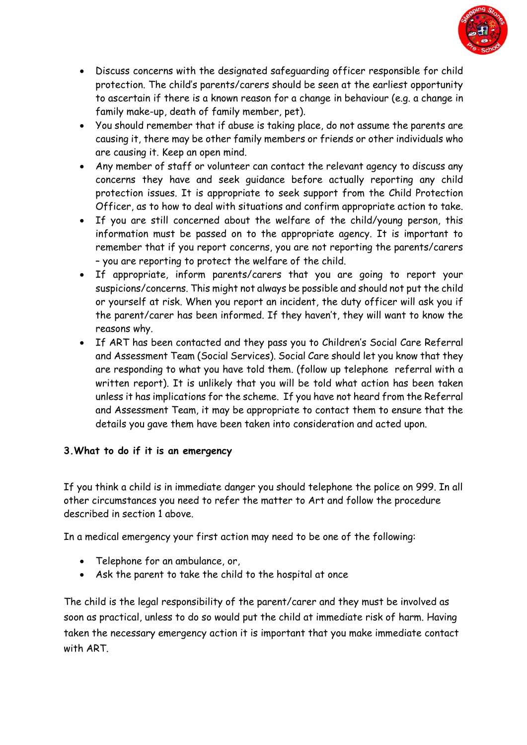- Discuss concerns with the designated safeguarding officer responsible for child protection. The child's parents/carers should be seen at the earliest opportunity to ascertain if there is a known reason for a change in behaviour (e.g. a change in family make-up, death of family member, pet).
- You should remember that if abuse is taking place, do not assume the parents are causing it, there may be other family members or friends or other individuals who are causing it. Keep an open mind.
- Any member of staff or volunteer can contact the relevant agency to discuss any concerns they have and seek guidance before actually reporting any child protection issues. It is appropriate to seek support from the Child Protection Officer, as to how to deal with situations and confirm appropriate action to take.
- If you are still concerned about the welfare of the child/young person, this information must be passed on to the appropriate agency. It is important to remember that if you report concerns, you are not reporting the parents/carers – you are reporting to protect the welfare of the child.
- If appropriate, inform parents/carers that you are going to report your suspicions/concerns. This might not always be possible and should not put the child or yourself at risk. When you report an incident, the duty officer will ask you if the parent/carer has been informed. If they haven't, they will want to know the reasons why.
- If ART has been contacted and they pass you to Children's Social Care Referral and Assessment Team (Social Services). Social Care should let you know that they are responding to what you have told them. (follow up telephone referral with a written report). It is unlikely that you will be told what action has been taken unless it has implications for the scheme. If you have not heard from the Referral and Assessment Team, it may be appropriate to contact them to ensure that the details you gave them have been taken into consideration and acted upon.

**3.What to do if it is an emergency**

If you think a child is in immediate danger you should telephone the police on 999. In all other circumstances you need to refer the matter to Art and follow the procedure described in section 1 above.

In a medical emergency your first action may need to be one of the following:

- Telephone for an ambulance, or,
- Ask the parent to take the child to the hospital at once

The child is the legal responsibility of the parent/carer and they must be involved as soon as practical, unless to do so would put the child at immediate risk of harm. Having taken the necessary emergency action it is important that you make immediate contact with ART.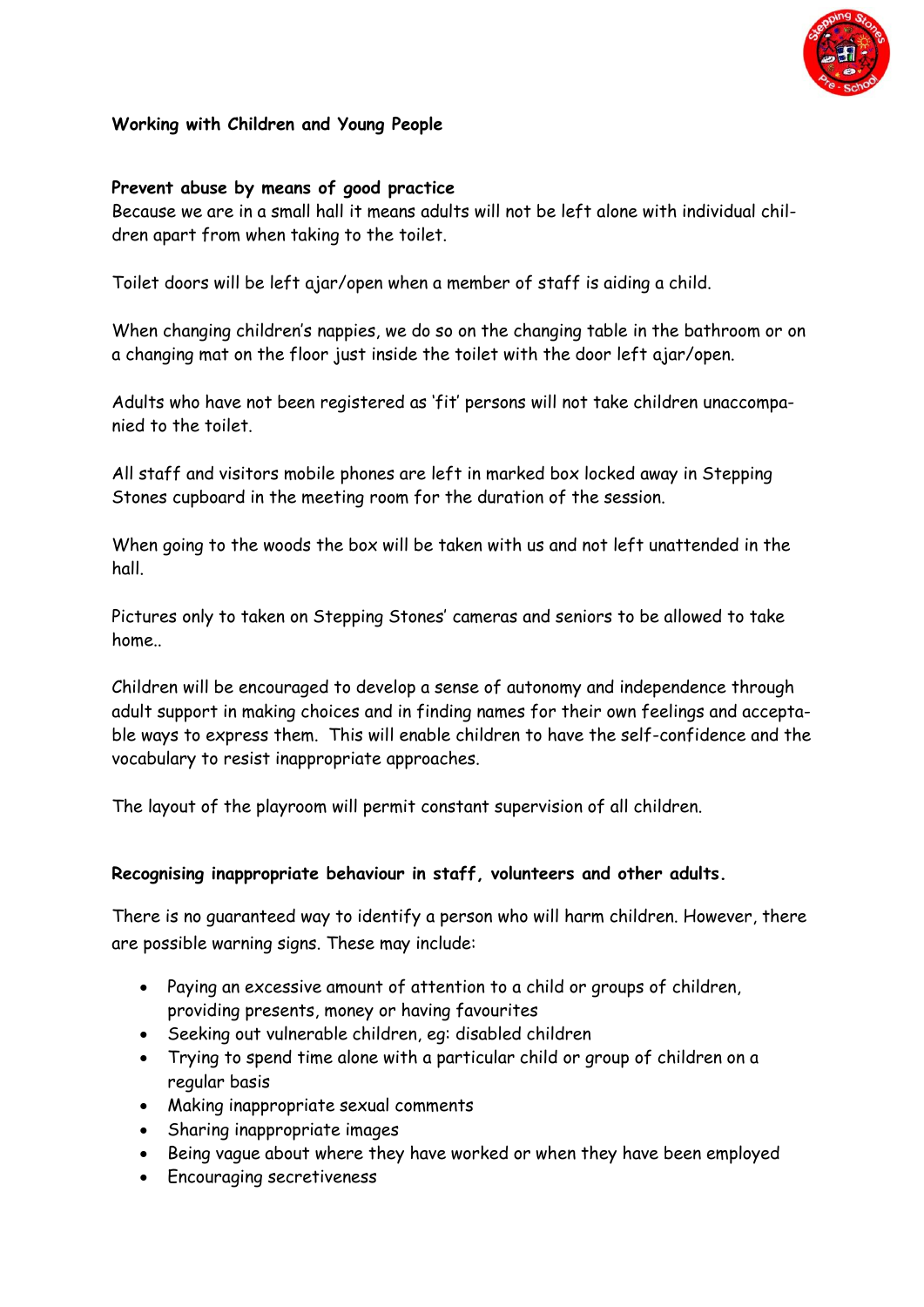**Working with Children and Young People**

**Prevent abuse by means of good practice**

Because we are in a small hall it means adults will not be left alone with individual children apart from when taking to the toilet.

Toilet doors will be left ajar/open when a member of staff is aiding a child.

When changing children's nappies, we do so on the changing table in the bathroom or on a changing mat on the floor just inside the toilet with the door left ajar/open.

Adults who have not been registered as 'fit' persons will not take children unaccompanied to the toilet.

All staff and visitors mobile phones are left in marked box locked away in Stepping Stones cupboard in the meeting room for the duration of the session.

When going to the woods the box will be taken with us and not left unattended in the hall.

Pictures only to taken on Stepping Stones' cameras and seniors to be allowed to take home..

Children will be encouraged to develop a sense of autonomy and independence through adult support in making choices and in finding names for their own feelings and acceptable ways to express them. This will enable children to have the self-confidence and the vocabulary to resist inappropriate approaches.

The layout of the playroom will permit constant supervision of all children.

**Recognising inappropriate behaviour in staff, volunteers and other adults.**

There is no guaranteed way to identify a person who will harm children. However, there are possible warning signs. These may include:

- Paying an excessive amount of attention to a child or groups of children, providing presents, money or having favourites
- Seeking out vulnerable children, eg: disabled children
- Trying to spend time alone with a particular child or group of children on a regular basis
- Making inappropriate sexual comments
- Sharing inappropriate images
- Being vague about where they have worked or when they have been employed
- Encouraging secretiveness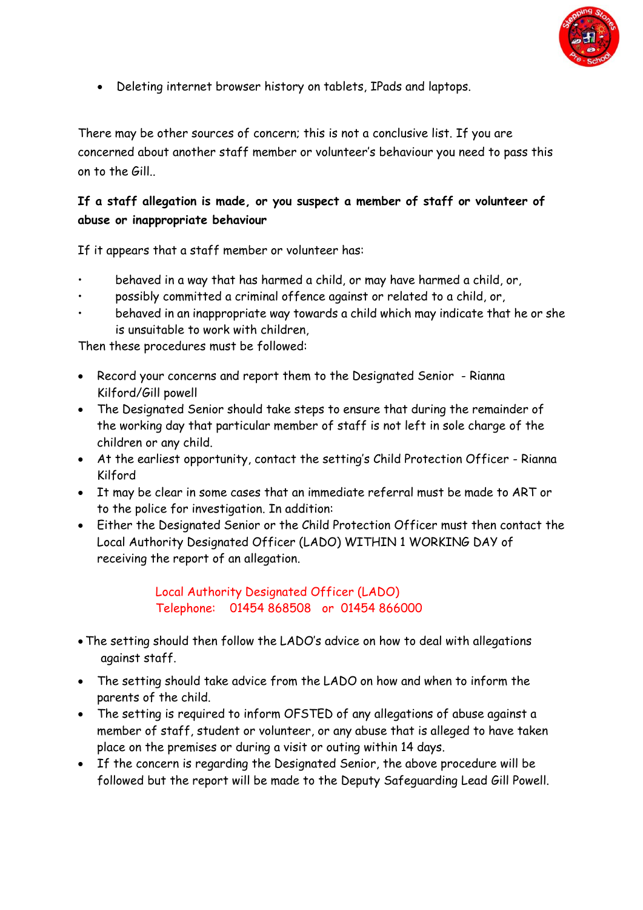- Deleting internet browser history on tablets, IPads and laptops.

There may be other sources of concern; this is not a conclusive list. If you are concerned about another staff member or volunteer's behaviour you need to pass this on to the Gill..

**If a staff allegation is made, or you suspect a member of staff or volunteer of abuse or inappropriate behaviour**

If it appears that a staff member or volunteer has:

- behaved in a way that has harmed a child, or may have harmed a child, or,
- possibly committed a criminal offence against or related to a child, or,
- behaved in an inappropriate way towards a child which may indicate that he or she is unsuitable to work with children,

Then these procedures must be followed:

- Record your concerns and report them to the Designated Senior - Rianna Kilford/Gill powell
- The Designated Senior should take steps to ensure that during the remainder of the working day that particular member of staff is not left in sole charge of the children or any child.
- At the earliest opportunity, contact the setting's Child Protection Officer - Rianna Kilford
- It may be clear in some cases that an immediate referral must be made to ART or to the police for investigation. In addition:
- Either the Designated Senior or the Child Protection Officer must then contact the Local Authority Designated Officer (LADO) WITHIN 1 WORKING DAY of receiving the report of an allegation.

Local Authority Designated Officer (LADO)
Telephone: 01454 868508 or 01454 866000

- The setting should then follow the LADO's advice on how to deal with allegations against staff.
- The setting should take advice from the LADO on how and when to inform the parents of the child.
- The setting is required to inform OFSTED of any allegations of abuse against a member of staff, student or volunteer, or any abuse that is alleged to have taken place on the premises or during a visit or outing within 14 days.
- If the concern is regarding the Designated Senior, the above procedure will be followed but the report will be made to the Deputy Safeguarding Lead Gill Powell.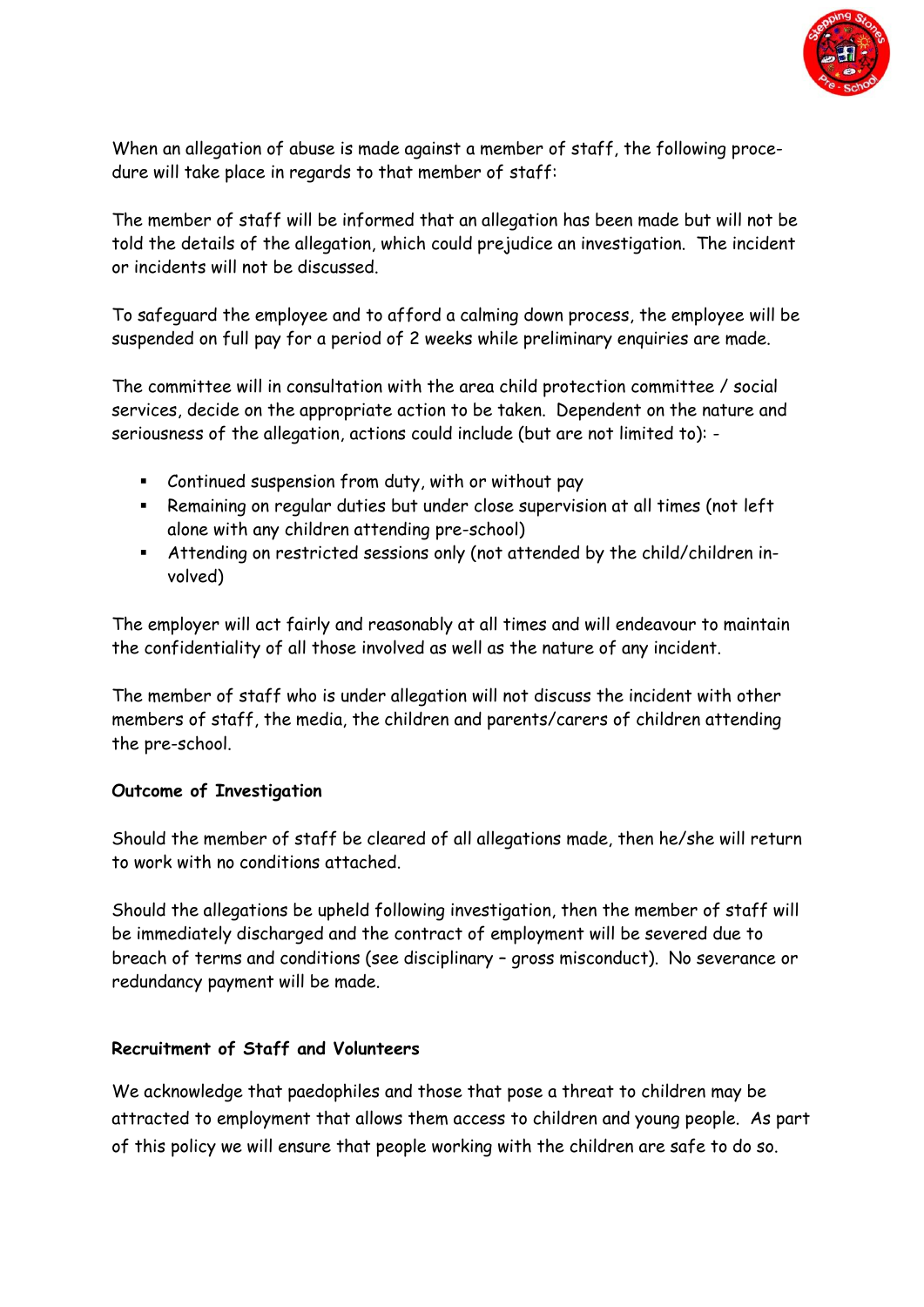When an allegation of abuse is made against a member of staff, the following procedure will take place in regards to that member of staff:

The member of staff will be informed that an allegation has been made but will not be told the details of the allegation, which could prejudice an investigation. The incident or incidents will not be discussed.

To safeguard the employee and to afford a calming down process, the employee will be suspended on full pay for a period of 2 weeks while preliminary enquiries are made.

The committee will in consultation with the area child protection committee / social services, decide on the appropriate action to be taken. Dependent on the nature and seriousness of the allegation, actions could include (but are not limited to): -

- Continued suspension from duty, with or without pay
- Remaining on regular duties but under close supervision at all times (not left alone with any children attending pre-school)
- Attending on restricted sessions only (not attended by the child/children involved)

The employer will act fairly and reasonably at all times and will endeavour to maintain the confidentiality of all those involved as well as the nature of any incident.

The member of staff who is under allegation will not discuss the incident with other members of staff, the media, the children and parents/carers of children attending the pre-school.

**Outcome of Investigation**

Should the member of staff be cleared of all allegations made, then he/she will return to work with no conditions attached.

Should the allegations be upheld following investigation, then the member of staff will be immediately discharged and the contract of employment will be severed due to breach of terms and conditions (see disciplinary – gross misconduct). No severance or redundancy payment will be made.

**Recruitment of Staff and Volunteers**

We acknowledge that paedophiles and those that pose a threat to children may be attracted to employment that allows them access to children and young people. As part of this policy we will ensure that people working with the children are safe to do so.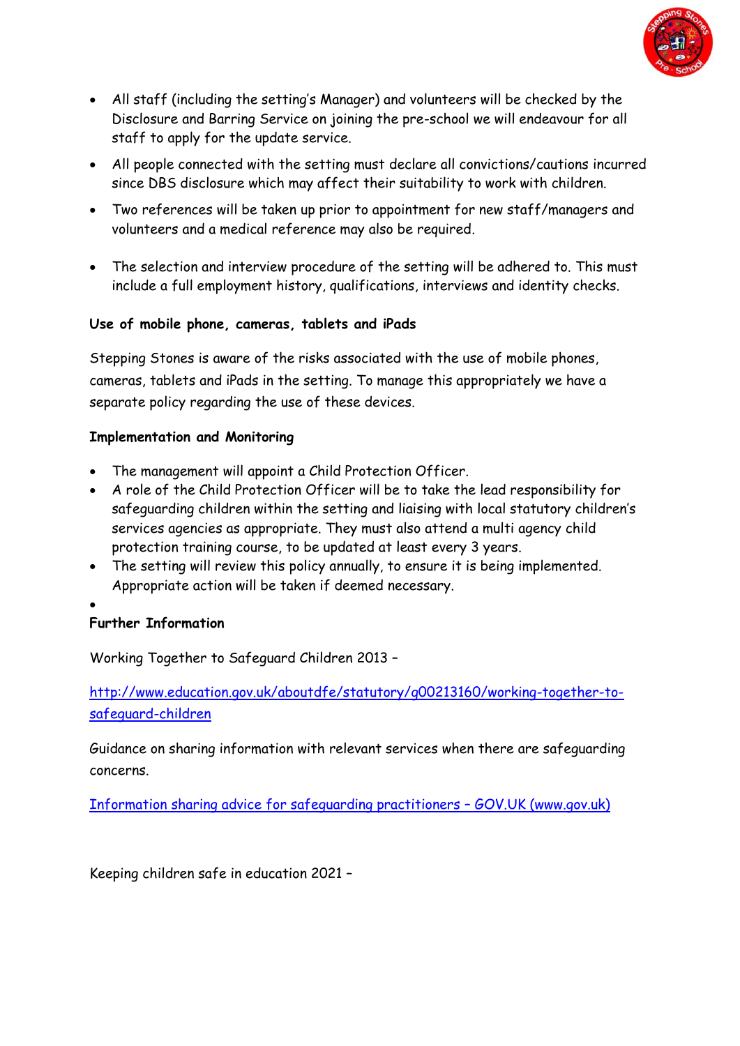- All staff (including the setting's Manager) and volunteers will be checked by the Disclosure and Barring Service on joining the pre-school we will endeavour for all staff to apply for the update service.
- All people connected with the setting must declare all convictions/cautions incurred since DBS disclosure which may affect their suitability to work with children.
- Two references will be taken up prior to appointment for new staff/managers and volunteers and a medical reference may also be required.
- The selection and interview procedure of the setting will be adhered to. This must include a full employment history, qualifications, interviews and identity checks.

**Use of mobile phone, cameras, tablets and iPads**

Stepping Stones is aware of the risks associated with the use of mobile phones, cameras, tablets and iPads in the setting. To manage this appropriately we have a separate policy regarding the use of these devices.

**Implementation and Monitoring**

- The management will appoint a Child Protection Officer.
- A role of the Child Protection Officer will be to take the lead responsibility for safeguarding children within the setting and liaising with local statutory children's services agencies as appropriate. They must also attend a multi agency child protection training course, to be updated at least every 3 years.
- The setting will review this policy annually, to ensure it is being implemented. Appropriate action will be taken if deemed necessary.

**Further Information**

Working Together to Safeguard Children 2013 –

[http://www.education.gov.uk/aboutdfe/statutory/g00213160/working-together-to-safeguard-children](http://www.education.gov.uk/aboutdfe/statutory/g00213160/working-together-to-safeguard-children)

Guidance on sharing information with relevant services when there are safeguarding concerns.

Information sharing advice for safeguarding practitioners – GOV.UK (www.gov.uk)

Keeping children safe in education 2021 –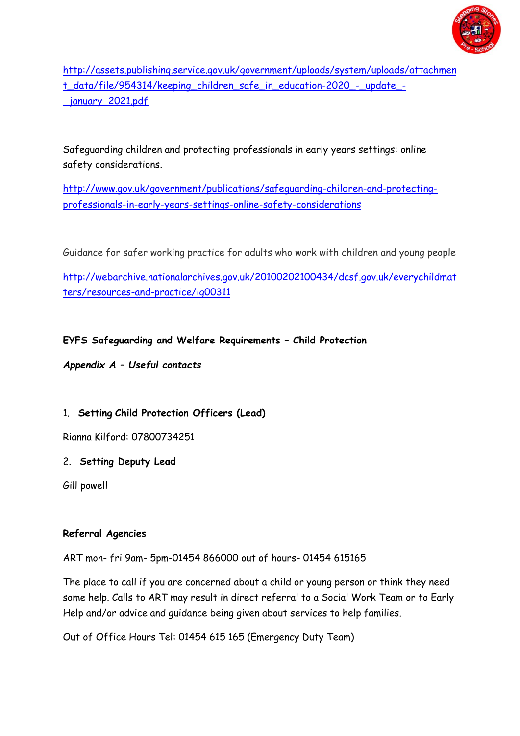http://assets.publishing.service.gov.uk/government/uploads/system/uploads/attachment_data/file/954314/keeping_children_safe_in_education-2020_-_update_-_january_2021.pdf

Safeguarding children and protecting professionals in early years settings: online safety considerations.

http://www.gov.uk/government/publications/safeguarding-children-and-protecting-professionals-in-early-years-settings-online-safety-considerations

Guidance for safer working practice for adults who work with children and young people

http://webarchive.nationalarchives.gov.uk/20100202100434/dcsf.gov.uk/everychildmatters/resources-and-practice/ig00311

**EYFS Safeguarding and Welfare Requirements – Child Protection**

***Appendix A – Useful contacts***

1. **Setting Child Protection Officers (Lead)**

Rianna Kilford: 07800734251

2. **Setting Deputy Lead**

Gill powell

**Referral Agencies**

ART mon- fri 9am- 5pm-01454 866000 out of hours- 01454 615165

The place to call if you are concerned about a child or young person or think they need some help. Calls to ART may result in direct referral to a Social Work Team or to Early Help and/or advice and guidance being given about services to help families.

Out of Office Hours Tel: 01454 615 165 (Emergency Duty Team)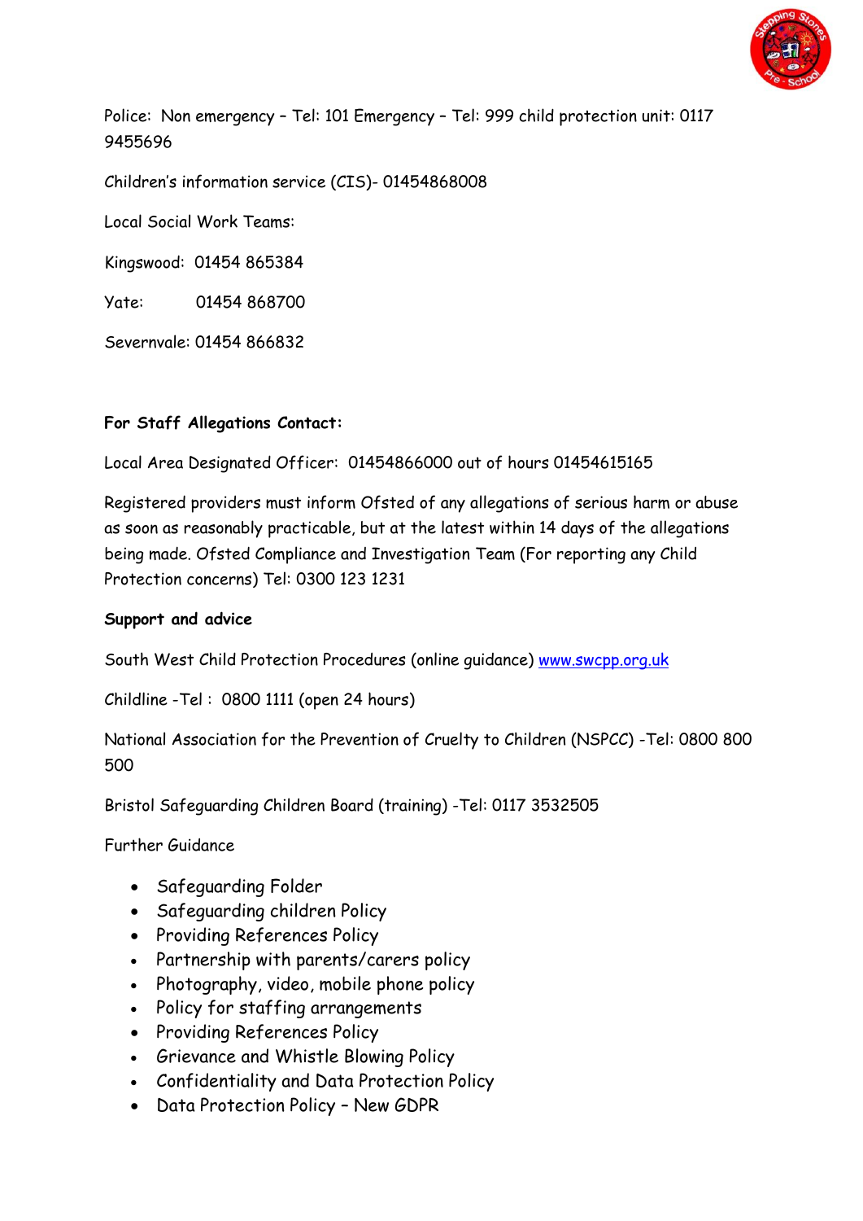Police: Non emergency – Tel: 101 Emergency – Tel: 999 child protection unit: 0117 9455696

Children's information service (CIS)- 01454868008

Local Social Work Teams:

Kingswood: 01454 865384

Yate: 01454 868700

Severnvale: 01454 866832

**For Staff Allegations Contact:**

Local Area Designated Officer: 01454866000 out of hours 01454615165

Registered providers must inform Ofsted of any allegations of serious harm or abuse as soon as reasonably practicable, but at the latest within 14 days of the allegations being made. Ofsted Compliance and Investigation Team (For reporting any Child Protection concerns) Tel: 0300 123 1231

**Support and advice**

South West Child Protection Procedures (online guidance) [www.swcpp.org.uk](http://www.swcpp.org.uk)

Childline -Tel : 0800 1111 (open 24 hours)

National Association for the Prevention of Cruelty to Children (NSPCC) -Tel: 0800 800 500

Bristol Safeguarding Children Board (training) -Tel: 0117 3532505

Further Guidance

- Safeguarding Folder
- Safeguarding children Policy
- Providing References Policy
- Partnership with parents/carers policy
- Photography, video, mobile phone policy
- Policy for staffing arrangements
- Providing References Policy
- Grievance and Whistle Blowing Policy
- Confidentiality and Data Protection Policy
- Data Protection Policy – New GDPR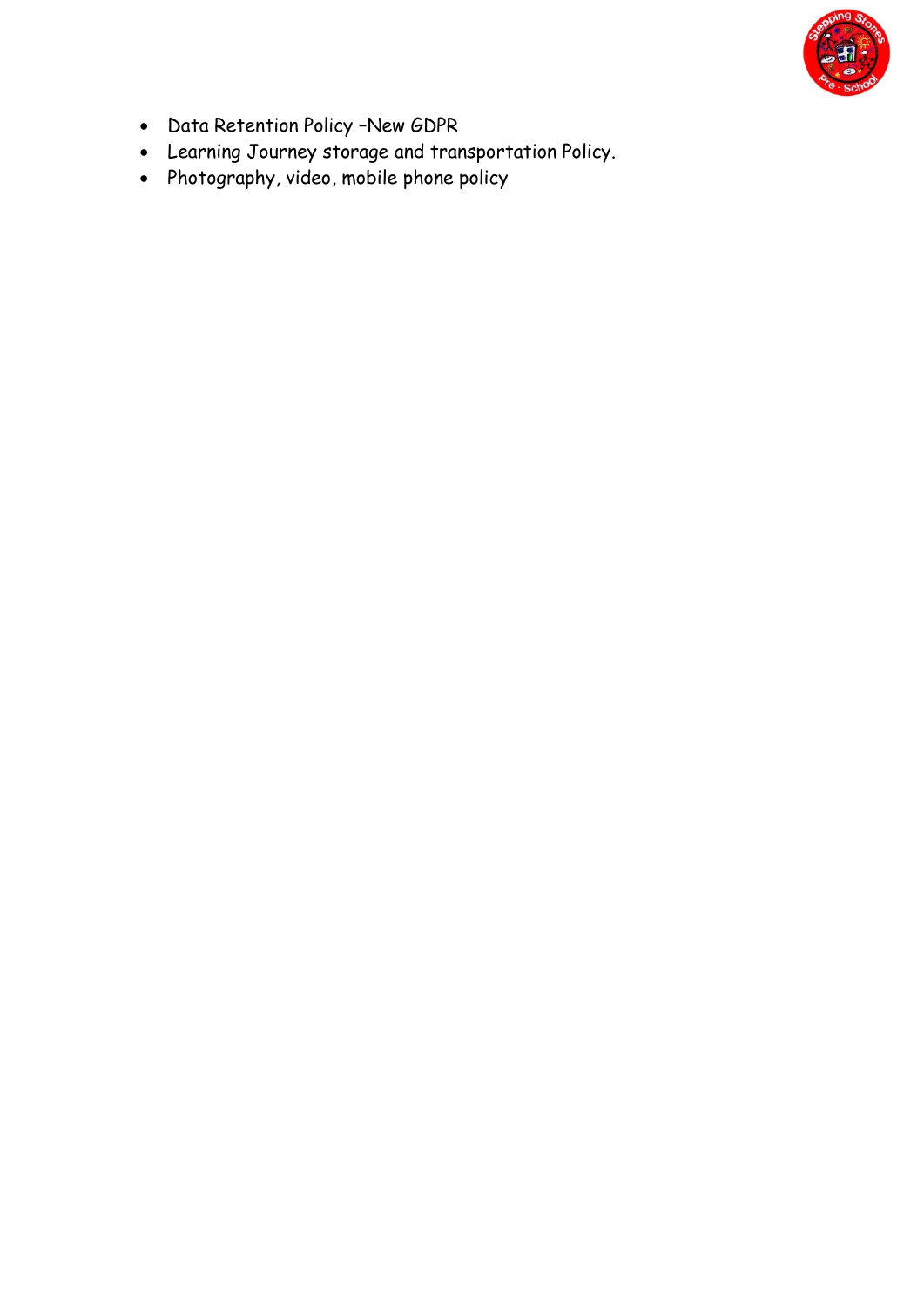- Data Retention Policy –New GDPR
- Learning Journey storage and transportation Policy.
- Photography, video, mobile phone policy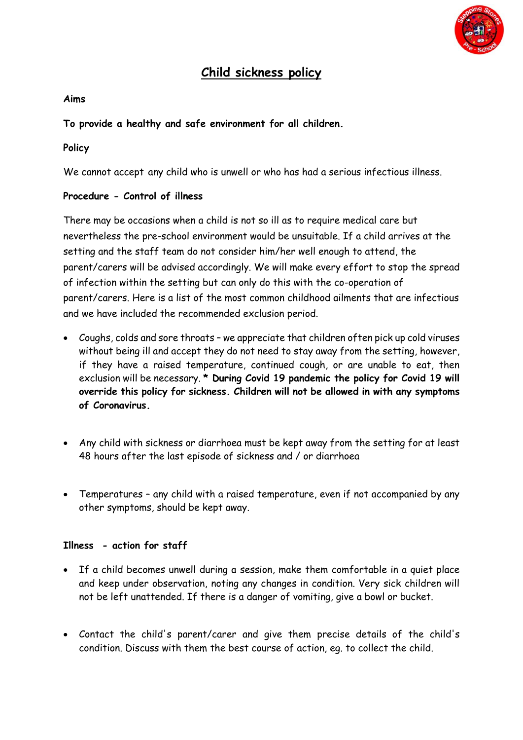# Child sickness policy

**Aims**

**To provide a healthy and safe environment for all children.**

**Policy**

We cannot accept any child who is unwell or who has had a serious infectious illness.

**Procedure - Control of illness**

There may be occasions when a child is not so ill as to require medical care but nevertheless the pre-school environment would be unsuitable. If a child arrives at the setting and the staff team do not consider him/her well enough to attend, the parent/carers will be advised accordingly. We will make every effort to stop the spread of infection within the setting but can only do this with the co-operation of parent/carers. Here is a list of the most common childhood ailments that are infectious and we have included the recommended exclusion period.

- Coughs, colds and sore throats – we appreciate that children often pick up cold viruses without being ill and accept they do not need to stay away from the setting, however, if they have a raised temperature, continued cough, or are unable to eat, then exclusion will be necessary. **\* During Covid 19 pandemic the policy for Covid 19 will override this policy for sickness. Children will not be allowed in with any symptoms of Coronavirus.**

- Any child with sickness or diarrhoea must be kept away from the setting for at least 48 hours after the last episode of sickness and / or diarrhoea

- Temperatures – any child with a raised temperature, even if not accompanied by any other symptoms, should be kept away.

**Illness - action for staff**

- If a child becomes unwell during a session, make them comfortable in a quiet place and keep under observation, noting any changes in condition. Very sick children will not be left unattended. If there is a danger of vomiting, give a bowl or bucket.

- Contact the child's parent/carer and give them precise details of the child's condition. Discuss with them the best course of action, eg. to collect the child.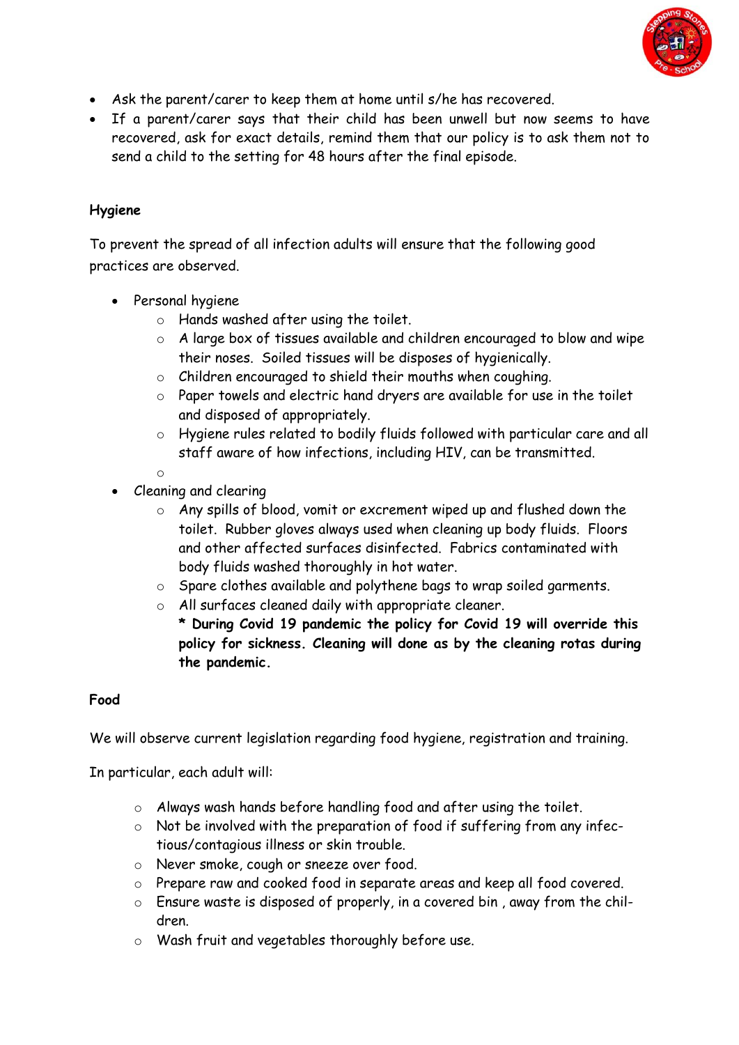- Ask the parent/carer to keep them at home until s/he has recovered.
- If a parent/carer says that their child has been unwell but now seems to have recovered, ask for exact details, remind them that our policy is to ask them not to send a child to the setting for 48 hours after the final episode.

**Hygiene**

To prevent the spread of all infection adults will ensure that the following good practices are observed.

- Personal hygiene
  - Hands washed after using the toilet.
  - A large box of tissues available and children encouraged to blow and wipe their noses. Soiled tissues will be disposes of hygienically.
  - Children encouraged to shield their mouths when coughing.
  - Paper towels and electric hand dryers are available for use in the toilet and disposed of appropriately.
  - Hygiene rules related to bodily fluids followed with particular care and all staff aware of how infections, including HIV, can be transmitted.
  - 
- Cleaning and clearing
  - Any spills of blood, vomit or excrement wiped up and flushed down the toilet. Rubber gloves always used when cleaning up body fluids. Floors and other affected surfaces disinfected. Fabrics contaminated with body fluids washed thoroughly in hot water.
  - Spare clothes available and polythene bags to wrap soiled garments.
  - All surfaces cleaned daily with appropriate cleaner.
    **\* During Covid 19 pandemic the policy for Covid 19 will override this policy for sickness. Cleaning will done as by the cleaning rotas during the pandemic.**

**Food**

We will observe current legislation regarding food hygiene, registration and training.

In particular, each adult will:

- Always wash hands before handling food and after using the toilet.
- Not be involved with the preparation of food if suffering from any infectious/contagious illness or skin trouble.
- Never smoke, cough or sneeze over food.
- Prepare raw and cooked food in separate areas and keep all food covered.
- Ensure waste is disposed of properly, in a covered bin , away from the children.
- Wash fruit and vegetables thoroughly before use.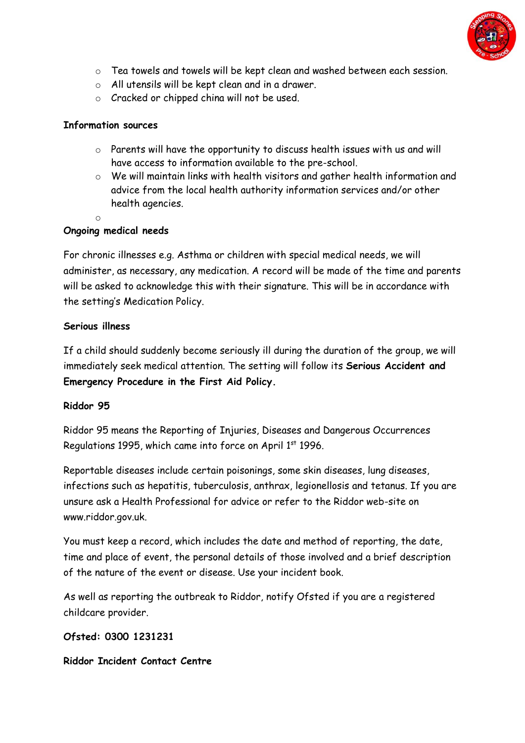- Tea towels and towels will be kept clean and washed between each session.
- All utensils will be kept clean and in a drawer.
- Cracked or chipped china will not be used.

**Information sources**

- Parents will have the opportunity to discuss health issues with us and will have access to information available to the pre-school.
- We will maintain links with health visitors and gather health information and advice from the local health authority information services and/or other health agencies.

**Ongoing medical needs**

For chronic illnesses e.g. Asthma or children with special medical needs, we will administer, as necessary, any medication. A record will be made of the time and parents will be asked to acknowledge this with their signature. This will be in accordance with the setting's Medication Policy.

**Serious illness**

If a child should suddenly become seriously ill during the duration of the group, we will immediately seek medical attention. The setting will follow its **Serious Accident and Emergency Procedure in the First Aid Policy.**

**Riddor 95**

Riddor 95 means the Reporting of Injuries, Diseases and Dangerous Occurrences Regulations 1995, which came into force on April 1st 1996.

Reportable diseases include certain poisonings, some skin diseases, lung diseases, infections such as hepatitis, tuberculosis, anthrax, legionellosis and tetanus. If you are unsure ask a Health Professional for advice or refer to the Riddor web-site on www.riddor.gov.uk.

You must keep a record, which includes the date and method of reporting, the date, time and place of event, the personal details of those involved and a brief description of the nature of the event or disease. Use your incident book.

As well as reporting the outbreak to Riddor, notify Ofsted if you are a registered childcare provider.

**Ofsted: 0300 1231231**

**Riddor Incident Contact Centre**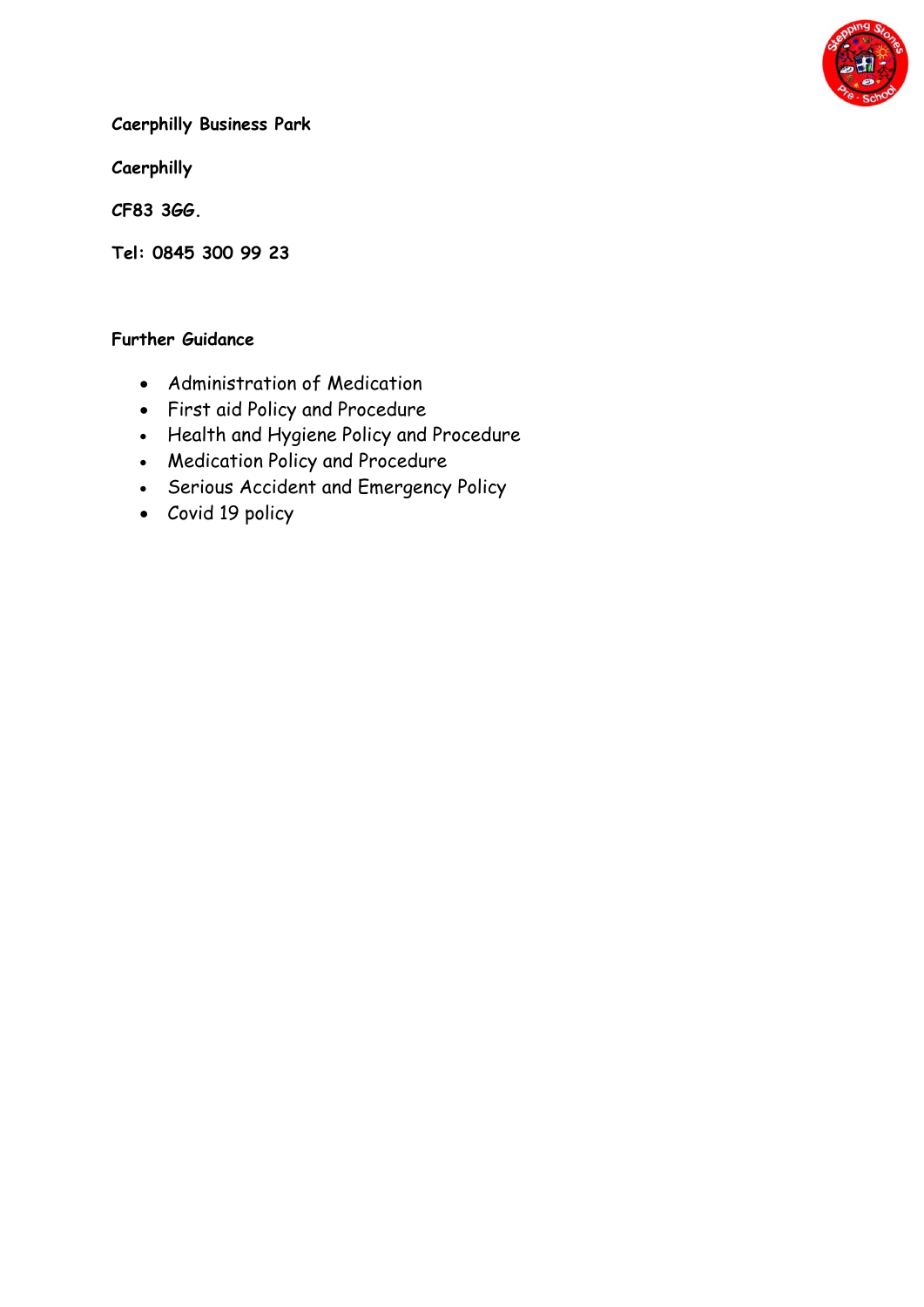**Caerphilly Business Park**

**Caerphilly**

**CF83 3GG.**

**Tel: 0845 300 99 23**

**Further Guidance**

- Administration of Medication
- First aid Policy and Procedure
- Health and Hygiene Policy and Procedure
- Medication Policy and Procedure
- Serious Accident and Emergency Policy
- Covid 19 policy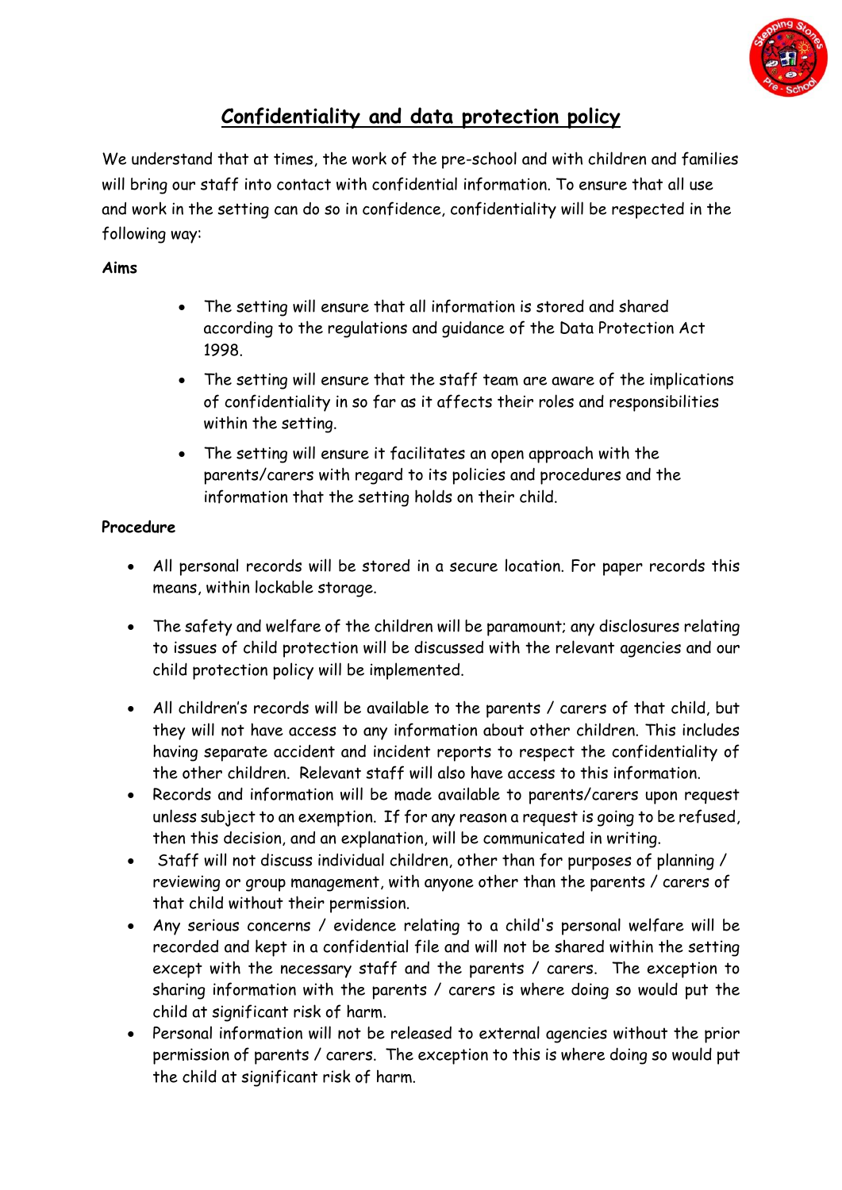# Confidentiality and data protection policy

We understand that at times, the work of the pre-school and with children and families will bring our staff into contact with confidential information. To ensure that all use and work in the setting can do so in confidence, confidentiality will be respected in the following way:

**Aims**

- The setting will ensure that all information is stored and shared according to the regulations and guidance of the Data Protection Act 1998.
- The setting will ensure that the staff team are aware of the implications of confidentiality in so far as it affects their roles and responsibilities within the setting.
- The setting will ensure it facilitates an open approach with the parents/carers with regard to its policies and procedures and the information that the setting holds on their child.

**Procedure**

- All personal records will be stored in a secure location. For paper records this means, within lockable storage.
- The safety and welfare of the children will be paramount; any disclosures relating to issues of child protection will be discussed with the relevant agencies and our child protection policy will be implemented.
- All children's records will be available to the parents / carers of that child, but they will not have access to any information about other children. This includes having separate accident and incident reports to respect the confidentiality of the other children. Relevant staff will also have access to this information.
- Records and information will be made available to parents/carers upon request unless subject to an exemption. If for any reason a request is going to be refused, then this decision, and an explanation, will be communicated in writing.
- Staff will not discuss individual children, other than for purposes of planning / reviewing or group management, with anyone other than the parents / carers of that child without their permission.
- Any serious concerns / evidence relating to a child's personal welfare will be recorded and kept in a confidential file and will not be shared within the setting except with the necessary staff and the parents / carers. The exception to sharing information with the parents / carers is where doing so would put the child at significant risk of harm.
- Personal information will not be released to external agencies without the prior permission of parents / carers. The exception to this is where doing so would put the child at significant risk of harm.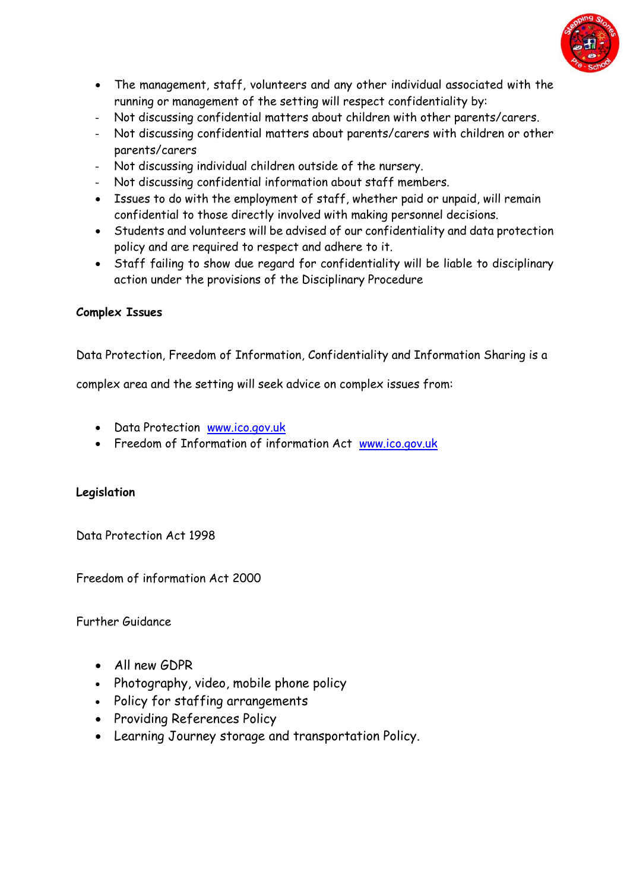- The management, staff, volunteers and any other individual associated with the running or management of the setting will respect confidentiality by:
  - Not discussing confidential matters about children with other parents/carers.
  - Not discussing confidential matters about parents/carers with children or other parents/carers
  - Not discussing individual children outside of the nursery.
  - Not discussing confidential information about staff members.
- Issues to do with the employment of staff, whether paid or unpaid, will remain confidential to those directly involved with making personnel decisions.
- Students and volunteers will be advised of our confidentiality and data protection policy and are required to respect and adhere to it.
- Staff failing to show due regard for confidentiality will be liable to disciplinary action under the provisions of the Disciplinary Procedure

**Complex Issues**

Data Protection, Freedom of Information, Confidentiality and Information Sharing is a complex area and the setting will seek advice on complex issues from:

- Data Protection [www.ico.gov.uk](http://www.ico.gov.uk)
- Freedom of Information of information Act [www.ico.gov.uk](http://www.ico.gov.uk)

**Legislation**

Data Protection Act 1998

Freedom of information Act 2000

Further Guidance

- All new GDPR
- Photography, video, mobile phone policy
- Policy for staffing arrangements
- Providing References Policy
- Learning Journey storage and transportation Policy.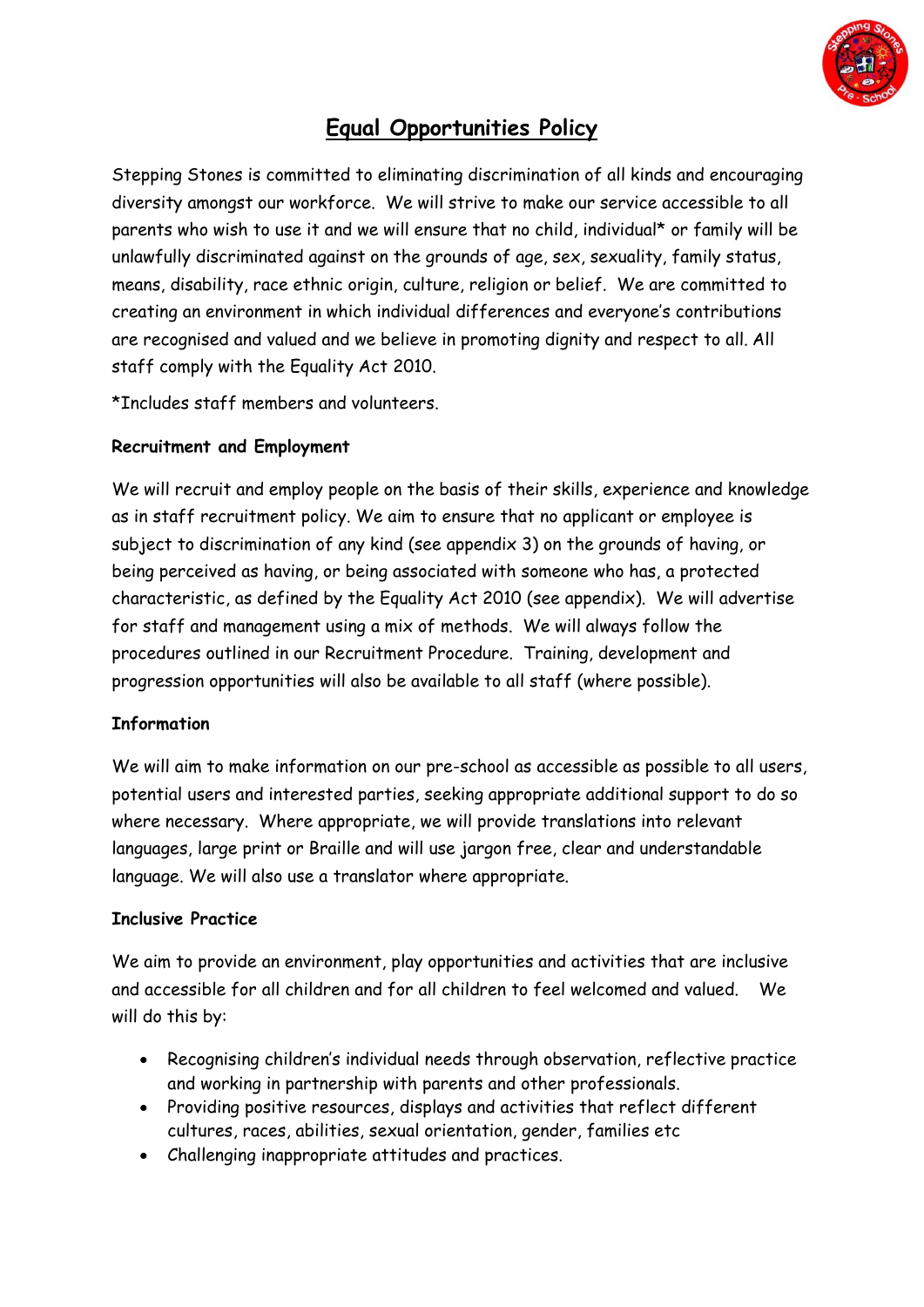# Equal Opportunities Policy

Stepping Stones is committed to eliminating discrimination of all kinds and encouraging diversity amongst our workforce. We will strive to make our service accessible to all parents who wish to use it and we will ensure that no child, individual* or family will be unlawfully discriminated against on the grounds of age, sex, sexuality, family status, means, disability, race ethnic origin, culture, religion or belief. We are committed to creating an environment in which individual differences and everyone's contributions are recognised and valued and we believe in promoting dignity and respect to all. All staff comply with the Equality Act 2010.

*Includes staff members and volunteers.

**Recruitment and Employment**

We will recruit and employ people on the basis of their skills, experience and knowledge as in staff recruitment policy. We aim to ensure that no applicant or employee is subject to discrimination of any kind (see appendix 3) on the grounds of having, or being perceived as having, or being associated with someone who has, a protected characteristic, as defined by the Equality Act 2010 (see appendix). We will advertise for staff and management using a mix of methods. We will always follow the procedures outlined in our Recruitment Procedure. Training, development and progression opportunities will also be available to all staff (where possible).

**Information**

We will aim to make information on our pre-school as accessible as possible to all users, potential users and interested parties, seeking appropriate additional support to do so where necessary. Where appropriate, we will provide translations into relevant languages, large print or Braille and will use jargon free, clear and understandable language. We will also use a translator where appropriate.

**Inclusive Practice**

We aim to provide an environment, play opportunities and activities that are inclusive and accessible for all children and for all children to feel welcomed and valued. We will do this by:

- Recognising children's individual needs through observation, reflective practice and working in partnership with parents and other professionals.
- Providing positive resources, displays and activities that reflect different cultures, races, abilities, sexual orientation, gender, families etc
- Challenging inappropriate attitudes and practices.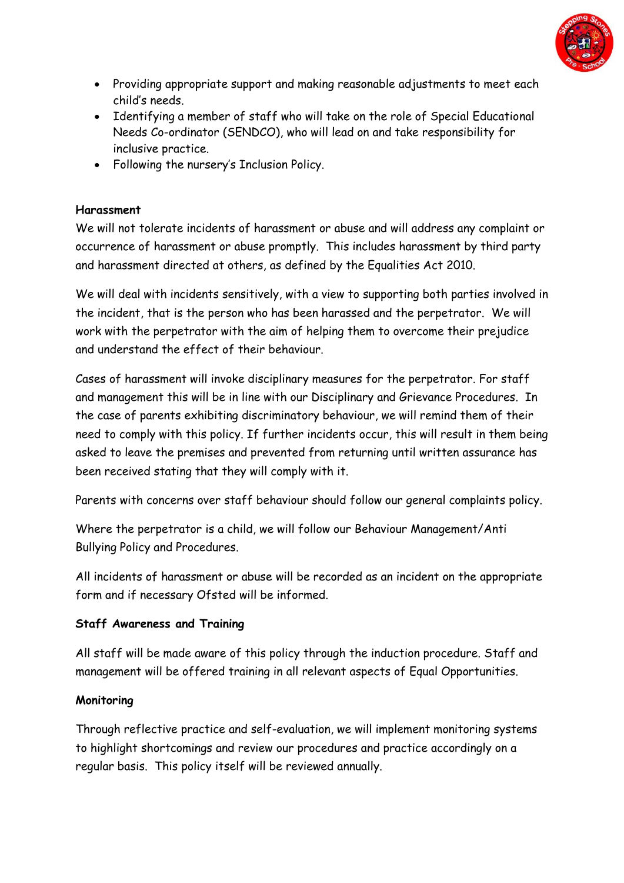- Providing appropriate support and making reasonable adjustments to meet each child's needs.
- Identifying a member of staff who will take on the role of Special Educational Needs Co-ordinator (SENDCO), who will lead on and take responsibility for inclusive practice.
- Following the nursery's Inclusion Policy.

**Harassment**

We will not tolerate incidents of harassment or abuse and will address any complaint or occurrence of harassment or abuse promptly. This includes harassment by third party and harassment directed at others, as defined by the Equalities Act 2010.

We will deal with incidents sensitively, with a view to supporting both parties involved in the incident, that is the person who has been harassed and the perpetrator. We will work with the perpetrator with the aim of helping them to overcome their prejudice and understand the effect of their behaviour.

Cases of harassment will invoke disciplinary measures for the perpetrator. For staff and management this will be in line with our Disciplinary and Grievance Procedures. In the case of parents exhibiting discriminatory behaviour, we will remind them of their need to comply with this policy. If further incidents occur, this will result in them being asked to leave the premises and prevented from returning until written assurance has been received stating that they will comply with it.

Parents with concerns over staff behaviour should follow our general complaints policy.

Where the perpetrator is a child, we will follow our Behaviour Management/Anti Bullying Policy and Procedures.

All incidents of harassment or abuse will be recorded as an incident on the appropriate form and if necessary Ofsted will be informed.

**Staff Awareness and Training**

All staff will be made aware of this policy through the induction procedure. Staff and management will be offered training in all relevant aspects of Equal Opportunities.

**Monitoring**

Through reflective practice and self-evaluation, we will implement monitoring systems to highlight shortcomings and review our procedures and practice accordingly on a regular basis. This policy itself will be reviewed annually.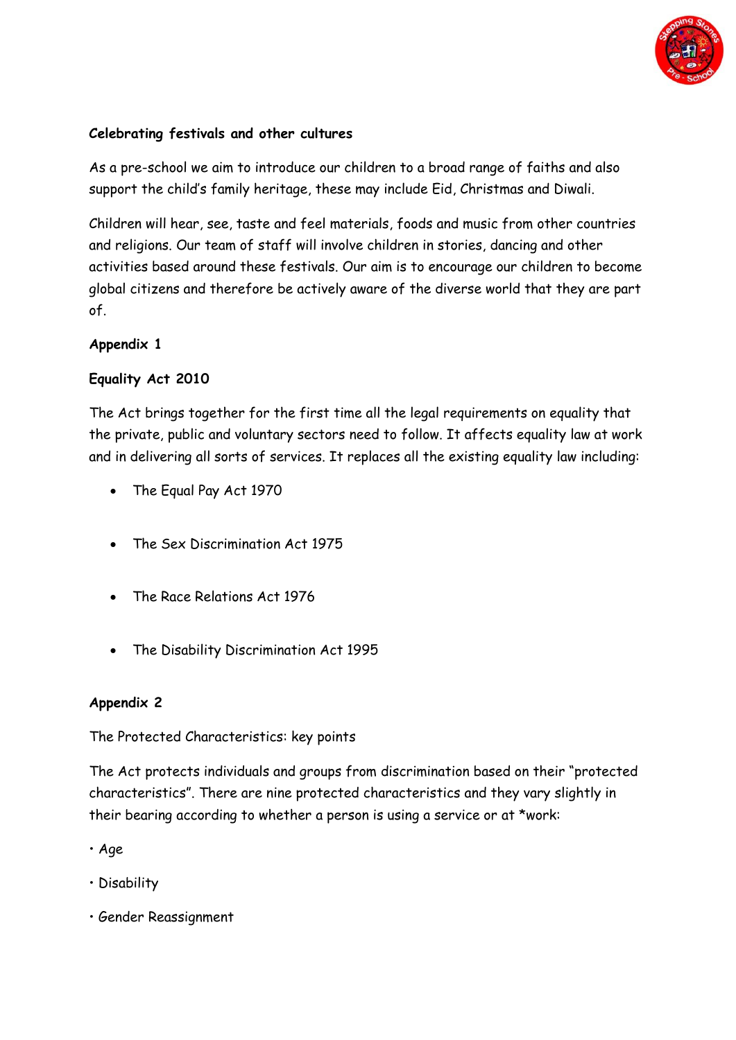**Celebrating festivals and other cultures**

As a pre-school we aim to introduce our children to a broad range of faiths and also support the child's family heritage, these may include Eid, Christmas and Diwali.

Children will hear, see, taste and feel materials, foods and music from other countries and religions. Our team of staff will involve children in stories, dancing and other activities based around these festivals. Our aim is to encourage our children to become global citizens and therefore be actively aware of the diverse world that they are part of.

**Appendix 1**

**Equality Act 2010**

The Act brings together for the first time all the legal requirements on equality that the private, public and voluntary sectors need to follow. It affects equality law at work and in delivering all sorts of services. It replaces all the existing equality law including:

- The Equal Pay Act 1970
- The Sex Discrimination Act 1975
- The Race Relations Act 1976
- The Disability Discrimination Act 1995

**Appendix 2**

The Protected Characteristics: key points

The Act protects individuals and groups from discrimination based on their "protected characteristics". There are nine protected characteristics and they vary slightly in their bearing according to whether a person is using a service or at *work:

- Age
- Disability
- Gender Reassignment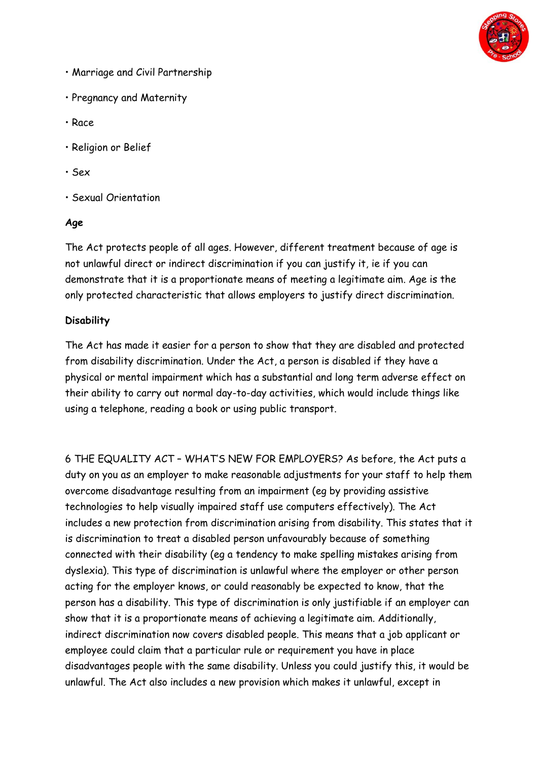- Marriage and Civil Partnership
- Pregnancy and Maternity
- Race
- Religion or Belief
- Sex
- Sexual Orientation

**Age**

The Act protects people of all ages. However, different treatment because of age is not unlawful direct or indirect discrimination if you can justify it, ie if you can demonstrate that it is a proportionate means of meeting a legitimate aim. Age is the only protected characteristic that allows employers to justify direct discrimination.

**Disability**

The Act has made it easier for a person to show that they are disabled and protected from disability discrimination. Under the Act, a person is disabled if they have a physical or mental impairment which has a substantial and long term adverse effect on their ability to carry out normal day-to-day activities, which would include things like using a telephone, reading a book or using public transport.

6 THE EQUALITY ACT – WHAT'S NEW FOR EMPLOYERS? As before, the Act puts a duty on you as an employer to make reasonable adjustments for your staff to help them overcome disadvantage resulting from an impairment (eg by providing assistive technologies to help visually impaired staff use computers effectively). The Act includes a new protection from discrimination arising from disability. This states that it is discrimination to treat a disabled person unfavourably because of something connected with their disability (eg a tendency to make spelling mistakes arising from dyslexia). This type of discrimination is unlawful where the employer or other person acting for the employer knows, or could reasonably be expected to know, that the person has a disability. This type of discrimination is only justifiable if an employer can show that it is a proportionate means of achieving a legitimate aim. Additionally, indirect discrimination now covers disabled people. This means that a job applicant or employee could claim that a particular rule or requirement you have in place disadvantages people with the same disability. Unless you could justify this, it would be unlawful. The Act also includes a new provision which makes it unlawful, except in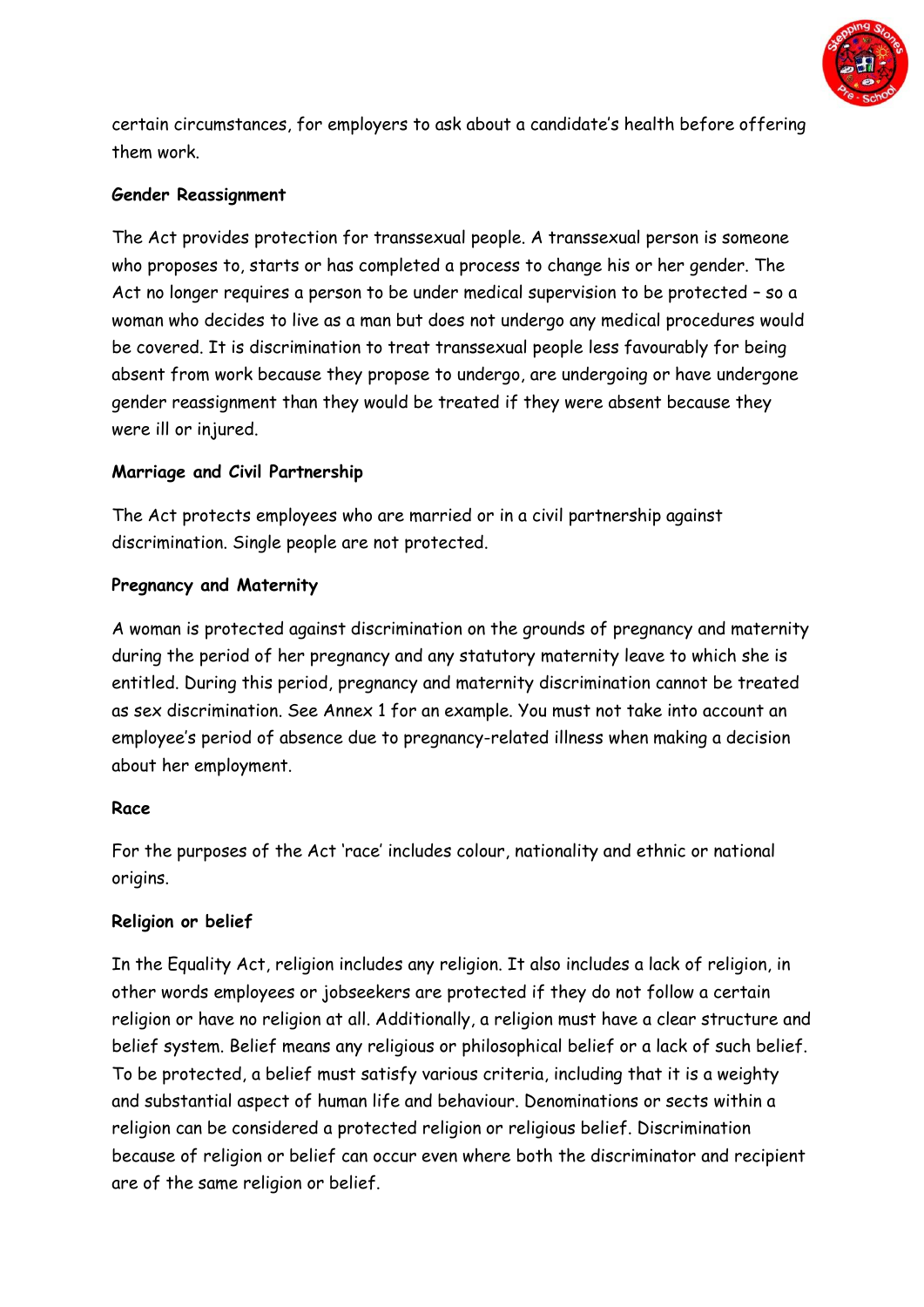certain circumstances, for employers to ask about a candidate's health before offering them work.

**Gender Reassignment**

The Act provides protection for transsexual people. A transsexual person is someone who proposes to, starts or has completed a process to change his or her gender. The Act no longer requires a person to be under medical supervision to be protected – so a woman who decides to live as a man but does not undergo any medical procedures would be covered. It is discrimination to treat transsexual people less favourably for being absent from work because they propose to undergo, are undergoing or have undergone gender reassignment than they would be treated if they were absent because they were ill or injured.

**Marriage and Civil Partnership**

The Act protects employees who are married or in a civil partnership against discrimination. Single people are not protected.

**Pregnancy and Maternity**

A woman is protected against discrimination on the grounds of pregnancy and maternity during the period of her pregnancy and any statutory maternity leave to which she is entitled. During this period, pregnancy and maternity discrimination cannot be treated as sex discrimination. See Annex 1 for an example. You must not take into account an employee's period of absence due to pregnancy-related illness when making a decision about her employment.

**Race**

For the purposes of the Act 'race' includes colour, nationality and ethnic or national origins.

**Religion or belief**

In the Equality Act, religion includes any religion. It also includes a lack of religion, in other words employees or jobseekers are protected if they do not follow a certain religion or have no religion at all. Additionally, a religion must have a clear structure and belief system. Belief means any religious or philosophical belief or a lack of such belief. To be protected, a belief must satisfy various criteria, including that it is a weighty and substantial aspect of human life and behaviour. Denominations or sects within a religion can be considered a protected religion or religious belief. Discrimination because of religion or belief can occur even where both the discriminator and recipient are of the same religion or belief.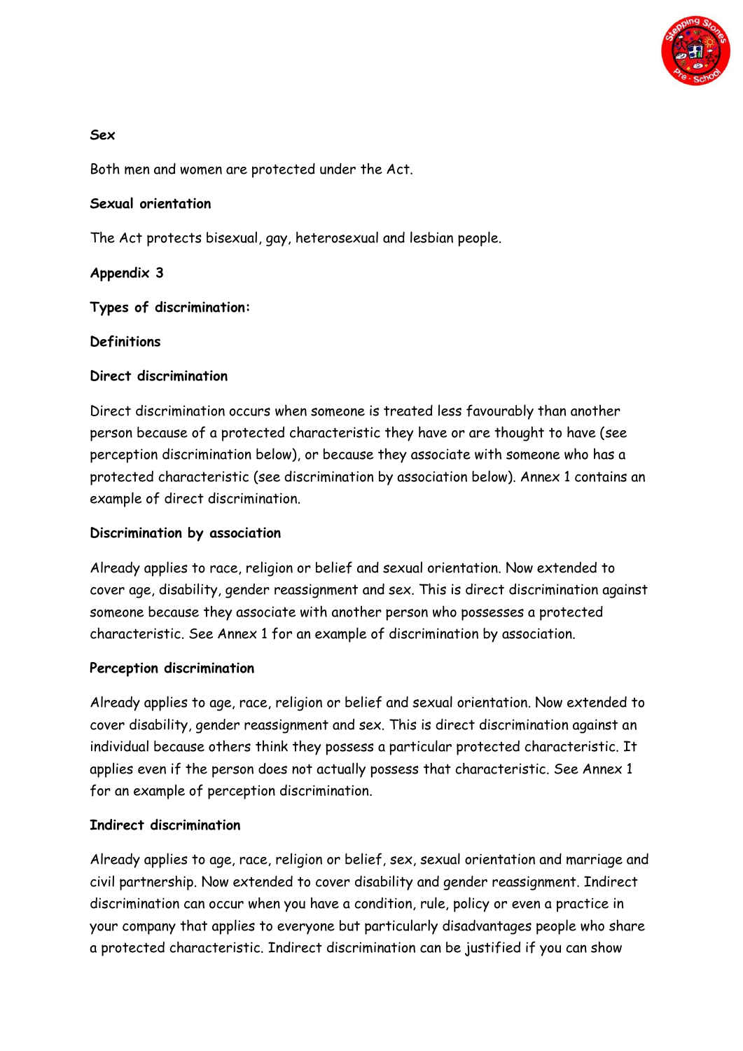**Sex**

Both men and women are protected under the Act.

**Sexual orientation**

The Act protects bisexual, gay, heterosexual and lesbian people.

**Appendix 3**

**Types of discrimination:**

**Definitions**

**Direct discrimination**

Direct discrimination occurs when someone is treated less favourably than another person because of a protected characteristic they have or are thought to have (see perception discrimination below), or because they associate with someone who has a protected characteristic (see discrimination by association below). Annex 1 contains an example of direct discrimination.

**Discrimination by association**

Already applies to race, religion or belief and sexual orientation. Now extended to cover age, disability, gender reassignment and sex. This is direct discrimination against someone because they associate with another person who possesses a protected characteristic. See Annex 1 for an example of discrimination by association.

**Perception discrimination**

Already applies to age, race, religion or belief and sexual orientation. Now extended to cover disability, gender reassignment and sex. This is direct discrimination against an individual because others think they possess a particular protected characteristic. It applies even if the person does not actually possess that characteristic. See Annex 1 for an example of perception discrimination.

**Indirect discrimination**

Already applies to age, race, religion or belief, sex, sexual orientation and marriage and civil partnership. Now extended to cover disability and gender reassignment. Indirect discrimination can occur when you have a condition, rule, policy or even a practice in your company that applies to everyone but particularly disadvantages people who share a protected characteristic. Indirect discrimination can be justified if you can show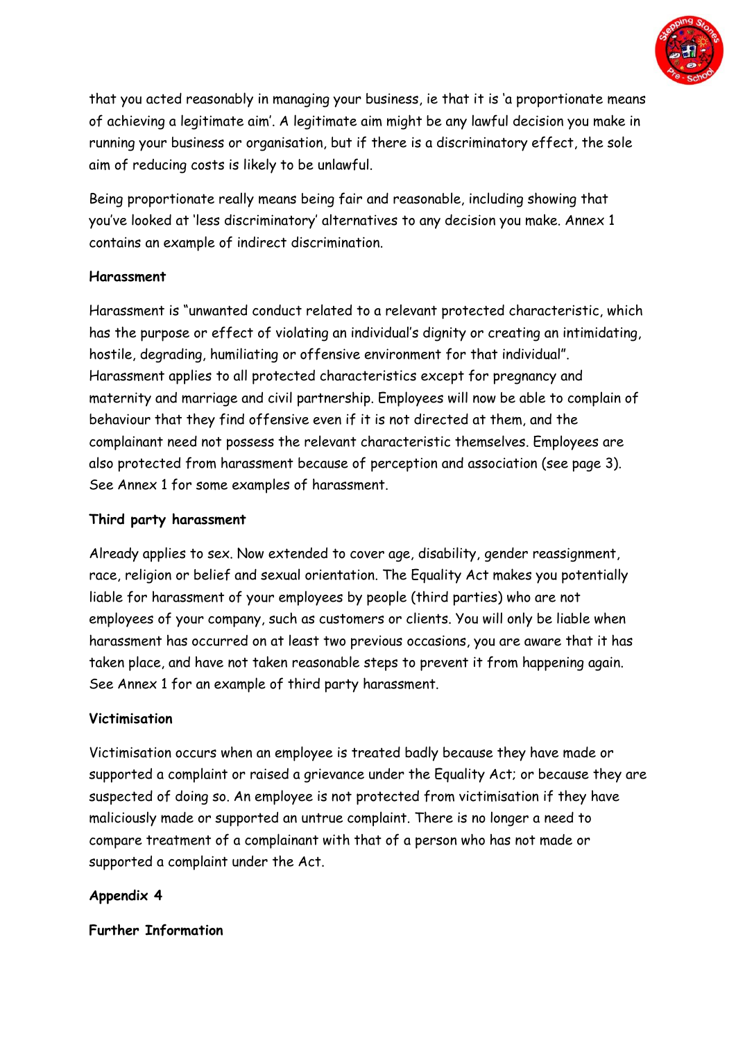that you acted reasonably in managing your business, ie that it is 'a proportionate means of achieving a legitimate aim'. A legitimate aim might be any lawful decision you make in running your business or organisation, but if there is a discriminatory effect, the sole aim of reducing costs is likely to be unlawful.

Being proportionate really means being fair and reasonable, including showing that you've looked at 'less discriminatory' alternatives to any decision you make. Annex 1 contains an example of indirect discrimination.

**Harassment**

Harassment is "unwanted conduct related to a relevant protected characteristic, which has the purpose or effect of violating an individual's dignity or creating an intimidating, hostile, degrading, humiliating or offensive environment for that individual". Harassment applies to all protected characteristics except for pregnancy and maternity and marriage and civil partnership. Employees will now be able to complain of behaviour that they find offensive even if it is not directed at them, and the complainant need not possess the relevant characteristic themselves. Employees are also protected from harassment because of perception and association (see page 3). See Annex 1 for some examples of harassment.

**Third party harassment**

Already applies to sex. Now extended to cover age, disability, gender reassignment, race, religion or belief and sexual orientation. The Equality Act makes you potentially liable for harassment of your employees by people (third parties) who are not employees of your company, such as customers or clients. You will only be liable when harassment has occurred on at least two previous occasions, you are aware that it has taken place, and have not taken reasonable steps to prevent it from happening again. See Annex 1 for an example of third party harassment.

**Victimisation**

Victimisation occurs when an employee is treated badly because they have made or supported a complaint or raised a grievance under the Equality Act; or because they are suspected of doing so. An employee is not protected from victimisation if they have maliciously made or supported an untrue complaint. There is no longer a need to compare treatment of a complainant with that of a person who has not made or supported a complaint under the Act.

**Appendix 4**

**Further Information**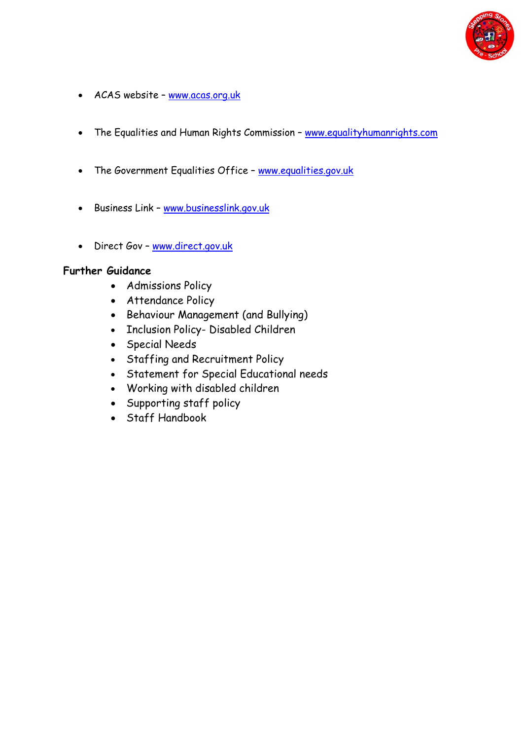- ACAS website – www.acas.org.uk

- The Equalities and Human Rights Commission – www.equalityhumanrights.com

- The Government Equalities Office – www.equalities.gov.uk

- Business Link – www.businesslink.gov.uk

- Direct Gov – www.direct.gov.uk

**Further Guidance**

- Admissions Policy
- Attendance Policy
- Behaviour Management (and Bullying)
- Inclusion Policy- Disabled Children
- Special Needs
- Staffing and Recruitment Policy
- Statement for Special Educational needs
- Working with disabled children
- Supporting staff policy
- Staff Handbook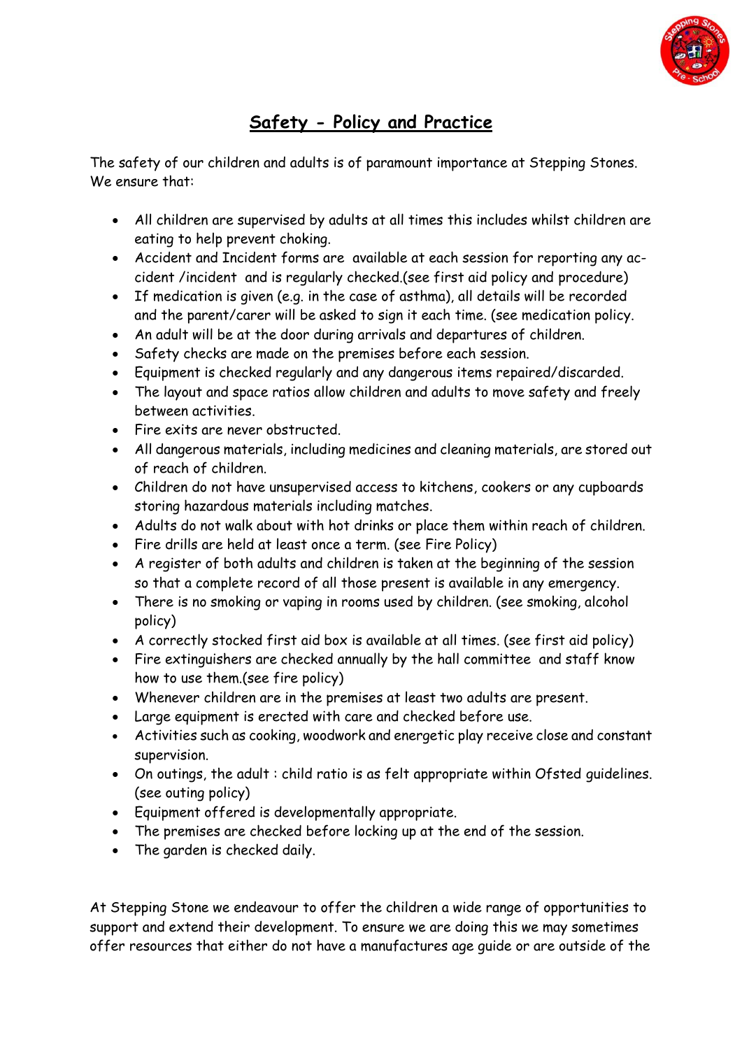# Safety - Policy and Practice

The safety of our children and adults is of paramount importance at Stepping Stones. We ensure that:

- All children are supervised by adults at all times this includes whilst children are eating to help prevent choking.
- Accident and Incident forms are available at each session for reporting any accident /incident and is regularly checked.(see first aid policy and procedure)
- If medication is given (e.g. in the case of asthma), all details will be recorded and the parent/carer will be asked to sign it each time. (see medication policy.
- An adult will be at the door during arrivals and departures of children.
- Safety checks are made on the premises before each session.
- Equipment is checked regularly and any dangerous items repaired/discarded.
- The layout and space ratios allow children and adults to move safety and freely between activities.
- Fire exits are never obstructed.
- All dangerous materials, including medicines and cleaning materials, are stored out of reach of children.
- Children do not have unsupervised access to kitchens, cookers or any cupboards storing hazardous materials including matches.
- Adults do not walk about with hot drinks or place them within reach of children.
- Fire drills are held at least once a term. (see Fire Policy)
- A register of both adults and children is taken at the beginning of the session so that a complete record of all those present is available in any emergency.
- There is no smoking or vaping in rooms used by children. (see smoking, alcohol policy)
- A correctly stocked first aid box is available at all times. (see first aid policy)
- Fire extinguishers are checked annually by the hall committee and staff know how to use them.(see fire policy)
- Whenever children are in the premises at least two adults are present.
- Large equipment is erected with care and checked before use.
- Activities such as cooking, woodwork and energetic play receive close and constant supervision.
- On outings, the adult : child ratio is as felt appropriate within Ofsted guidelines. (see outing policy)
- Equipment offered is developmentally appropriate.
- The premises are checked before locking up at the end of the session.
- The garden is checked daily.

At Stepping Stone we endeavour to offer the children a wide range of opportunities to support and extend their development. To ensure we are doing this we may sometimes offer resources that either do not have a manufactures age guide or are outside of the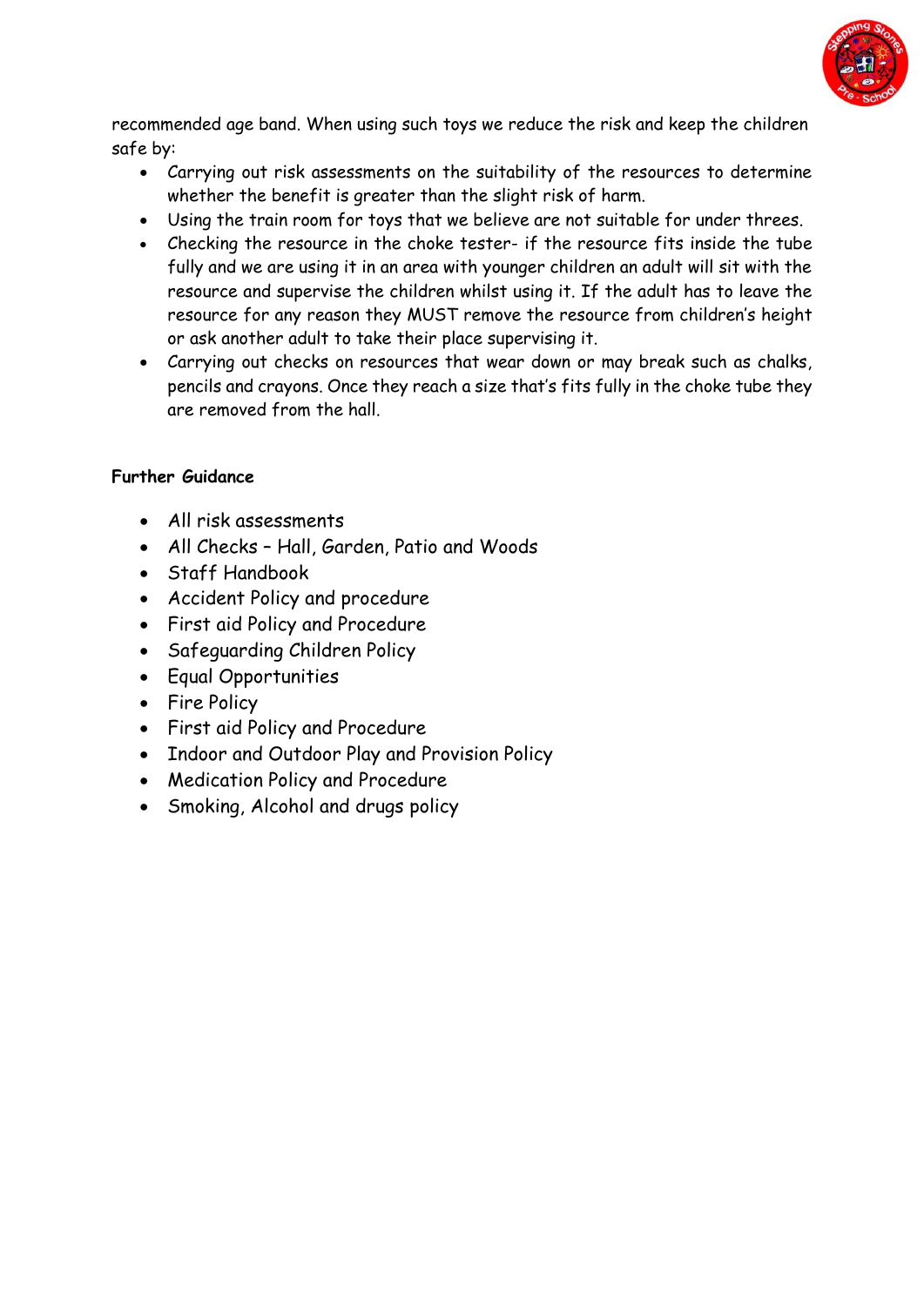recommended age band. When using such toys we reduce the risk and keep the children safe by:

- Carrying out risk assessments on the suitability of the resources to determine whether the benefit is greater than the slight risk of harm.
- Using the train room for toys that we believe are not suitable for under threes.
- Checking the resource in the choke tester- if the resource fits inside the tube fully and we are using it in an area with younger children an adult will sit with the resource and supervise the children whilst using it. If the adult has to leave the resource for any reason they MUST remove the resource from children's height or ask another adult to take their place supervising it.
- Carrying out checks on resources that wear down or may break such as chalks, pencils and crayons. Once they reach a size that's fits fully in the choke tube they are removed from the hall.

**Further Guidance**

- All risk assessments
- All Checks – Hall, Garden, Patio and Woods
- Staff Handbook
- Accident Policy and procedure
- First aid Policy and Procedure
- Safeguarding Children Policy
- Equal Opportunities
- Fire Policy
- First aid Policy and Procedure
- Indoor and Outdoor Play and Provision Policy
- Medication Policy and Procedure
- Smoking, Alcohol and drugs policy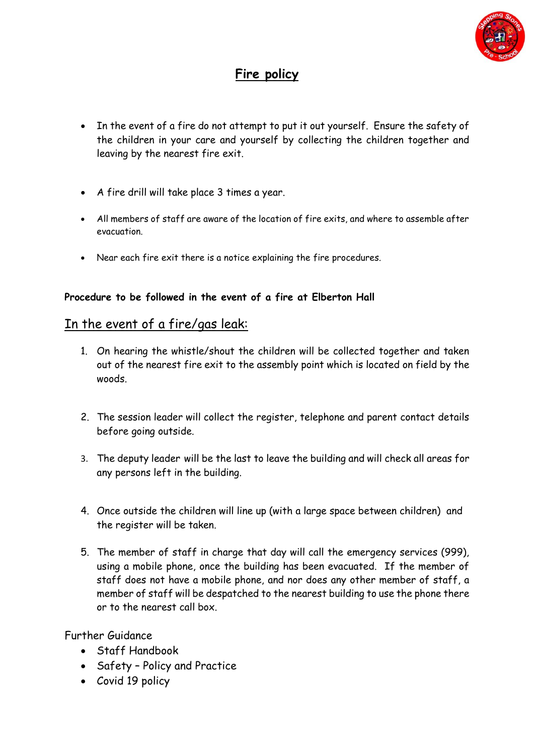# Fire policy

- In the event of a fire do not attempt to put it out yourself. Ensure the safety of the children in your care and yourself by collecting the children together and leaving by the nearest fire exit.

- A fire drill will take place 3 times a year.

- All members of staff are aware of the location of fire exits, and where to assemble after evacuation.

- Near each fire exit there is a notice explaining the fire procedures.

**Procedure to be followed in the event of a fire at Elberton Hall**

## In the event of a fire/gas leak:

1. On hearing the whistle/shout the children will be collected together and taken out of the nearest fire exit to the assembly point which is located on field by the woods.

2. The session leader will collect the register, telephone and parent contact details before going outside.

3. The deputy leader will be the last to leave the building and will check all areas for any persons left in the building.

4. Once outside the children will line up (with a large space between children) and the register will be taken.

5. The member of staff in charge that day will call the emergency services (999), using a mobile phone, once the building has been evacuated. If the member of staff does not have a mobile phone, and nor does any other member of staff, a member of staff will be despatched to the nearest building to use the phone there or to the nearest call box.

Further Guidance

- Staff Handbook
- Safety – Policy and Practice
- Covid 19 policy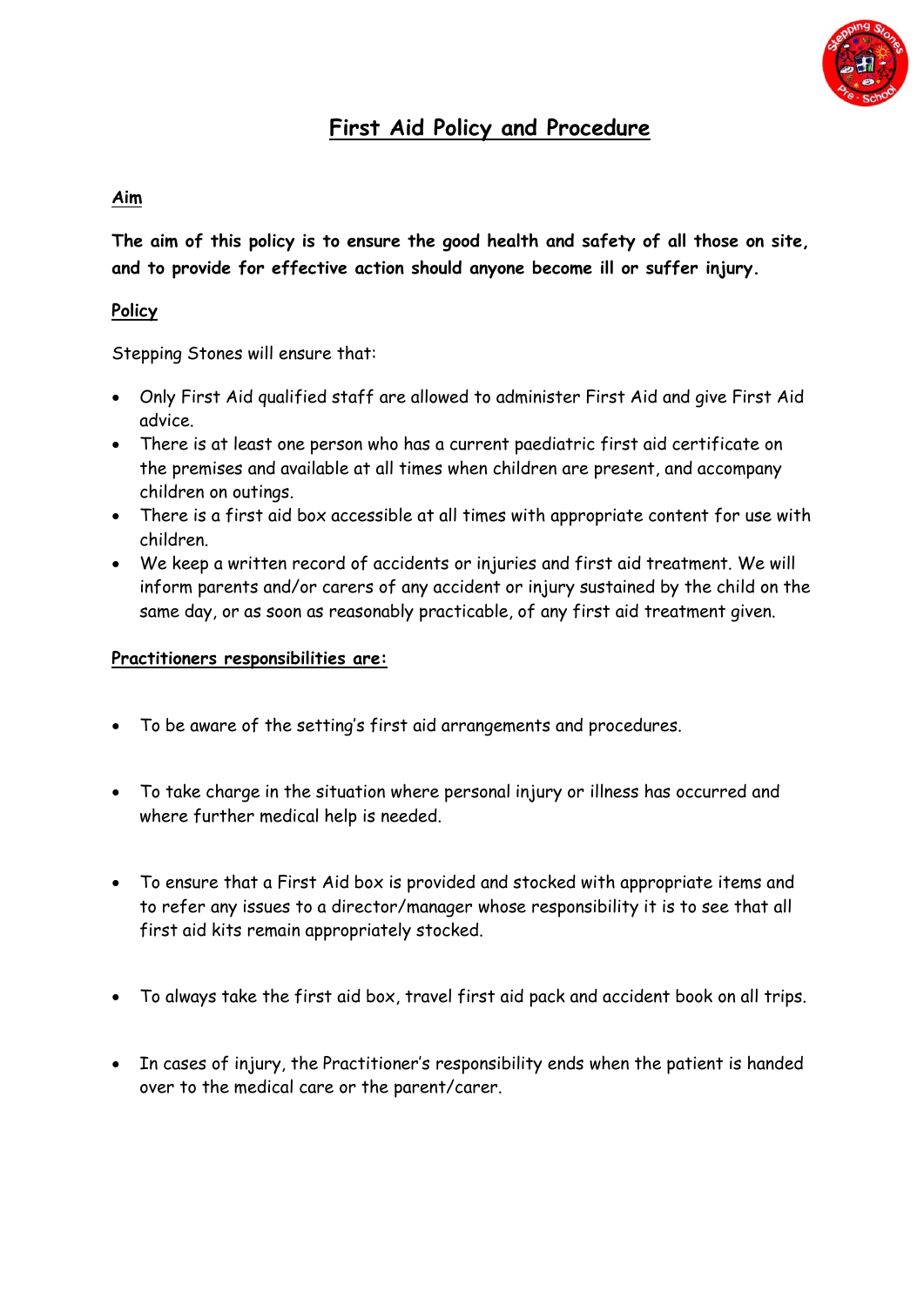# First Aid Policy and Procedure

## Aim

**The aim of this policy is to ensure the good health and safety of all those on site, and to provide for effective action should anyone become ill or suffer injury.**

## Policy

Stepping Stones will ensure that:

- Only First Aid qualified staff are allowed to administer First Aid and give First Aid advice.
- There is at least one person who has a current paediatric first aid certificate on the premises and available at all times when children are present, and accompany children on outings.
- There is a first aid box accessible at all times with appropriate content for use with children.
- We keep a written record of accidents or injuries and first aid treatment. We will inform parents and/or carers of any accident or injury sustained by the child on the same day, or as soon as reasonably practicable, of any first aid treatment given.

## Practitioners responsibilities are:

- To be aware of the setting's first aid arrangements and procedures.
- To take charge in the situation where personal injury or illness has occurred and where further medical help is needed.
- To ensure that a First Aid box is provided and stocked with appropriate items and to refer any issues to a director/manager whose responsibility it is to see that all first aid kits remain appropriately stocked.
- To always take the first aid box, travel first aid pack and accident book on all trips.
- In cases of injury, the Practitioner's responsibility ends when the patient is handed over to the medical care or the parent/carer.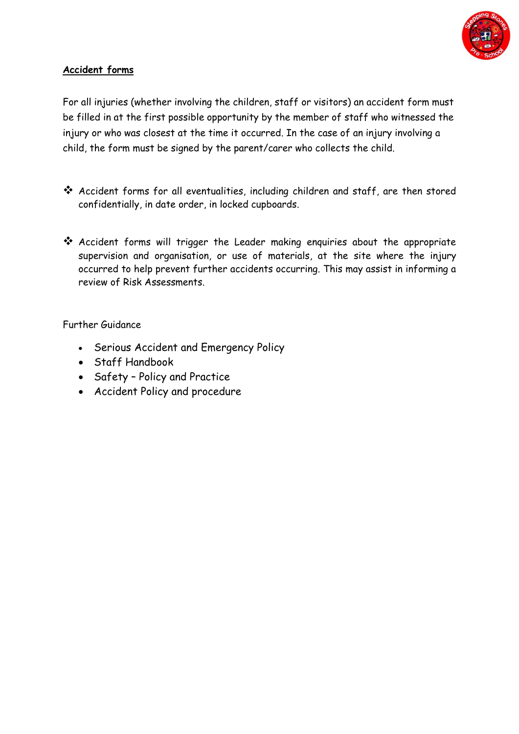**Accident forms**

For all injuries (whether involving the children, staff or visitors) an accident form must be filled in at the first possible opportunity by the member of staff who witnessed the injury or who was closest at the time it occurred. In the case of an injury involving a child, the form must be signed by the parent/carer who collects the child.

- Accident forms for all eventualities, including children and staff, are then stored confidentially, in date order, in locked cupboards.

- Accident forms will trigger the Leader making enquiries about the appropriate supervision and organisation, or use of materials, at the site where the injury occurred to help prevent further accidents occurring. This may assist in informing a review of Risk Assessments.

Further Guidance

- Serious Accident and Emergency Policy
- Staff Handbook
- Safety – Policy and Practice
- Accident Policy and procedure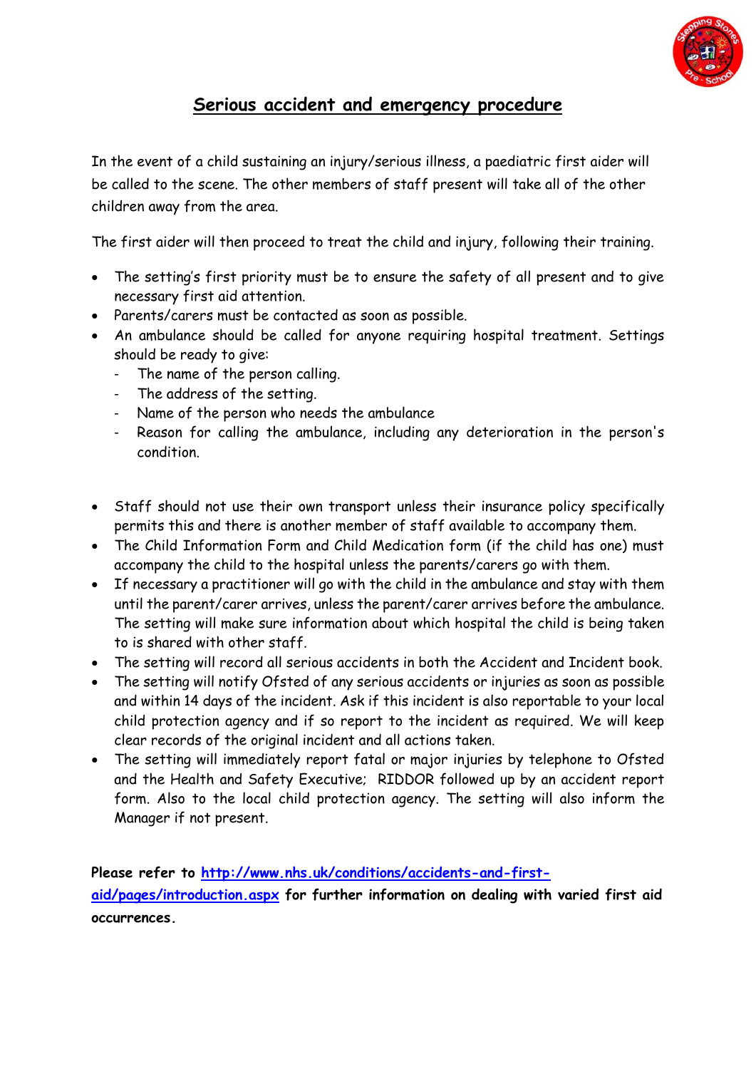# Serious accident and emergency procedure

In the event of a child sustaining an injury/serious illness, a paediatric first aider will be called to the scene. The other members of staff present will take all of the other children away from the area.

The first aider will then proceed to treat the child and injury, following their training.

- The setting's first priority must be to ensure the safety of all present and to give necessary first aid attention.
- Parents/carers must be contacted as soon as possible.
- An ambulance should be called for anyone requiring hospital treatment. Settings should be ready to give:
  - The name of the person calling.
  - The address of the setting.
  - Name of the person who needs the ambulance
  - Reason for calling the ambulance, including any deterioration in the person's condition.

- Staff should not use their own transport unless their insurance policy specifically permits this and there is another member of staff available to accompany them.
- The Child Information Form and Child Medication form (if the child has one) must accompany the child to the hospital unless the parents/carers go with them.
- If necessary a practitioner will go with the child in the ambulance and stay with them until the parent/carer arrives, unless the parent/carer arrives before the ambulance. The setting will make sure information about which hospital the child is being taken to is shared with other staff.
- The setting will record all serious accidents in both the Accident and Incident book.
- The setting will notify Ofsted of any serious accidents or injuries as soon as possible and within 14 days of the incident. Ask if this incident is also reportable to your local child protection agency and if so report to the incident as required. We will keep clear records of the original incident and all actions taken.
- The setting will immediately report fatal or major injuries by telephone to Ofsted and the Health and Safety Executive; RIDDOR followed up by an accident report form. Also to the local child protection agency. The setting will also inform the Manager if not present.

**Please refer to [http://www.nhs.uk/conditions/accidents-and-first-aid/pages/introduction.aspx](http://www.nhs.uk/conditions/accidents-and-first-aid/pages/introduction.aspx) for further information on dealing with varied first aid occurrences.**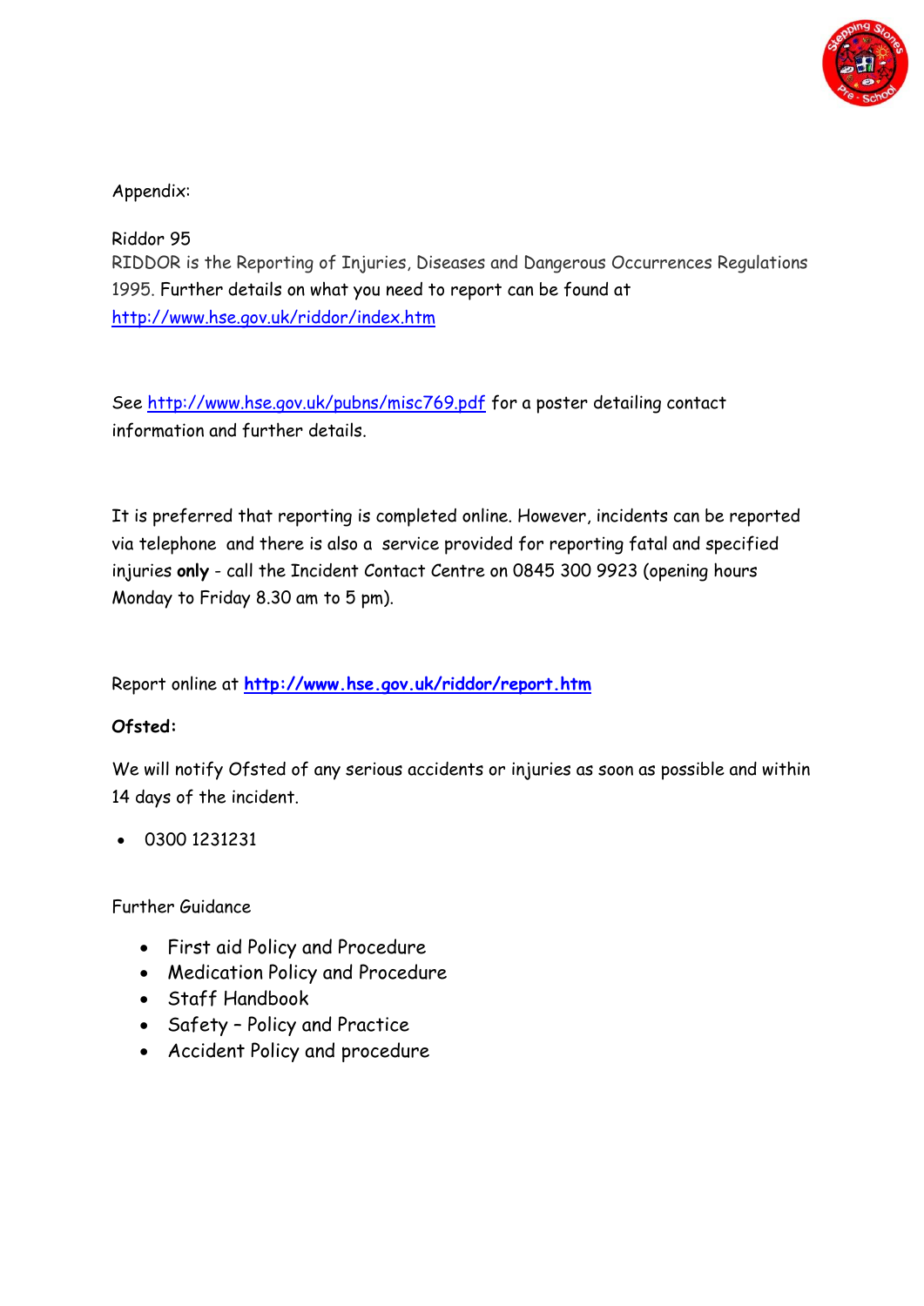Appendix:

Riddor 95

RIDDOR is the Reporting of Injuries, Diseases and Dangerous Occurrences Regulations 1995. Further details on what you need to report can be found at http://www.hse.gov.uk/riddor/index.htm

See http://www.hse.gov.uk/pubns/misc769.pdf for a poster detailing contact information and further details.

It is preferred that reporting is completed online. However, incidents can be reported via telephone and there is also a service provided for reporting fatal and specified injuries **only** - call the Incident Contact Centre on 0845 300 9923 (opening hours Monday to Friday 8.30 am to 5 pm).

Report online at **http://www.hse.gov.uk/riddor/report.htm**

**Ofsted:**

We will notify Ofsted of any serious accidents or injuries as soon as possible and within 14 days of the incident.

- 0300 1231231

Further Guidance

- First aid Policy and Procedure
- Medication Policy and Procedure
- Staff Handbook
- Safety – Policy and Practice
- Accident Policy and procedure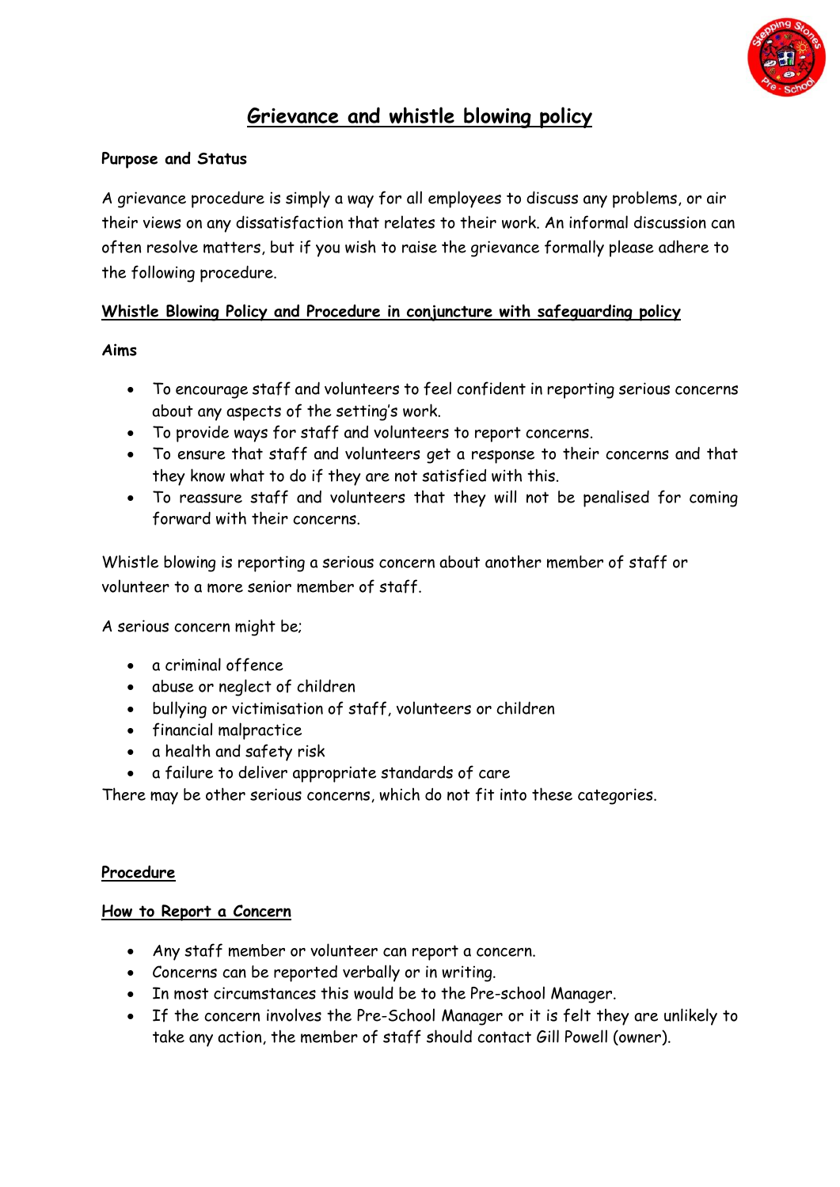# Grievance and whistle blowing policy

**Purpose and Status**

A grievance procedure is simply a way for all employees to discuss any problems, or air their views on any dissatisfaction that relates to their work. An informal discussion can often resolve matters, but if you wish to raise the grievance formally please adhere to the following procedure.

## Whistle Blowing Policy and Procedure in conjuncture with safeguarding policy

**Aims**

- To encourage staff and volunteers to feel confident in reporting serious concerns about any aspects of the setting's work.
- To provide ways for staff and volunteers to report concerns.
- To ensure that staff and volunteers get a response to their concerns and that they know what to do if they are not satisfied with this.
- To reassure staff and volunteers that they will not be penalised for coming forward with their concerns.

Whistle blowing is reporting a serious concern about another member of staff or volunteer to a more senior member of staff.

A serious concern might be;

- a criminal offence
- abuse or neglect of children
- bullying or victimisation of staff, volunteers or children
- financial malpractice
- a health and safety risk
- a failure to deliver appropriate standards of care

There may be other serious concerns, which do not fit into these categories.

## Procedure

### How to Report a Concern

- Any staff member or volunteer can report a concern.
- Concerns can be reported verbally or in writing.
- In most circumstances this would be to the Pre-school Manager.
- If the concern involves the Pre-School Manager or it is felt they are unlikely to take any action, the member of staff should contact Gill Powell (owner).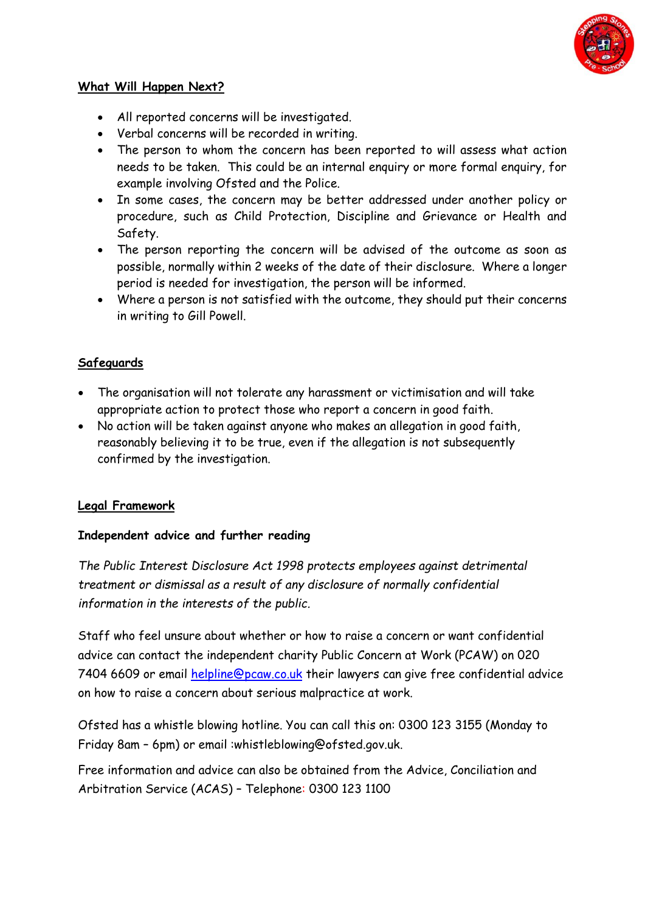**What Will Happen Next?**

- All reported concerns will be investigated.
- Verbal concerns will be recorded in writing.
- The person to whom the concern has been reported to will assess what action needs to be taken. This could be an internal enquiry or more formal enquiry, for example involving Ofsted and the Police.
- In some cases, the concern may be better addressed under another policy or procedure, such as Child Protection, Discipline and Grievance or Health and Safety.
- The person reporting the concern will be advised of the outcome as soon as possible, normally within 2 weeks of the date of their disclosure. Where a longer period is needed for investigation, the person will be informed.
- Where a person is not satisfied with the outcome, they should put their concerns in writing to Gill Powell.

**Safeguards**

- The organisation will not tolerate any harassment or victimisation and will take appropriate action to protect those who report a concern in good faith.
- No action will be taken against anyone who makes an allegation in good faith, reasonably believing it to be true, even if the allegation is not subsequently confirmed by the investigation.

**Legal Framework**

**Independent advice and further reading**

*The Public Interest Disclosure Act 1998 protects employees against detrimental treatment or dismissal as a result of any disclosure of normally confidential information in the interests of the public.*

Staff who feel unsure about whether or how to raise a concern or want confidential advice can contact the independent charity Public Concern at Work (PCAW) on 020 7404 6609 or email helpline@pcaw.co.uk their lawyers can give free confidential advice on how to raise a concern about serious malpractice at work.

Ofsted has a whistle blowing hotline. You can call this on: 0300 123 3155 (Monday to Friday 8am – 6pm) or email :whistleblowing@ofsted.gov.uk.

Free information and advice can also be obtained from the Advice, Conciliation and Arbitration Service (ACAS) – Telephone: 0300 123 1100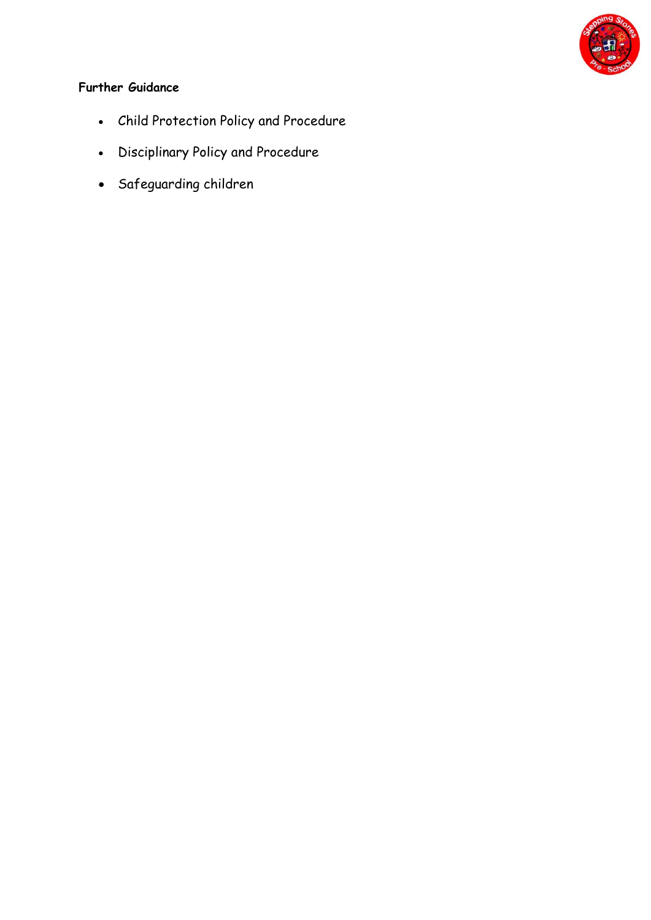**Further Guidance**

- Child Protection Policy and Procedure
- Disciplinary Policy and Procedure
- Safeguarding children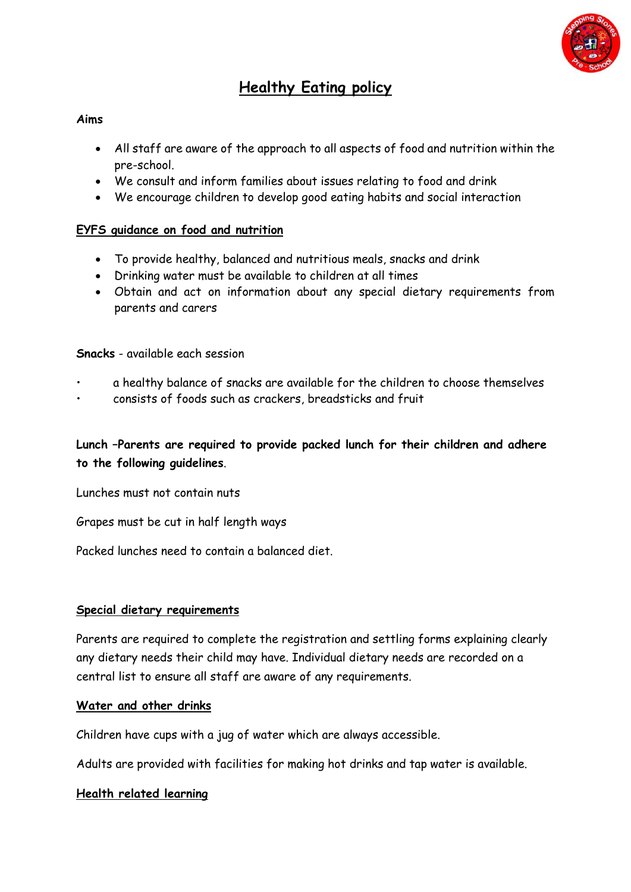# Healthy Eating policy

**Aims**

- All staff are aware of the approach to all aspects of food and nutrition within the pre-school.
- We consult and inform families about issues relating to food and drink
- We encourage children to develop good eating habits and social interaction

## EYFS guidance on food and nutrition

- To provide healthy, balanced and nutritious meals, snacks and drink
- Drinking water must be available to children at all times
- Obtain and act on information about any special dietary requirements from parents and carers

**Snacks** - available each session

- a healthy balance of snacks are available for the children to choose themselves
- consists of foods such as crackers, breadsticks and fruit

**Lunch –Parents are required to provide packed lunch for their children and adhere to the following guidelines**.

Lunches must not contain nuts

Grapes must be cut in half length ways

Packed lunches need to contain a balanced diet.

## Special dietary requirements

Parents are required to complete the registration and settling forms explaining clearly any dietary needs their child may have. Individual dietary needs are recorded on a central list to ensure all staff are aware of any requirements.

## Water and other drinks

Children have cups with a jug of water which are always accessible.

Adults are provided with facilities for making hot drinks and tap water is available.

## Health related learning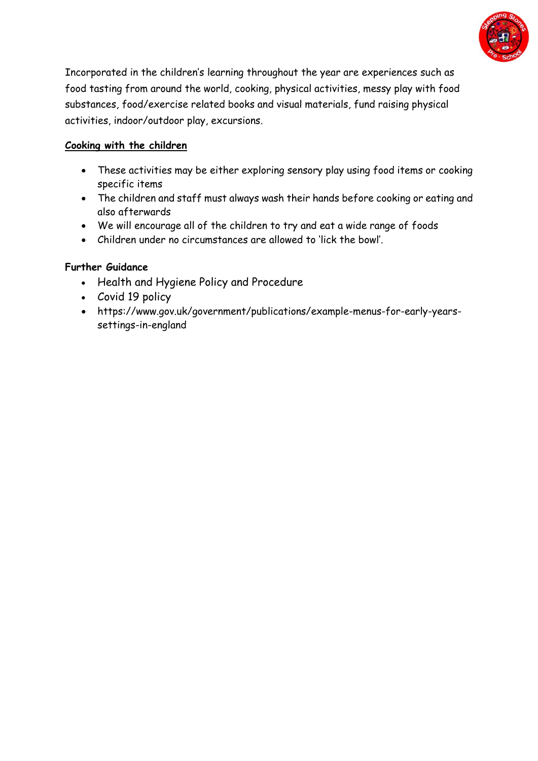Incorporated in the children's learning throughout the year are experiences such as food tasting from around the world, cooking, physical activities, messy play with food substances, food/exercise related books and visual materials, fund raising physical activities, indoor/outdoor play, excursions.

**Cooking with the children**

- These activities may be either exploring sensory play using food items or cooking specific items
- The children and staff must always wash their hands before cooking or eating and also afterwards
- We will encourage all of the children to try and eat a wide range of foods
- Children under no circumstances are allowed to 'lick the bowl'.

**Further Guidance**

- Health and Hygiene Policy and Procedure
- Covid 19 policy
- https://www.gov.uk/government/publications/example-menus-for-early-years-settings-in-england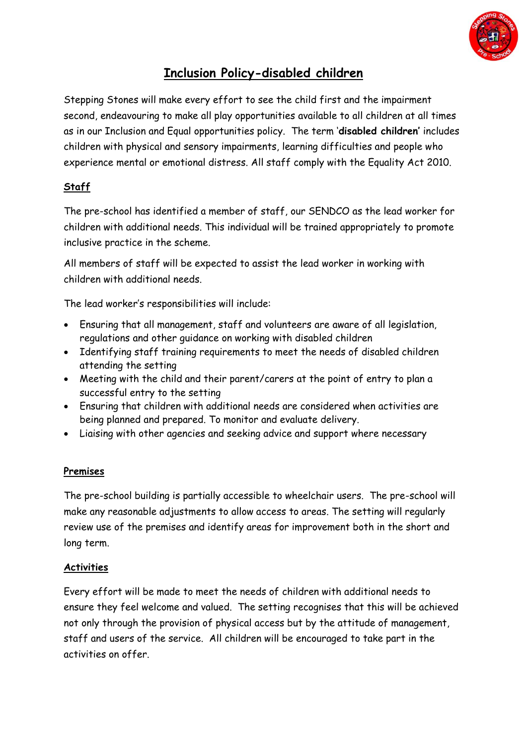# Inclusion Policy-disabled children

Stepping Stones will make every effort to see the child first and the impairment second, endeavouring to make all play opportunities available to all children at all times as in our Inclusion and Equal opportunities policy. The term '**disabled children'** includes children with physical and sensory impairments, learning difficulties and people who experience mental or emotional distress. All staff comply with the Equality Act 2010.

## Staff

The pre-school has identified a member of staff, our SENDCO as the lead worker for children with additional needs. This individual will be trained appropriately to promote inclusive practice in the scheme.

All members of staff will be expected to assist the lead worker in working with children with additional needs.

The lead worker's responsibilities will include:

- Ensuring that all management, staff and volunteers are aware of all legislation, regulations and other guidance on working with disabled children
- Identifying staff training requirements to meet the needs of disabled children attending the setting
- Meeting with the child and their parent/carers at the point of entry to plan a successful entry to the setting
- Ensuring that children with additional needs are considered when activities are being planned and prepared. To monitor and evaluate delivery.
- Liaising with other agencies and seeking advice and support where necessary

## Premises

The pre-school building is partially accessible to wheelchair users. The pre-school will make any reasonable adjustments to allow access to areas. The setting will regularly review use of the premises and identify areas for improvement both in the short and long term.

## Activities

Every effort will be made to meet the needs of children with additional needs to ensure they feel welcome and valued. The setting recognises that this will be achieved not only through the provision of physical access but by the attitude of management, staff and users of the service. All children will be encouraged to take part in the activities on offer.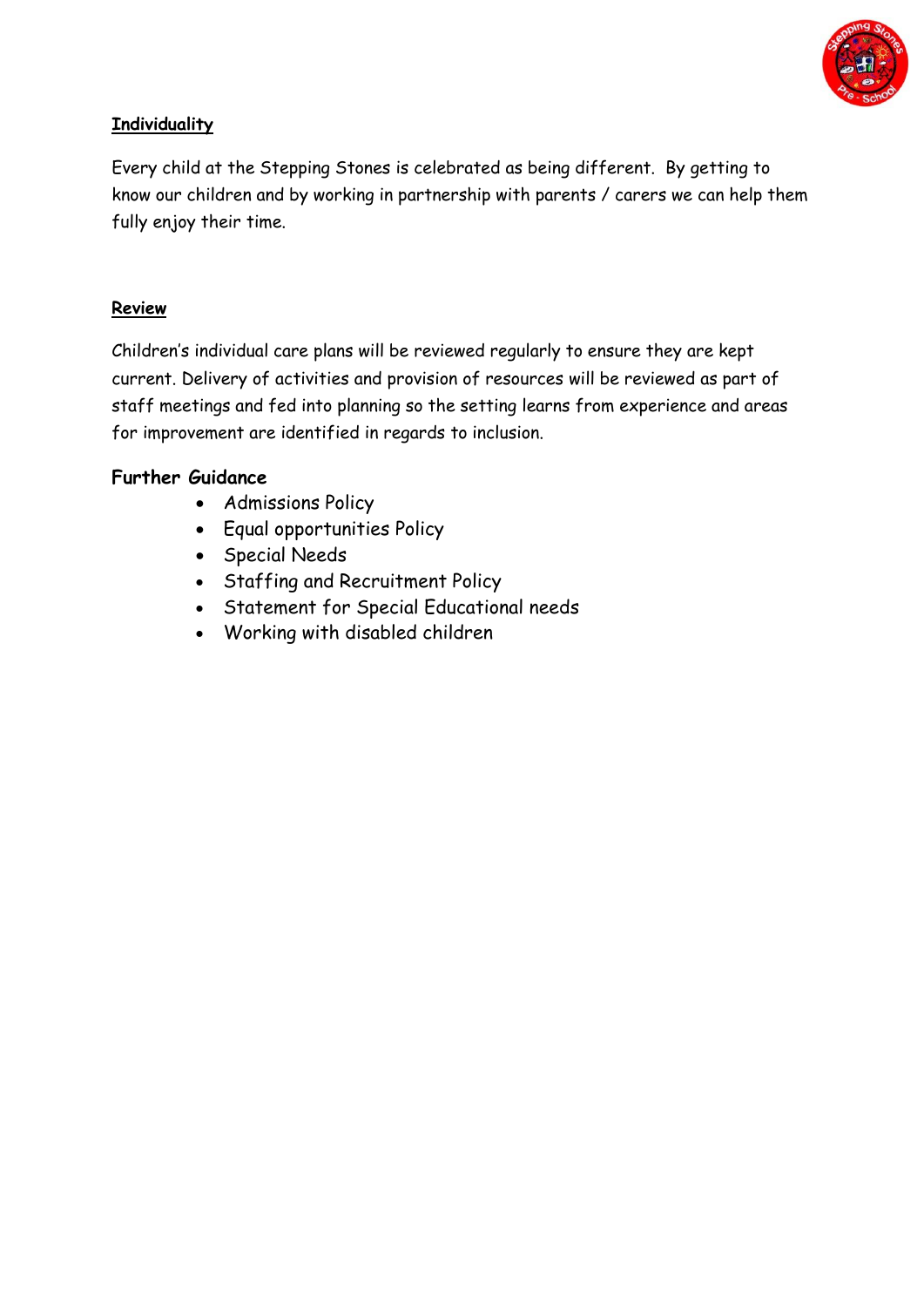## Individuality

Every child at the Stepping Stones is celebrated as being different. By getting to know our children and by working in partnership with parents / carers we can help them fully enjoy their time.

## Review

Children's individual care plans will be reviewed regularly to ensure they are kept current. Delivery of activities and provision of resources will be reviewed as part of staff meetings and fed into planning so the setting learns from experience and areas for improvement are identified in regards to inclusion.

**Further Guidance**

- Admissions Policy
- Equal opportunities Policy
- Special Needs
- Staffing and Recruitment Policy
- Statement for Special Educational needs
- Working with disabled children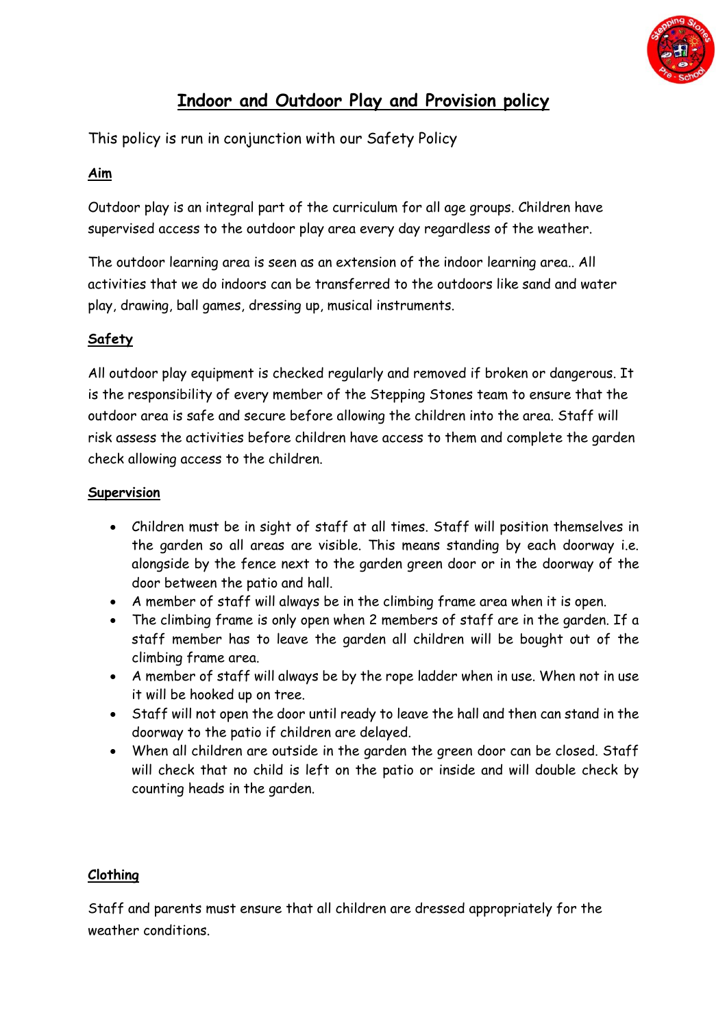# Indoor and Outdoor Play and Provision policy

This policy is run in conjunction with our Safety Policy

## Aim

Outdoor play is an integral part of the curriculum for all age groups. Children have supervised access to the outdoor play area every day regardless of the weather.

The outdoor learning area is seen as an extension of the indoor learning area.. All activities that we do indoors can be transferred to the outdoors like sand and water play, drawing, ball games, dressing up, musical instruments.

## Safety

All outdoor play equipment is checked regularly and removed if broken or dangerous. It is the responsibility of every member of the Stepping Stones team to ensure that the outdoor area is safe and secure before allowing the children into the area. Staff will risk assess the activities before children have access to them and complete the garden check allowing access to the children.

## Supervision

- Children must be in sight of staff at all times. Staff will position themselves in the garden so all areas are visible. This means standing by each doorway i.e. alongside by the fence next to the garden green door or in the doorway of the door between the patio and hall.
- A member of staff will always be in the climbing frame area when it is open.
- The climbing frame is only open when 2 members of staff are in the garden. If a staff member has to leave the garden all children will be bought out of the climbing frame area.
- A member of staff will always be by the rope ladder when in use. When not in use it will be hooked up on tree.
- Staff will not open the door until ready to leave the hall and then can stand in the doorway to the patio if children are delayed.
- When all children are outside in the garden the green door can be closed. Staff will check that no child is left on the patio or inside and will double check by counting heads in the garden.

## Clothing

Staff and parents must ensure that all children are dressed appropriately for the weather conditions.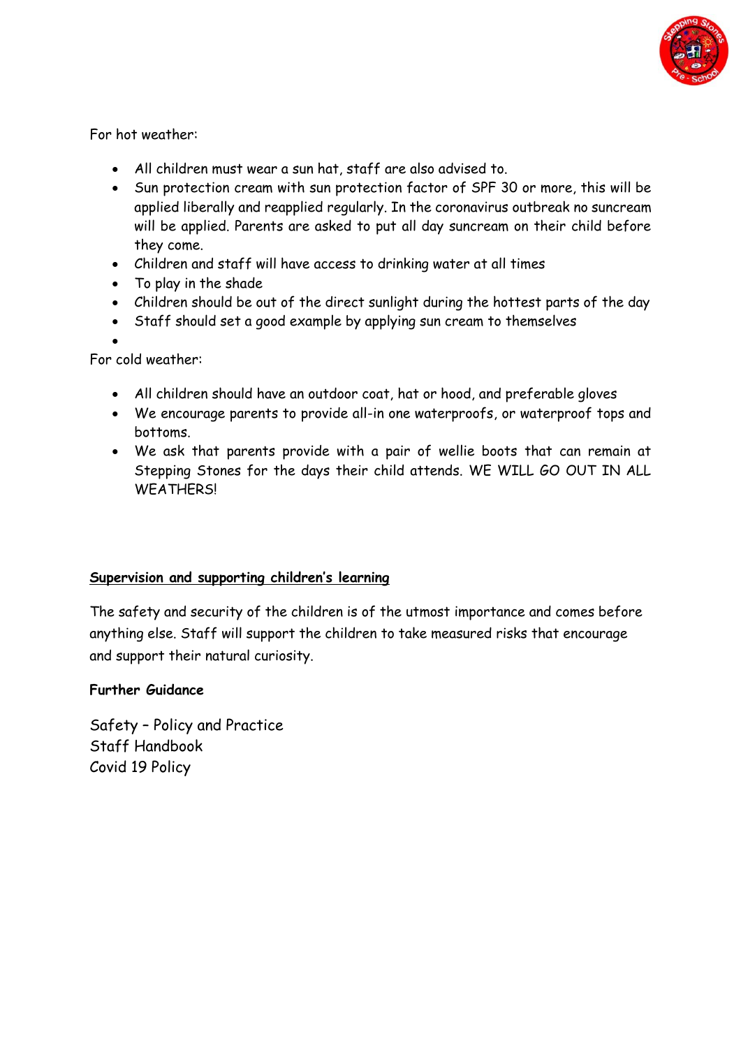For hot weather:

- All children must wear a sun hat, staff are also advised to.
- Sun protection cream with sun protection factor of SPF 30 or more, this will be applied liberally and reapplied regularly. In the coronavirus outbreak no suncream will be applied. Parents are asked to put all day suncream on their child before they come.
- Children and staff will have access to drinking water at all times
- To play in the shade
- Children should be out of the direct sunlight during the hottest parts of the day
- Staff should set a good example by applying sun cream to themselves

For cold weather:

- All children should have an outdoor coat, hat or hood, and preferable gloves
- We encourage parents to provide all-in one waterproofs, or waterproof tops and bottoms.
- We ask that parents provide with a pair of wellie boots that can remain at Stepping Stones for the days their child attends. WE WILL GO OUT IN ALL WEATHERS!

**Supervision and supporting children's learning**

The safety and security of the children is of the utmost importance and comes before anything else. Staff will support the children to take measured risks that encourage and support their natural curiosity.

**Further Guidance**

Safety – Policy and Practice
Staff Handbook
Covid 19 Policy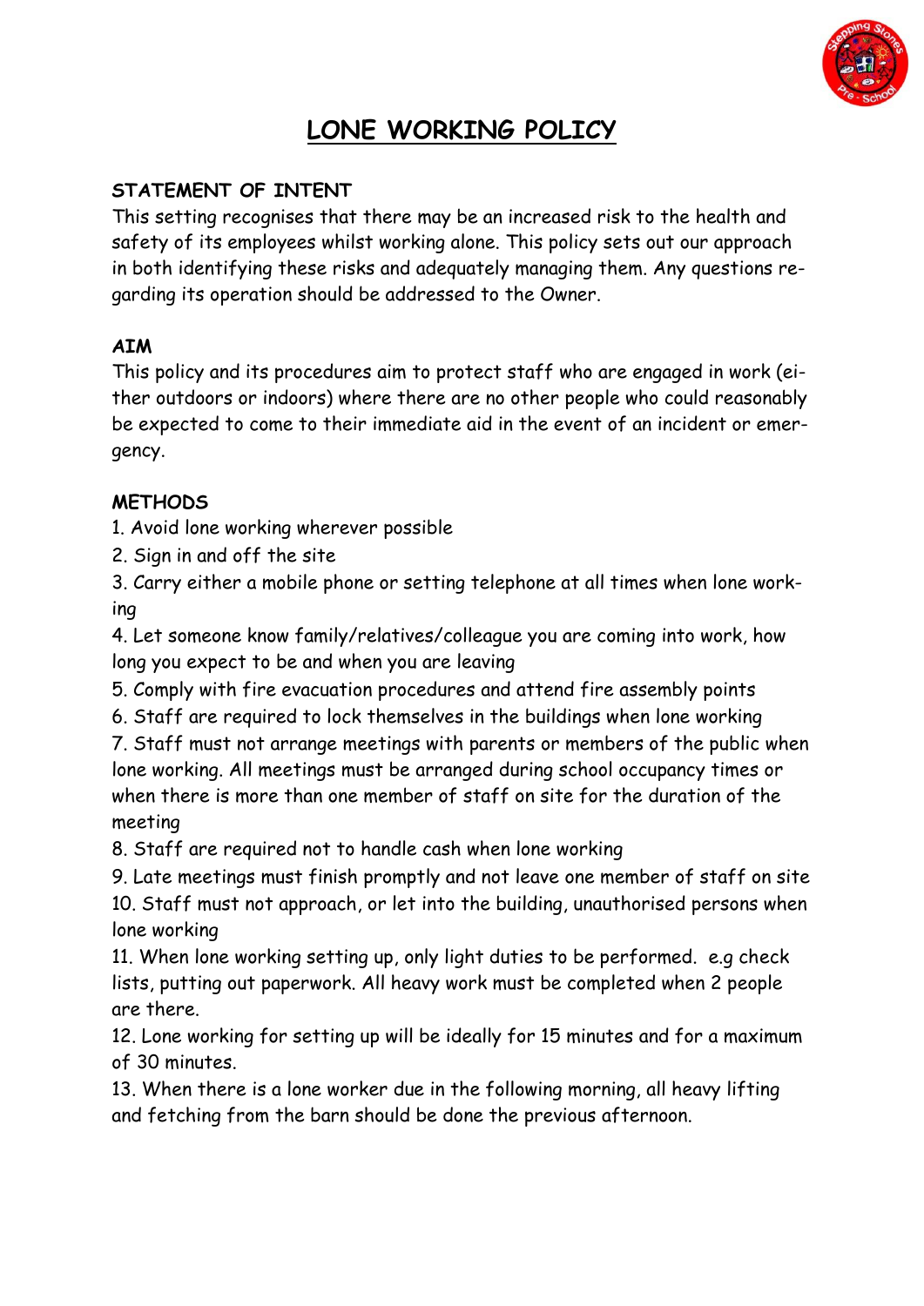# LONE WORKING POLICY

## STATEMENT OF INTENT

This setting recognises that there may be an increased risk to the health and safety of its employees whilst working alone. This policy sets out our approach in both identifying these risks and adequately managing them. Any questions regarding its operation should be addressed to the Owner.

## AIM

This policy and its procedures aim to protect staff who are engaged in work (either outdoors or indoors) where there are no other people who could reasonably be expected to come to their immediate aid in the event of an incident or emergency.

## METHODS

1. Avoid lone working wherever possible
2. Sign in and off the site
3. Carry either a mobile phone or setting telephone at all times when lone working
4. Let someone know family/relatives/colleague you are coming into work, how long you expect to be and when you are leaving
5. Comply with fire evacuation procedures and attend fire assembly points
6. Staff are required to lock themselves in the buildings when lone working
7. Staff must not arrange meetings with parents or members of the public when lone working. All meetings must be arranged during school occupancy times or when there is more than one member of staff on site for the duration of the meeting
8. Staff are required not to handle cash when lone working
9. Late meetings must finish promptly and not leave one member of staff on site
10. Staff must not approach, or let into the building, unauthorised persons when lone working
11. When lone working setting up, only light duties to be performed. e.g check lists, putting out paperwork. All heavy work must be completed when 2 people are there.
12. Lone working for setting up will be ideally for 15 minutes and for a maximum of 30 minutes.
13. When there is a lone worker due in the following morning, all heavy lifting and fetching from the barn should be done the previous afternoon.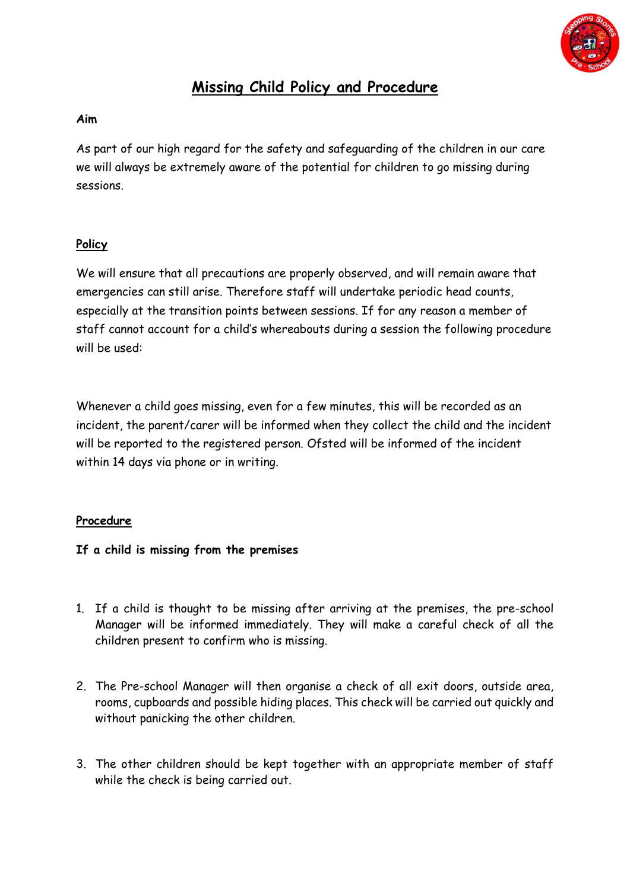# Missing Child Policy and Procedure

**Aim**

As part of our high regard for the safety and safeguarding of the children in our care we will always be extremely aware of the potential for children to go missing during sessions.

## Policy

We will ensure that all precautions are properly observed, and will remain aware that emergencies can still arise. Therefore staff will undertake periodic head counts, especially at the transition points between sessions. If for any reason a member of staff cannot account for a child's whereabouts during a session the following procedure will be used:

Whenever a child goes missing, even for a few minutes, this will be recorded as an incident, the parent/carer will be informed when they collect the child and the incident will be reported to the registered person. Ofsted will be informed of the incident within 14 days via phone or in writing.

## Procedure

**If a child is missing from the premises**

1. If a child is thought to be missing after arriving at the premises, the pre-school Manager will be informed immediately. They will make a careful check of all the children present to confirm who is missing.

2. The Pre-school Manager will then organise a check of all exit doors, outside area, rooms, cupboards and possible hiding places. This check will be carried out quickly and without panicking the other children.

3. The other children should be kept together with an appropriate member of staff while the check is being carried out.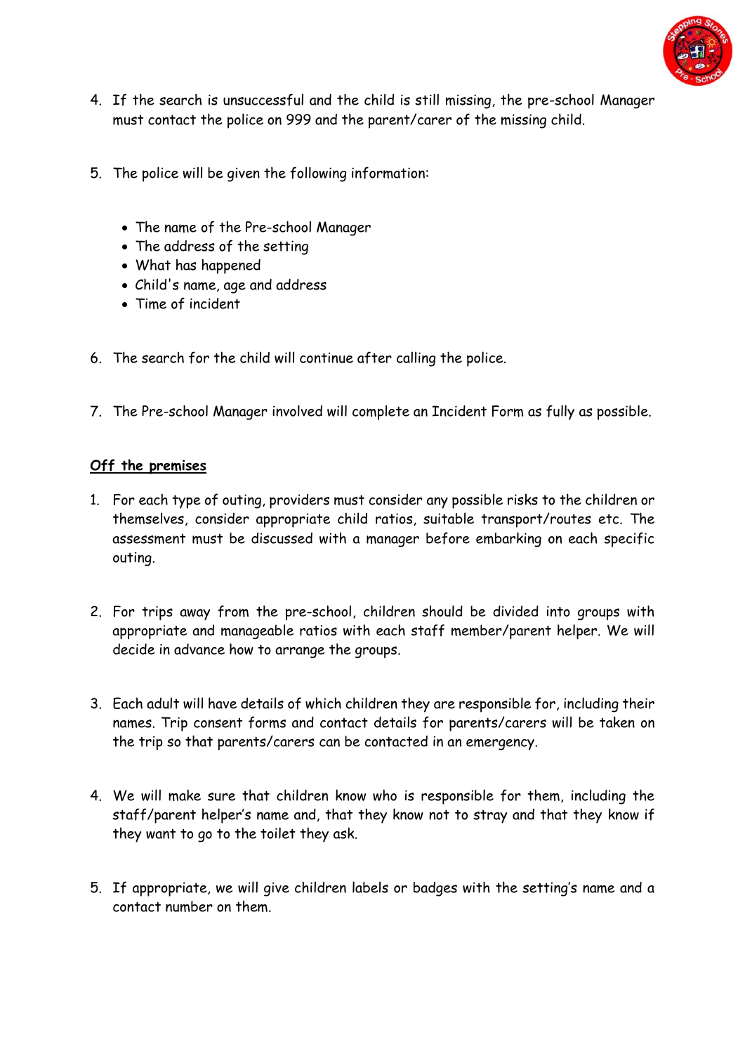4. If the search is unsuccessful and the child is still missing, the pre-school Manager must contact the police on 999 and the parent/carer of the missing child.

5. The police will be given the following information:

   - The name of the Pre-school Manager
   - The address of the setting
   - What has happened
   - Child's name, age and address
   - Time of incident

6. The search for the child will continue after calling the police.

7. The Pre-school Manager involved will complete an Incident Form as fully as possible.

**Off the premises**

1. For each type of outing, providers must consider any possible risks to the children or themselves, consider appropriate child ratios, suitable transport/routes etc. The assessment must be discussed with a manager before embarking on each specific outing.

2. For trips away from the pre-school, children should be divided into groups with appropriate and manageable ratios with each staff member/parent helper. We will decide in advance how to arrange the groups.

3. Each adult will have details of which children they are responsible for, including their names. Trip consent forms and contact details for parents/carers will be taken on the trip so that parents/carers can be contacted in an emergency.

4. We will make sure that children know who is responsible for them, including the staff/parent helper's name and, that they know not to stray and that they know if they want to go to the toilet they ask.

5. If appropriate, we will give children labels or badges with the setting's name and a contact number on them.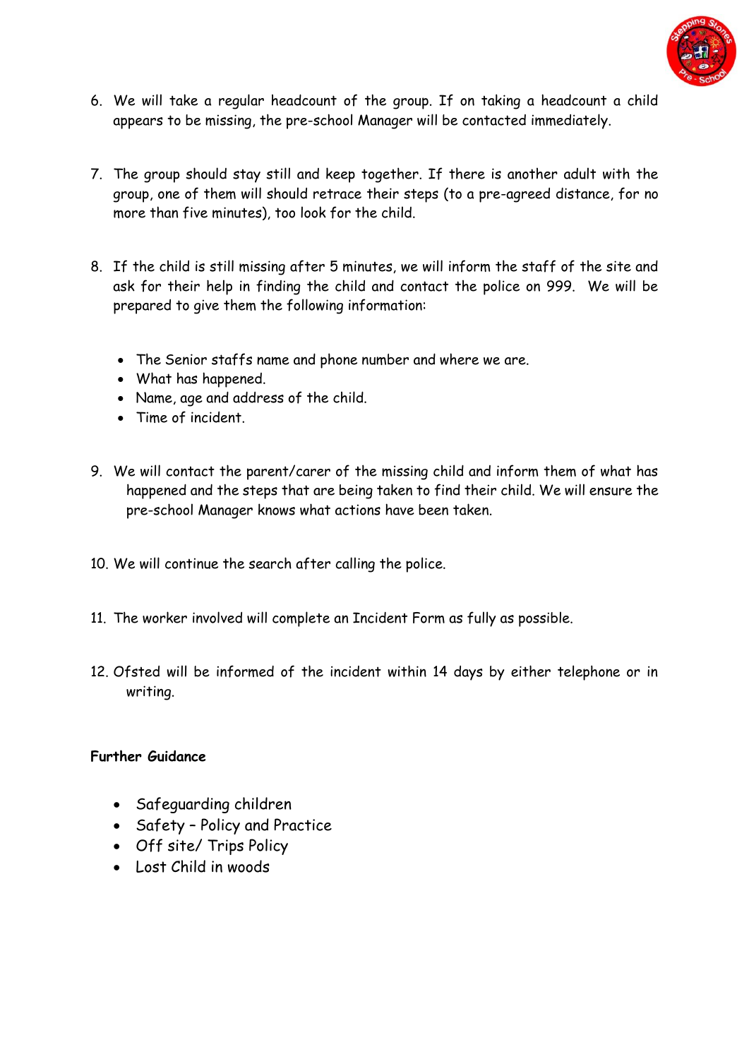6. We will take a regular headcount of the group. If on taking a headcount a child appears to be missing, the pre-school Manager will be contacted immediately.

7. The group should stay still and keep together. If there is another adult with the group, one of them will should retrace their steps (to a pre-agreed distance, for no more than five minutes), too look for the child.

8. If the child is still missing after 5 minutes, we will inform the staff of the site and ask for their help in finding the child and contact the police on 999. We will be prepared to give them the following information:

   - The Senior staffs name and phone number and where we are.
   - What has happened.
   - Name, age and address of the child.
   - Time of incident.

9. We will contact the parent/carer of the missing child and inform them of what has happened and the steps that are being taken to find their child. We will ensure the pre-school Manager knows what actions have been taken.

10. We will continue the search after calling the police.

11. The worker involved will complete an Incident Form as fully as possible.

12. Ofsted will be informed of the incident within 14 days by either telephone or in writing.

**Further Guidance**

- Safeguarding children
- Safety – Policy and Practice
- Off site/ Trips Policy
- Lost Child in woods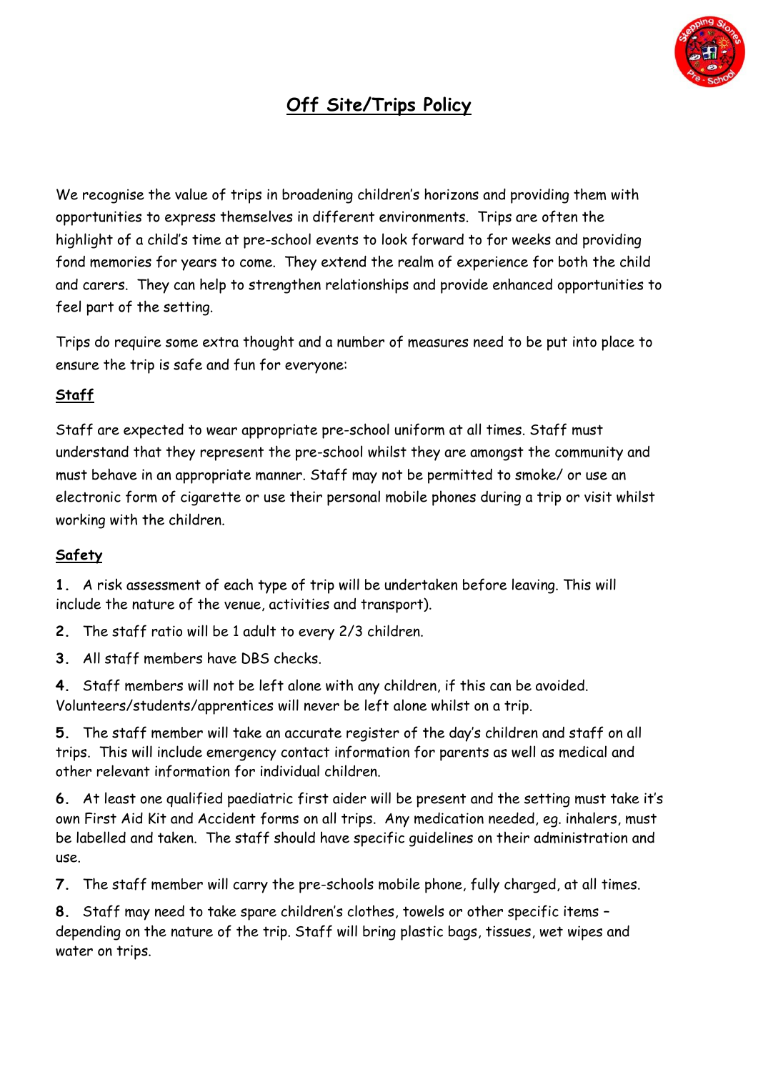# Off Site/Trips Policy

We recognise the value of trips in broadening children's horizons and providing them with opportunities to express themselves in different environments. Trips are often the highlight of a child's time at pre-school events to look forward to for weeks and providing fond memories for years to come. They extend the realm of experience for both the child and carers. They can help to strengthen relationships and provide enhanced opportunities to feel part of the setting.

Trips do require some extra thought and a number of measures need to be put into place to ensure the trip is safe and fun for everyone:

## Staff

Staff are expected to wear appropriate pre-school uniform at all times. Staff must understand that they represent the pre-school whilst they are amongst the community and must behave in an appropriate manner. Staff may not be permitted to smoke/ or use an electronic form of cigarette or use their personal mobile phones during a trip or visit whilst working with the children.

## Safety

**1.** A risk assessment of each type of trip will be undertaken before leaving. This will include the nature of the venue, activities and transport).

**2.** The staff ratio will be 1 adult to every 2/3 children.

**3.** All staff members have DBS checks.

**4.** Staff members will not be left alone with any children, if this can be avoided. Volunteers/students/apprentices will never be left alone whilst on a trip.

**5.** The staff member will take an accurate register of the day's children and staff on all trips. This will include emergency contact information for parents as well as medical and other relevant information for individual children.

**6.** At least one qualified paediatric first aider will be present and the setting must take it's own First Aid Kit and Accident forms on all trips. Any medication needed, eg. inhalers, must be labelled and taken. The staff should have specific guidelines on their administration and use.

**7.** The staff member will carry the pre-schools mobile phone, fully charged, at all times.

**8.** Staff may need to take spare children's clothes, towels or other specific items – depending on the nature of the trip. Staff will bring plastic bags, tissues, wet wipes and water on trips.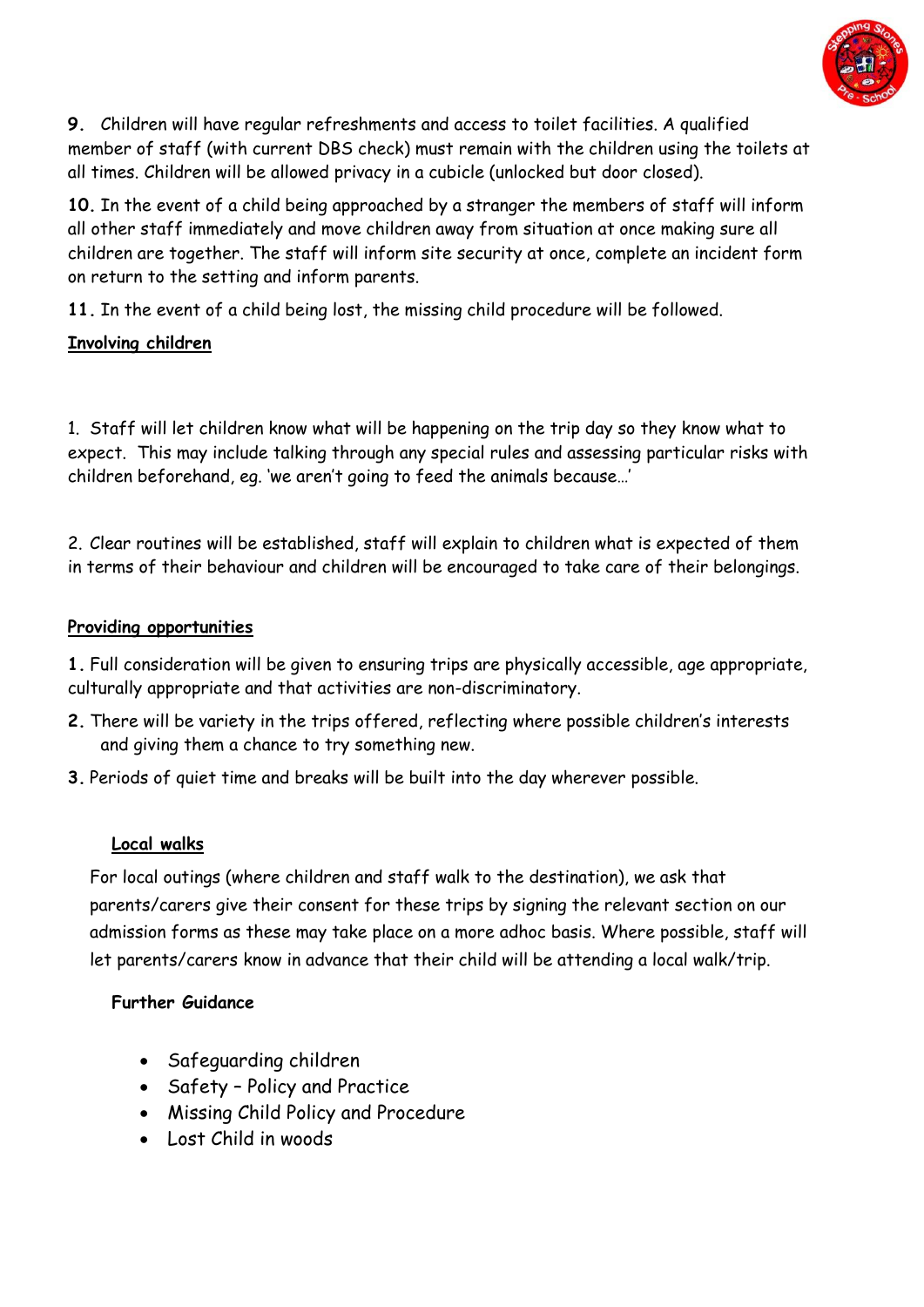**9.** Children will have regular refreshments and access to toilet facilities. A qualified member of staff (with current DBS check) must remain with the children using the toilets at all times. Children will be allowed privacy in a cubicle (unlocked but door closed).

**10.** In the event of a child being approached by a stranger the members of staff will inform all other staff immediately and move children away from situation at once making sure all children are together. The staff will inform site security at once, complete an incident form on return to the setting and inform parents.

**11.** In the event of a child being lost, the missing child procedure will be followed.

**Involving children**

1. Staff will let children know what will be happening on the trip day so they know what to expect. This may include talking through any special rules and assessing particular risks with children beforehand, eg. 'we aren't going to feed the animals because…'

2. Clear routines will be established, staff will explain to children what is expected of them in terms of their behaviour and children will be encouraged to take care of their belongings.

**Providing opportunities**

**1.** Full consideration will be given to ensuring trips are physically accessible, age appropriate, culturally appropriate and that activities are non-discriminatory.

**2.** There will be variety in the trips offered, reflecting where possible children's interests and giving them a chance to try something new.

**3.** Periods of quiet time and breaks will be built into the day wherever possible.

**Local walks**

For local outings (where children and staff walk to the destination), we ask that parents/carers give their consent for these trips by signing the relevant section on our admission forms as these may take place on a more adhoc basis. Where possible, staff will let parents/carers know in advance that their child will be attending a local walk/trip.

**Further Guidance**

- Safeguarding children
- Safety – Policy and Practice
- Missing Child Policy and Procedure
- Lost Child in woods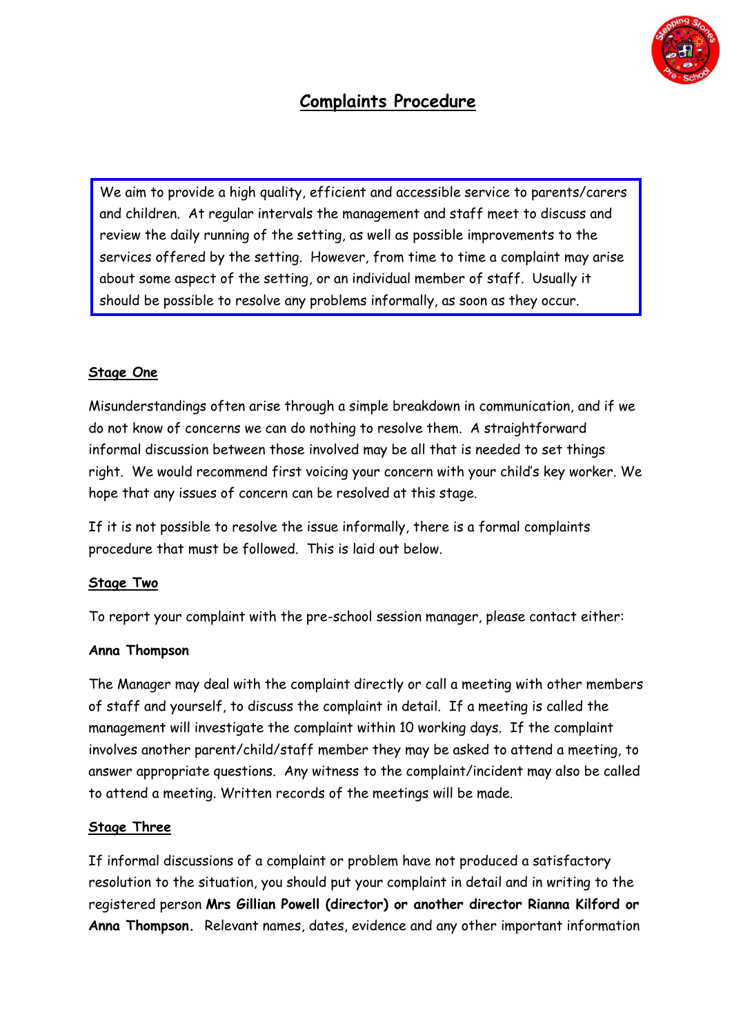# Complaints Procedure

We aim to provide a high quality, efficient and accessible service to parents/carers and children. At regular intervals the management and staff meet to discuss and review the daily running of the setting, as well as possible improvements to the services offered by the setting. However, from time to time a complaint may arise about some aspect of the setting, or an individual member of staff. Usually it should be possible to resolve any problems informally, as soon as they occur.

## Stage One

Misunderstandings often arise through a simple breakdown in communication, and if we do not know of concerns we can do nothing to resolve them. A straightforward informal discussion between those involved may be all that is needed to set things right. We would recommend first voicing your concern with your child's key worker. We hope that any issues of concern can be resolved at this stage.

If it is not possible to resolve the issue informally, there is a formal complaints procedure that must be followed. This is laid out below.

## Stage Two

To report your complaint with the pre-school session manager, please contact either:

**Anna Thompson**

The Manager may deal with the complaint directly or call a meeting with other members of staff and yourself, to discuss the complaint in detail. If a meeting is called the management will investigate the complaint within 10 working days. If the complaint involves another parent/child/staff member they may be asked to attend a meeting, to answer appropriate questions. Any witness to the complaint/incident may also be called to attend a meeting. Written records of the meetings will be made.

## Stage Three

If informal discussions of a complaint or problem have not produced a satisfactory resolution to the situation, you should put your complaint in detail and in writing to the registered person **Mrs Gillian Powell (director) or another director Rianna Kilford or Anna Thompson.** Relevant names, dates, evidence and any other important information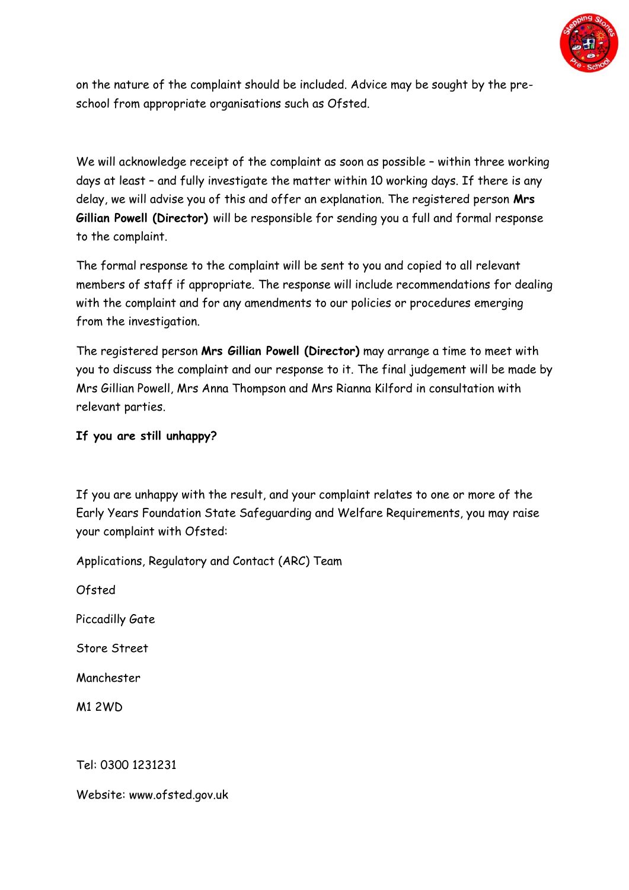on the nature of the complaint should be included. Advice may be sought by the pre-school from appropriate organisations such as Ofsted.

We will acknowledge receipt of the complaint as soon as possible – within three working days at least – and fully investigate the matter within 10 working days. If there is any delay, we will advise you of this and offer an explanation. The registered person **Mrs Gillian Powell (Director)** will be responsible for sending you a full and formal response to the complaint.

The formal response to the complaint will be sent to you and copied to all relevant members of staff if appropriate. The response will include recommendations for dealing with the complaint and for any amendments to our policies or procedures emerging from the investigation.

The registered person **Mrs Gillian Powell (Director)** may arrange a time to meet with you to discuss the complaint and our response to it. The final judgement will be made by Mrs Gillian Powell, Mrs Anna Thompson and Mrs Rianna Kilford in consultation with relevant parties.

**If you are still unhappy?**

If you are unhappy with the result, and your complaint relates to one or more of the Early Years Foundation State Safeguarding and Welfare Requirements, you may raise your complaint with Ofsted:

Applications, Regulatory and Contact (ARC) Team

Ofsted

Piccadilly Gate

Store Street

Manchester

M1 2WD

Tel: 0300 1231231

Website: www.ofsted.gov.uk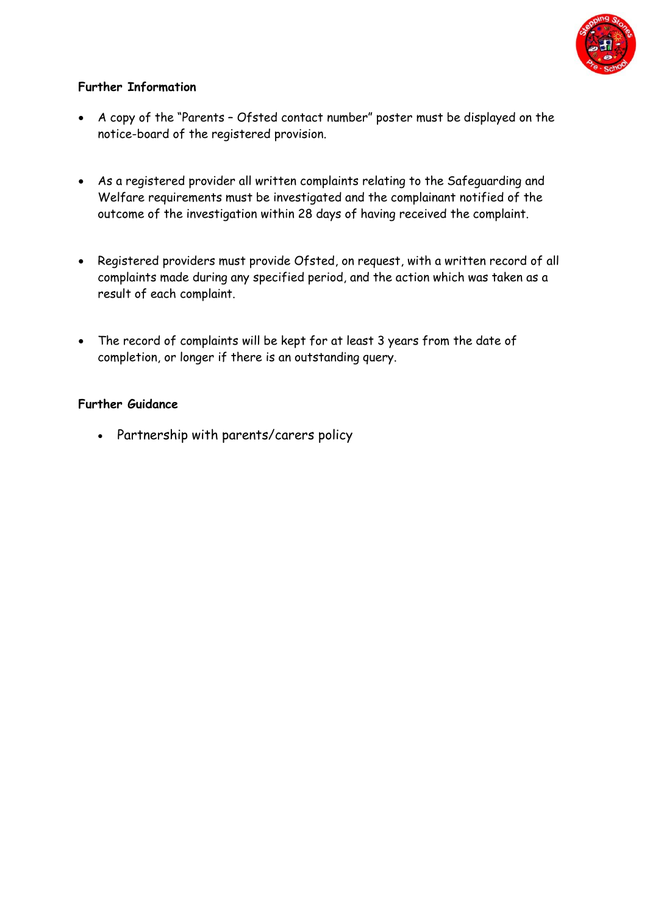**Further Information**

- A copy of the "Parents – Ofsted contact number" poster must be displayed on the notice-board of the registered provision.

- As a registered provider all written complaints relating to the Safeguarding and Welfare requirements must be investigated and the complainant notified of the outcome of the investigation within 28 days of having received the complaint.

- Registered providers must provide Ofsted, on request, with a written record of all complaints made during any specified period, and the action which was taken as a result of each complaint.

- The record of complaints will be kept for at least 3 years from the date of completion, or longer if there is an outstanding query.

**Further Guidance**

- Partnership with parents/carers policy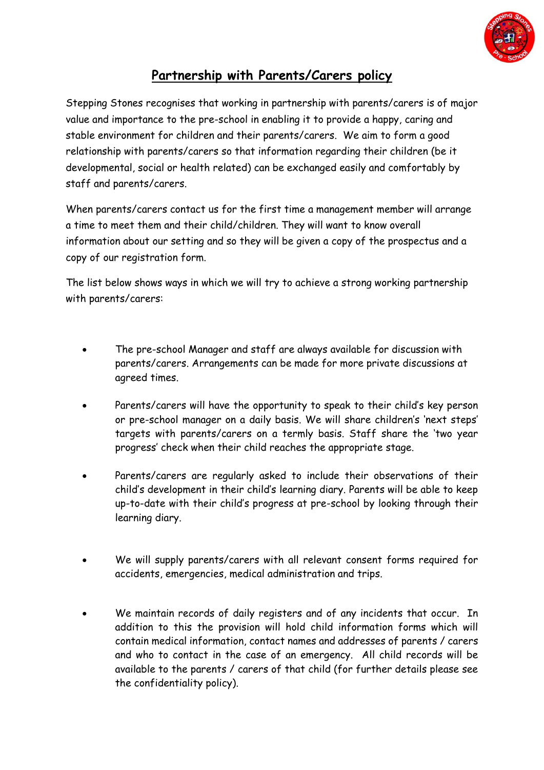# Partnership with Parents/Carers policy

Stepping Stones recognises that working in partnership with parents/carers is of major value and importance to the pre-school in enabling it to provide a happy, caring and stable environment for children and their parents/carers. We aim to form a good relationship with parents/carers so that information regarding their children (be it developmental, social or health related) can be exchanged easily and comfortably by staff and parents/carers.

When parents/carers contact us for the first time a management member will arrange a time to meet them and their child/children. They will want to know overall information about our setting and so they will be given a copy of the prospectus and a copy of our registration form.

The list below shows ways in which we will try to achieve a strong working partnership with parents/carers:

- The pre-school Manager and staff are always available for discussion with parents/carers. Arrangements can be made for more private discussions at agreed times.
- Parents/carers will have the opportunity to speak to their child's key person or pre-school manager on a daily basis. We will share children's 'next steps' targets with parents/carers on a termly basis. Staff share the 'two year progress' check when their child reaches the appropriate stage.
- Parents/carers are regularly asked to include their observations of their child's development in their child's learning diary. Parents will be able to keep up-to-date with their child's progress at pre-school by looking through their learning diary.
- We will supply parents/carers with all relevant consent forms required for accidents, emergencies, medical administration and trips.
- We maintain records of daily registers and of any incidents that occur. In addition to this the provision will hold child information forms which will contain medical information, contact names and addresses of parents / carers and who to contact in the case of an emergency. All child records will be available to the parents / carers of that child (for further details please see the confidentiality policy).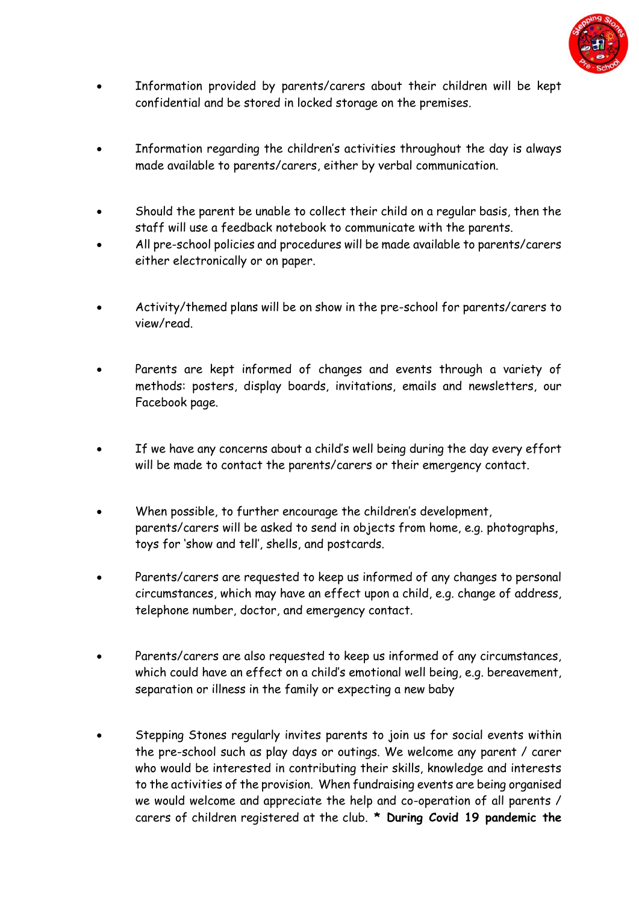- Information provided by parents/carers about their children will be kept confidential and be stored in locked storage on the premises.

- Information regarding the children's activities throughout the day is always made available to parents/carers, either by verbal communication.

- Should the parent be unable to collect their child on a regular basis, then the staff will use a feedback notebook to communicate with the parents.
- All pre-school policies and procedures will be made available to parents/carers either electronically or on paper.

- Activity/themed plans will be on show in the pre-school for parents/carers to view/read.

- Parents are kept informed of changes and events through a variety of methods: posters, display boards, invitations, emails and newsletters, our Facebook page.

- If we have any concerns about a child's well being during the day every effort will be made to contact the parents/carers or their emergency contact.

- When possible, to further encourage the children's development, parents/carers will be asked to send in objects from home, e.g. photographs, toys for 'show and tell', shells, and postcards.

- Parents/carers are requested to keep us informed of any changes to personal circumstances, which may have an effect upon a child, e.g. change of address, telephone number, doctor, and emergency contact.

- Parents/carers are also requested to keep us informed of any circumstances, which could have an effect on a child's emotional well being, e.g. bereavement, separation or illness in the family or expecting a new baby

- Stepping Stones regularly invites parents to join us for social events within the pre-school such as play days or outings. We welcome any parent / carer who would be interested in contributing their skills, knowledge and interests to the activities of the provision. When fundraising events are being organised we would welcome and appreciate the help and co-operation of all parents / carers of children registered at the club. **\* During Covid 19 pandemic the**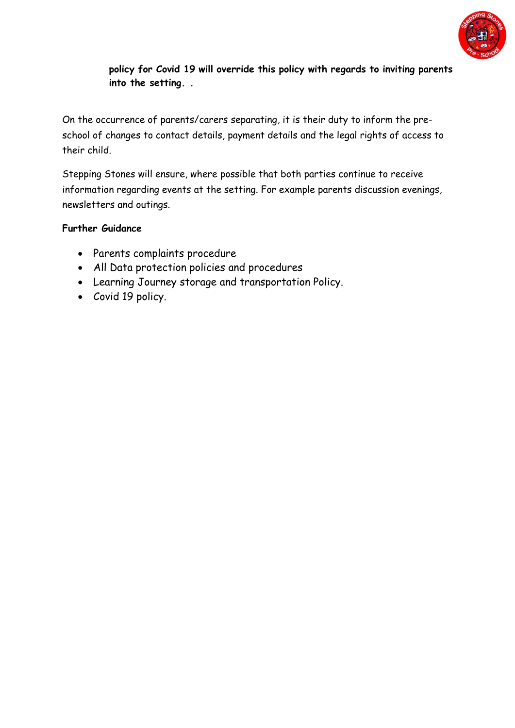**policy for Covid 19 will override this policy with regards to inviting parents into the setting. .**

On the occurrence of parents/carers separating, it is their duty to inform the pre-school of changes to contact details, payment details and the legal rights of access to their child.

Stepping Stones will ensure, where possible that both parties continue to receive information regarding events at the setting. For example parents discussion evenings, newsletters and outings.

**Further Guidance**

- Parents complaints procedure
- All Data protection policies and procedures
- Learning Journey storage and transportation Policy.
- Covid 19 policy.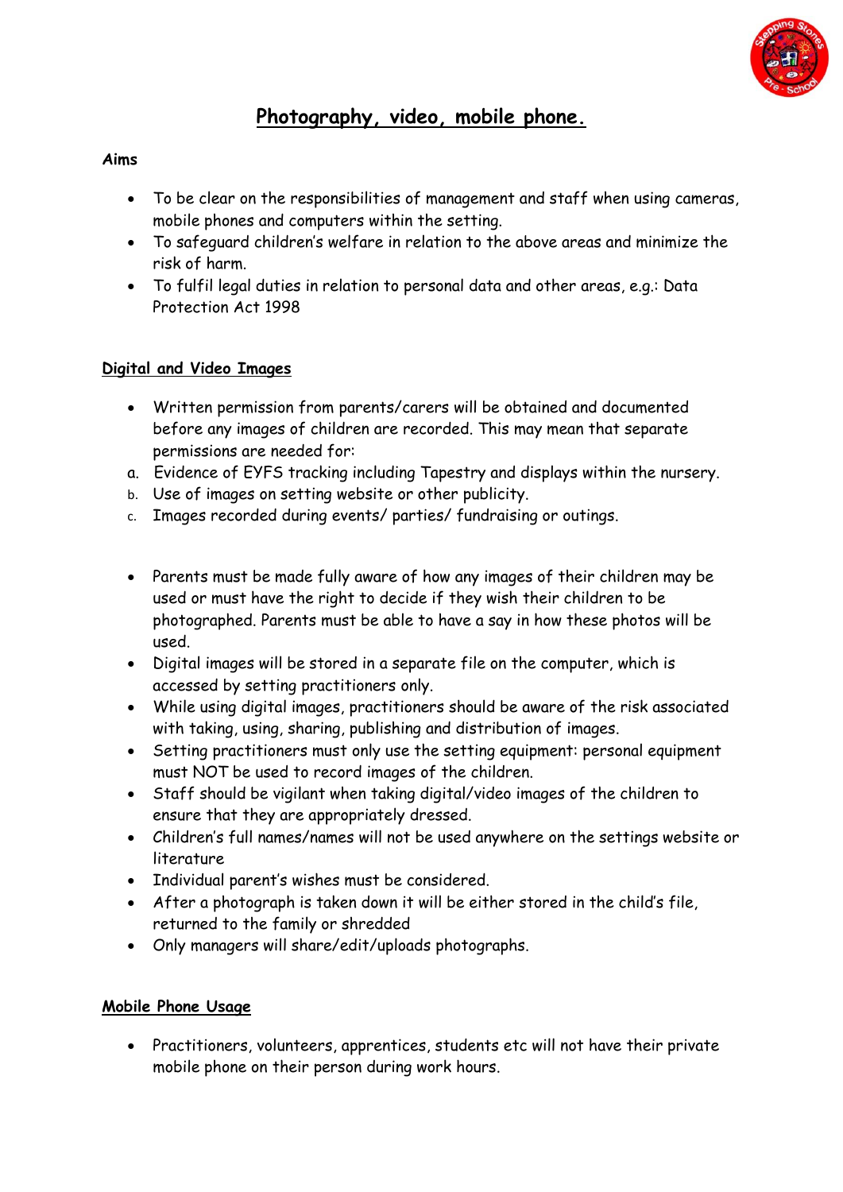# Photography, video, mobile phone.

**Aims**

- To be clear on the responsibilities of management and staff when using cameras, mobile phones and computers within the setting.
- To safeguard children's welfare in relation to the above areas and minimize the risk of harm.
- To fulfil legal duties in relation to personal data and other areas, e.g.: Data Protection Act 1998

## Digital and Video Images

- Written permission from parents/carers will be obtained and documented before any images of children are recorded. This may mean that separate permissions are needed for:

a. Evidence of EYFS tracking including Tapestry and displays within the nursery.
b. Use of images on setting website or other publicity.
c. Images recorded during events/ parties/ fundraising or outings.

- Parents must be made fully aware of how any images of their children may be used or must have the right to decide if they wish their children to be photographed. Parents must be able to have a say in how these photos will be used.
- Digital images will be stored in a separate file on the computer, which is accessed by setting practitioners only.
- While using digital images, practitioners should be aware of the risk associated with taking, using, sharing, publishing and distribution of images.
- Setting practitioners must only use the setting equipment: personal equipment must NOT be used to record images of the children.
- Staff should be vigilant when taking digital/video images of the children to ensure that they are appropriately dressed.
- Children's full names/names will not be used anywhere on the settings website or literature
- Individual parent's wishes must be considered.
- After a photograph is taken down it will be either stored in the child's file, returned to the family or shredded
- Only managers will share/edit/uploads photographs.

## Mobile Phone Usage

- Practitioners, volunteers, apprentices, students etc will not have their private mobile phone on their person during work hours.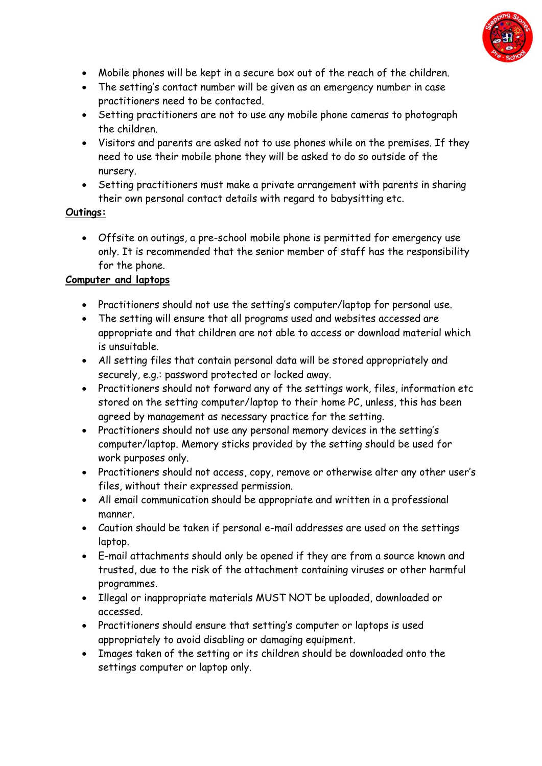- Mobile phones will be kept in a secure box out of the reach of the children.
- The setting's contact number will be given as an emergency number in case practitioners need to be contacted.
- Setting practitioners are not to use any mobile phone cameras to photograph the children.
- Visitors and parents are asked not to use phones while on the premises. If they need to use their mobile phone they will be asked to do so outside of the nursery.
- Setting practitioners must make a private arrangement with parents in sharing their own personal contact details with regard to babysitting etc.

**Outings:**

- Offsite on outings, a pre-school mobile phone is permitted for emergency use only. It is recommended that the senior member of staff has the responsibility for the phone.

**Computer and laptops**

- Practitioners should not use the setting's computer/laptop for personal use.
- The setting will ensure that all programs used and websites accessed are appropriate and that children are not able to access or download material which is unsuitable.
- All setting files that contain personal data will be stored appropriately and securely, e.g.: password protected or locked away.
- Practitioners should not forward any of the settings work, files, information etc stored on the setting computer/laptop to their home PC, unless, this has been agreed by management as necessary practice for the setting.
- Practitioners should not use any personal memory devices in the setting's computer/laptop. Memory sticks provided by the setting should be used for work purposes only.
- Practitioners should not access, copy, remove or otherwise alter any other user's files, without their expressed permission.
- All email communication should be appropriate and written in a professional manner.
- Caution should be taken if personal e-mail addresses are used on the settings laptop.
- E-mail attachments should only be opened if they are from a source known and trusted, due to the risk of the attachment containing viruses or other harmful programmes.
- Illegal or inappropriate materials MUST NOT be uploaded, downloaded or accessed.
- Practitioners should ensure that setting's computer or laptops is used appropriately to avoid disabling or damaging equipment.
- Images taken of the setting or its children should be downloaded onto the settings computer or laptop only.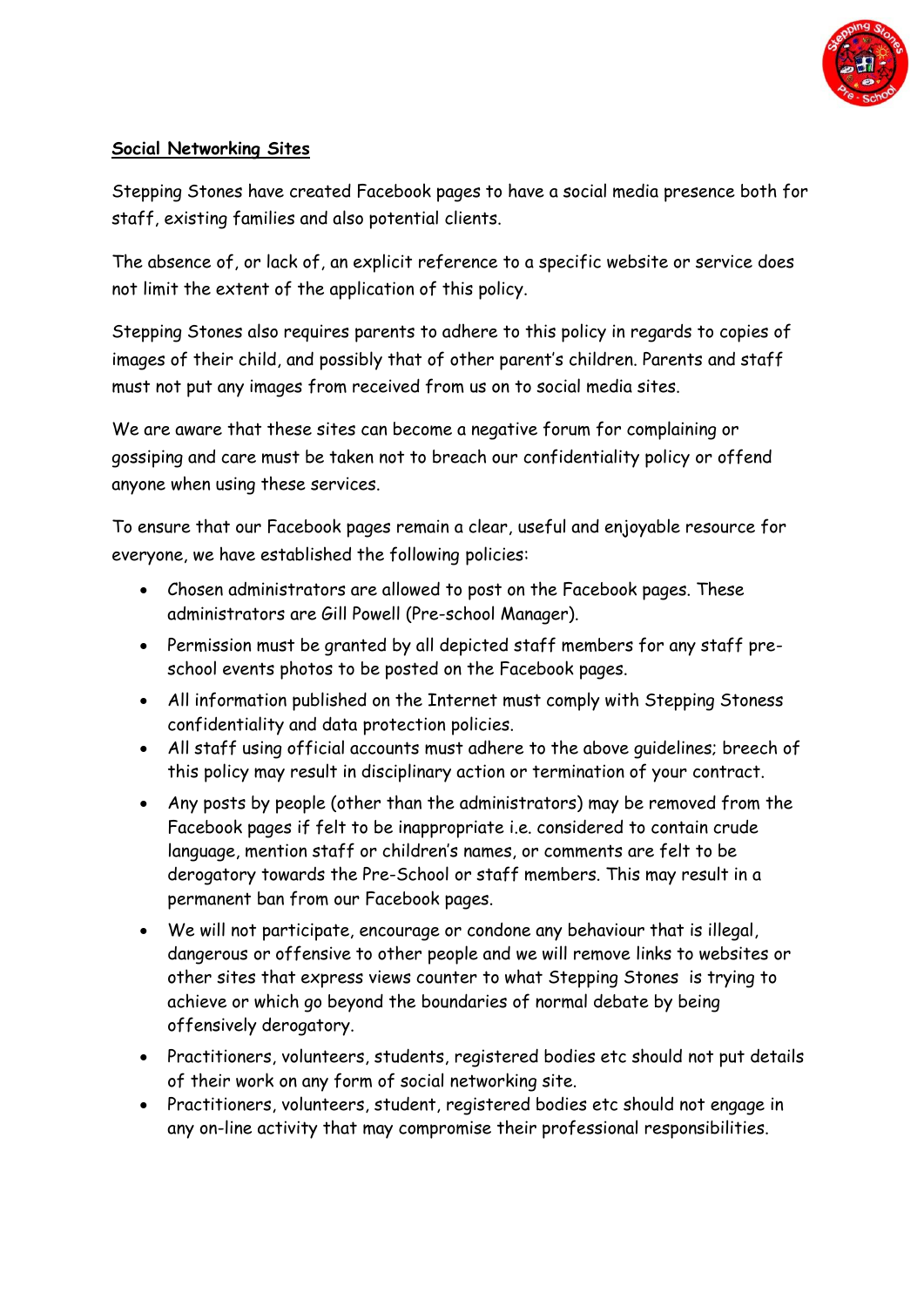**Social Networking Sites**

Stepping Stones have created Facebook pages to have a social media presence both for staff, existing families and also potential clients.

The absence of, or lack of, an explicit reference to a specific website or service does not limit the extent of the application of this policy.

Stepping Stones also requires parents to adhere to this policy in regards to copies of images of their child, and possibly that of other parent's children. Parents and staff must not put any images from received from us on to social media sites.

We are aware that these sites can become a negative forum for complaining or gossiping and care must be taken not to breach our confidentiality policy or offend anyone when using these services.

To ensure that our Facebook pages remain a clear, useful and enjoyable resource for everyone, we have established the following policies:

- Chosen administrators are allowed to post on the Facebook pages. These administrators are Gill Powell (Pre-school Manager).
- Permission must be granted by all depicted staff members for any staff pre-school events photos to be posted on the Facebook pages.
- All information published on the Internet must comply with Stepping Stoness confidentiality and data protection policies.
- All staff using official accounts must adhere to the above guidelines; breech of this policy may result in disciplinary action or termination of your contract.
- Any posts by people (other than the administrators) may be removed from the Facebook pages if felt to be inappropriate i.e. considered to contain crude language, mention staff or children's names, or comments are felt to be derogatory towards the Pre-School or staff members. This may result in a permanent ban from our Facebook pages.
- We will not participate, encourage or condone any behaviour that is illegal, dangerous or offensive to other people and we will remove links to websites or other sites that express views counter to what Stepping Stones is trying to achieve or which go beyond the boundaries of normal debate by being offensively derogatory.
- Practitioners, volunteers, students, registered bodies etc should not put details of their work on any form of social networking site.
- Practitioners, volunteers, student, registered bodies etc should not engage in any on-line activity that may compromise their professional responsibilities.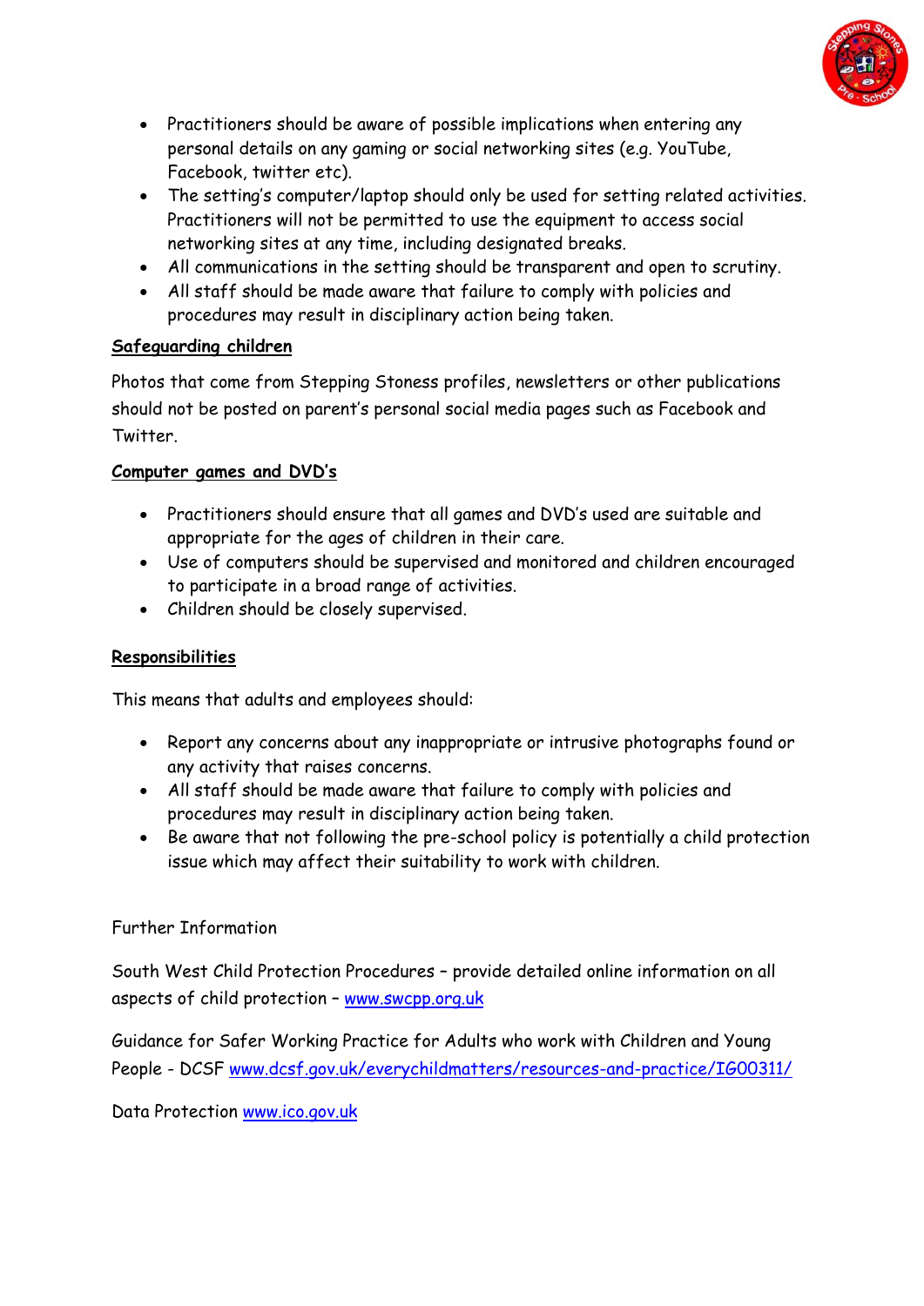- Practitioners should be aware of possible implications when entering any personal details on any gaming or social networking sites (e.g. YouTube, Facebook, twitter etc).
- The setting's computer/laptop should only be used for setting related activities. Practitioners will not be permitted to use the equipment to access social networking sites at any time, including designated breaks.
- All communications in the setting should be transparent and open to scrutiny.
- All staff should be made aware that failure to comply with policies and procedures may result in disciplinary action being taken.

**Safeguarding children**

Photos that come from Stepping Stoness profiles, newsletters or other publications should not be posted on parent's personal social media pages such as Facebook and Twitter.

**Computer games and DVD's**

- Practitioners should ensure that all games and DVD's used are suitable and appropriate for the ages of children in their care.
- Use of computers should be supervised and monitored and children encouraged to participate in a broad range of activities.
- Children should be closely supervised.

**Responsibilities**

This means that adults and employees should:

- Report any concerns about any inappropriate or intrusive photographs found or any activity that raises concerns.
- All staff should be made aware that failure to comply with policies and procedures may result in disciplinary action being taken.
- Be aware that not following the pre-school policy is potentially a child protection issue which may affect their suitability to work with children.

Further Information

South West Child Protection Procedures – provide detailed online information on all aspects of child protection – www.swcpp.org.uk

Guidance for Safer Working Practice for Adults who work with Children and Young People - DCSF www.dcsf.gov.uk/everychildmatters/resources-and-practice/IG00311/

Data Protection www.ico.gov.uk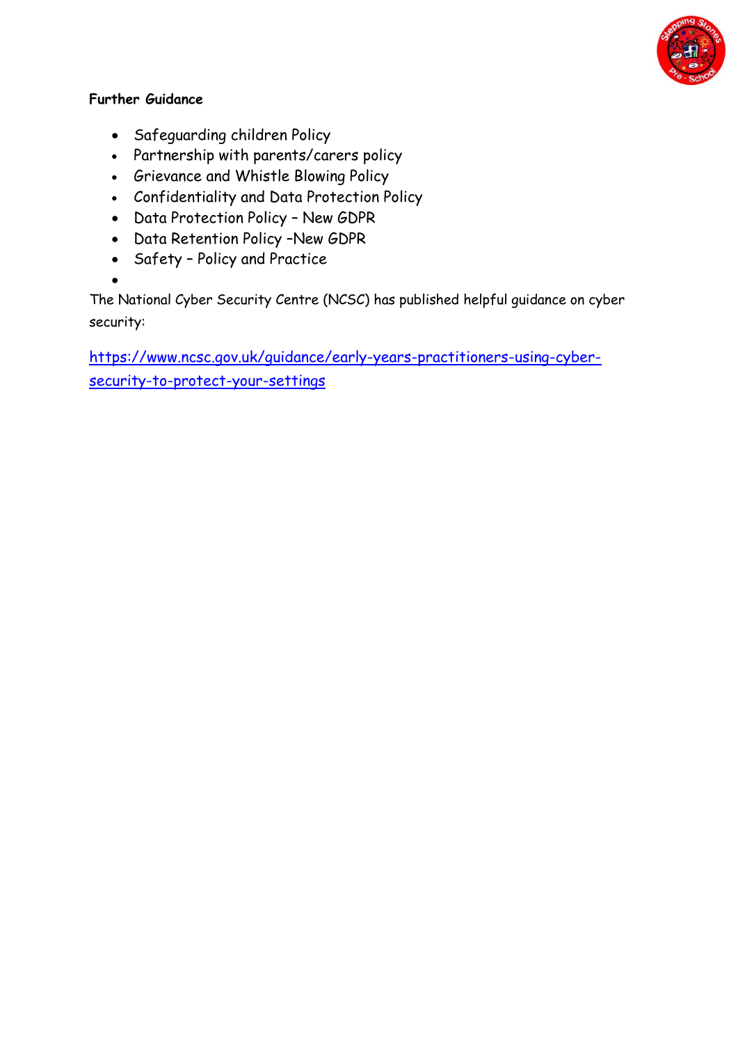**Further Guidance**

- Safeguarding children Policy
- Partnership with parents/carers policy
- Grievance and Whistle Blowing Policy
- Confidentiality and Data Protection Policy
- Data Protection Policy – New GDPR
- Data Retention Policy –New GDPR
- Safety – Policy and Practice

The National Cyber Security Centre (NCSC) has published helpful guidance on cyber security:

[https://www.ncsc.gov.uk/guidance/early-years-practitioners-using-cyber-security-to-protect-your-settings](https://www.ncsc.gov.uk/guidance/early-years-practitioners-using-cyber-security-to-protect-your-settings)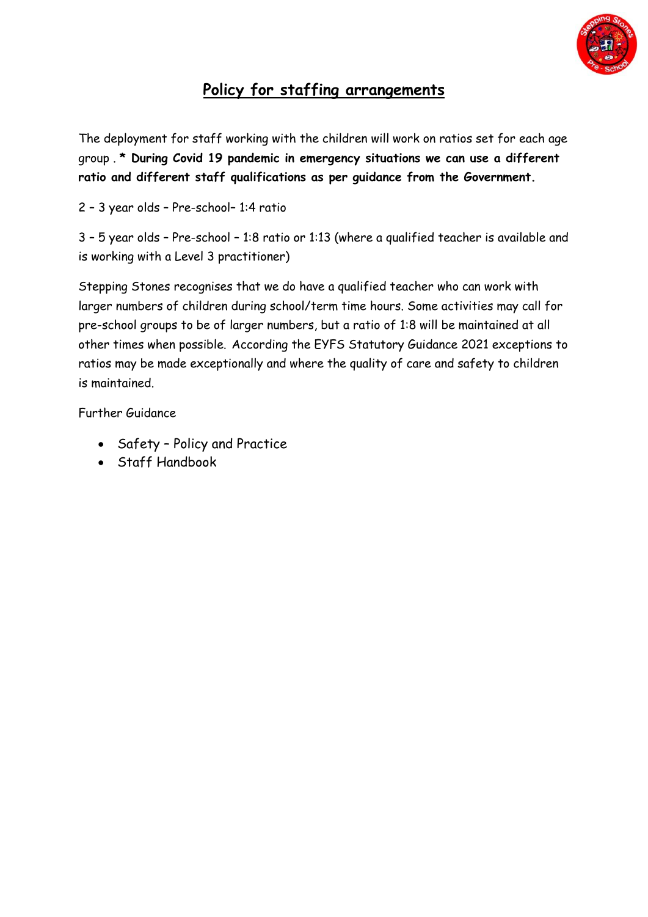# Policy for staffing arrangements

The deployment for staff working with the children will work on ratios set for each age group . **\* During Covid 19 pandemic in emergency situations we can use a different ratio and different staff qualifications as per guidance from the Government.**

2 – 3 year olds – Pre-school– 1:4 ratio

3 – 5 year olds – Pre-school – 1:8 ratio or 1:13 (where a qualified teacher is available and is working with a Level 3 practitioner)

Stepping Stones recognises that we do have a qualified teacher who can work with larger numbers of children during school/term time hours. Some activities may call for pre-school groups to be of larger numbers, but a ratio of 1:8 will be maintained at all other times when possible. According the EYFS Statutory Guidance 2021 exceptions to ratios may be made exceptionally and where the quality of care and safety to children is maintained.

Further Guidance

- Safety – Policy and Practice
- Staff Handbook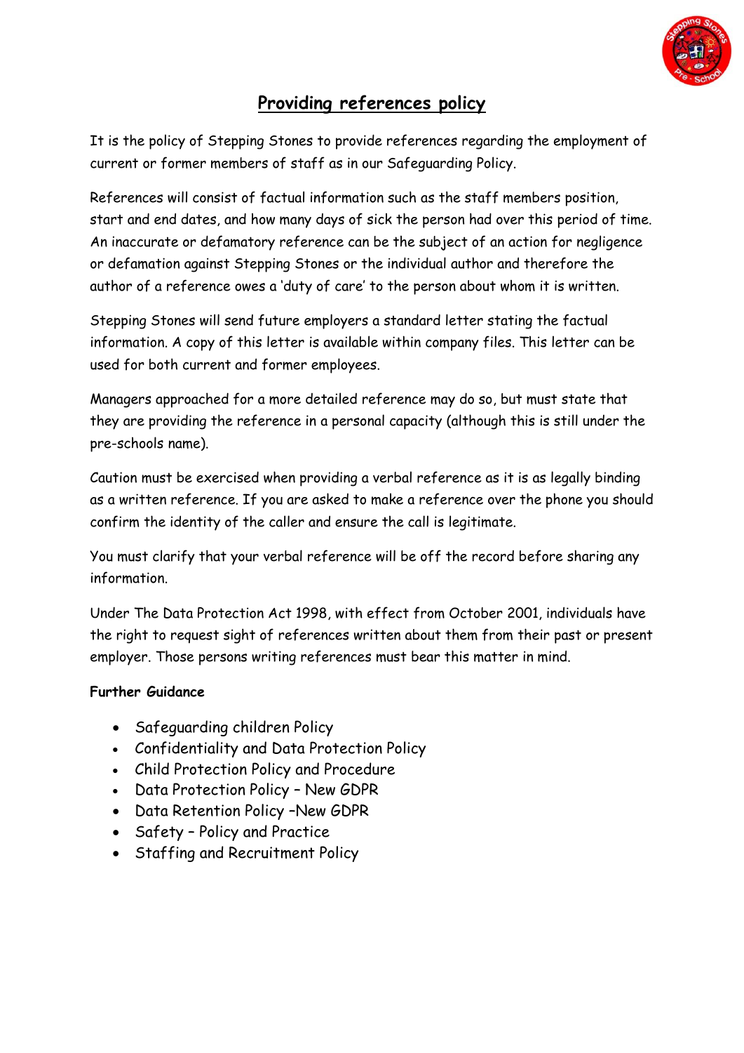# Providing references policy

It is the policy of Stepping Stones to provide references regarding the employment of current or former members of staff as in our Safeguarding Policy.

References will consist of factual information such as the staff members position, start and end dates, and how many days of sick the person had over this period of time. An inaccurate or defamatory reference can be the subject of an action for negligence or defamation against Stepping Stones or the individual author and therefore the author of a reference owes a 'duty of care' to the person about whom it is written.

Stepping Stones will send future employers a standard letter stating the factual information. A copy of this letter is available within company files. This letter can be used for both current and former employees.

Managers approached for a more detailed reference may do so, but must state that they are providing the reference in a personal capacity (although this is still under the pre-schools name).

Caution must be exercised when providing a verbal reference as it is as legally binding as a written reference. If you are asked to make a reference over the phone you should confirm the identity of the caller and ensure the call is legitimate.

You must clarify that your verbal reference will be off the record before sharing any information.

Under The Data Protection Act 1998, with effect from October 2001, individuals have the right to request sight of references written about them from their past or present employer. Those persons writing references must bear this matter in mind.

**Further Guidance**

- Safeguarding children Policy
- Confidentiality and Data Protection Policy
- Child Protection Policy and Procedure
- Data Protection Policy – New GDPR
- Data Retention Policy –New GDPR
- Safety – Policy and Practice
- Staffing and Recruitment Policy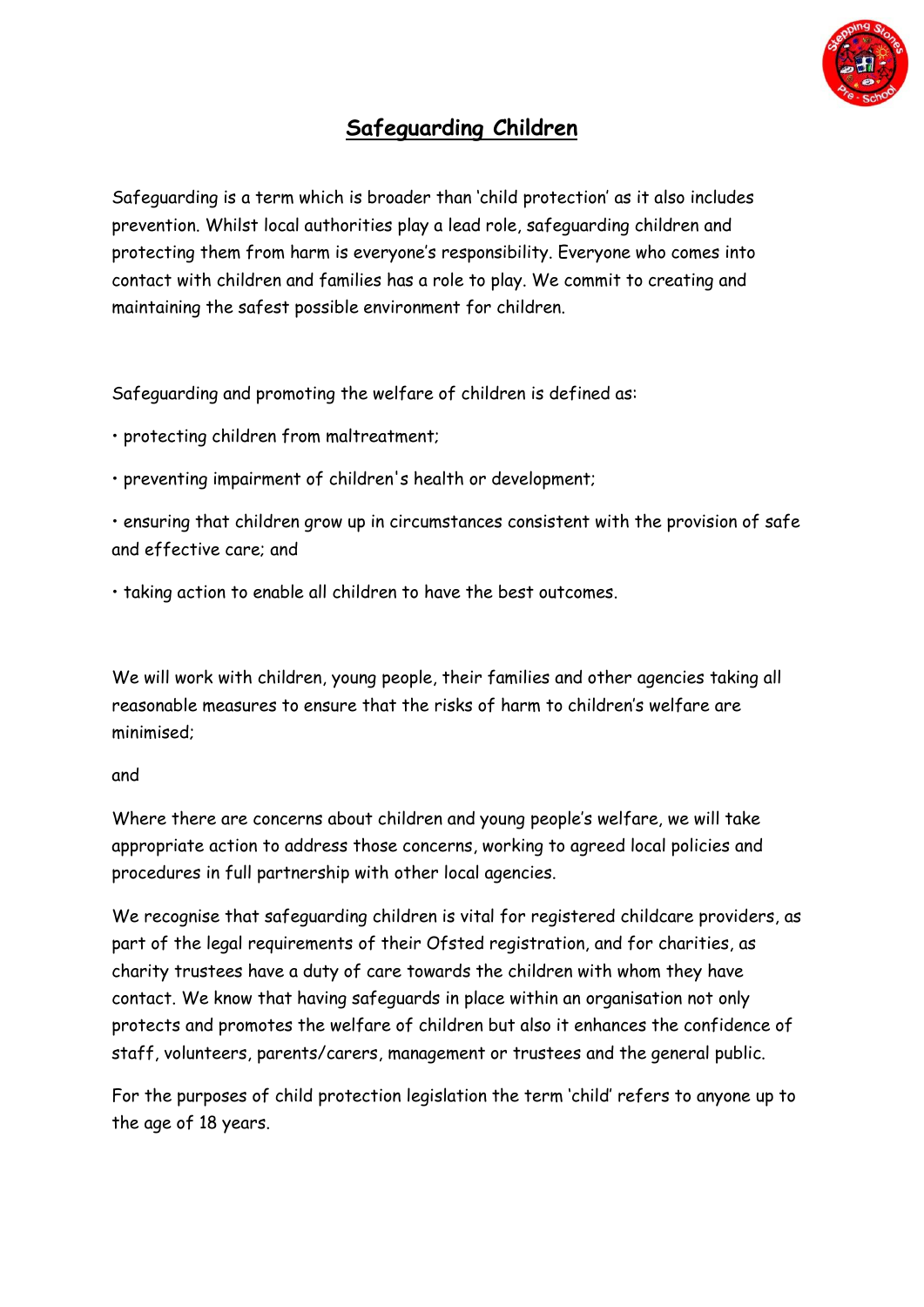# Safeguarding Children

Safeguarding is a term which is broader than 'child protection' as it also includes prevention. Whilst local authorities play a lead role, safeguarding children and protecting them from harm is everyone's responsibility. Everyone who comes into contact with children and families has a role to play. We commit to creating and maintaining the safest possible environment for children.

Safeguarding and promoting the welfare of children is defined as:

- protecting children from maltreatment;
- preventing impairment of children's health or development;
- ensuring that children grow up in circumstances consistent with the provision of safe and effective care; and
- taking action to enable all children to have the best outcomes.

We will work with children, young people, their families and other agencies taking all reasonable measures to ensure that the risks of harm to children's welfare are minimised;

and

Where there are concerns about children and young people's welfare, we will take appropriate action to address those concerns, working to agreed local policies and procedures in full partnership with other local agencies.

We recognise that safeguarding children is vital for registered childcare providers, as part of the legal requirements of their Ofsted registration, and for charities, as charity trustees have a duty of care towards the children with whom they have contact. We know that having safeguards in place within an organisation not only protects and promotes the welfare of children but also it enhances the confidence of staff, volunteers, parents/carers, management or trustees and the general public.

For the purposes of child protection legislation the term 'child' refers to anyone up to the age of 18 years.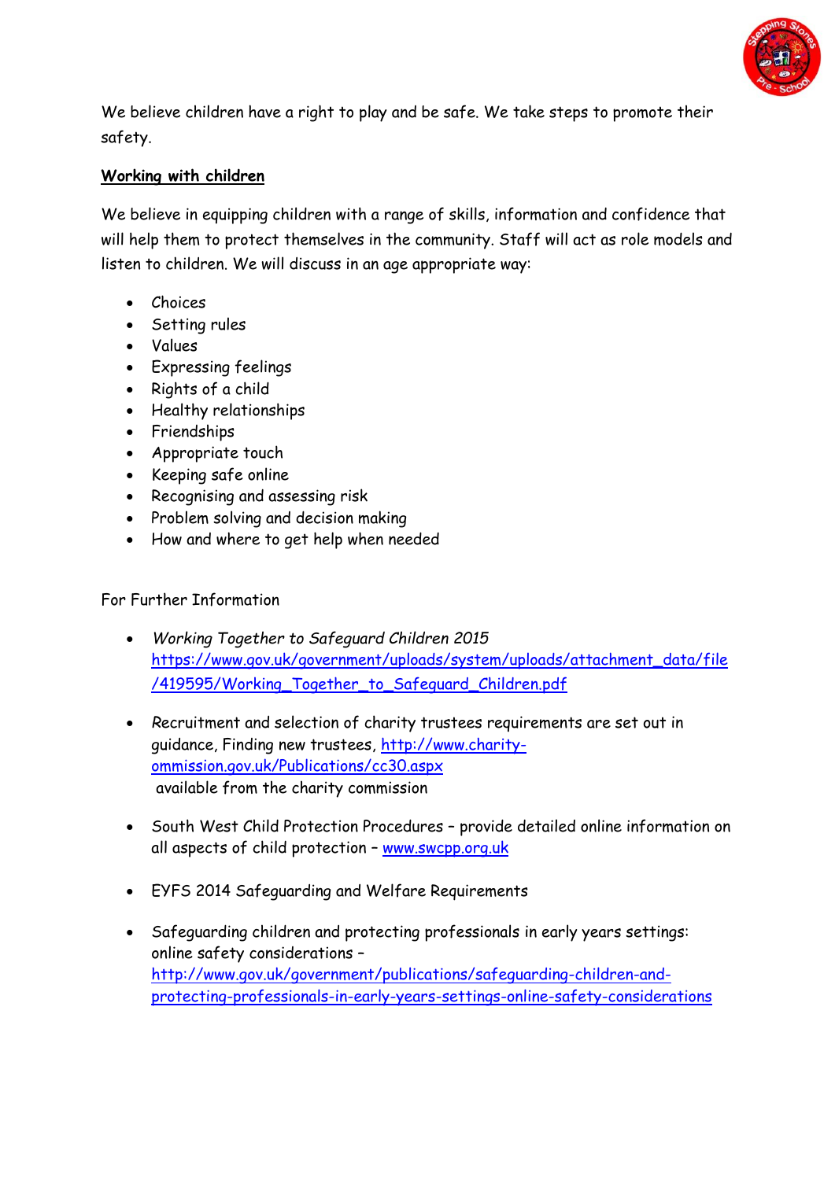We believe children have a right to play and be safe. We take steps to promote their safety.

**Working with children**

We believe in equipping children with a range of skills, information and confidence that will help them to protect themselves in the community. Staff will act as role models and listen to children. We will discuss in an age appropriate way:

- Choices
- Setting rules
- Values
- Expressing feelings
- Rights of a child
- Healthy relationships
- Friendships
- Appropriate touch
- Keeping safe online
- Recognising and assessing risk
- Problem solving and decision making
- How and where to get help when needed

For Further Information

- *Working Together to Safeguard Children 2015* https://www.gov.uk/government/uploads/system/uploads/attachment_data/file/419595/Working_Together_to_Safeguard_Children.pdf

- Recruitment and selection of charity trustees requirements are set out in guidance, Finding new trustees, http://www.charity-ommission.gov.uk/Publications/cc30.aspx available from the charity commission

- South West Child Protection Procedures – provide detailed online information on all aspects of child protection – www.swcpp.org.uk

- EYFS 2014 Safeguarding and Welfare Requirements

- Safeguarding children and protecting professionals in early years settings: online safety considerations – http://www.gov.uk/government/publications/safeguarding-children-and-protecting-professionals-in-early-years-settings-online-safety-considerations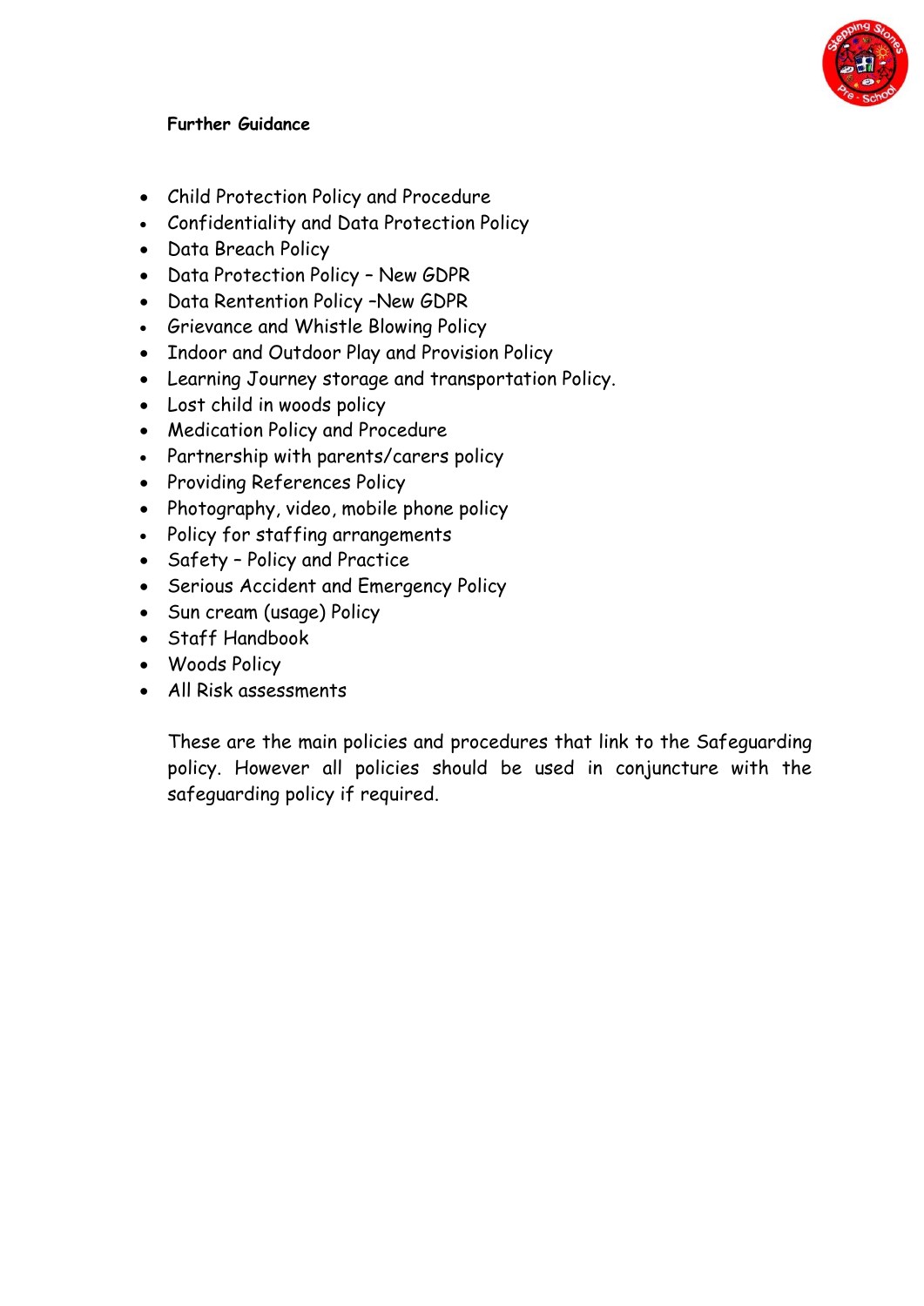**Further Guidance**

- Child Protection Policy and Procedure
- Confidentiality and Data Protection Policy
- Data Breach Policy
- Data Protection Policy – New GDPR
- Data Rentention Policy –New GDPR
- Grievance and Whistle Blowing Policy
- Indoor and Outdoor Play and Provision Policy
- Learning Journey storage and transportation Policy.
- Lost child in woods policy
- Medication Policy and Procedure
- Partnership with parents/carers policy
- Providing References Policy
- Photography, video, mobile phone policy
- Policy for staffing arrangements
- Safety – Policy and Practice
- Serious Accident and Emergency Policy
- Sun cream (usage) Policy
- Staff Handbook
- Woods Policy
- All Risk assessments

These are the main policies and procedures that link to the Safeguarding policy. However all policies should be used in conjuncture with the safeguarding policy if required.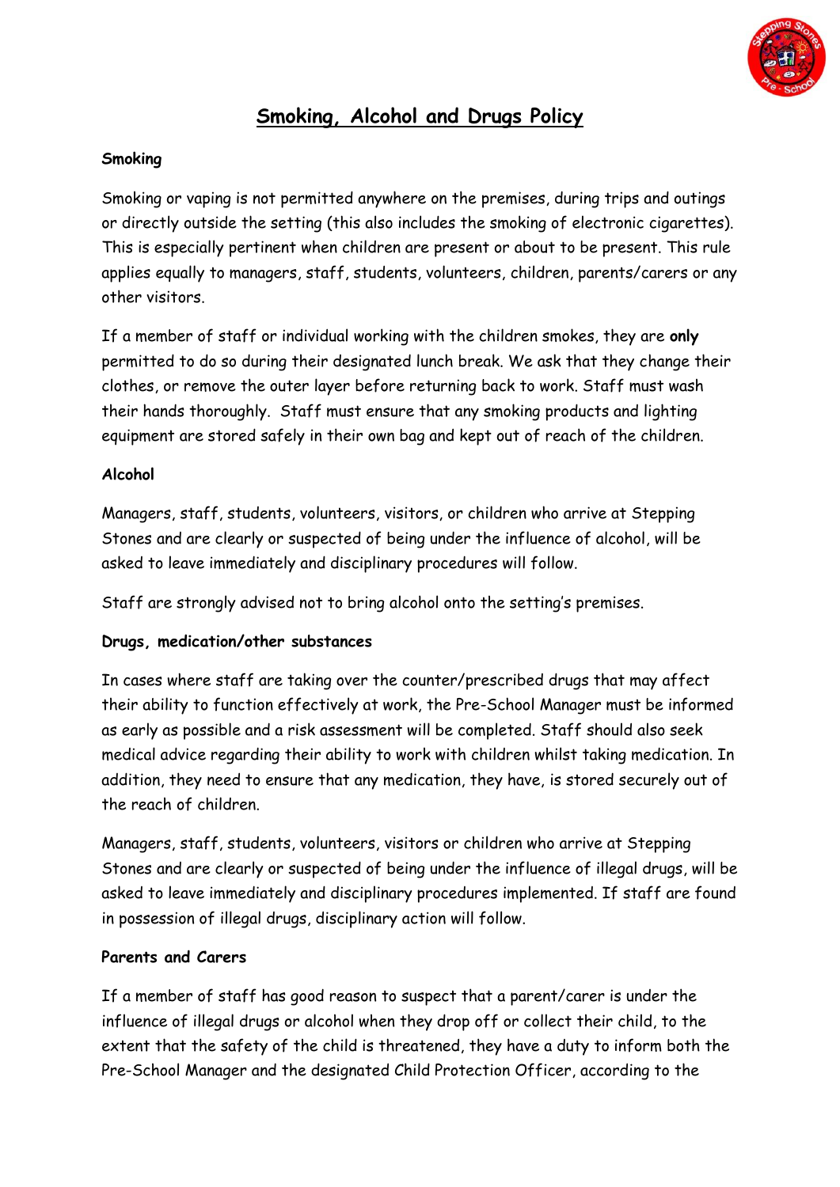# Smoking, Alcohol and Drugs Policy

**Smoking**

Smoking or vaping is not permitted anywhere on the premises, during trips and outings or directly outside the setting (this also includes the smoking of electronic cigarettes). This is especially pertinent when children are present or about to be present. This rule applies equally to managers, staff, students, volunteers, children, parents/carers or any other visitors.

If a member of staff or individual working with the children smokes, they are **only** permitted to do so during their designated lunch break. We ask that they change their clothes, or remove the outer layer before returning back to work. Staff must wash their hands thoroughly. Staff must ensure that any smoking products and lighting equipment are stored safely in their own bag and kept out of reach of the children.

**Alcohol**

Managers, staff, students, volunteers, visitors, or children who arrive at Stepping Stones and are clearly or suspected of being under the influence of alcohol, will be asked to leave immediately and disciplinary procedures will follow.

Staff are strongly advised not to bring alcohol onto the setting's premises.

**Drugs, medication/other substances**

In cases where staff are taking over the counter/prescribed drugs that may affect their ability to function effectively at work, the Pre-School Manager must be informed as early as possible and a risk assessment will be completed. Staff should also seek medical advice regarding their ability to work with children whilst taking medication. In addition, they need to ensure that any medication, they have, is stored securely out of the reach of children.

Managers, staff, students, volunteers, visitors or children who arrive at Stepping Stones and are clearly or suspected of being under the influence of illegal drugs, will be asked to leave immediately and disciplinary procedures implemented. If staff are found in possession of illegal drugs, disciplinary action will follow.

**Parents and Carers**

If a member of staff has good reason to suspect that a parent/carer is under the influence of illegal drugs or alcohol when they drop off or collect their child, to the extent that the safety of the child is threatened, they have a duty to inform both the Pre-School Manager and the designated Child Protection Officer, according to the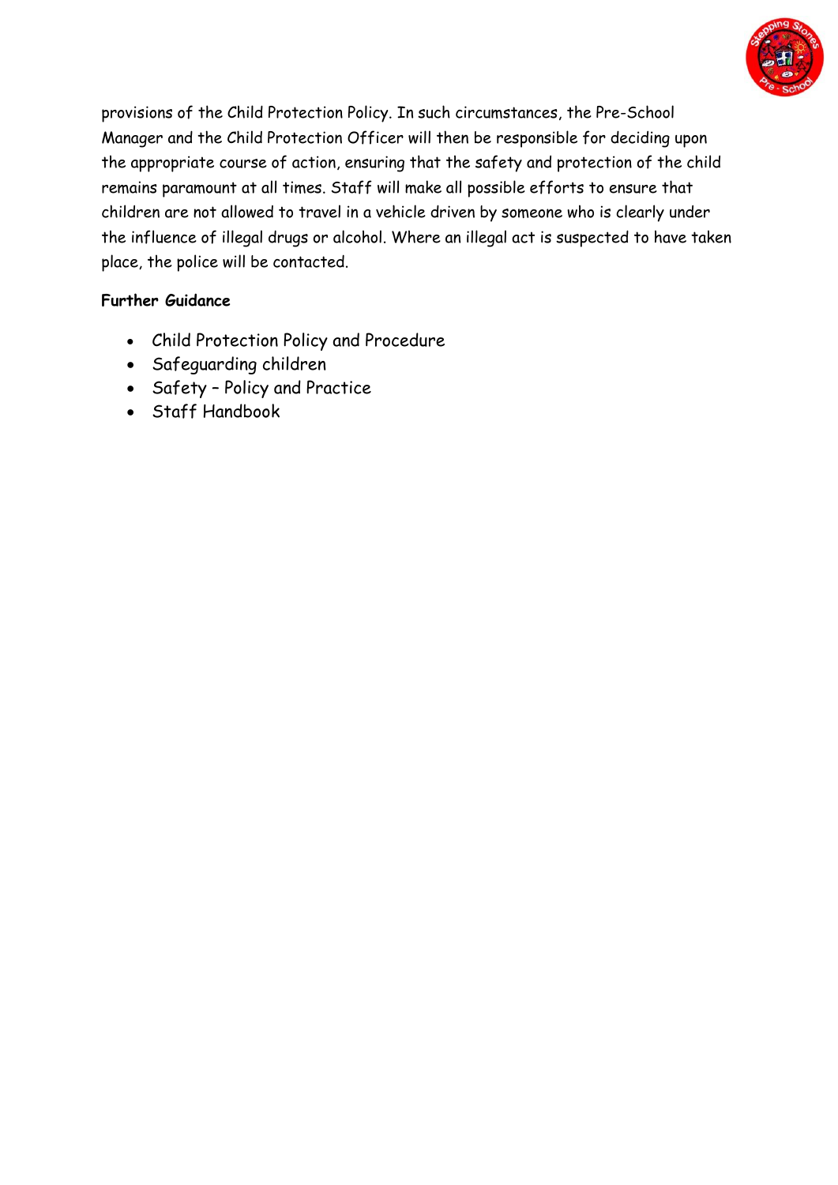provisions of the Child Protection Policy. In such circumstances, the Pre-School Manager and the Child Protection Officer will then be responsible for deciding upon the appropriate course of action, ensuring that the safety and protection of the child remains paramount at all times. Staff will make all possible efforts to ensure that children are not allowed to travel in a vehicle driven by someone who is clearly under the influence of illegal drugs or alcohol. Where an illegal act is suspected to have taken place, the police will be contacted.

**Further Guidance**

- Child Protection Policy and Procedure
- Safeguarding children
- Safety – Policy and Practice
- Staff Handbook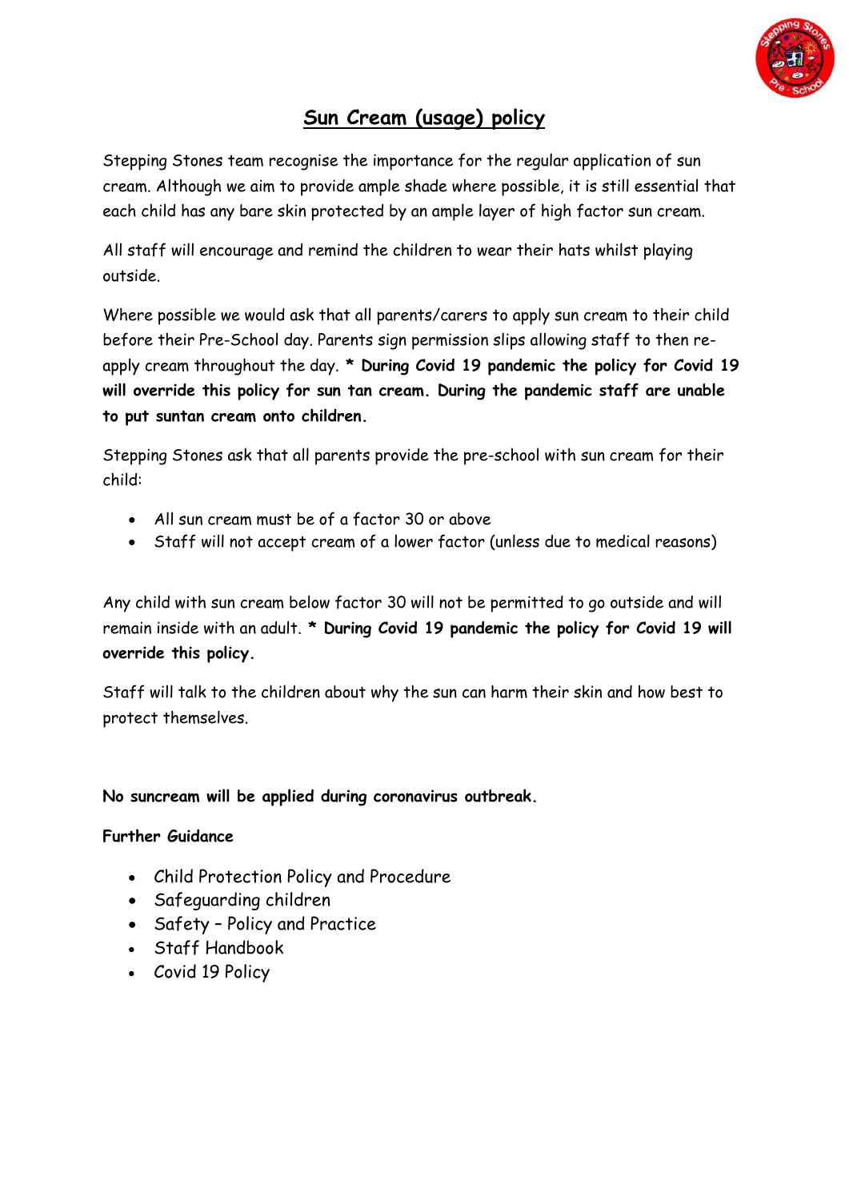# Sun Cream (usage) policy

Stepping Stones team recognise the importance for the regular application of sun cream. Although we aim to provide ample shade where possible, it is still essential that each child has any bare skin protected by an ample layer of high factor sun cream.

All staff will encourage and remind the children to wear their hats whilst playing outside.

Where possible we would ask that all parents/carers to apply sun cream to their child before their Pre-School day. Parents sign permission slips allowing staff to then re-apply cream throughout the day. **\* During Covid 19 pandemic the policy for Covid 19 will override this policy for sun tan cream. During the pandemic staff are unable to put suntan cream onto children.**

Stepping Stones ask that all parents provide the pre-school with sun cream for their child:

- All sun cream must be of a factor 30 or above
- Staff will not accept cream of a lower factor (unless due to medical reasons)

Any child with sun cream below factor 30 will not be permitted to go outside and will remain inside with an adult. **\* During Covid 19 pandemic the policy for Covid 19 will override this policy.**

Staff will talk to the children about why the sun can harm their skin and how best to protect themselves.

**No suncream will be applied during coronavirus outbreak.**

**Further Guidance**

- Child Protection Policy and Procedure
- Safeguarding children
- Safety – Policy and Practice
- Staff Handbook
- Covid 19 Policy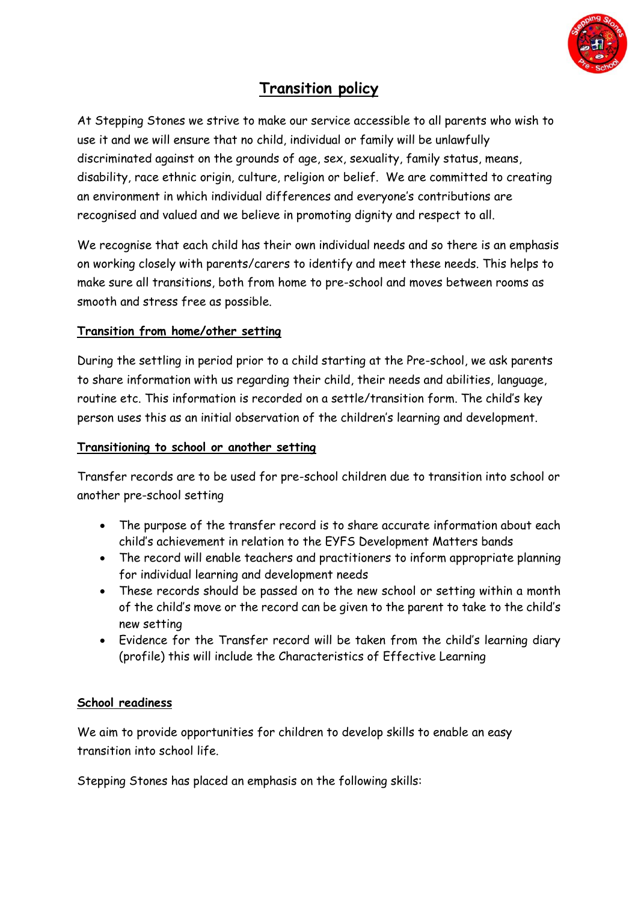# Transition policy

At Stepping Stones we strive to make our service accessible to all parents who wish to use it and we will ensure that no child, individual or family will be unlawfully discriminated against on the grounds of age, sex, sexuality, family status, means, disability, race ethnic origin, culture, religion or belief. We are committed to creating an environment in which individual differences and everyone's contributions are recognised and valued and we believe in promoting dignity and respect to all.

We recognise that each child has their own individual needs and so there is an emphasis on working closely with parents/carers to identify and meet these needs. This helps to make sure all transitions, both from home to pre-school and moves between rooms as smooth and stress free as possible.

## Transition from home/other setting

During the settling in period prior to a child starting at the Pre-school, we ask parents to share information with us regarding their child, their needs and abilities, language, routine etc. This information is recorded on a settle/transition form. The child's key person uses this as an initial observation of the children's learning and development.

## Transitioning to school or another setting

Transfer records are to be used for pre-school children due to transition into school or another pre-school setting

- The purpose of the transfer record is to share accurate information about each child's achievement in relation to the EYFS Development Matters bands
- The record will enable teachers and practitioners to inform appropriate planning for individual learning and development needs
- These records should be passed on to the new school or setting within a month of the child's move or the record can be given to the parent to take to the child's new setting
- Evidence for the Transfer record will be taken from the child's learning diary (profile) this will include the Characteristics of Effective Learning

## School readiness

We aim to provide opportunities for children to develop skills to enable an easy transition into school life.

Stepping Stones has placed an emphasis on the following skills: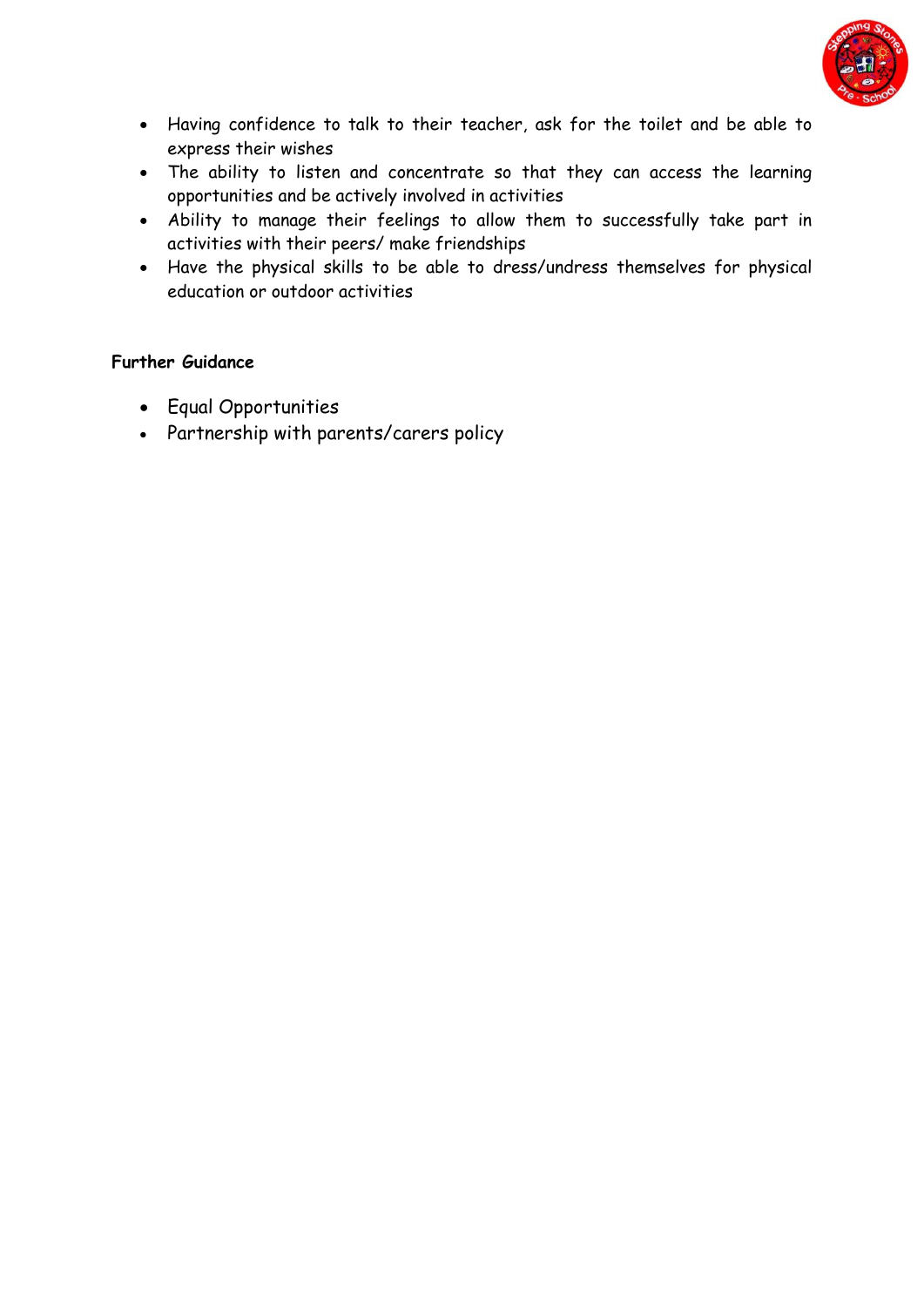- Having confidence to talk to their teacher, ask for the toilet and be able to express their wishes
- The ability to listen and concentrate so that they can access the learning opportunities and be actively involved in activities
- Ability to manage their feelings to allow them to successfully take part in activities with their peers/ make friendships
- Have the physical skills to be able to dress/undress themselves for physical education or outdoor activities

**Further Guidance**

- Equal Opportunities
- Partnership with parents/carers policy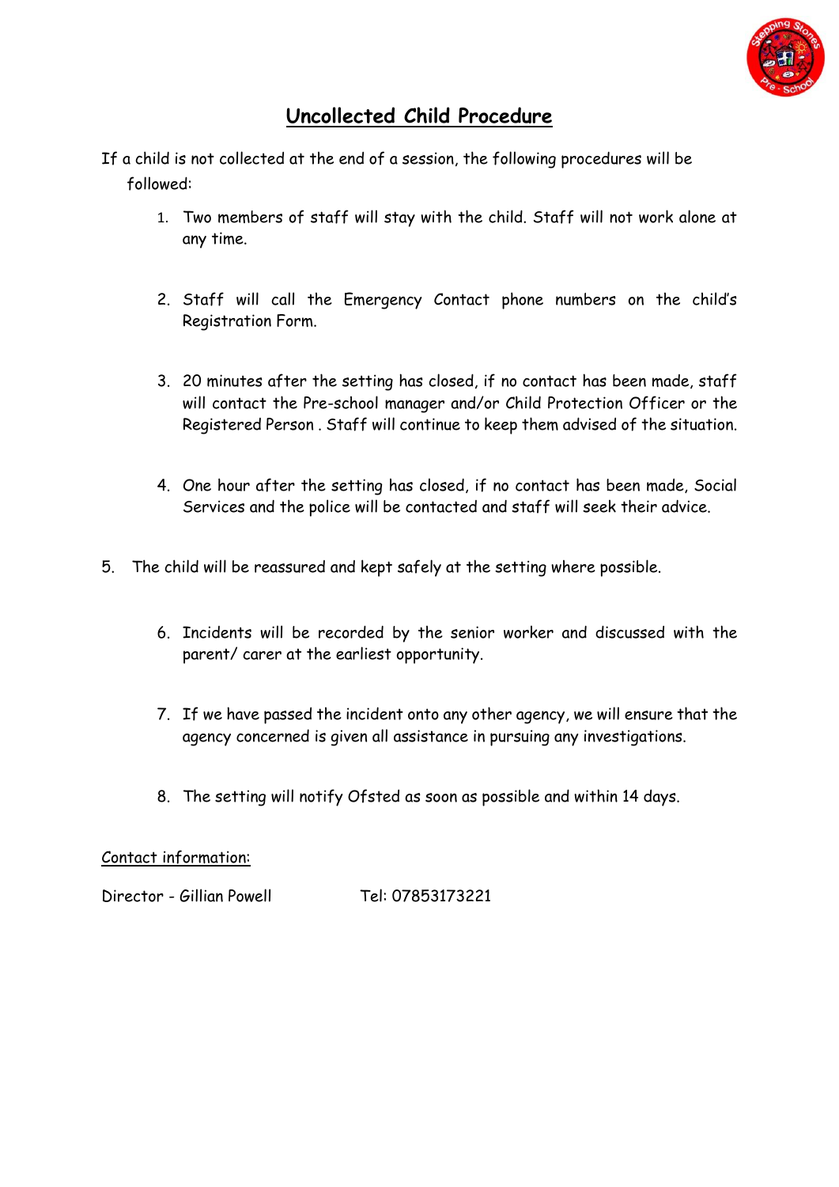# Uncollected Child Procedure

If a child is not collected at the end of a session, the following procedures will be followed:

1. Two members of staff will stay with the child. Staff will not work alone at any time.

2. Staff will call the Emergency Contact phone numbers on the child's Registration Form.

3. 20 minutes after the setting has closed, if no contact has been made, staff will contact the Pre-school manager and/or Child Protection Officer or the Registered Person . Staff will continue to keep them advised of the situation.

4. One hour after the setting has closed, if no contact has been made, Social Services and the police will be contacted and staff will seek their advice.

5. The child will be reassured and kept safely at the setting where possible.

6. Incidents will be recorded by the senior worker and discussed with the parent/ carer at the earliest opportunity.

7. If we have passed the incident onto any other agency, we will ensure that the agency concerned is given all assistance in pursuing any investigations.

8. The setting will notify Ofsted as soon as possible and within 14 days.

Contact information:

Director - Gillian Powell Tel: 07853173221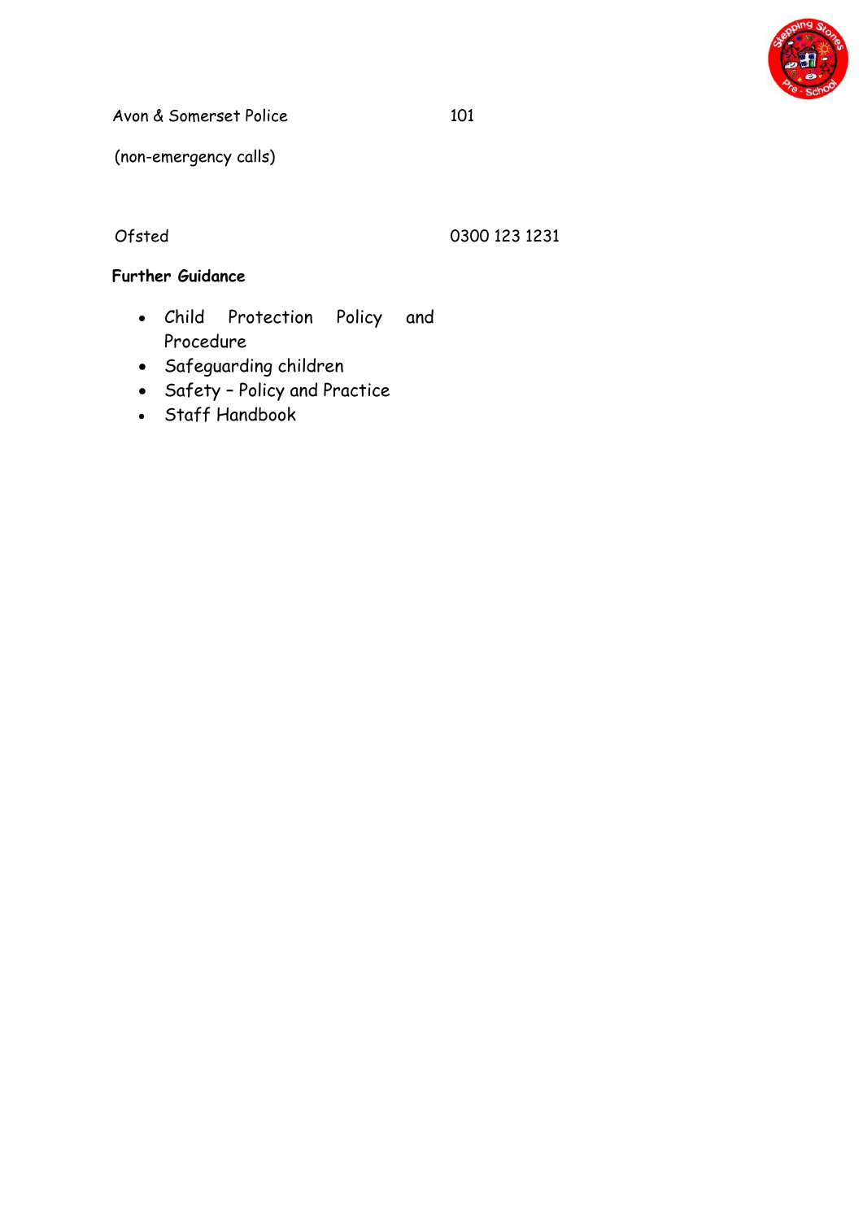| | |
|---|---|
| Avon & Somerset Police (non-emergency calls) | 101 |
| Ofsted | 0300 123 1231 |

**Further Guidance**

- Child Protection Policy and Procedure
- Safeguarding children
- Safety – Policy and Practice
- Staff Handbook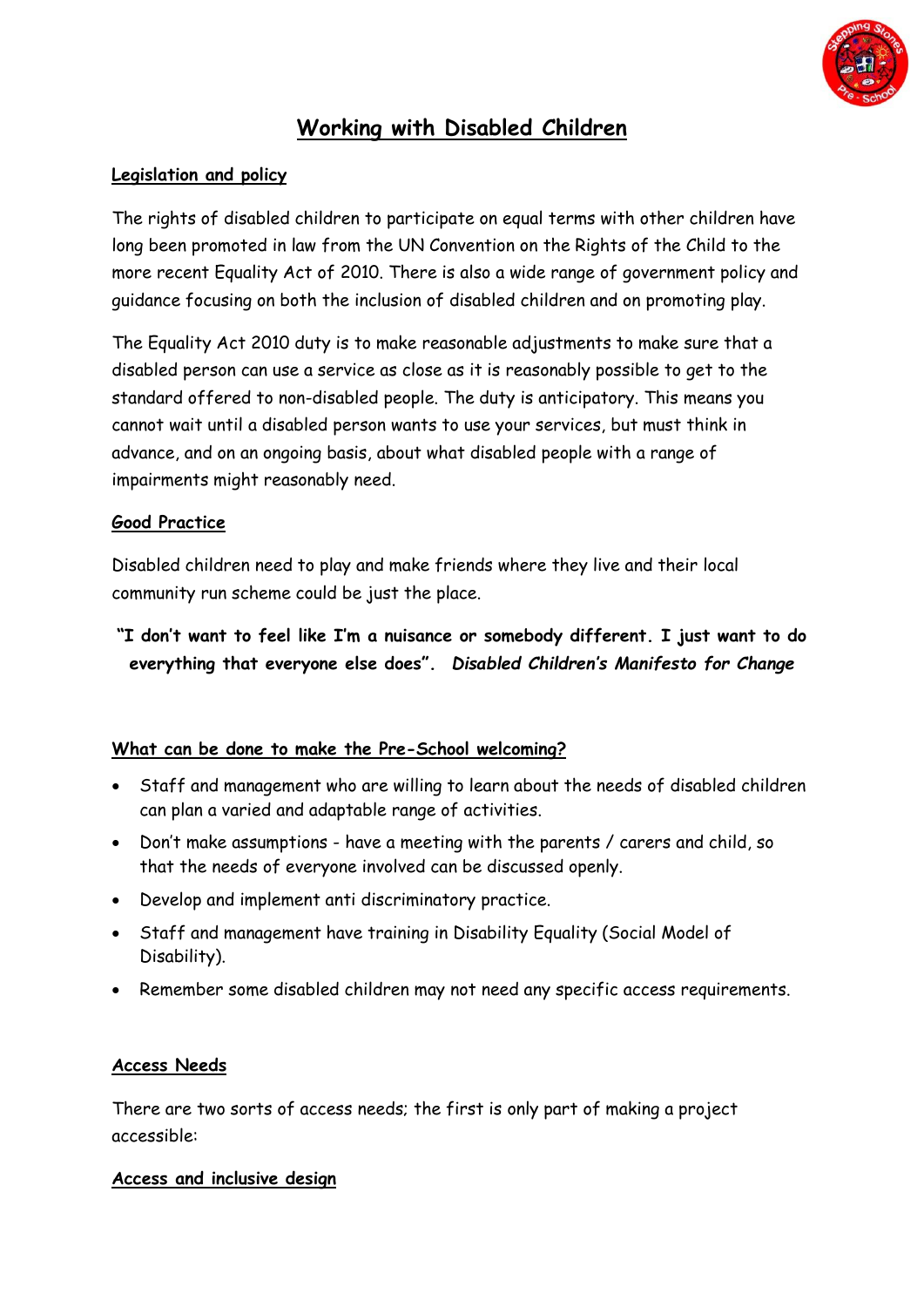# Working with Disabled Children

## Legislation and policy

The rights of disabled children to participate on equal terms with other children have long been promoted in law from the UN Convention on the Rights of the Child to the more recent Equality Act of 2010. There is also a wide range of government policy and guidance focusing on both the inclusion of disabled children and on promoting play.

The Equality Act 2010 duty is to make reasonable adjustments to make sure that a disabled person can use a service as close as it is reasonably possible to get to the standard offered to non-disabled people. The duty is anticipatory. This means you cannot wait until a disabled person wants to use your services, but must think in advance, and on an ongoing basis, about what disabled people with a range of impairments might reasonably need.

## Good Practice

Disabled children need to play and make friends where they live and their local community run scheme could be just the place.

**"I don't want to feel like I'm a nuisance or somebody different. I just want to do everything that everyone else does".** ***Disabled Children's Manifesto for Change***

## What can be done to make the Pre-School welcoming?

- Staff and management who are willing to learn about the needs of disabled children can plan a varied and adaptable range of activities.
- Don't make assumptions - have a meeting with the parents / carers and child, so that the needs of everyone involved can be discussed openly.
- Develop and implement anti discriminatory practice.
- Staff and management have training in Disability Equality (Social Model of Disability).
- Remember some disabled children may not need any specific access requirements.

## Access Needs

There are two sorts of access needs; the first is only part of making a project accessible:

### Access and inclusive design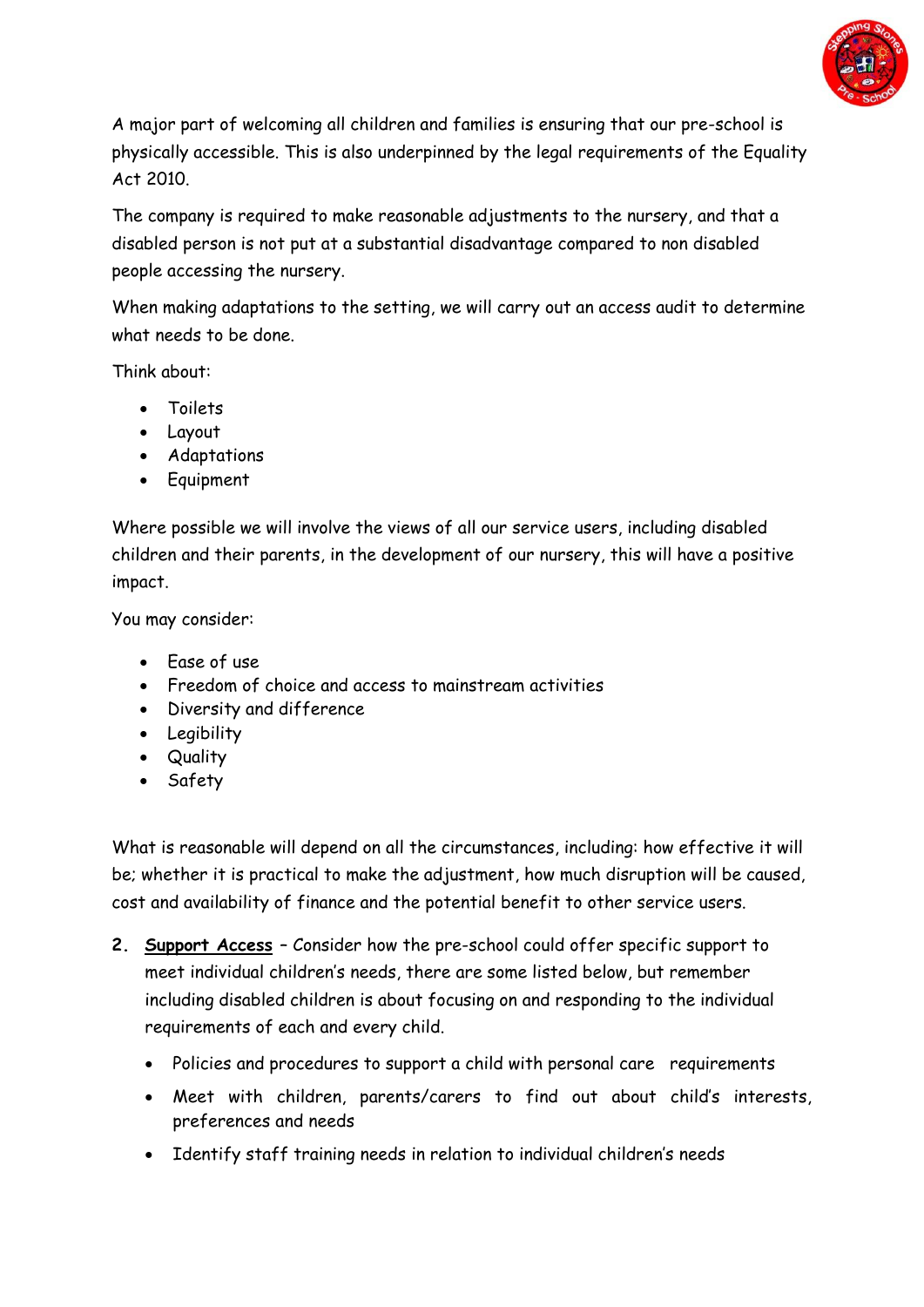A major part of welcoming all children and families is ensuring that our pre-school is physically accessible. This is also underpinned by the legal requirements of the Equality Act 2010.

The company is required to make reasonable adjustments to the nursery, and that a disabled person is not put at a substantial disadvantage compared to non disabled people accessing the nursery.

When making adaptations to the setting, we will carry out an access audit to determine what needs to be done.

Think about:

- Toilets
- Layout
- Adaptations
- Equipment

Where possible we will involve the views of all our service users, including disabled children and their parents, in the development of our nursery, this will have a positive impact.

You may consider:

- Ease of use
- Freedom of choice and access to mainstream activities
- Diversity and difference
- Legibility
- Quality
- Safety

What is reasonable will depend on all the circumstances, including: how effective it will be; whether it is practical to make the adjustment, how much disruption will be caused, cost and availability of finance and the potential benefit to other service users.

2. **<u>Support Access</u>** – Consider how the pre-school could offer specific support to meet individual children's needs, there are some listed below, but remember including disabled children is about focusing on and responding to the individual requirements of each and every child.

   - Policies and procedures to support a child with personal care requirements
   - Meet with children, parents/carers to find out about child's interests, preferences and needs
   - Identify staff training needs in relation to individual children's needs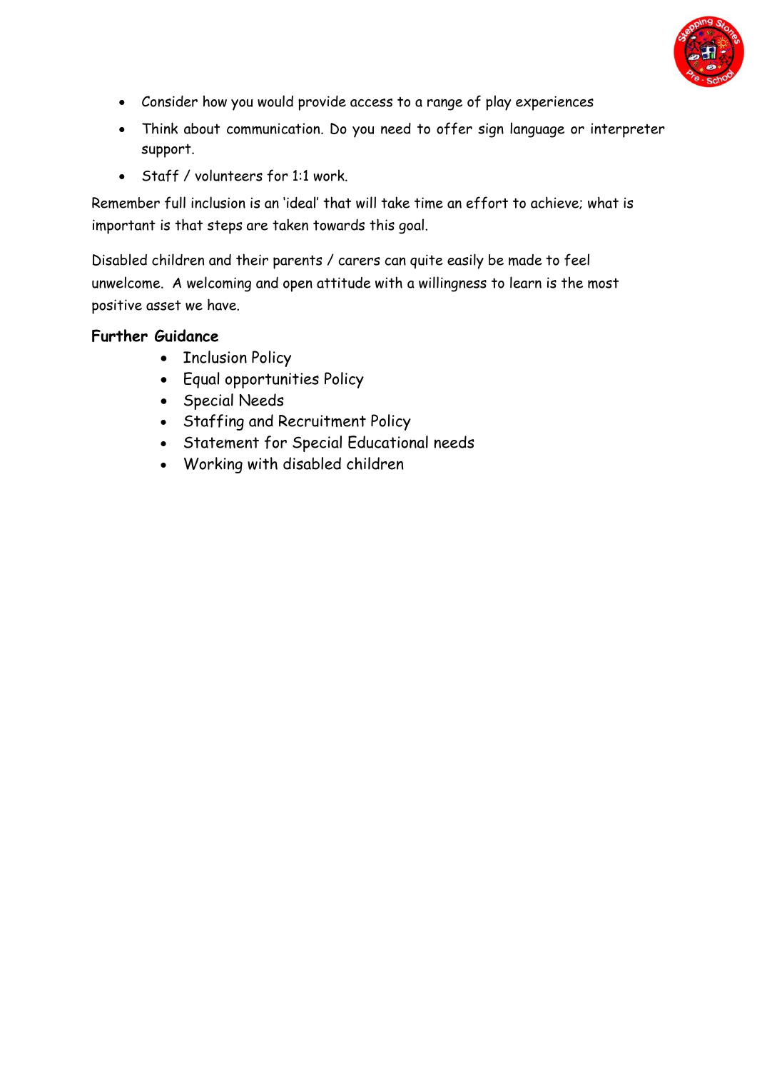- Consider how you would provide access to a range of play experiences
- Think about communication. Do you need to offer sign language or interpreter support.
- Staff / volunteers for 1:1 work.

Remember full inclusion is an 'ideal' that will take time an effort to achieve; what is important is that steps are taken towards this goal.

Disabled children and their parents / carers can quite easily be made to feel unwelcome. A welcoming and open attitude with a willingness to learn is the most positive asset we have.

**Further Guidance**

- Inclusion Policy
- Equal opportunities Policy
- Special Needs
- Staffing and Recruitment Policy
- Statement for Special Educational needs
- Working with disabled children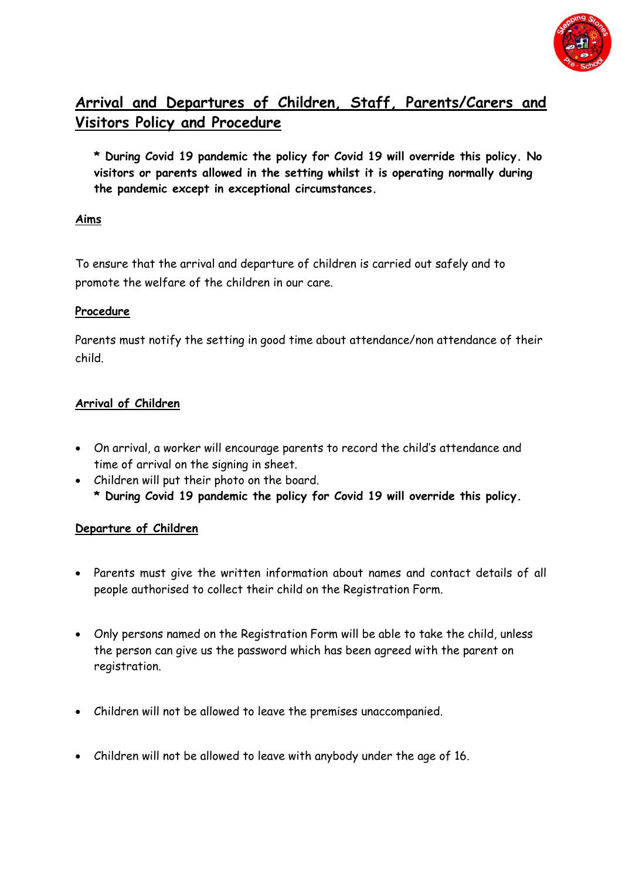# Arrival and Departures of Children, Staff, Parents/Carers and Visitors Policy and Procedure

> **\* During Covid 19 pandemic the policy for Covid 19 will override this policy. No visitors or parents allowed in the setting whilst it is operating normally during the pandemic except in exceptional circumstances.**

## Aims

To ensure that the arrival and departure of children is carried out safely and to promote the welfare of the children in our care.

## Procedure

Parents must notify the setting in good time about attendance/non attendance of their child.

## Arrival of Children

- On arrival, a worker will encourage parents to record the child's attendance and time of arrival on the signing in sheet.
- Children will put their photo on the board.
  **\* During Covid 19 pandemic the policy for Covid 19 will override this policy.**

## Departure of Children

- Parents must give the written information about names and contact details of all people authorised to collect their child on the Registration Form.
- Only persons named on the Registration Form will be able to take the child, unless the person can give us the password which has been agreed with the parent on registration.
- Children will not be allowed to leave the premises unaccompanied.
- Children will not be allowed to leave with anybody under the age of 16.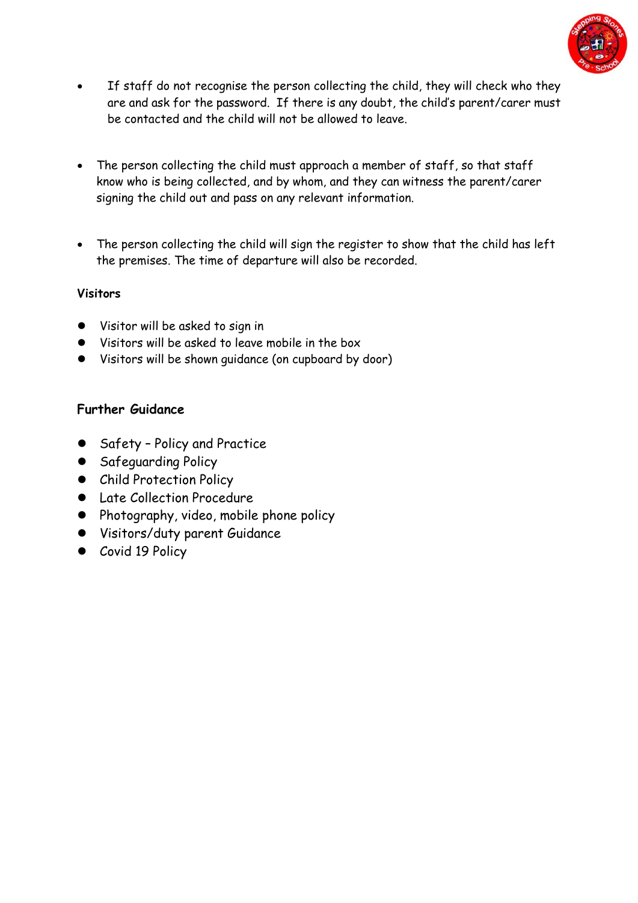- If staff do not recognise the person collecting the child, they will check who they are and ask for the password. If there is any doubt, the child's parent/carer must be contacted and the child will not be allowed to leave.

- The person collecting the child must approach a member of staff, so that staff know who is being collected, and by whom, and they can witness the parent/carer signing the child out and pass on any relevant information.

- The person collecting the child will sign the register to show that the child has left the premises. The time of departure will also be recorded.

**Visitors**

- Visitor will be asked to sign in
- Visitors will be asked to leave mobile in the box
- Visitors will be shown guidance (on cupboard by door)

**Further Guidance**

- Safety – Policy and Practice
- Safeguarding Policy
- Child Protection Policy
- Late Collection Procedure
- Photography, video, mobile phone policy
- Visitors/duty parent Guidance
- Covid 19 Policy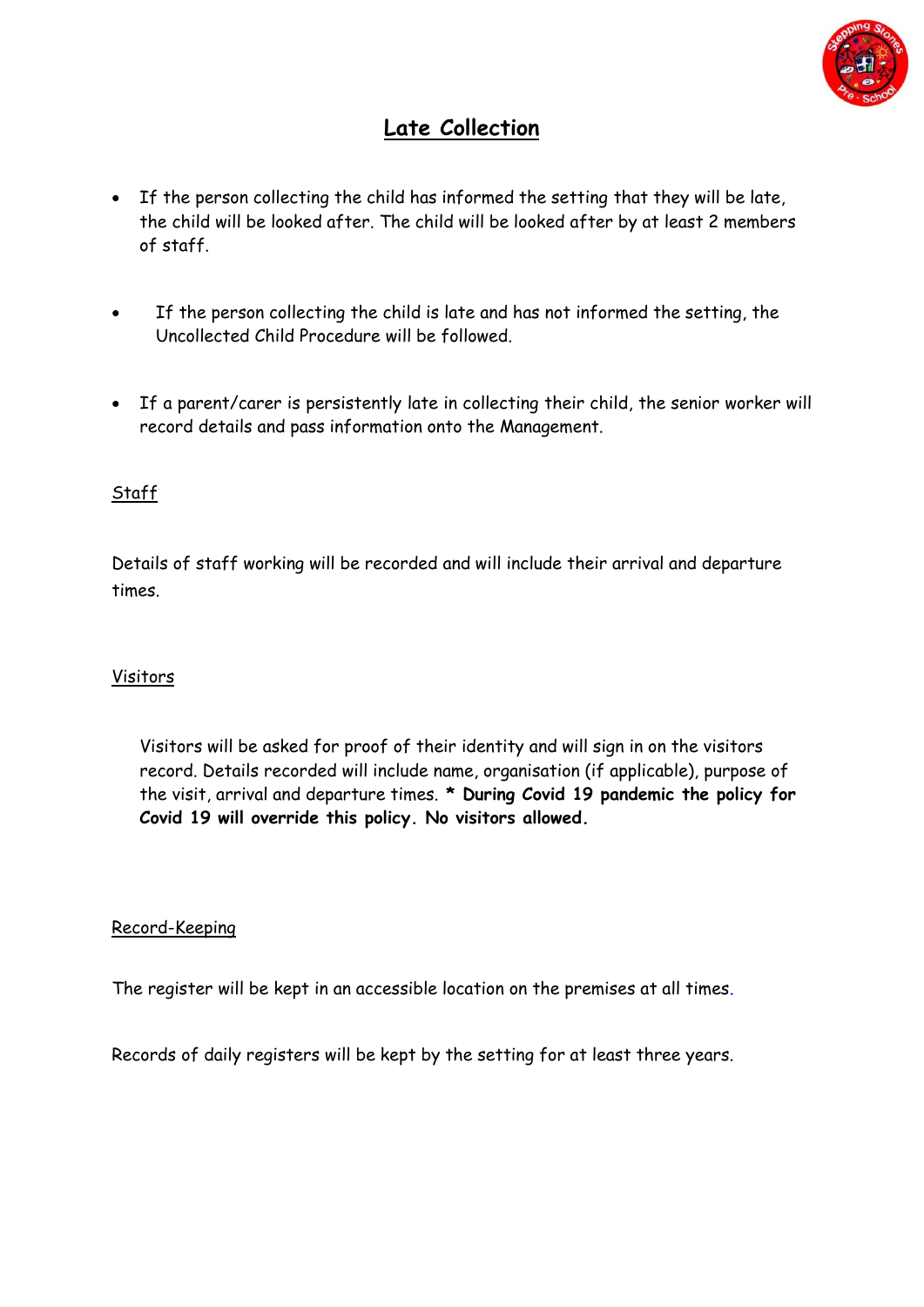# Late Collection

- If the person collecting the child has informed the setting that they will be late, the child will be looked after. The child will be looked after by at least 2 members of staff.
- If the person collecting the child is late and has not informed the setting, the Uncollected Child Procedure will be followed.
- If a parent/carer is persistently late in collecting their child, the senior worker will record details and pass information onto the Management.

## Staff

Details of staff working will be recorded and will include their arrival and departure times.

## Visitors

Visitors will be asked for proof of their identity and will sign in on the visitors record. Details recorded will include name, organisation (if applicable), purpose of the visit, arrival and departure times. **\* During Covid 19 pandemic the policy for Covid 19 will override this policy. No visitors allowed.**

## Record-Keeping

The register will be kept in an accessible location on the premises at all times.

Records of daily registers will be kept by the setting for at least three years.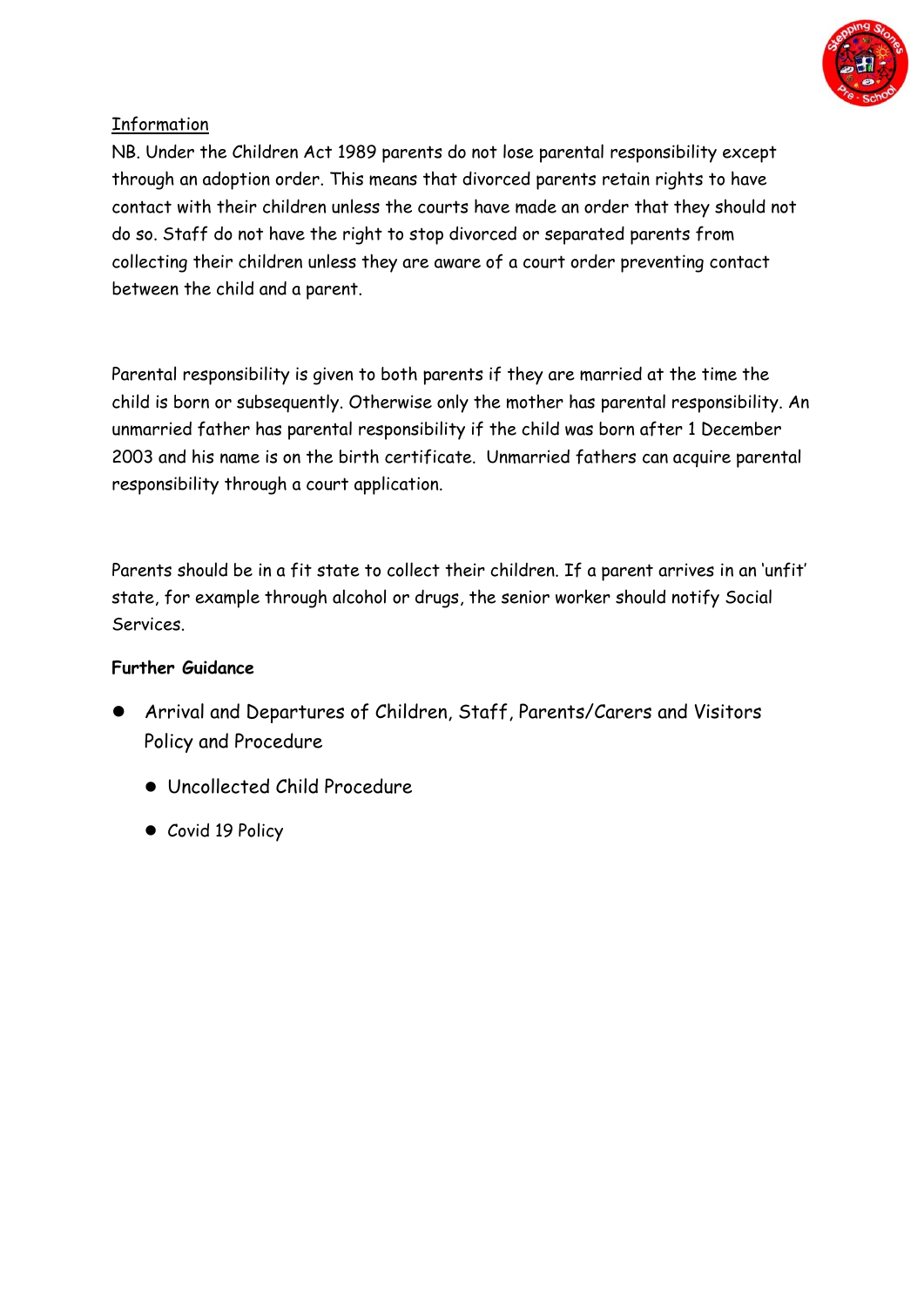Information

NB. Under the Children Act 1989 parents do not lose parental responsibility except through an adoption order. This means that divorced parents retain rights to have contact with their children unless the courts have made an order that they should not do so. Staff do not have the right to stop divorced or separated parents from collecting their children unless they are aware of a court order preventing contact between the child and a parent.

Parental responsibility is given to both parents if they are married at the time the child is born or subsequently. Otherwise only the mother has parental responsibility. An unmarried father has parental responsibility if the child was born after 1 December 2003 and his name is on the birth certificate. Unmarried fathers can acquire parental responsibility through a court application.

Parents should be in a fit state to collect their children. If a parent arrives in an 'unfit' state, for example through alcohol or drugs, the senior worker should notify Social Services.

**Further Guidance**

- Arrival and Departures of Children, Staff, Parents/Carers and Visitors Policy and Procedure
- Uncollected Child Procedure
- Covid 19 Policy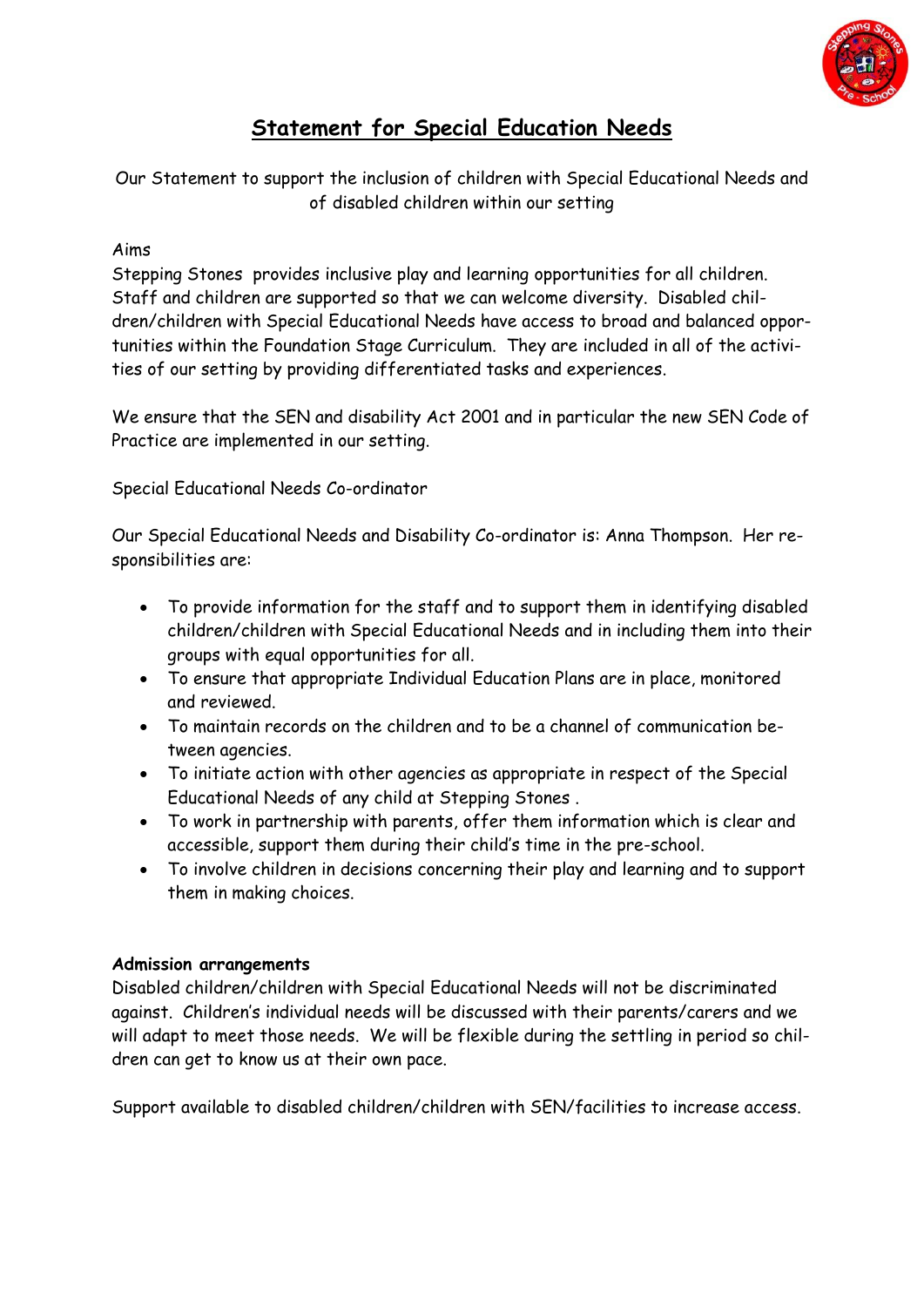# Statement for Special Education Needs

Our Statement to support the inclusion of children with Special Educational Needs and of disabled children within our setting

Aims

Stepping Stones provides inclusive play and learning opportunities for all children. Staff and children are supported so that we can welcome diversity. Disabled children/children with Special Educational Needs have access to broad and balanced opportunities within the Foundation Stage Curriculum. They are included in all of the activities of our setting by providing differentiated tasks and experiences.

We ensure that the SEN and disability Act 2001 and in particular the new SEN Code of Practice are implemented in our setting.

Special Educational Needs Co-ordinator

Our Special Educational Needs and Disability Co-ordinator is: Anna Thompson. Her responsibilities are:

- To provide information for the staff and to support them in identifying disabled children/children with Special Educational Needs and in including them into their groups with equal opportunities for all.
- To ensure that appropriate Individual Education Plans are in place, monitored and reviewed.
- To maintain records on the children and to be a channel of communication between agencies.
- To initiate action with other agencies as appropriate in respect of the Special Educational Needs of any child at Stepping Stones .
- To work in partnership with parents, offer them information which is clear and accessible, support them during their child's time in the pre-school.
- To involve children in decisions concerning their play and learning and to support them in making choices.

**Admission arrangements**

Disabled children/children with Special Educational Needs will not be discriminated against. Children's individual needs will be discussed with their parents/carers and we will adapt to meet those needs. We will be flexible during the settling in period so children can get to know us at their own pace.

Support available to disabled children/children with SEN/facilities to increase access.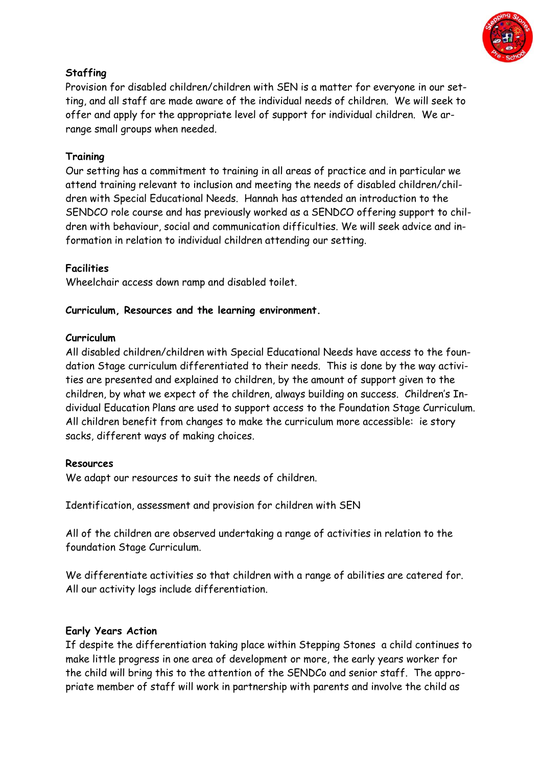**Staffing**

Provision for disabled children/children with SEN is a matter for everyone in our setting, and all staff are made aware of the individual needs of children. We will seek to offer and apply for the appropriate level of support for individual children. We arrange small groups when needed.

**Training**

Our setting has a commitment to training in all areas of practice and in particular we attend training relevant to inclusion and meeting the needs of disabled children/children with Special Educational Needs. Hannah has attended an introduction to the SENDCO role course and has previously worked as a SENDCO offering support to children with behaviour, social and communication difficulties. We will seek advice and information in relation to individual children attending our setting.

**Facilities**

Wheelchair access down ramp and disabled toilet.

**Curriculum, Resources and the learning environment.**

**Curriculum**

All disabled children/children with Special Educational Needs have access to the foundation Stage curriculum differentiated to their needs. This is done by the way activities are presented and explained to children, by the amount of support given to the children, by what we expect of the children, always building on success. Children's Individual Education Plans are used to support access to the Foundation Stage Curriculum. All children benefit from changes to make the curriculum more accessible: ie story sacks, different ways of making choices.

**Resources**

We adapt our resources to suit the needs of children.

Identification, assessment and provision for children with SEN

All of the children are observed undertaking a range of activities in relation to the foundation Stage Curriculum.

We differentiate activities so that children with a range of abilities are catered for. All our activity logs include differentiation.

**Early Years Action**

If despite the differentiation taking place within Stepping Stones a child continues to make little progress in one area of development or more, the early years worker for the child will bring this to the attention of the SENDCo and senior staff. The appropriate member of staff will work in partnership with parents and involve the child as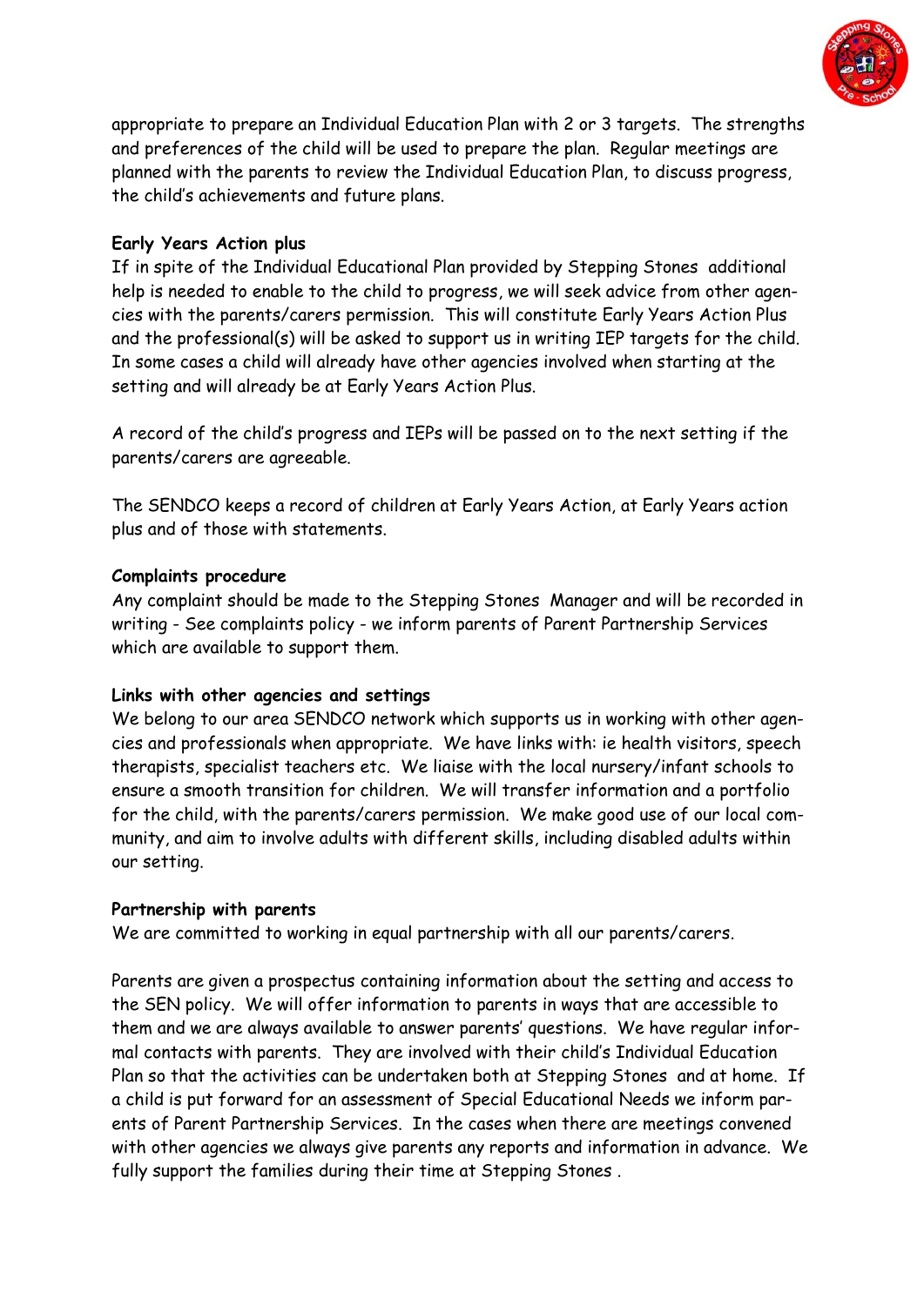appropriate to prepare an Individual Education Plan with 2 or 3 targets. The strengths and preferences of the child will be used to prepare the plan. Regular meetings are planned with the parents to review the Individual Education Plan, to discuss progress, the child's achievements and future plans.

**Early Years Action plus**

If in spite of the Individual Educational Plan provided by Stepping Stones additional help is needed to enable to the child to progress, we will seek advice from other agencies with the parents/carers permission. This will constitute Early Years Action Plus and the professional(s) will be asked to support us in writing IEP targets for the child. In some cases a child will already have other agencies involved when starting at the setting and will already be at Early Years Action Plus.

A record of the child's progress and IEPs will be passed on to the next setting if the parents/carers are agreeable.

The SENDCO keeps a record of children at Early Years Action, at Early Years action plus and of those with statements.

**Complaints procedure**

Any complaint should be made to the Stepping Stones Manager and will be recorded in writing - See complaints policy - we inform parents of Parent Partnership Services which are available to support them.

**Links with other agencies and settings**

We belong to our area SENDCO network which supports us in working with other agencies and professionals when appropriate. We have links with: ie health visitors, speech therapists, specialist teachers etc. We liaise with the local nursery/infant schools to ensure a smooth transition for children. We will transfer information and a portfolio for the child, with the parents/carers permission. We make good use of our local community, and aim to involve adults with different skills, including disabled adults within our setting.

**Partnership with parents**

We are committed to working in equal partnership with all our parents/carers.

Parents are given a prospectus containing information about the setting and access to the SEN policy. We will offer information to parents in ways that are accessible to them and we are always available to answer parents' questions. We have regular informal contacts with parents. They are involved with their child's Individual Education Plan so that the activities can be undertaken both at Stepping Stones and at home. If a child is put forward for an assessment of Special Educational Needs we inform parents of Parent Partnership Services. In the cases when there are meetings convened with other agencies we always give parents any reports and information in advance. We fully support the families during their time at Stepping Stones .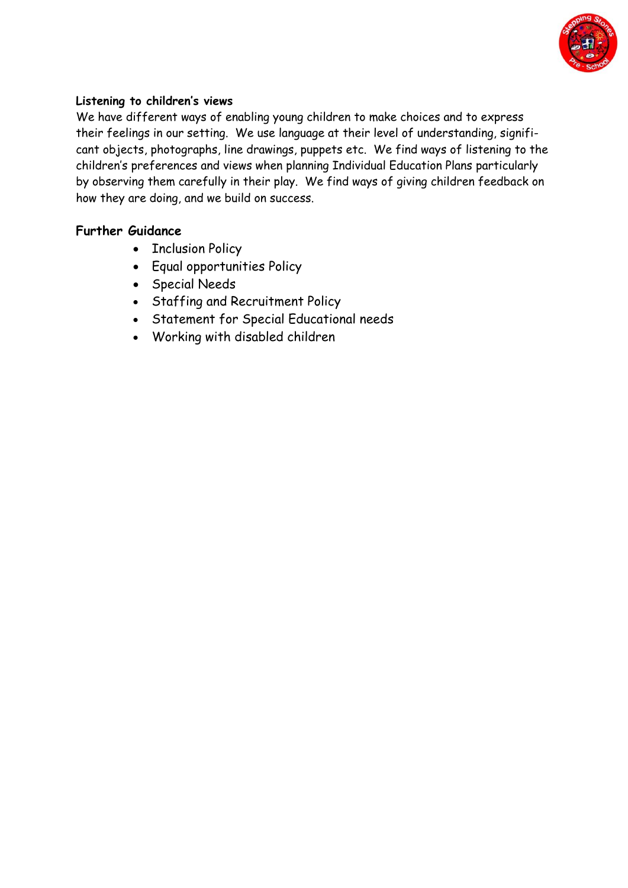**Listening to children's views**

We have different ways of enabling young children to make choices and to express their feelings in our setting. We use language at their level of understanding, significant objects, photographs, line drawings, puppets etc. We find ways of listening to the children's preferences and views when planning Individual Education Plans particularly by observing them carefully in their play. We find ways of giving children feedback on how they are doing, and we build on success.

## Further Guidance

- Inclusion Policy
- Equal opportunities Policy
- Special Needs
- Staffing and Recruitment Policy
- Statement for Special Educational needs
- Working with disabled children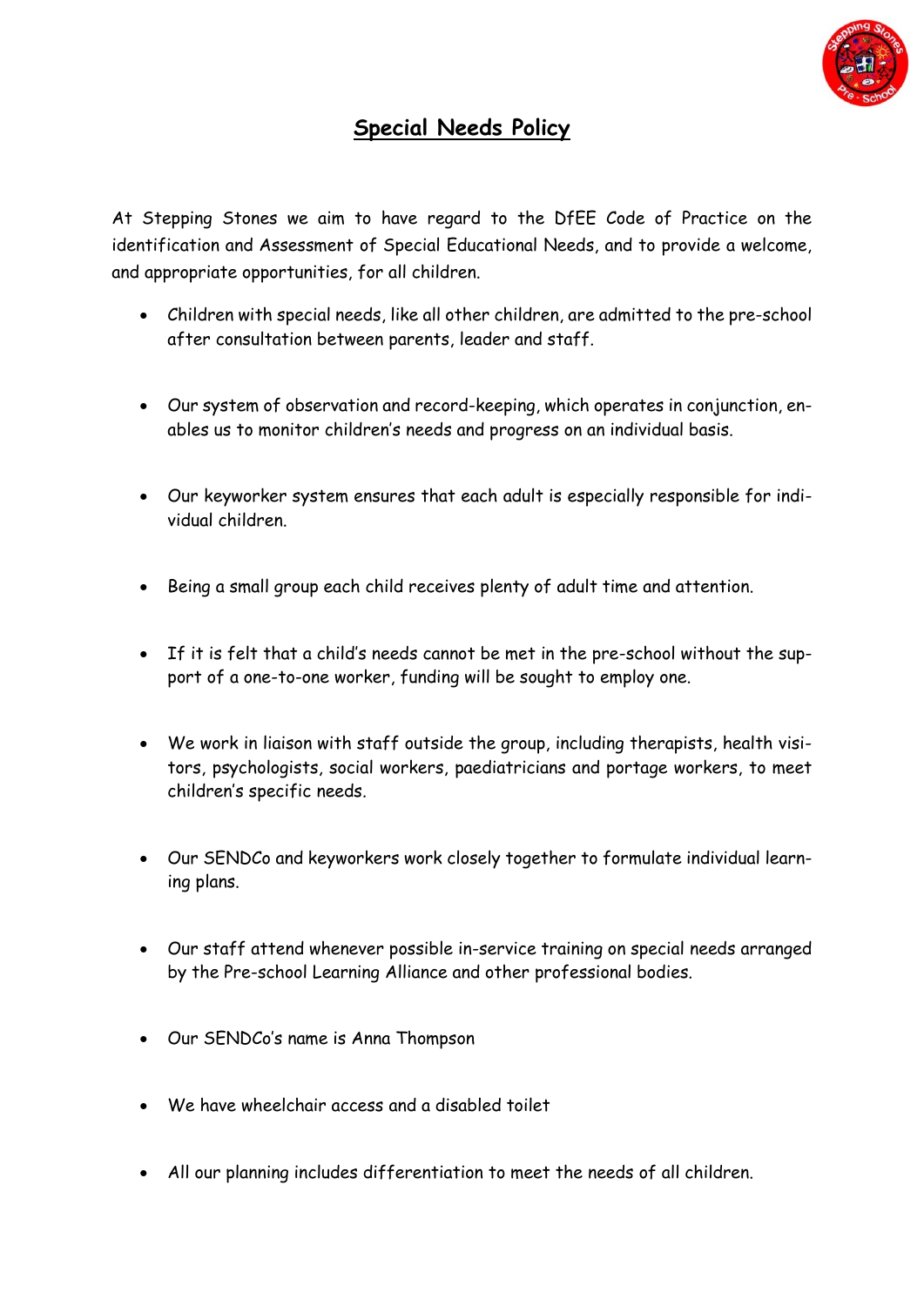# Special Needs Policy

At Stepping Stones we aim to have regard to the DfEE Code of Practice on the identification and Assessment of Special Educational Needs, and to provide a welcome, and appropriate opportunities, for all children.

- Children with special needs, like all other children, are admitted to the pre-school after consultation between parents, leader and staff.
- Our system of observation and record-keeping, which operates in conjunction, enables us to monitor children's needs and progress on an individual basis.
- Our keyworker system ensures that each adult is especially responsible for individual children.
- Being a small group each child receives plenty of adult time and attention.
- If it is felt that a child's needs cannot be met in the pre-school without the support of a one-to-one worker, funding will be sought to employ one.
- We work in liaison with staff outside the group, including therapists, health visitors, psychologists, social workers, paediatricians and portage workers, to meet children's specific needs.
- Our SENDCo and keyworkers work closely together to formulate individual learning plans.
- Our staff attend whenever possible in-service training on special needs arranged by the Pre-school Learning Alliance and other professional bodies.
- Our SENDCo's name is Anna Thompson
- We have wheelchair access and a disabled toilet
- All our planning includes differentiation to meet the needs of all children.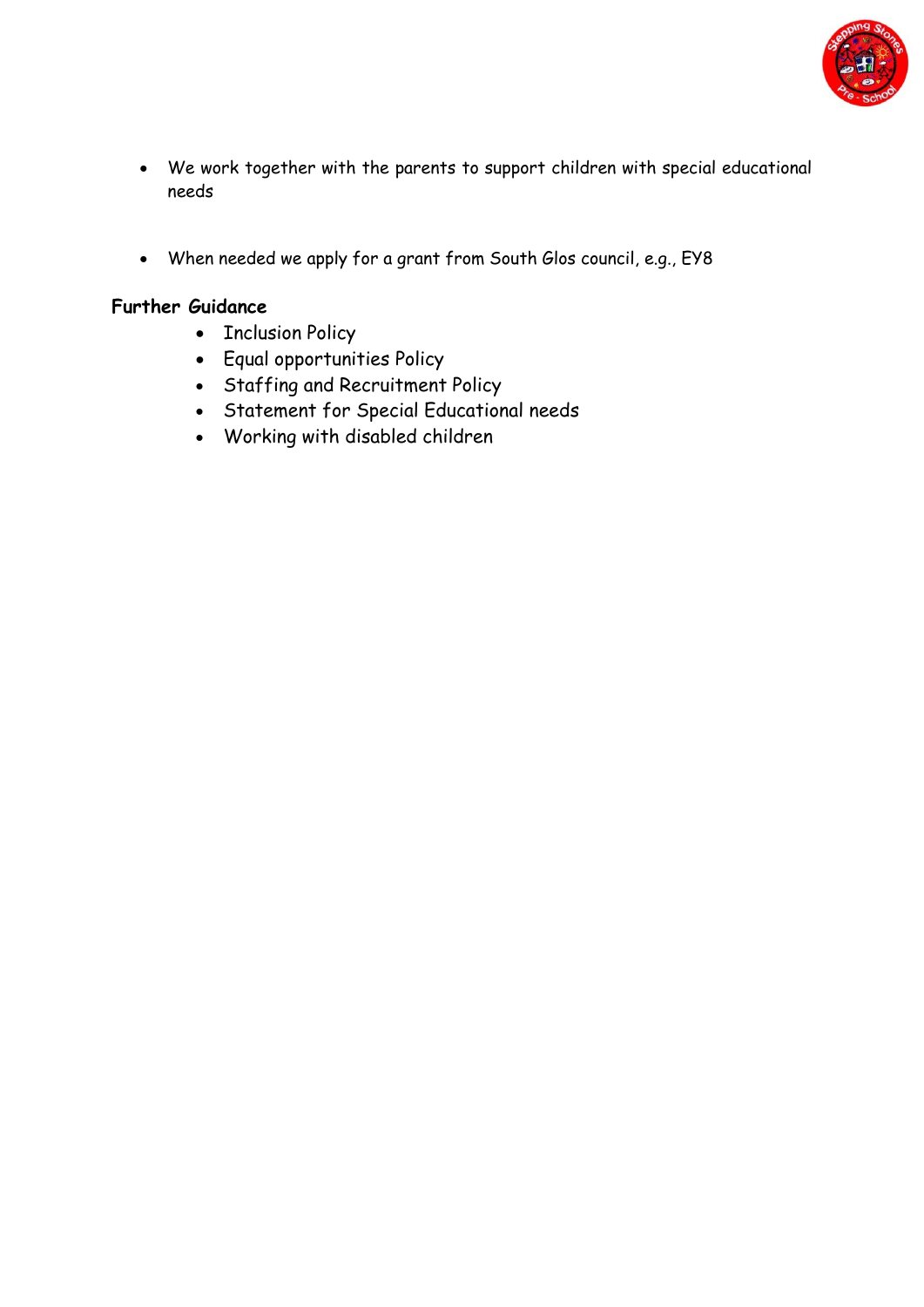- We work together with the parents to support children with special educational needs

- When needed we apply for a grant from South Glos council, e.g., EY8

**Further Guidance**

- Inclusion Policy
- Equal opportunities Policy
- Staffing and Recruitment Policy
- Statement for Special Educational needs
- Working with disabled children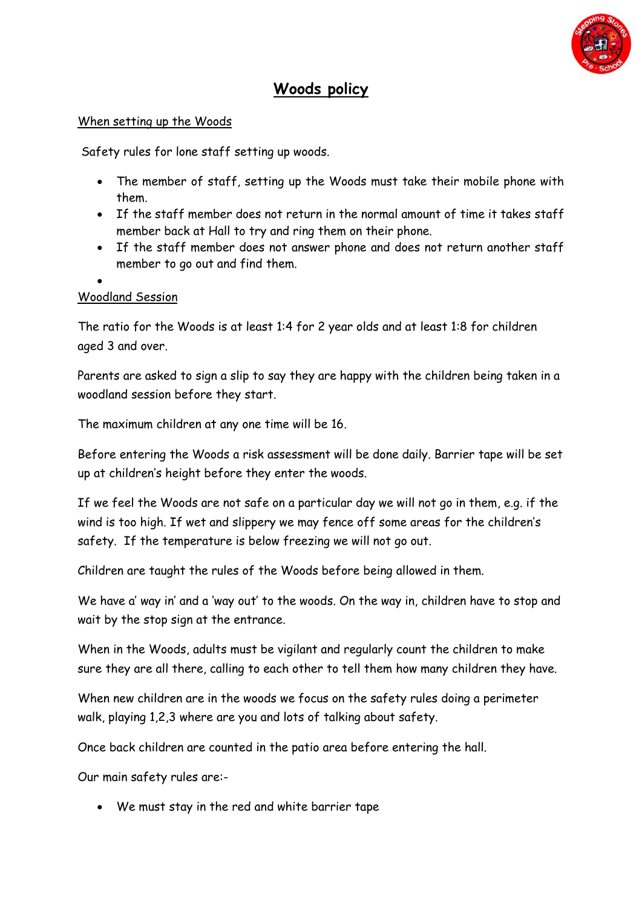# Woods policy

When setting up the Woods

Safety rules for lone staff setting up woods.

- The member of staff, setting up the Woods must take their mobile phone with them.
- If the staff member does not return in the normal amount of time it takes staff member back at Hall to try and ring them on their phone.
- If the staff member does not answer phone and does not return another staff member to go out and find them.
-

Woodland Session

The ratio for the Woods is at least 1:4 for 2 year olds and at least 1:8 for children aged 3 and over.

Parents are asked to sign a slip to say they are happy with the children being taken in a woodland session before they start.

The maximum children at any one time will be 16.

Before entering the Woods a risk assessment will be done daily. Barrier tape will be set up at children's height before they enter the woods.

If we feel the Woods are not safe on a particular day we will not go in them, e.g. if the wind is too high. If wet and slippery we may fence off some areas for the children's safety. If the temperature is below freezing we will not go out.

Children are taught the rules of the Woods before being allowed in them.

We have a' way in' and a 'way out' to the woods. On the way in, children have to stop and wait by the stop sign at the entrance.

When in the Woods, adults must be vigilant and regularly count the children to make sure they are all there, calling to each other to tell them how many children they have.

When new children are in the woods we focus on the safety rules doing a perimeter walk, playing 1,2,3 where are you and lots of talking about safety.

Once back children are counted in the patio area before entering the hall.

Our main safety rules are:-

- We must stay in the red and white barrier tape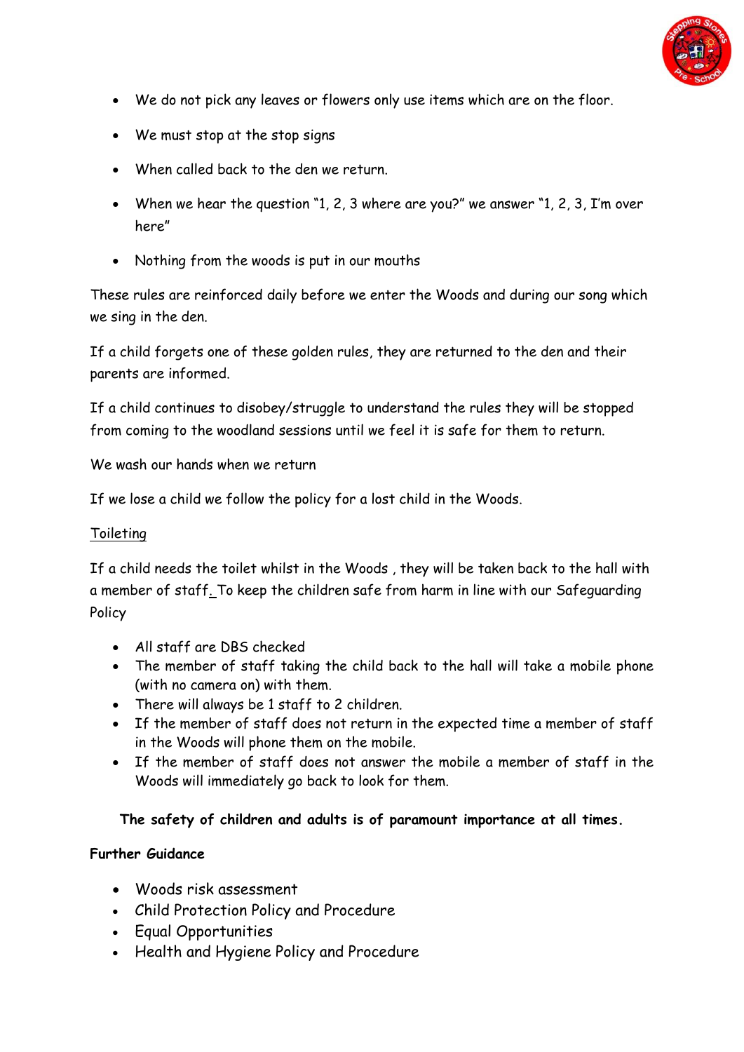- We do not pick any leaves or flowers only use items which are on the floor.
- We must stop at the stop signs
- When called back to the den we return.
- When we hear the question "1, 2, 3 where are you?" we answer "1, 2, 3, I'm over here"
- Nothing from the woods is put in our mouths

These rules are reinforced daily before we enter the Woods and during our song which we sing in the den.

If a child forgets one of these golden rules, they are returned to the den and their parents are informed.

If a child continues to disobey/struggle to understand the rules they will be stopped from coming to the woodland sessions until we feel it is safe for them to return.

We wash our hands when we return

If we lose a child we follow the policy for a lost child in the Woods.

Toileting

If a child needs the toilet whilst in the Woods , they will be taken back to the hall with a member of staff. To keep the children safe from harm in line with our Safeguarding Policy

- All staff are DBS checked
- The member of staff taking the child back to the hall will take a mobile phone (with no camera on) with them.
- There will always be 1 staff to 2 children.
- If the member of staff does not return in the expected time a member of staff in the Woods will phone them on the mobile.
- If the member of staff does not answer the mobile a member of staff in the Woods will immediately go back to look for them.

**The safety of children and adults is of paramount importance at all times.**

**Further Guidance**

- Woods risk assessment
- Child Protection Policy and Procedure
- Equal Opportunities
- Health and Hygiene Policy and Procedure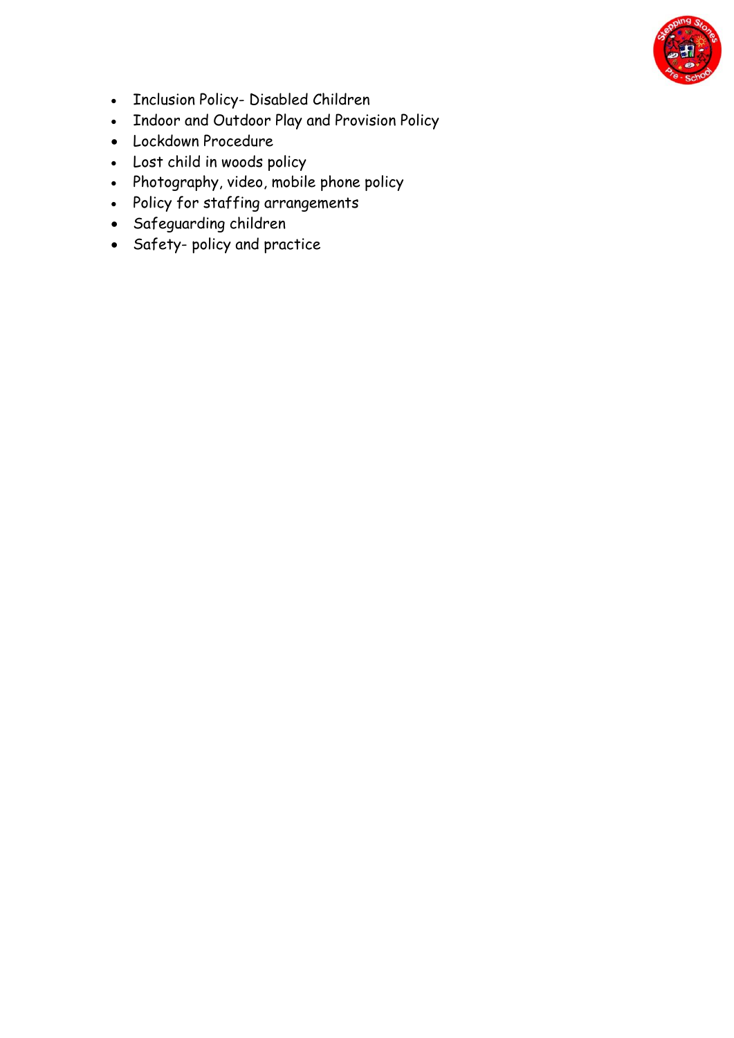- Inclusion Policy- Disabled Children
- Indoor and Outdoor Play and Provision Policy
- Lockdown Procedure
- Lost child in woods policy
- Photography, video, mobile phone policy
- Policy for staffing arrangements
- Safeguarding children
- Safety- policy and practice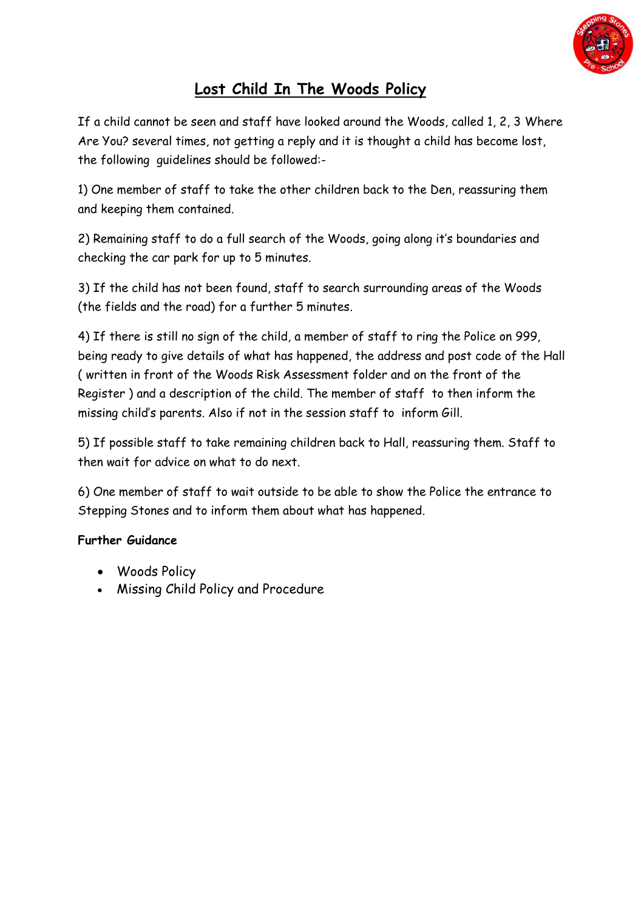# Lost Child In The Woods Policy

If a child cannot be seen and staff have looked around the Woods, called 1, 2, 3 Where Are You? several times, not getting a reply and it is thought a child has become lost, the following guidelines should be followed:-

1) One member of staff to take the other children back to the Den, reassuring them and keeping them contained.

2) Remaining staff to do a full search of the Woods, going along it's boundaries and checking the car park for up to 5 minutes.

3) If the child has not been found, staff to search surrounding areas of the Woods (the fields and the road) for a further 5 minutes.

4) If there is still no sign of the child, a member of staff to ring the Police on 999, being ready to give details of what has happened, the address and post code of the Hall ( written in front of the Woods Risk Assessment folder and on the front of the Register ) and a description of the child. The member of staff to then inform the missing child's parents. Also if not in the session staff to inform Gill.

5) If possible staff to take remaining children back to Hall, reassuring them. Staff to then wait for advice on what to do next.

6) One member of staff to wait outside to be able to show the Police the entrance to Stepping Stones and to inform them about what has happened.

**Further Guidance**

- Woods Policy
- Missing Child Policy and Procedure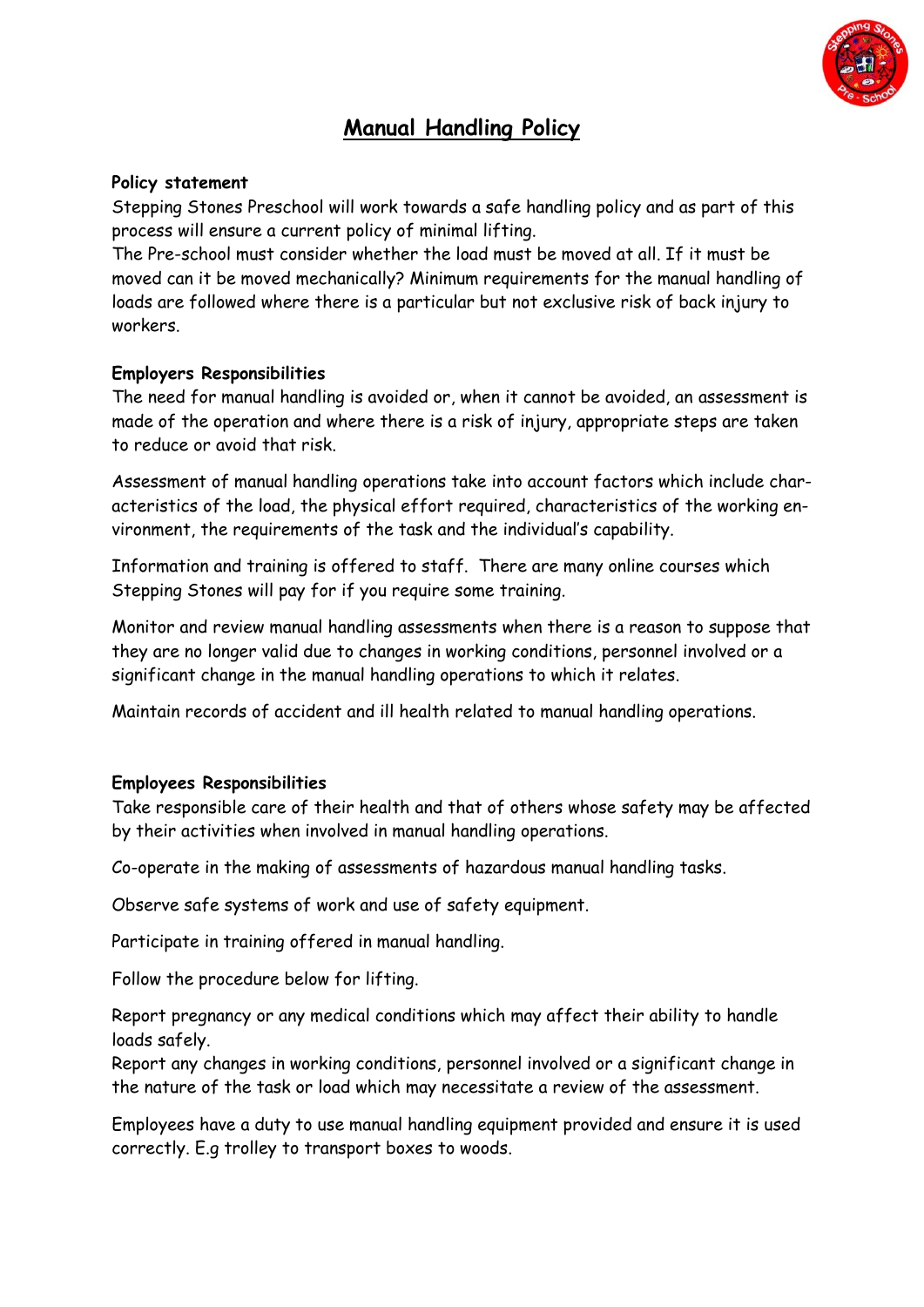# Manual Handling Policy

**Policy statement**

Stepping Stones Preschool will work towards a safe handling policy and as part of this process will ensure a current policy of minimal lifting.

The Pre-school must consider whether the load must be moved at all. If it must be moved can it be moved mechanically? Minimum requirements for the manual handling of loads are followed where there is a particular but not exclusive risk of back injury to workers.

**Employers Responsibilities**

The need for manual handling is avoided or, when it cannot be avoided, an assessment is made of the operation and where there is a risk of injury, appropriate steps are taken to reduce or avoid that risk.

Assessment of manual handling operations take into account factors which include characteristics of the load, the physical effort required, characteristics of the working environment, the requirements of the task and the individual's capability.

Information and training is offered to staff. There are many online courses which Stepping Stones will pay for if you require some training.

Monitor and review manual handling assessments when there is a reason to suppose that they are no longer valid due to changes in working conditions, personnel involved or a significant change in the manual handling operations to which it relates.

Maintain records of accident and ill health related to manual handling operations.

**Employees Responsibilities**

Take responsible care of their health and that of others whose safety may be affected by their activities when involved in manual handling operations.

Co-operate in the making of assessments of hazardous manual handling tasks.

Observe safe systems of work and use of safety equipment.

Participate in training offered in manual handling.

Follow the procedure below for lifting.

Report pregnancy or any medical conditions which may affect their ability to handle loads safely.

Report any changes in working conditions, personnel involved or a significant change in the nature of the task or load which may necessitate a review of the assessment.

Employees have a duty to use manual handling equipment provided and ensure it is used correctly. E.g trolley to transport boxes to woods.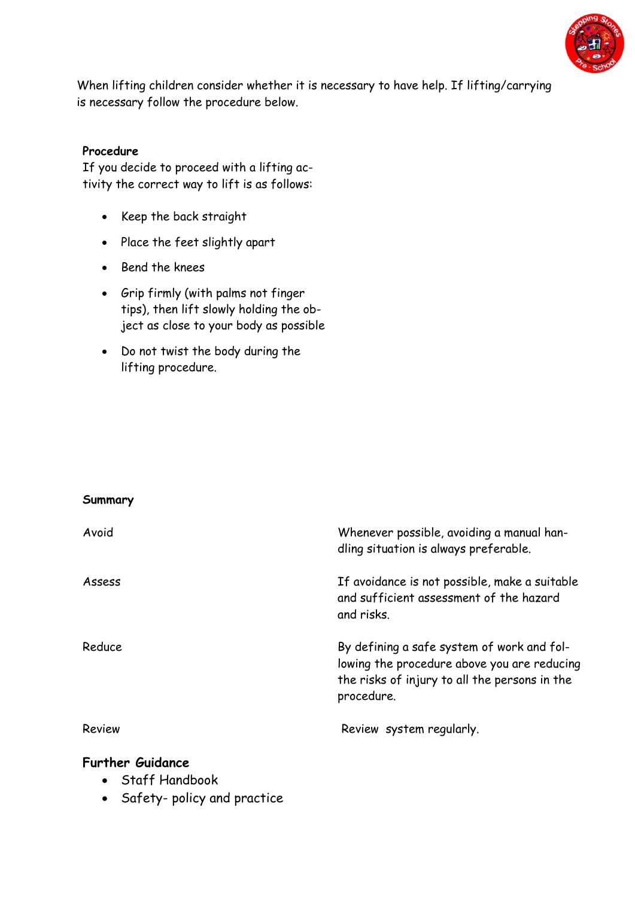When lifting children consider whether it is necessary to have help. If lifting/carrying is necessary follow the procedure below.

**Procedure**

If you decide to proceed with a lifting activity the correct way to lift is as follows:

- Keep the back straight
- Place the feet slightly apart
- Bend the knees
- Grip firmly (with palms not finger tips), then lift slowly holding the object as close to your body as possible
- Do not twist the body during the lifting procedure.

**Summary**

| | |
|---|---|
| Avoid | Whenever possible, avoiding a manual handling situation is always preferable. |
| Assess | If avoidance is not possible, make a suitable and sufficient assessment of the hazard and risks. |
| Reduce | By defining a safe system of work and following the procedure above you are reducing the risks of injury to all the persons in the procedure. |
| Review | Review system regularly. |

**Further Guidance**

- Staff Handbook
- Safety- policy and practice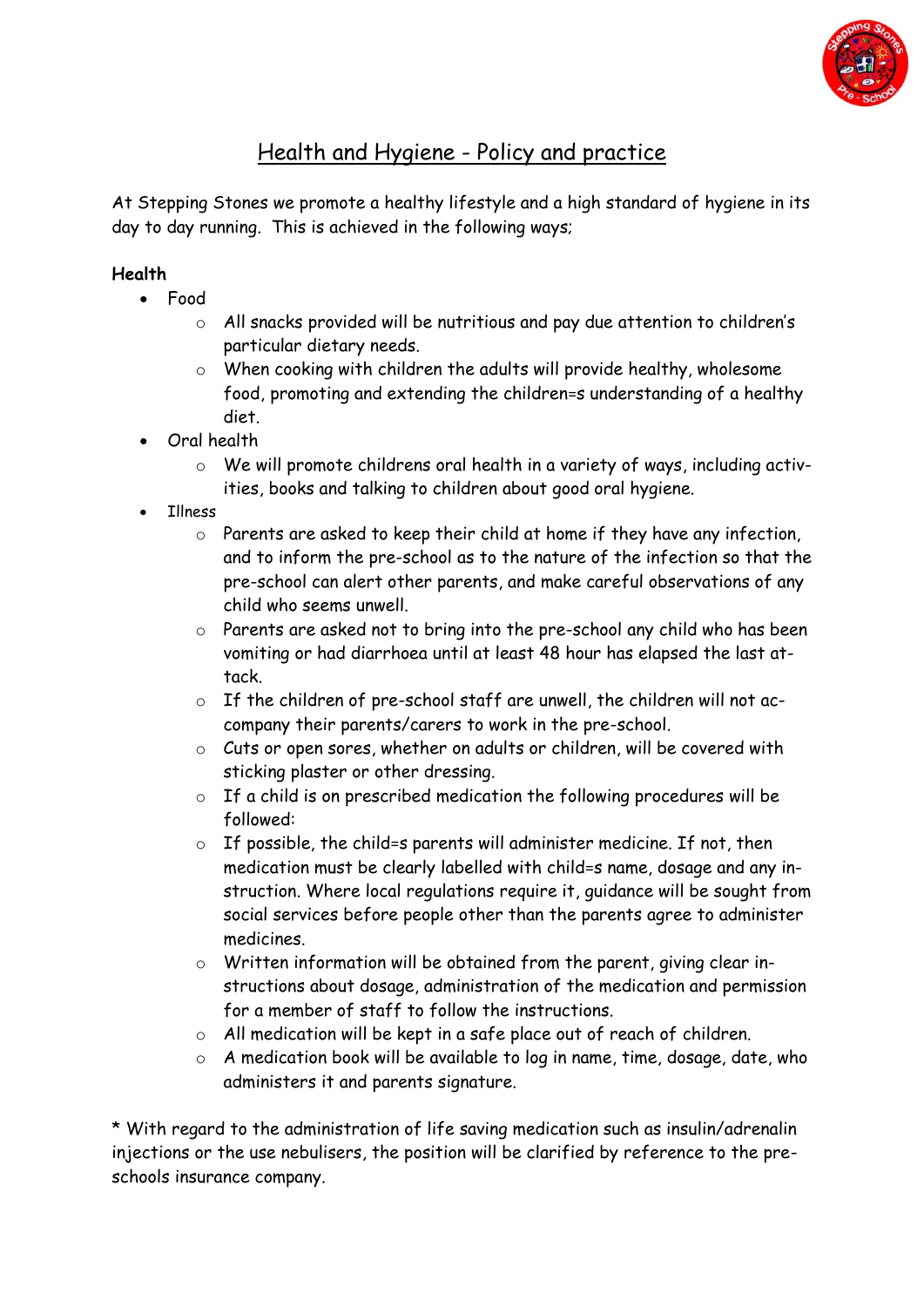# Health and Hygiene - Policy and practice

At Stepping Stones we promote a healthy lifestyle and a high standard of hygiene in its day to day running. This is achieved in the following ways;

**Health**

- Food
  - All snacks provided will be nutritious and pay due attention to children's particular dietary needs.
  - When cooking with children the adults will provide healthy, wholesome food, promoting and extending the children=s understanding of a healthy diet.
- Oral health
  - We will promote childrens oral health in a variety of ways, including activities, books and talking to children about good oral hygiene.
- Illness
  - Parents are asked to keep their child at home if they have any infection, and to inform the pre-school as to the nature of the infection so that the pre-school can alert other parents, and make careful observations of any child who seems unwell.
  - Parents are asked not to bring into the pre-school any child who has been vomiting or had diarrhoea until at least 48 hour has elapsed the last attack.
  - If the children of pre-school staff are unwell, the children will not accompany their parents/carers to work in the pre-school.
  - Cuts or open sores, whether on adults or children, will be covered with sticking plaster or other dressing.
  - If a child is on prescribed medication the following procedures will be followed:
  - If possible, the child=s parents will administer medicine. If not, then medication must be clearly labelled with child=s name, dosage and any instruction. Where local regulations require it, guidance will be sought from social services before people other than the parents agree to administer medicines.
  - Written information will be obtained from the parent, giving clear instructions about dosage, administration of the medication and permission for a member of staff to follow the instructions.
  - All medication will be kept in a safe place out of reach of children.
  - A medication book will be available to log in name, time, dosage, date, who administers it and parents signature.

* With regard to the administration of life saving medication such as insulin/adrenalin injections or the use nebulisers, the position will be clarified by reference to the pre-schools insurance company.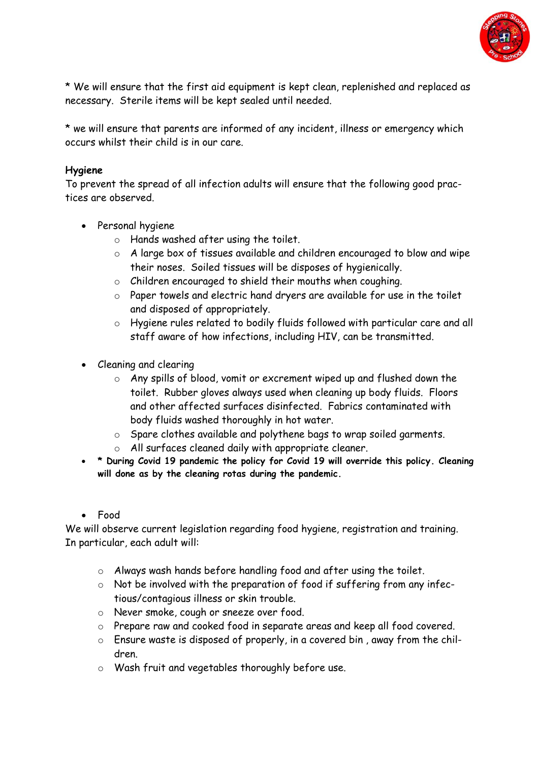* We will ensure that the first aid equipment is kept clean, replenished and replaced as necessary. Sterile items will be kept sealed until needed.

* we will ensure that parents are informed of any incident, illness or emergency which occurs whilst their child is in our care.

**Hygiene**
To prevent the spread of all infection adults will ensure that the following good practices are observed.

- Personal hygiene
  - Hands washed after using the toilet.
  - A large box of tissues available and children encouraged to blow and wipe their noses. Soiled tissues will be disposes of hygienically.
  - Children encouraged to shield their mouths when coughing.
  - Paper towels and electric hand dryers are available for use in the toilet and disposed of appropriately.
  - Hygiene rules related to bodily fluids followed with particular care and all staff aware of how infections, including HIV, can be transmitted.

- Cleaning and clearing
  - Any spills of blood, vomit or excrement wiped up and flushed down the toilet. Rubber gloves always used when cleaning up body fluids. Floors and other affected surfaces disinfected. Fabrics contaminated with body fluids washed thoroughly in hot water.
  - Spare clothes available and polythene bags to wrap soiled garments.
  - All surfaces cleaned daily with appropriate cleaner.
- **\* During Covid 19 pandemic the policy for Covid 19 will override this policy. Cleaning will done as by the cleaning rotas during the pandemic.**

- Food

We will observe current legislation regarding food hygiene, registration and training. In particular, each adult will:

- Always wash hands before handling food and after using the toilet.
- Not be involved with the preparation of food if suffering from any infectious/contagious illness or skin trouble.
- Never smoke, cough or sneeze over food.
- Prepare raw and cooked food in separate areas and keep all food covered.
- Ensure waste is disposed of properly, in a covered bin , away from the children.
- Wash fruit and vegetables thoroughly before use.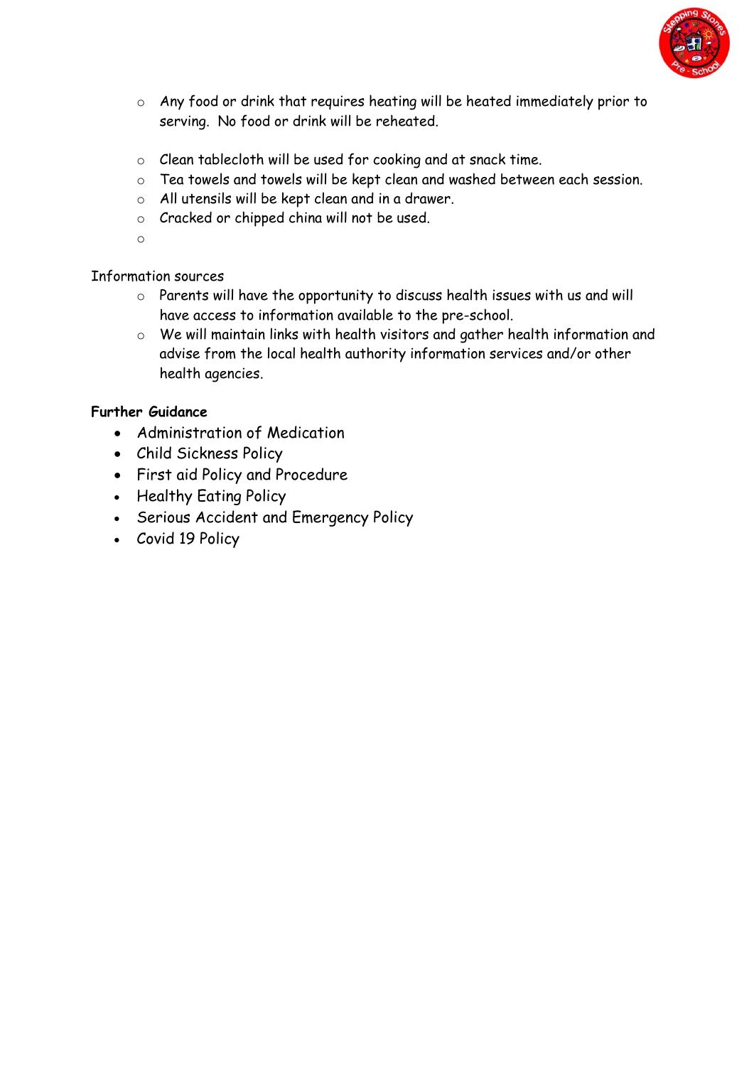- Any food or drink that requires heating will be heated immediately prior to serving. No food or drink will be reheated.

- Clean tablecloth will be used for cooking and at snack time.
- Tea towels and towels will be kept clean and washed between each session.
- All utensils will be kept clean and in a drawer.
- Cracked or chipped china will not be used.

Information sources

- Parents will have the opportunity to discuss health issues with us and will have access to information available to the pre-school.
- We will maintain links with health visitors and gather health information and advise from the local health authority information services and/or other health agencies.

**Further Guidance**

- Administration of Medication
- Child Sickness Policy
- First aid Policy and Procedure
- Healthy Eating Policy
- Serious Accident and Emergency Policy
- Covid 19 Policy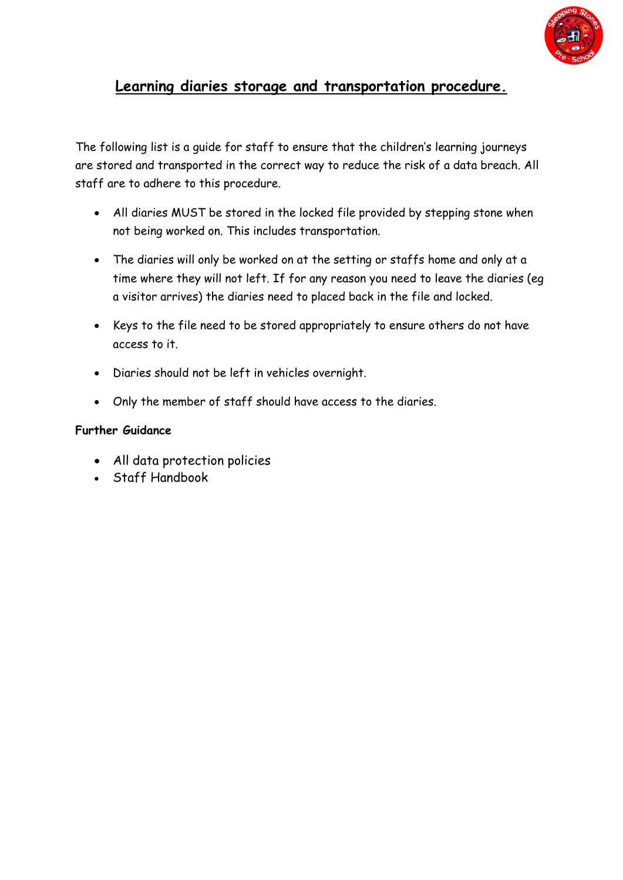# Learning diaries storage and transportation procedure.

The following list is a guide for staff to ensure that the children's learning journeys are stored and transported in the correct way to reduce the risk of a data breach. All staff are to adhere to this procedure.

- All diaries MUST be stored in the locked file provided by stepping stone when not being worked on. This includes transportation.
- The diaries will only be worked on at the setting or staffs home and only at a time where they will not left. If for any reason you need to leave the diaries (eg a visitor arrives) the diaries need to placed back in the file and locked.
- Keys to the file need to be stored appropriately to ensure others do not have access to it.
- Diaries should not be left in vehicles overnight.
- Only the member of staff should have access to the diaries.

**Further Guidance**

- All data protection policies
- Staff Handbook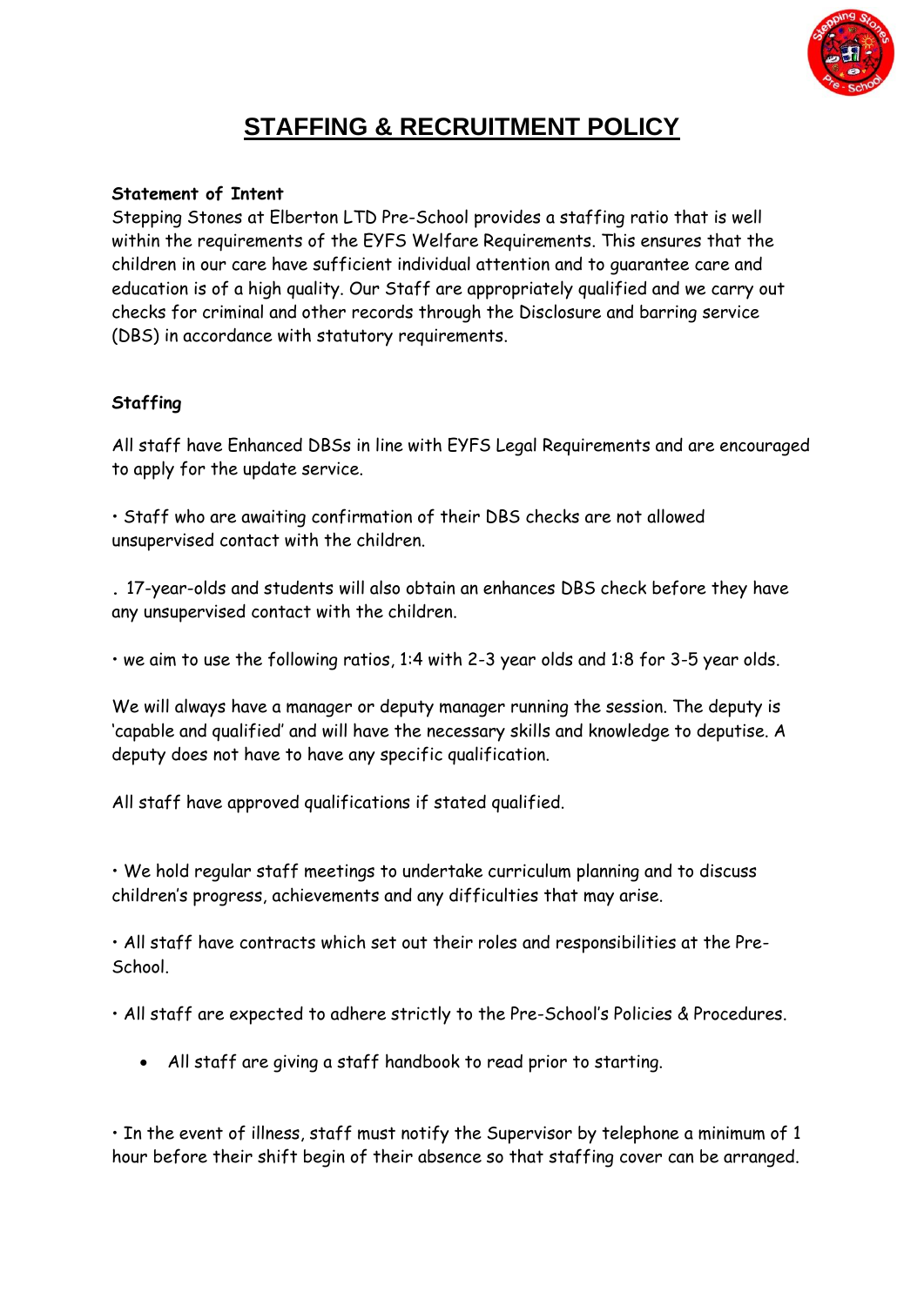# STAFFING & RECRUITMENT POLICY

**Statement of Intent**

Stepping Stones at Elberton LTD Pre-School provides a staffing ratio that is well within the requirements of the EYFS Welfare Requirements. This ensures that the children in our care have sufficient individual attention and to guarantee care and education is of a high quality. Our Staff are appropriately qualified and we carry out checks for criminal and other records through the Disclosure and barring service (DBS) in accordance with statutory requirements.

**Staffing**

All staff have Enhanced DBSs in line with EYFS Legal Requirements and are encouraged to apply for the update service.

• Staff who are awaiting confirmation of their DBS checks are not allowed unsupervised contact with the children.

. 17-year-olds and students will also obtain an enhances DBS check before they have any unsupervised contact with the children.

• we aim to use the following ratios, 1:4 with 2-3 year olds and 1:8 for 3-5 year olds.

We will always have a manager or deputy manager running the session. The deputy is 'capable and qualified' and will have the necessary skills and knowledge to deputise. A deputy does not have to have any specific qualification.

All staff have approved qualifications if stated qualified.

• We hold regular staff meetings to undertake curriculum planning and to discuss children's progress, achievements and any difficulties that may arise.

• All staff have contracts which set out their roles and responsibilities at the Pre-School.

• All staff are expected to adhere strictly to the Pre-School's Policies & Procedures.

- All staff are giving a staff handbook to read prior to starting.

• In the event of illness, staff must notify the Supervisor by telephone a minimum of 1 hour before their shift begin of their absence so that staffing cover can be arranged.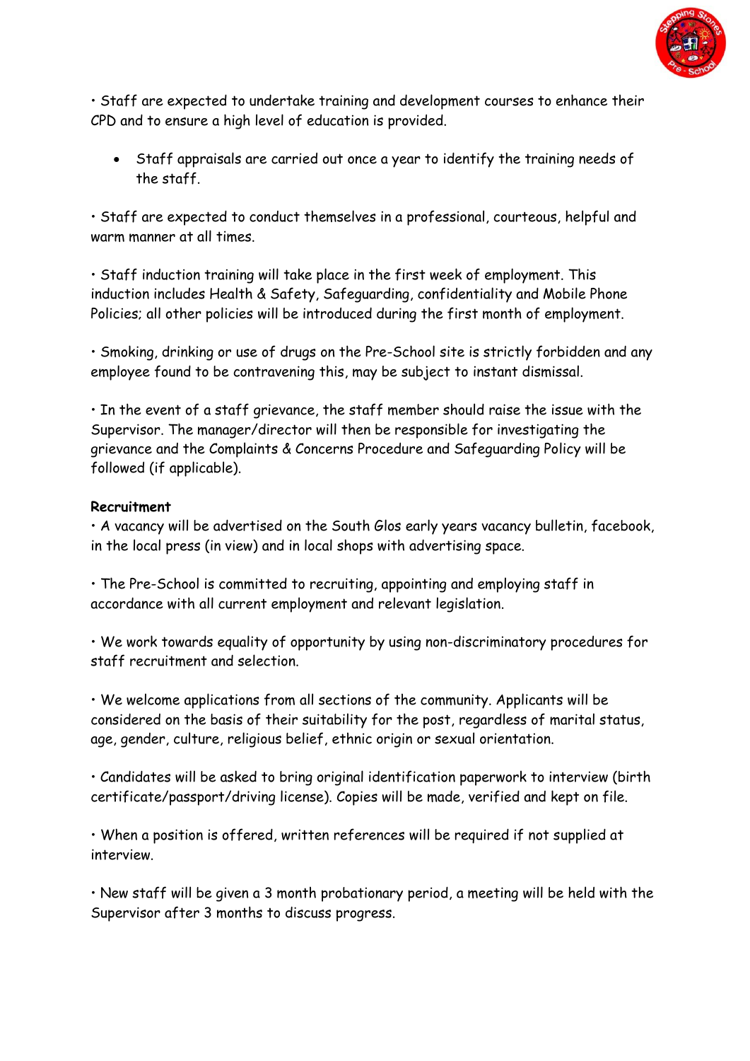• Staff are expected to undertake training and development courses to enhance their CPD and to ensure a high level of education is provided.

- Staff appraisals are carried out once a year to identify the training needs of the staff.

• Staff are expected to conduct themselves in a professional, courteous, helpful and warm manner at all times.

• Staff induction training will take place in the first week of employment. This induction includes Health & Safety, Safeguarding, confidentiality and Mobile Phone Policies; all other policies will be introduced during the first month of employment.

• Smoking, drinking or use of drugs on the Pre-School site is strictly forbidden and any employee found to be contravening this, may be subject to instant dismissal.

• In the event of a staff grievance, the staff member should raise the issue with the Supervisor. The manager/director will then be responsible for investigating the grievance and the Complaints & Concerns Procedure and Safeguarding Policy will be followed (if applicable).

**Recruitment**

• A vacancy will be advertised on the South Glos early years vacancy bulletin, facebook, in the local press (in view) and in local shops with advertising space.

• The Pre-School is committed to recruiting, appointing and employing staff in accordance with all current employment and relevant legislation.

• We work towards equality of opportunity by using non-discriminatory procedures for staff recruitment and selection.

• We welcome applications from all sections of the community. Applicants will be considered on the basis of their suitability for the post, regardless of marital status, age, gender, culture, religious belief, ethnic origin or sexual orientation.

• Candidates will be asked to bring original identification paperwork to interview (birth certificate/passport/driving license). Copies will be made, verified and kept on file.

• When a position is offered, written references will be required if not supplied at interview.

• New staff will be given a 3 month probationary period, a meeting will be held with the Supervisor after 3 months to discuss progress.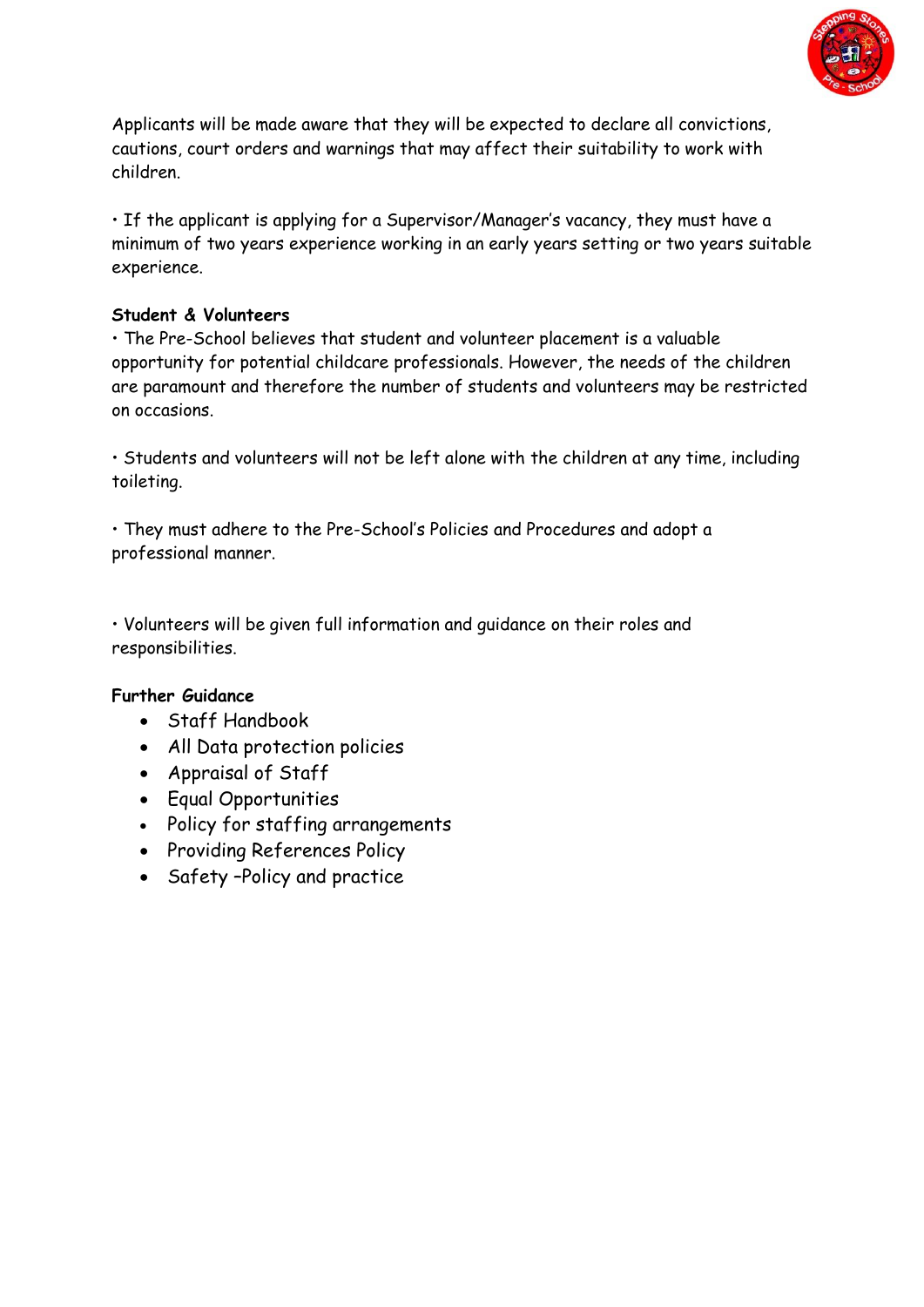Applicants will be made aware that they will be expected to declare all convictions, cautions, court orders and warnings that may affect their suitability to work with children.

• If the applicant is applying for a Supervisor/Manager's vacancy, they must have a minimum of two years experience working in an early years setting or two years suitable experience.

**Student & Volunteers**

• The Pre-School believes that student and volunteer placement is a valuable opportunity for potential childcare professionals. However, the needs of the children are paramount and therefore the number of students and volunteers may be restricted on occasions.

• Students and volunteers will not be left alone with the children at any time, including toileting.

• They must adhere to the Pre-School's Policies and Procedures and adopt a professional manner.

• Volunteers will be given full information and guidance on their roles and responsibilities.

**Further Guidance**

- Staff Handbook
- All Data protection policies
- Appraisal of Staff
- Equal Opportunities
- Policy for staffing arrangements
- Providing References Policy
- Safety –Policy and practice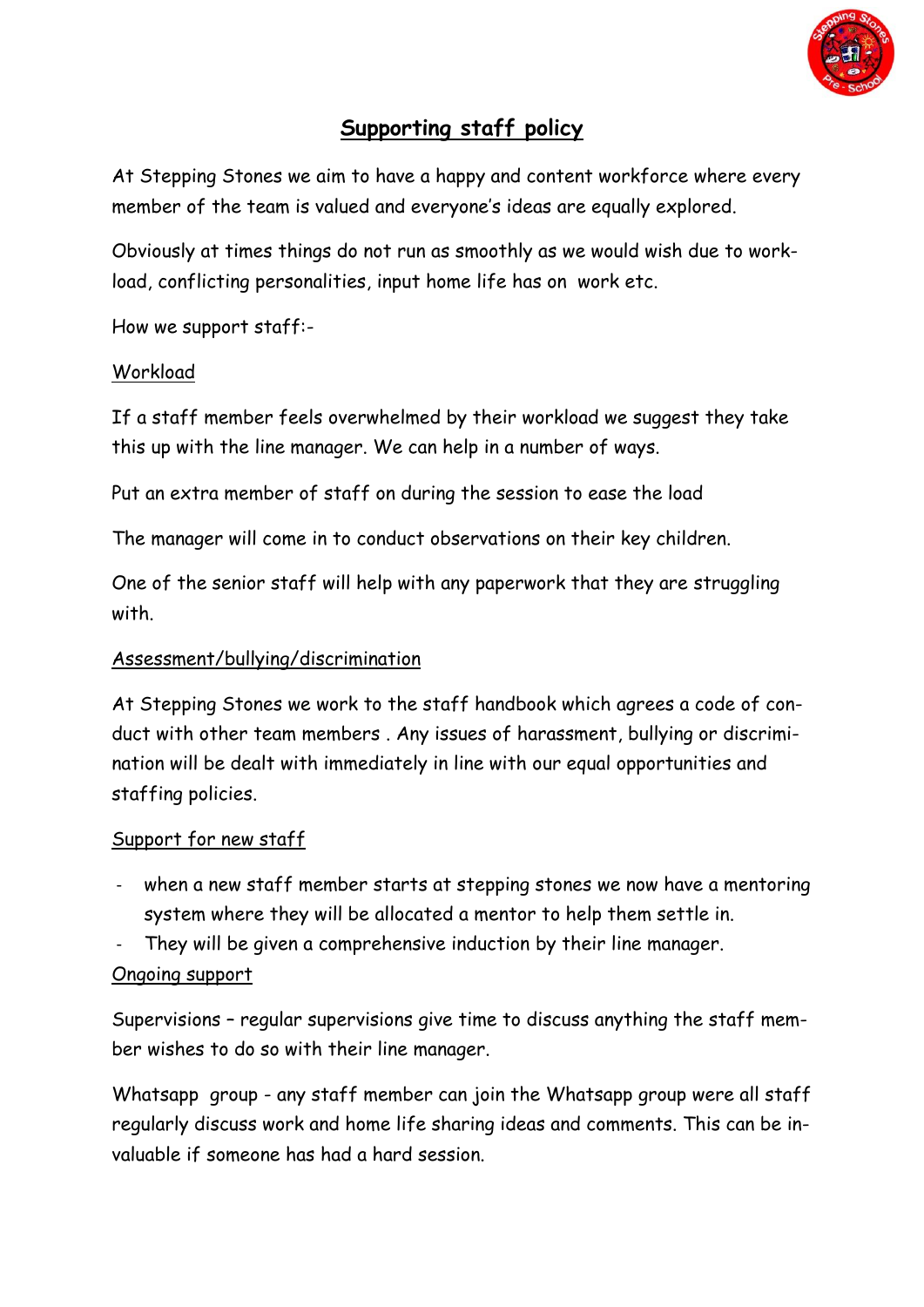# Supporting staff policy

At Stepping Stones we aim to have a happy and content workforce where every member of the team is valued and everyone's ideas are equally explored.

Obviously at times things do not run as smoothly as we would wish due to work-load, conflicting personalities, input home life has on work etc.

How we support staff:-

## Workload

If a staff member feels overwhelmed by their workload we suggest they take this up with the line manager. We can help in a number of ways.

Put an extra member of staff on during the session to ease the load

The manager will come in to conduct observations on their key children.

One of the senior staff will help with any paperwork that they are struggling with.

## Assessment/bullying/discrimination

At Stepping Stones we work to the staff handbook which agrees a code of conduct with other team members . Any issues of harassment, bullying or discrimination will be dealt with immediately in line with our equal opportunities and staffing policies.

## Support for new staff

- when a new staff member starts at stepping stones we now have a mentoring system where they will be allocated a mentor to help them settle in.
- They will be given a comprehensive induction by their line manager.

## Ongoing support

Supervisions – regular supervisions give time to discuss anything the staff member wishes to do so with their line manager.

Whatsapp group - any staff member can join the Whatsapp group were all staff regularly discuss work and home life sharing ideas and comments. This can be invaluable if someone has had a hard session.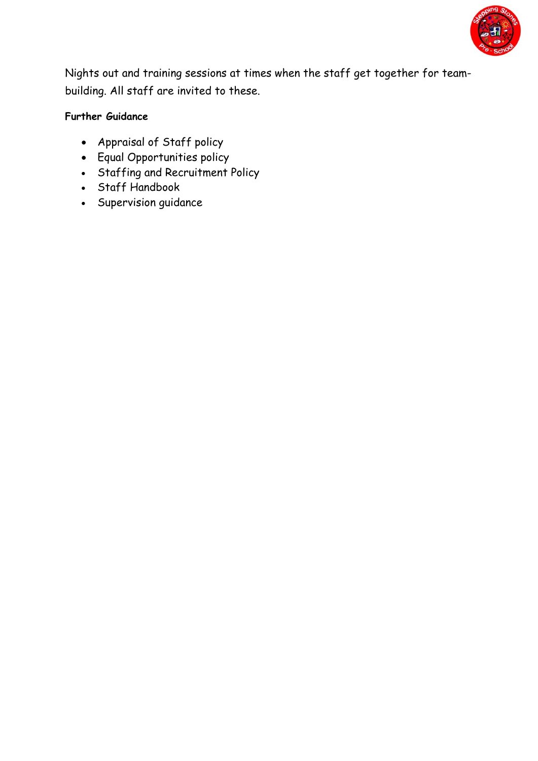Nights out and training sessions at times when the staff get together for team-building. All staff are invited to these.

**Further Guidance**

- Appraisal of Staff policy
- Equal Opportunities policy
- Staffing and Recruitment Policy
- Staff Handbook
- Supervision guidance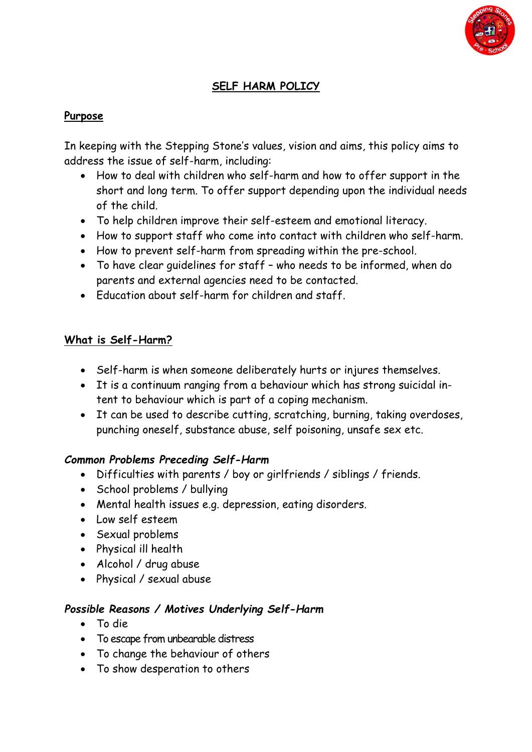# SELF HARM POLICY

## Purpose

In keeping with the Stepping Stone's values, vision and aims, this policy aims to address the issue of self-harm, including:

- How to deal with children who self-harm and how to offer support in the short and long term. To offer support depending upon the individual needs of the child.
- To help children improve their self-esteem and emotional literacy.
- How to support staff who come into contact with children who self-harm.
- How to prevent self-harm from spreading within the pre-school.
- To have clear guidelines for staff – who needs to be informed, when do parents and external agencies need to be contacted.
- Education about self-harm for children and staff.

## What is Self-Harm?

- Self-harm is when someone deliberately hurts or injures themselves.
- It is a continuum ranging from a behaviour which has strong suicidal intent to behaviour which is part of a coping mechanism.
- It can be used to describe cutting, scratching, burning, taking overdoses, punching oneself, substance abuse, self poisoning, unsafe sex etc.

### *Common Problems Preceding Self-Harm*

- Difficulties with parents / boy or girlfriends / siblings / friends.
- School problems / bullying
- Mental health issues e.g. depression, eating disorders.
- Low self esteem
- Sexual problems
- Physical ill health
- Alcohol / drug abuse
- Physical / sexual abuse

### *Possible Reasons / Motives Underlying Self-Harm*

- To die
- To escape from unbearable distress
- To change the behaviour of others
- To show desperation to others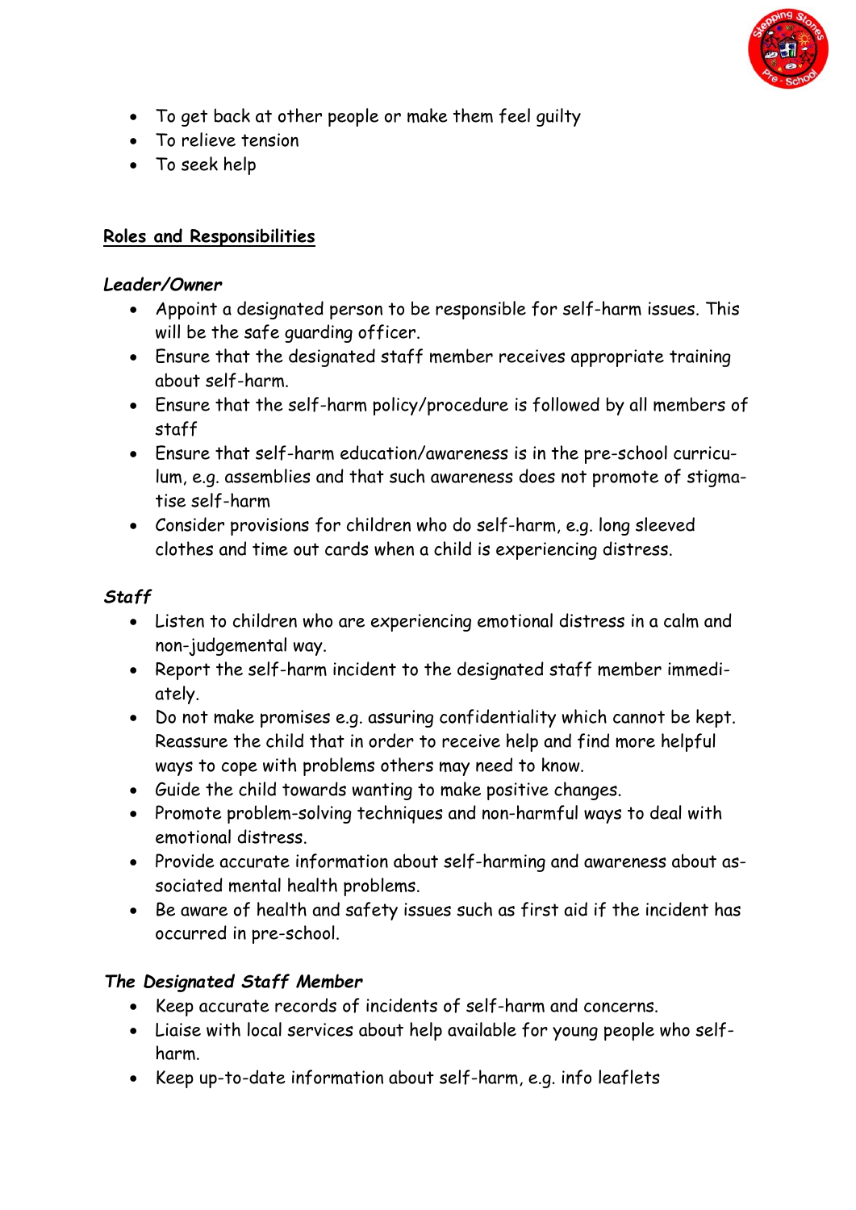- To get back at other people or make them feel guilty
- To relieve tension
- To seek help

## Roles and Responsibilities

### *Leader/Owner*

- Appoint a designated person to be responsible for self-harm issues. This will be the safe guarding officer.
- Ensure that the designated staff member receives appropriate training about self-harm.
- Ensure that the self-harm policy/procedure is followed by all members of staff
- Ensure that self-harm education/awareness is in the pre-school curriculum, e.g. assemblies and that such awareness does not promote of stigmatise self-harm
- Consider provisions for children who do self-harm, e.g. long sleeved clothes and time out cards when a child is experiencing distress.

### *Staff*

- Listen to children who are experiencing emotional distress in a calm and non-judgemental way.
- Report the self-harm incident to the designated staff member immediately.
- Do not make promises e.g. assuring confidentiality which cannot be kept. Reassure the child that in order to receive help and find more helpful ways to cope with problems others may need to know.
- Guide the child towards wanting to make positive changes.
- Promote problem-solving techniques and non-harmful ways to deal with emotional distress.
- Provide accurate information about self-harming and awareness about associated mental health problems.
- Be aware of health and safety issues such as first aid if the incident has occurred in pre-school.

### *The Designated Staff Member*

- Keep accurate records of incidents of self-harm and concerns.
- Liaise with local services about help available for young people who self-harm.
- Keep up-to-date information about self-harm, e.g. info leaflets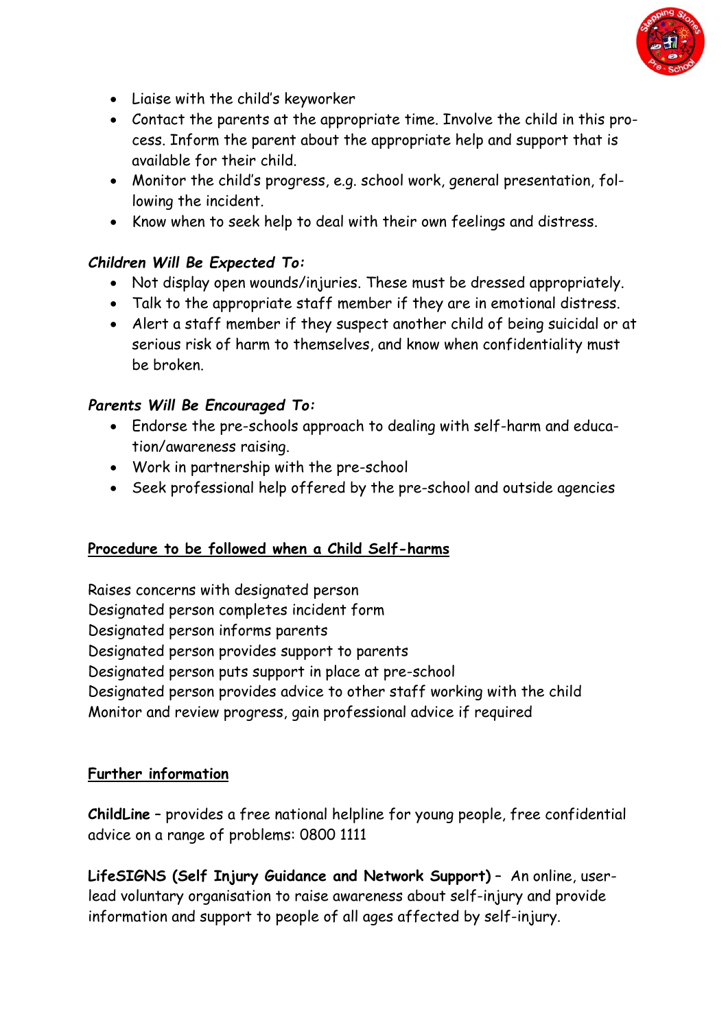- Liaise with the child's keyworker
- Contact the parents at the appropriate time. Involve the child in this process. Inform the parent about the appropriate help and support that is available for their child.
- Monitor the child's progress, e.g. school work, general presentation, following the incident.
- Know when to seek help to deal with their own feelings and distress.

***Children Will Be Expected To:***

- Not display open wounds/injuries. These must be dressed appropriately.
- Talk to the appropriate staff member if they are in emotional distress.
- Alert a staff member if they suspect another child of being suicidal or at serious risk of harm to themselves, and know when confidentiality must be broken.

***Parents Will Be Encouraged To:***

- Endorse the pre-schools approach to dealing with self-harm and education/awareness raising.
- Work in partnership with the pre-school
- Seek professional help offered by the pre-school and outside agencies

## <u>Procedure to be followed when a Child Self-harms</u>

Raises concerns with designated person
Designated person completes incident form
Designated person informs parents
Designated person provides support to parents
Designated person puts support in place at pre-school
Designated person provides advice to other staff working with the child
Monitor and review progress, gain professional advice if required

## <u>Further information</u>

**ChildLine** – provides a free national helpline for young people, free confidential advice on a range of problems: 0800 1111

**LifeSIGNS (Self Injury Guidance and Network Support)** – An online, user-lead voluntary organisation to raise awareness about self-injury and provide information and support to people of all ages affected by self-injury.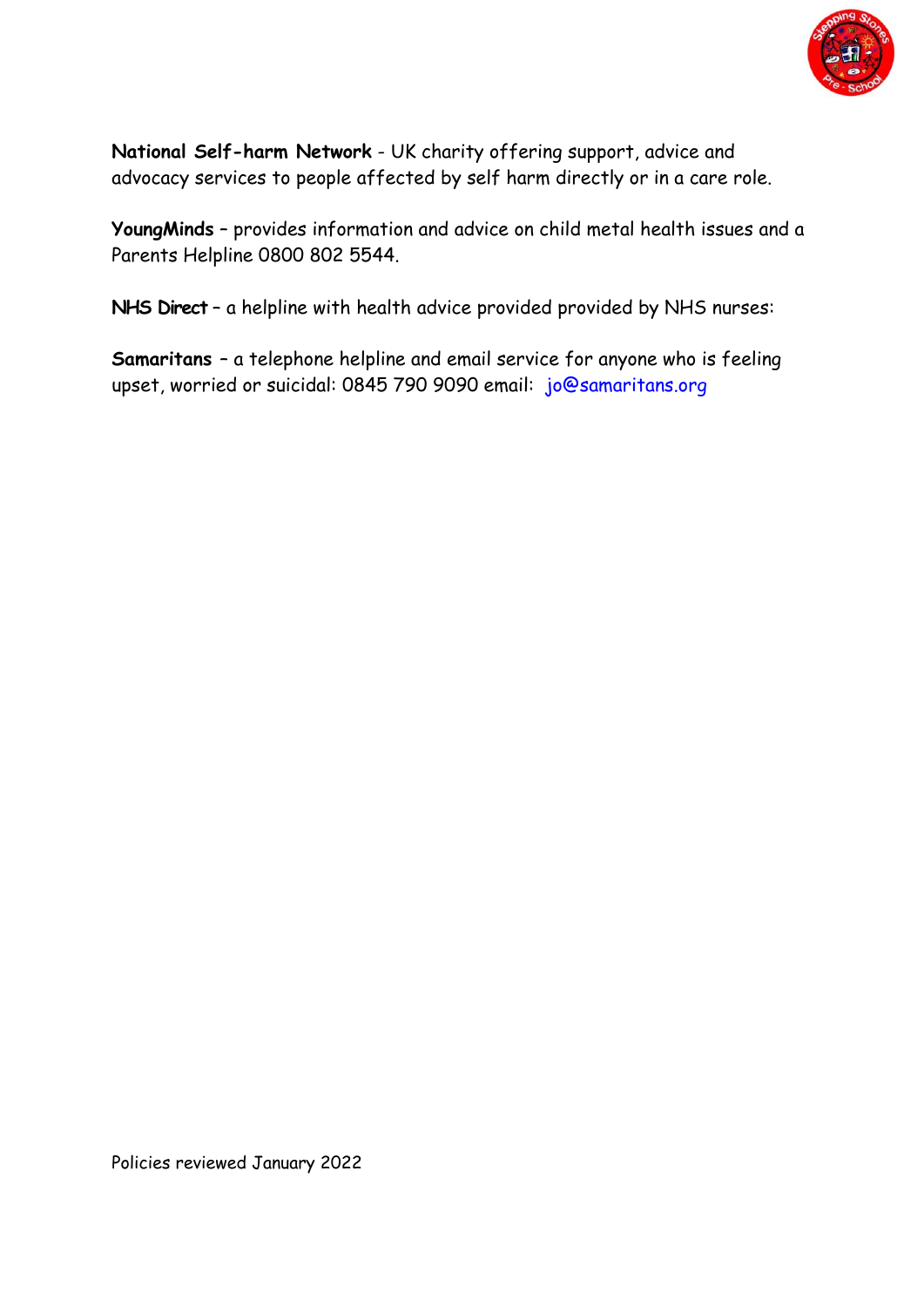**National Self-harm Network** - UK charity offering support, advice and advocacy services to people affected by self harm directly or in a care role.

**YoungMinds** – provides information and advice on child metal health issues and a Parents Helpline 0800 802 5544.

**NHS Direct** – a helpline with health advice provided provided by NHS nurses:

**Samaritans** – a telephone helpline and email service for anyone who is feeling upset, worried or suicidal: 0845 790 9090 email: jo@samaritans.org

Policies reviewed January 2022